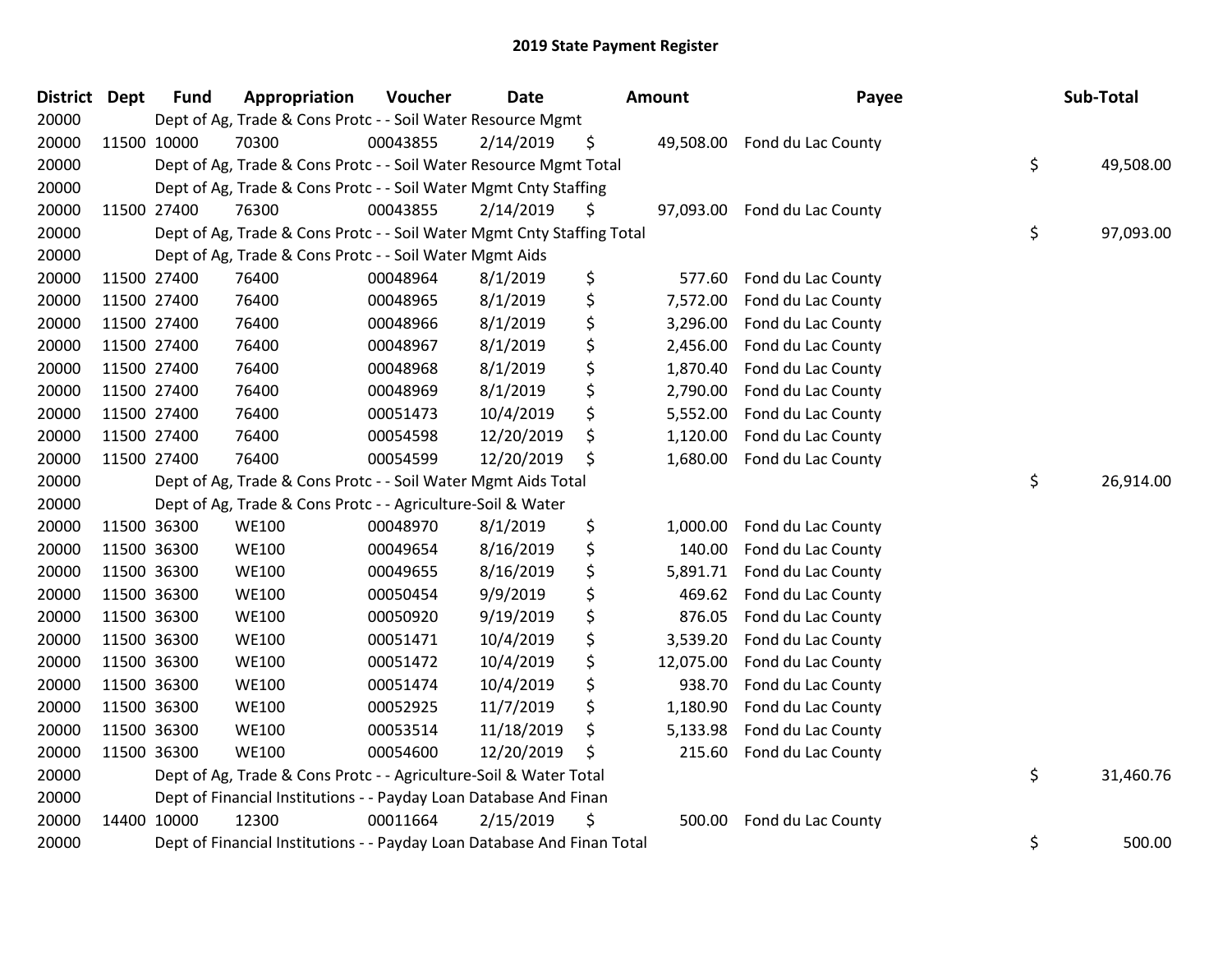# 2019 State Payment Register

| District | Dept | Fund | Appropriation | Voucher | Date | Amount | Payee | Sub-Total |
|---|---|---|---|---|---|---|---|---|
| 20000 | | Dept of Ag, Trade & Cons Protc - - Soil Water Resource Mgmt | | | | | | |
| 20000 | 11500 | 10000 | 70300 | 00043855 | 2/14/2019 | $ 49,508.00 | Fond du Lac County | |
| 20000 | | Dept of Ag, Trade & Cons Protc - - Soil Water Resource Mgmt Total | | | | | | $ 49,508.00 |
| 20000 | | Dept of Ag, Trade & Cons Protc - - Soil Water Mgmt Cnty Staffing | | | | | | |
| 20000 | 11500 | 27400 | 76300 | 00043855 | 2/14/2019 | $ 97,093.00 | Fond du Lac County | |
| 20000 | | Dept of Ag, Trade & Cons Protc - - Soil Water Mgmt Cnty Staffing Total | | | | | | $ 97,093.00 |
| 20000 | | Dept of Ag, Trade & Cons Protc - - Soil Water Mgmt Aids | | | | | | |
| 20000 | 11500 | 27400 | 76400 | 00048964 | 8/1/2019 | $ 577.60 | Fond du Lac County | |
| 20000 | 11500 | 27400 | 76400 | 00048965 | 8/1/2019 | $ 7,572.00 | Fond du Lac County | |
| 20000 | 11500 | 27400 | 76400 | 00048966 | 8/1/2019 | $ 3,296.00 | Fond du Lac County | |
| 20000 | 11500 | 27400 | 76400 | 00048967 | 8/1/2019 | $ 2,456.00 | Fond du Lac County | |
| 20000 | 11500 | 27400 | 76400 | 00048968 | 8/1/2019 | $ 1,870.40 | Fond du Lac County | |
| 20000 | 11500 | 27400 | 76400 | 00048969 | 8/1/2019 | $ 2,790.00 | Fond du Lac County | |
| 20000 | 11500 | 27400 | 76400 | 00051473 | 10/4/2019 | $ 5,552.00 | Fond du Lac County | |
| 20000 | 11500 | 27400 | 76400 | 00054598 | 12/20/2019 | $ 1,120.00 | Fond du Lac County | |
| 20000 | 11500 | 27400 | 76400 | 00054599 | 12/20/2019 | $ 1,680.00 | Fond du Lac County | |
| 20000 | | Dept of Ag, Trade & Cons Protc - - Soil Water Mgmt Aids Total | | | | | | $ 26,914.00 |
| 20000 | | Dept of Ag, Trade & Cons Protc - - Agriculture-Soil & Water | | | | | | |
| 20000 | 11500 | 36300 | WE100 | 00048970 | 8/1/2019 | $ 1,000.00 | Fond du Lac County | |
| 20000 | 11500 | 36300 | WE100 | 00049654 | 8/16/2019 | $ 140.00 | Fond du Lac County | |
| 20000 | 11500 | 36300 | WE100 | 00049655 | 8/16/2019 | $ 5,891.71 | Fond du Lac County | |
| 20000 | 11500 | 36300 | WE100 | 00050454 | 9/9/2019 | $ 469.62 | Fond du Lac County | |
| 20000 | 11500 | 36300 | WE100 | 00050920 | 9/19/2019 | $ 876.05 | Fond du Lac County | |
| 20000 | 11500 | 36300 | WE100 | 00051471 | 10/4/2019 | $ 3,539.20 | Fond du Lac County | |
| 20000 | 11500 | 36300 | WE100 | 00051472 | 10/4/2019 | $ 12,075.00 | Fond du Lac County | |
| 20000 | 11500 | 36300 | WE100 | 00051474 | 10/4/2019 | $ 938.70 | Fond du Lac County | |
| 20000 | 11500 | 36300 | WE100 | 00052925 | 11/7/2019 | $ 1,180.90 | Fond du Lac County | |
| 20000 | 11500 | 36300 | WE100 | 00053514 | 11/18/2019 | $ 5,133.98 | Fond du Lac County | |
| 20000 | 11500 | 36300 | WE100 | 00054600 | 12/20/2019 | $ 215.60 | Fond du Lac County | |
| 20000 | | Dept of Ag, Trade & Cons Protc - - Agriculture-Soil & Water Total | | | | | | $ 31,460.76 |
| 20000 | | Dept of Financial Institutions - - Payday Loan Database And Finan | | | | | | |
| 20000 | 14400 | 10000 | 12300 | 00011664 | 2/15/2019 | $ 500.00 | Fond du Lac County | |
| 20000 | | Dept of Financial Institutions - - Payday Loan Database And Finan Total | | | | | | $ 500.00 |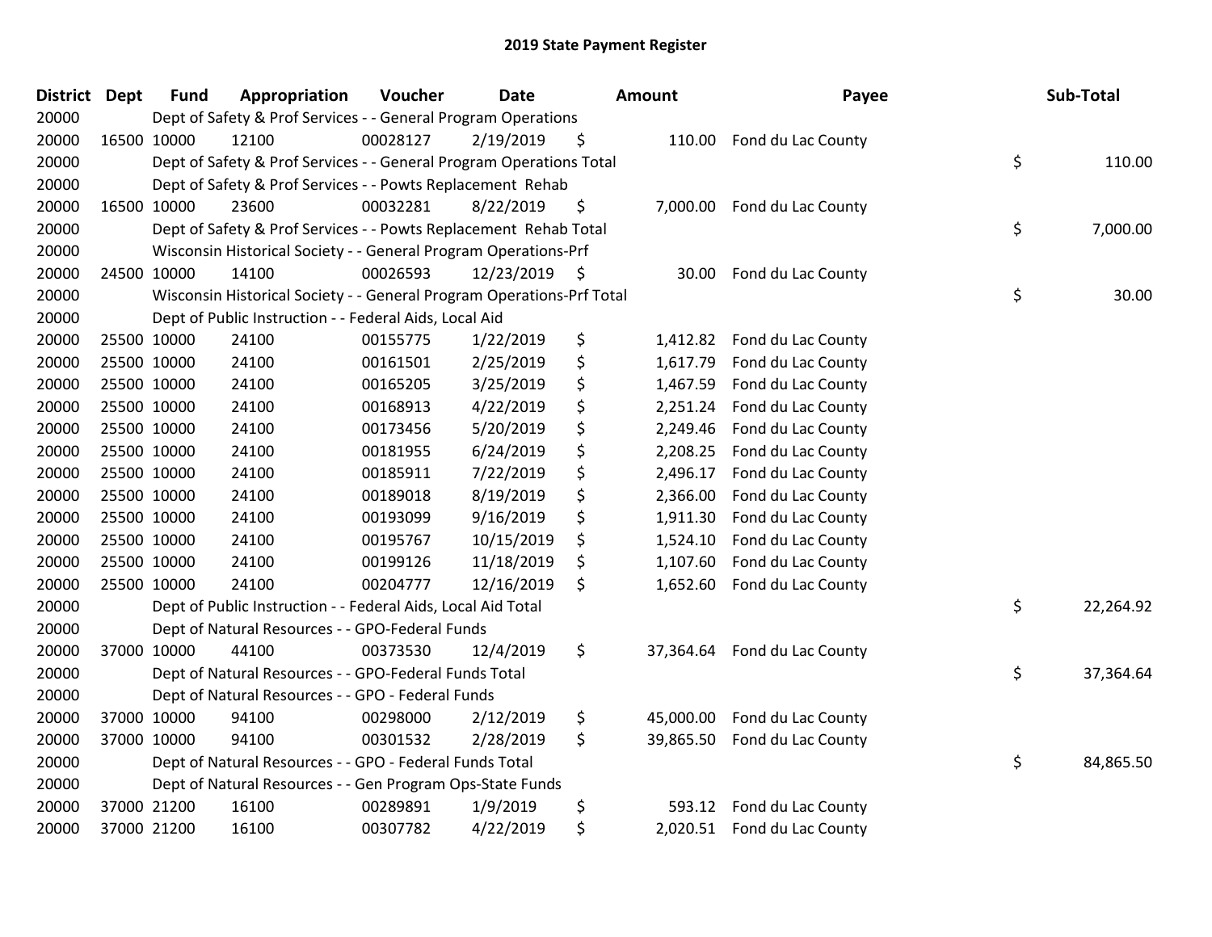# 2019 State Payment Register

| District | Dept | Fund | Appropriation | Voucher | Date | Amount | Payee | Sub-Total |
|---|---|---|---|---|---|---|---|---|
| 20000 | | Dept of Safety & Prof Services - - General Program Operations | | | | | | |
| 20000 | 16500 | 10000 | 12100 | 00028127 | 2/19/2019 | $ 110.00 | Fond du Lac County | |
| 20000 | | Dept of Safety & Prof Services - - General Program Operations Total | | | | | | $ 110.00 |
| 20000 | | Dept of Safety & Prof Services - - Powts Replacement Rehab | | | | | | |
| 20000 | 16500 | 10000 | 23600 | 00032281 | 8/22/2019 | $ 7,000.00 | Fond du Lac County | |
| 20000 | | Dept of Safety & Prof Services - - Powts Replacement Rehab Total | | | | | | $ 7,000.00 |
| 20000 | | Wisconsin Historical Society - - General Program Operations-Prf | | | | | | |
| 20000 | 24500 | 10000 | 14100 | 00026593 | 12/23/2019 | $ 30.00 | Fond du Lac County | |
| 20000 | | Wisconsin Historical Society - - General Program Operations-Prf Total | | | | | | $ 30.00 |
| 20000 | | Dept of Public Instruction - - Federal Aids, Local Aid | | | | | | |
| 20000 | 25500 | 10000 | 24100 | 00155775 | 1/22/2019 | $ 1,412.82 | Fond du Lac County | |
| 20000 | 25500 | 10000 | 24100 | 00161501 | 2/25/2019 | $ 1,617.79 | Fond du Lac County | |
| 20000 | 25500 | 10000 | 24100 | 00165205 | 3/25/2019 | $ 1,467.59 | Fond du Lac County | |
| 20000 | 25500 | 10000 | 24100 | 00168913 | 4/22/2019 | $ 2,251.24 | Fond du Lac County | |
| 20000 | 25500 | 10000 | 24100 | 00173456 | 5/20/2019 | $ 2,249.46 | Fond du Lac County | |
| 20000 | 25500 | 10000 | 24100 | 00181955 | 6/24/2019 | $ 2,208.25 | Fond du Lac County | |
| 20000 | 25500 | 10000 | 24100 | 00185911 | 7/22/2019 | $ 2,496.17 | Fond du Lac County | |
| 20000 | 25500 | 10000 | 24100 | 00189018 | 8/19/2019 | $ 2,366.00 | Fond du Lac County | |
| 20000 | 25500 | 10000 | 24100 | 00193099 | 9/16/2019 | $ 1,911.30 | Fond du Lac County | |
| 20000 | 25500 | 10000 | 24100 | 00195767 | 10/15/2019 | $ 1,524.10 | Fond du Lac County | |
| 20000 | 25500 | 10000 | 24100 | 00199126 | 11/18/2019 | $ 1,107.60 | Fond du Lac County | |
| 20000 | 25500 | 10000 | 24100 | 00204777 | 12/16/2019 | $ 1,652.60 | Fond du Lac County | |
| 20000 | | Dept of Public Instruction - - Federal Aids, Local Aid Total | | | | | | $ 22,264.92 |
| 20000 | | Dept of Natural Resources - - GPO-Federal Funds | | | | | | |
| 20000 | 37000 | 10000 | 44100 | 00373530 | 12/4/2019 | $ 37,364.64 | Fond du Lac County | |
| 20000 | | Dept of Natural Resources - - GPO-Federal Funds Total | | | | | | $ 37,364.64 |
| 20000 | | Dept of Natural Resources - - GPO - Federal Funds | | | | | | |
| 20000 | 37000 | 10000 | 94100 | 00298000 | 2/12/2019 | $ 45,000.00 | Fond du Lac County | |
| 20000 | 37000 | 10000 | 94100 | 00301532 | 2/28/2019 | $ 39,865.50 | Fond du Lac County | |
| 20000 | | Dept of Natural Resources - - GPO - Federal Funds Total | | | | | | $ 84,865.50 |
| 20000 | | Dept of Natural Resources - - Gen Program Ops-State Funds | | | | | | |
| 20000 | 37000 | 21200 | 16100 | 00289891 | 1/9/2019 | $ 593.12 | Fond du Lac County | |
| 20000 | 37000 | 21200 | 16100 | 00307782 | 4/22/2019 | $ 2,020.51 | Fond du Lac County | |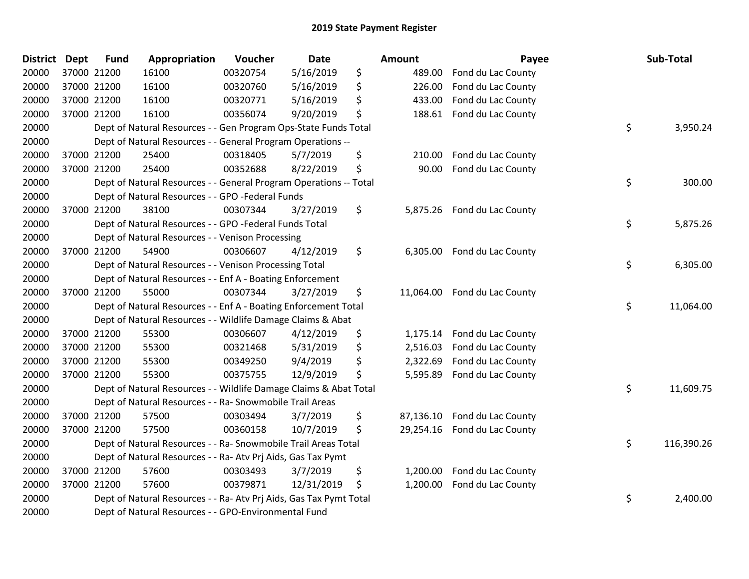## 2019 State Payment Register

| District | Dept | Fund | Appropriation | Voucher | Date | Amount | Payee | Sub-Total |
|---|---|---|---|---|---|---|---|---|
| 20000 | 37000 | 21200 | 16100 | 00320754 | 5/16/2019 | $ 489.00 | Fond du Lac County | |
| 20000 | 37000 | 21200 | 16100 | 00320760 | 5/16/2019 | $ 226.00 | Fond du Lac County | |
| 20000 | 37000 | 21200 | 16100 | 00320771 | 5/16/2019 | $ 433.00 | Fond du Lac County | |
| 20000 | 37000 | 21200 | 16100 | 00356074 | 9/20/2019 | $ 188.61 | Fond du Lac County | |
| 20000 | | | Dept of Natural Resources - - Gen Program Ops-State Funds Total | | | | | $ 3,950.24 |
| 20000 | | | Dept of Natural Resources - - General Program Operations -- | | | | | |
| 20000 | 37000 | 21200 | 25400 | 00318405 | 5/7/2019 | $ 210.00 | Fond du Lac County | |
| 20000 | 37000 | 21200 | 25400 | 00352688 | 8/22/2019 | $ 90.00 | Fond du Lac County | |
| 20000 | | | Dept of Natural Resources - - General Program Operations -- Total | | | | | $ 300.00 |
| 20000 | | | Dept of Natural Resources - - GPO -Federal Funds | | | | | |
| 20000 | 37000 | 21200 | 38100 | 00307344 | 3/27/2019 | $ 5,875.26 | Fond du Lac County | |
| 20000 | | | Dept of Natural Resources - - GPO -Federal Funds Total | | | | | $ 5,875.26 |
| 20000 | | | Dept of Natural Resources - - Venison Processing | | | | | |
| 20000 | 37000 | 21200 | 54900 | 00306607 | 4/12/2019 | $ 6,305.00 | Fond du Lac County | |
| 20000 | | | Dept of Natural Resources - - Venison Processing Total | | | | | $ 6,305.00 |
| 20000 | | | Dept of Natural Resources - - Enf A - Boating Enforcement | | | | | |
| 20000 | 37000 | 21200 | 55000 | 00307344 | 3/27/2019 | $ 11,064.00 | Fond du Lac County | |
| 20000 | | | Dept of Natural Resources - - Enf A - Boating Enforcement Total | | | | | $ 11,064.00 |
| 20000 | | | Dept of Natural Resources - - Wildlife Damage Claims & Abat | | | | | |
| 20000 | 37000 | 21200 | 55300 | 00306607 | 4/12/2019 | $ 1,175.14 | Fond du Lac County | |
| 20000 | 37000 | 21200 | 55300 | 00321468 | 5/31/2019 | $ 2,516.03 | Fond du Lac County | |
| 20000 | 37000 | 21200 | 55300 | 00349250 | 9/4/2019 | $ 2,322.69 | Fond du Lac County | |
| 20000 | 37000 | 21200 | 55300 | 00375755 | 12/9/2019 | $ 5,595.89 | Fond du Lac County | |
| 20000 | | | Dept of Natural Resources - - Wildlife Damage Claims & Abat Total | | | | | $ 11,609.75 |
| 20000 | | | Dept of Natural Resources - - Ra- Snowmobile Trail Areas | | | | | |
| 20000 | 37000 | 21200 | 57500 | 00303494 | 3/7/2019 | $ 87,136.10 | Fond du Lac County | |
| 20000 | 37000 | 21200 | 57500 | 00360158 | 10/7/2019 | $ 29,254.16 | Fond du Lac County | |
| 20000 | | | Dept of Natural Resources - - Ra- Snowmobile Trail Areas Total | | | | | $ 116,390.26 |
| 20000 | | | Dept of Natural Resources - - Ra- Atv Prj Aids, Gas Tax Pymt | | | | | |
| 20000 | 37000 | 21200 | 57600 | 00303493 | 3/7/2019 | $ 1,200.00 | Fond du Lac County | |
| 20000 | 37000 | 21200 | 57600 | 00379871 | 12/31/2019 | $ 1,200.00 | Fond du Lac County | |
| 20000 | | | Dept of Natural Resources - - Ra- Atv Prj Aids, Gas Tax Pymt Total | | | | | $ 2,400.00 |
| 20000 | | | Dept of Natural Resources - - GPO-Environmental Fund | | | | | |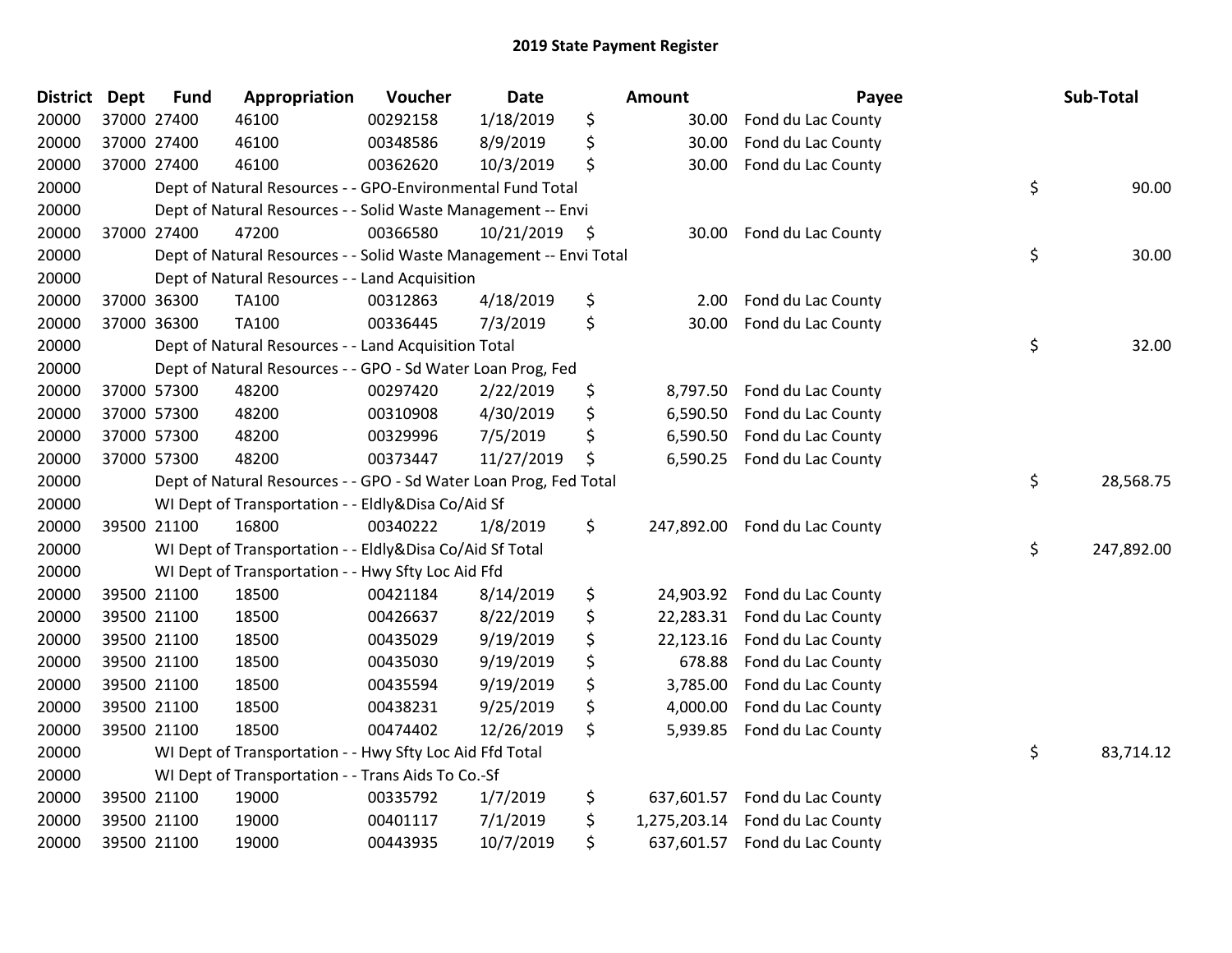## 2019 State Payment Register

| District | Dept | Fund | Appropriation | Voucher | Date | | Amount | Payee | | Sub-Total |
|---|---|---|---|---|---|---|---|---|---|---|
| 20000 | 37000 | 27400 | 46100 | 00292158 | 1/18/2019 | $ | 30.00 | Fond du Lac County | | |
| 20000 | 37000 | 27400 | 46100 | 00348586 | 8/9/2019 | $ | 30.00 | Fond du Lac County | | |
| 20000 | 37000 | 27400 | 46100 | 00362620 | 10/3/2019 | $ | 30.00 | Fond du Lac County | | |
| 20000 | | | Dept of Natural Resources - - GPO-Environmental Fund Total | | | | | | $ | 90.00 |
| 20000 | | | Dept of Natural Resources - - Solid Waste Management -- Envi | | | | | | | |
| 20000 | 37000 | 27400 | 47200 | 00366580 | 10/21/2019 | $ | 30.00 | Fond du Lac County | | |
| 20000 | | | Dept of Natural Resources - - Solid Waste Management -- Envi Total | | | | | | $ | 30.00 |
| 20000 | | | Dept of Natural Resources - - Land Acquisition | | | | | | | |
| 20000 | 37000 | 36300 | TA100 | 00312863 | 4/18/2019 | $ | 2.00 | Fond du Lac County | | |
| 20000 | 37000 | 36300 | TA100 | 00336445 | 7/3/2019 | $ | 30.00 | Fond du Lac County | | |
| 20000 | | | Dept of Natural Resources - - Land Acquisition Total | | | | | | $ | 32.00 |
| 20000 | | | Dept of Natural Resources - - GPO - Sd Water Loan Prog, Fed | | | | | | | |
| 20000 | 37000 | 57300 | 48200 | 00297420 | 2/22/2019 | $ | 8,797.50 | Fond du Lac County | | |
| 20000 | 37000 | 57300 | 48200 | 00310908 | 4/30/2019 | $ | 6,590.50 | Fond du Lac County | | |
| 20000 | 37000 | 57300 | 48200 | 00329996 | 7/5/2019 | $ | 6,590.50 | Fond du Lac County | | |
| 20000 | 37000 | 57300 | 48200 | 00373447 | 11/27/2019 | $ | 6,590.25 | Fond du Lac County | | |
| 20000 | | | Dept of Natural Resources - - GPO - Sd Water Loan Prog, Fed Total | | | | | | $ | 28,568.75 |
| 20000 | | | WI Dept of Transportation - - Eldly&Disa Co/Aid Sf | | | | | | | |
| 20000 | 39500 | 21100 | 16800 | 00340222 | 1/8/2019 | $ | 247,892.00 | Fond du Lac County | | |
| 20000 | | | WI Dept of Transportation - - Eldly&Disa Co/Aid Sf Total | | | | | | $ | 247,892.00 |
| 20000 | | | WI Dept of Transportation - - Hwy Sfty Loc Aid Ffd | | | | | | | |
| 20000 | 39500 | 21100 | 18500 | 00421184 | 8/14/2019 | $ | 24,903.92 | Fond du Lac County | | |
| 20000 | 39500 | 21100 | 18500 | 00426637 | 8/22/2019 | $ | 22,283.31 | Fond du Lac County | | |
| 20000 | 39500 | 21100 | 18500 | 00435029 | 9/19/2019 | $ | 22,123.16 | Fond du Lac County | | |
| 20000 | 39500 | 21100 | 18500 | 00435030 | 9/19/2019 | $ | 678.88 | Fond du Lac County | | |
| 20000 | 39500 | 21100 | 18500 | 00435594 | 9/19/2019 | $ | 3,785.00 | Fond du Lac County | | |
| 20000 | 39500 | 21100 | 18500 | 00438231 | 9/25/2019 | $ | 4,000.00 | Fond du Lac County | | |
| 20000 | 39500 | 21100 | 18500 | 00474402 | 12/26/2019 | $ | 5,939.85 | Fond du Lac County | | |
| 20000 | | | WI Dept of Transportation - - Hwy Sfty Loc Aid Ffd Total | | | | | | $ | 83,714.12 |
| 20000 | | | WI Dept of Transportation - - Trans Aids To Co.-Sf | | | | | | | |
| 20000 | 39500 | 21100 | 19000 | 00335792 | 1/7/2019 | $ | 637,601.57 | Fond du Lac County | | |
| 20000 | 39500 | 21100 | 19000 | 00401117 | 7/1/2019 | $ | 1,275,203.14 | Fond du Lac County | | |
| 20000 | 39500 | 21100 | 19000 | 00443935 | 10/7/2019 | $ | 637,601.57 | Fond du Lac County | | |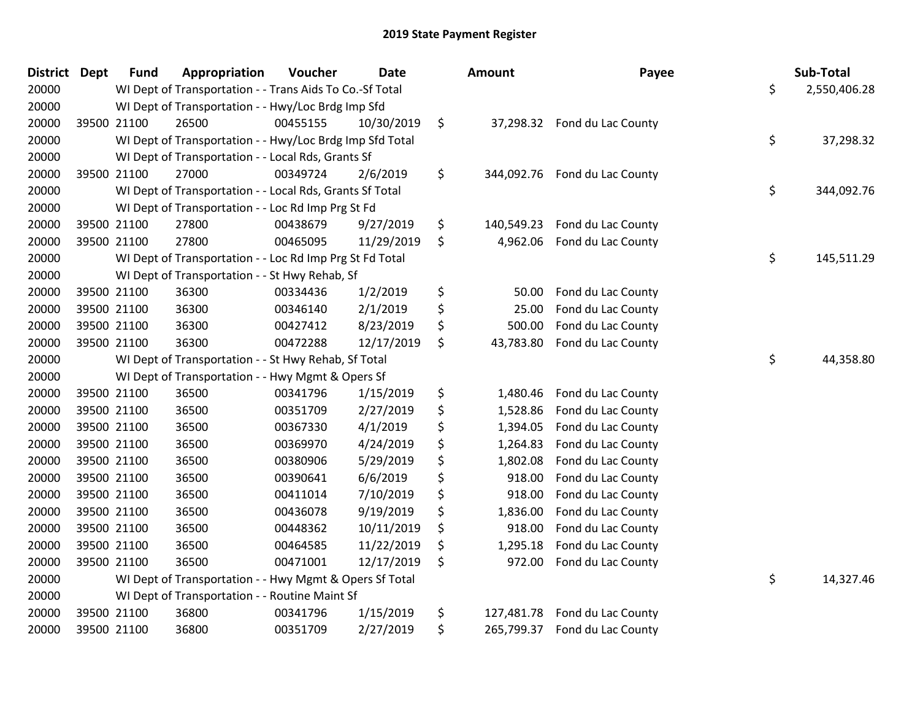# 2019 State Payment Register

| District | Dept | Fund | Appropriation | Voucher | Date | Amount | Payee | Sub-Total |
|---|---|---|---|---|---|---|---|---|
| 20000 | | WI Dept of Transportation - - Trans Aids To Co.-Sf Total | | | | | | $ 2,550,406.28 |
| 20000 | | WI Dept of Transportation - - Hwy/Loc Brdg Imp Sfd | | | | | | |
| 20000 | 39500 | 21100 | 26500 | 00455155 | 10/30/2019 | $ 37,298.32 | Fond du Lac County | |
| 20000 | | WI Dept of Transportation - - Hwy/Loc Brdg Imp Sfd Total | | | | | | $ 37,298.32 |
| 20000 | | WI Dept of Transportation - - Local Rds, Grants Sf | | | | | | |
| 20000 | 39500 | 21100 | 27000 | 00349724 | 2/6/2019 | $ 344,092.76 | Fond du Lac County | |
| 20000 | | WI Dept of Transportation - - Local Rds, Grants Sf Total | | | | | | $ 344,092.76 |
| 20000 | | WI Dept of Transportation - - Loc Rd Imp Prg St Fd | | | | | | |
| 20000 | 39500 | 21100 | 27800 | 00438679 | 9/27/2019 | $ 140,549.23 | Fond du Lac County | |
| 20000 | 39500 | 21100 | 27800 | 00465095 | 11/29/2019 | $ 4,962.06 | Fond du Lac County | |
| 20000 | | WI Dept of Transportation - - Loc Rd Imp Prg St Fd Total | | | | | | $ 145,511.29 |
| 20000 | | WI Dept of Transportation - - St Hwy Rehab, Sf | | | | | | |
| 20000 | 39500 | 21100 | 36300 | 00334436 | 1/2/2019 | $ 50.00 | Fond du Lac County | |
| 20000 | 39500 | 21100 | 36300 | 00346140 | 2/1/2019 | $ 25.00 | Fond du Lac County | |
| 20000 | 39500 | 21100 | 36300 | 00427412 | 8/23/2019 | $ 500.00 | Fond du Lac County | |
| 20000 | 39500 | 21100 | 36300 | 00472288 | 12/17/2019 | $ 43,783.80 | Fond du Lac County | |
| 20000 | | WI Dept of Transportation - - St Hwy Rehab, Sf Total | | | | | | $ 44,358.80 |
| 20000 | | WI Dept of Transportation - - Hwy Mgmt & Opers Sf | | | | | | |
| 20000 | 39500 | 21100 | 36500 | 00341796 | 1/15/2019 | $ 1,480.46 | Fond du Lac County | |
| 20000 | 39500 | 21100 | 36500 | 00351709 | 2/27/2019 | $ 1,528.86 | Fond du Lac County | |
| 20000 | 39500 | 21100 | 36500 | 00367330 | 4/1/2019 | $ 1,394.05 | Fond du Lac County | |
| 20000 | 39500 | 21100 | 36500 | 00369970 | 4/24/2019 | $ 1,264.83 | Fond du Lac County | |
| 20000 | 39500 | 21100 | 36500 | 00380906 | 5/29/2019 | $ 1,802.08 | Fond du Lac County | |
| 20000 | 39500 | 21100 | 36500 | 00390641 | 6/6/2019 | $ 918.00 | Fond du Lac County | |
| 20000 | 39500 | 21100 | 36500 | 00411014 | 7/10/2019 | $ 918.00 | Fond du Lac County | |
| 20000 | 39500 | 21100 | 36500 | 00436078 | 9/19/2019 | $ 1,836.00 | Fond du Lac County | |
| 20000 | 39500 | 21100 | 36500 | 00448362 | 10/11/2019 | $ 918.00 | Fond du Lac County | |
| 20000 | 39500 | 21100 | 36500 | 00464585 | 11/22/2019 | $ 1,295.18 | Fond du Lac County | |
| 20000 | 39500 | 21100 | 36500 | 00471001 | 12/17/2019 | $ 972.00 | Fond du Lac County | |
| 20000 | | WI Dept of Transportation - - Hwy Mgmt & Opers Sf Total | | | | | | $ 14,327.46 |
| 20000 | | WI Dept of Transportation - - Routine Maint Sf | | | | | | |
| 20000 | 39500 | 21100 | 36800 | 00341796 | 1/15/2019 | $ 127,481.78 | Fond du Lac County | |
| 20000 | 39500 | 21100 | 36800 | 00351709 | 2/27/2019 | $ 265,799.37 | Fond du Lac County | |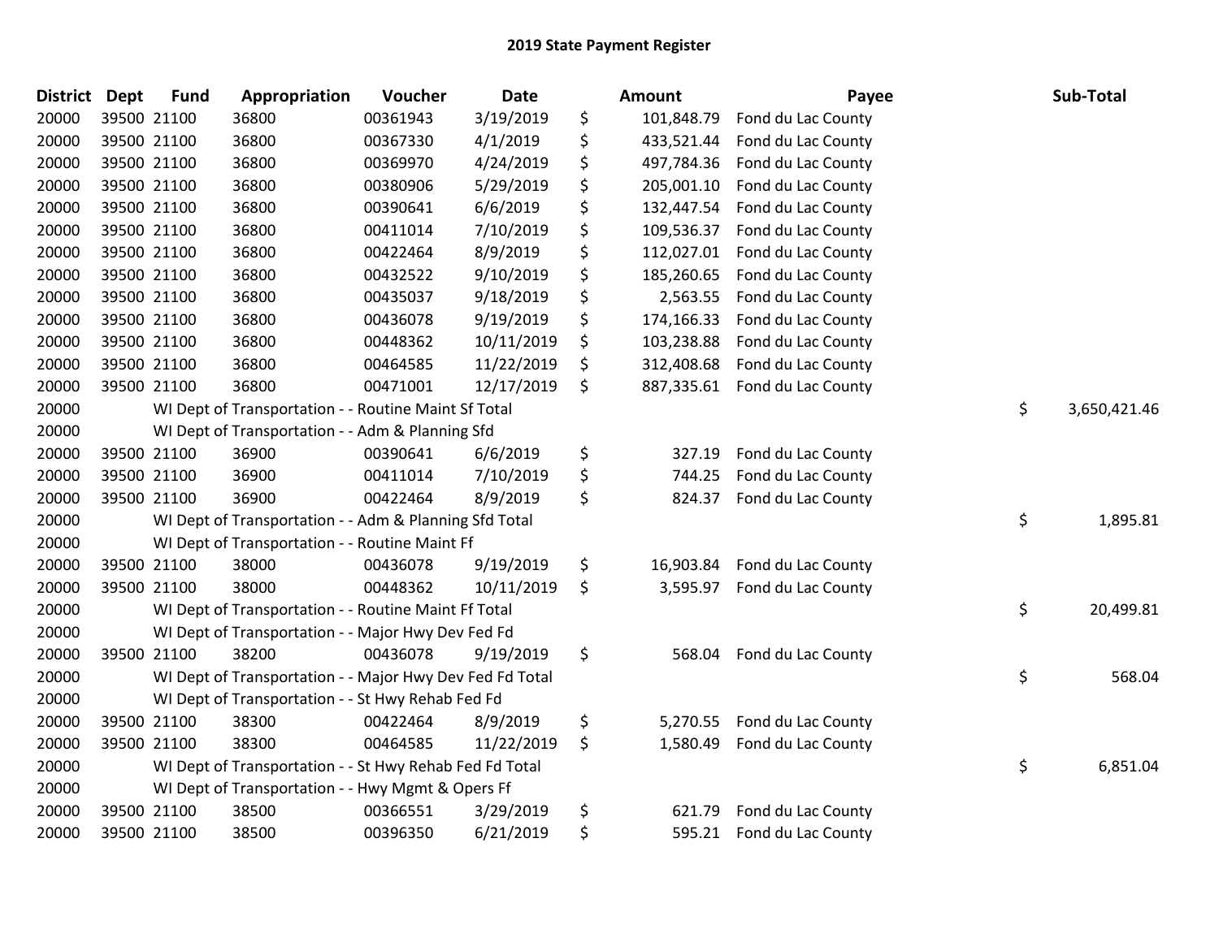# 2019 State Payment Register

| District | Dept | Fund | Appropriation | Voucher | Date | | Amount | Payee | | Sub-Total |
|---|---|---|---|---|---|---|---|---|---|---|
| 20000 | 39500 | 21100 | 36800 | 00361943 | 3/19/2019 | $ | 101,848.79 | Fond du Lac County | | |
| 20000 | 39500 | 21100 | 36800 | 00367330 | 4/1/2019 | $ | 433,521.44 | Fond du Lac County | | |
| 20000 | 39500 | 21100 | 36800 | 00369970 | 4/24/2019 | $ | 497,784.36 | Fond du Lac County | | |
| 20000 | 39500 | 21100 | 36800 | 00380906 | 5/29/2019 | $ | 205,001.10 | Fond du Lac County | | |
| 20000 | 39500 | 21100 | 36800 | 00390641 | 6/6/2019 | $ | 132,447.54 | Fond du Lac County | | |
| 20000 | 39500 | 21100 | 36800 | 00411014 | 7/10/2019 | $ | 109,536.37 | Fond du Lac County | | |
| 20000 | 39500 | 21100 | 36800 | 00422464 | 8/9/2019 | $ | 112,027.01 | Fond du Lac County | | |
| 20000 | 39500 | 21100 | 36800 | 00432522 | 9/10/2019 | $ | 185,260.65 | Fond du Lac County | | |
| 20000 | 39500 | 21100 | 36800 | 00435037 | 9/18/2019 | $ | 2,563.55 | Fond du Lac County | | |
| 20000 | 39500 | 21100 | 36800 | 00436078 | 9/19/2019 | $ | 174,166.33 | Fond du Lac County | | |
| 20000 | 39500 | 21100 | 36800 | 00448362 | 10/11/2019 | $ | 103,238.88 | Fond du Lac County | | |
| 20000 | 39500 | 21100 | 36800 | 00464585 | 11/22/2019 | $ | 312,408.68 | Fond du Lac County | | |
| 20000 | 39500 | 21100 | 36800 | 00471001 | 12/17/2019 | $ | 887,335.61 | Fond du Lac County | | |
| 20000 | | WI Dept of Transportation - - Routine Maint Sf Total | | | | | | | $ | 3,650,421.46 |
| 20000 | | WI Dept of Transportation - - Adm & Planning Sfd | | | | | | | | |
| 20000 | 39500 | 21100 | 36900 | 00390641 | 6/6/2019 | $ | 327.19 | Fond du Lac County | | |
| 20000 | 39500 | 21100 | 36900 | 00411014 | 7/10/2019 | $ | 744.25 | Fond du Lac County | | |
| 20000 | 39500 | 21100 | 36900 | 00422464 | 8/9/2019 | $ | 824.37 | Fond du Lac County | | |
| 20000 | | WI Dept of Transportation - - Adm & Planning Sfd Total | | | | | | | $ | 1,895.81 |
| 20000 | | WI Dept of Transportation - - Routine Maint Ff | | | | | | | | |
| 20000 | 39500 | 21100 | 38000 | 00436078 | 9/19/2019 | $ | 16,903.84 | Fond du Lac County | | |
| 20000 | 39500 | 21100 | 38000 | 00448362 | 10/11/2019 | $ | 3,595.97 | Fond du Lac County | | |
| 20000 | | WI Dept of Transportation - - Routine Maint Ff Total | | | | | | | $ | 20,499.81 |
| 20000 | | WI Dept of Transportation - - Major Hwy Dev Fed Fd | | | | | | | | |
| 20000 | 39500 | 21100 | 38200 | 00436078 | 9/19/2019 | $ | 568.04 | Fond du Lac County | | |
| 20000 | | WI Dept of Transportation - - Major Hwy Dev Fed Fd Total | | | | | | | $ | 568.04 |
| 20000 | | WI Dept of Transportation - - St Hwy Rehab Fed Fd | | | | | | | | |
| 20000 | 39500 | 21100 | 38300 | 00422464 | 8/9/2019 | $ | 5,270.55 | Fond du Lac County | | |
| 20000 | 39500 | 21100 | 38300 | 00464585 | 11/22/2019 | $ | 1,580.49 | Fond du Lac County | | |
| 20000 | | WI Dept of Transportation - - St Hwy Rehab Fed Fd Total | | | | | | | $ | 6,851.04 |
| 20000 | | WI Dept of Transportation - - Hwy Mgmt & Opers Ff | | | | | | | | |
| 20000 | 39500 | 21100 | 38500 | 00366551 | 3/29/2019 | $ | 621.79 | Fond du Lac County | | |
| 20000 | 39500 | 21100 | 38500 | 00396350 | 6/21/2019 | $ | 595.21 | Fond du Lac County | | |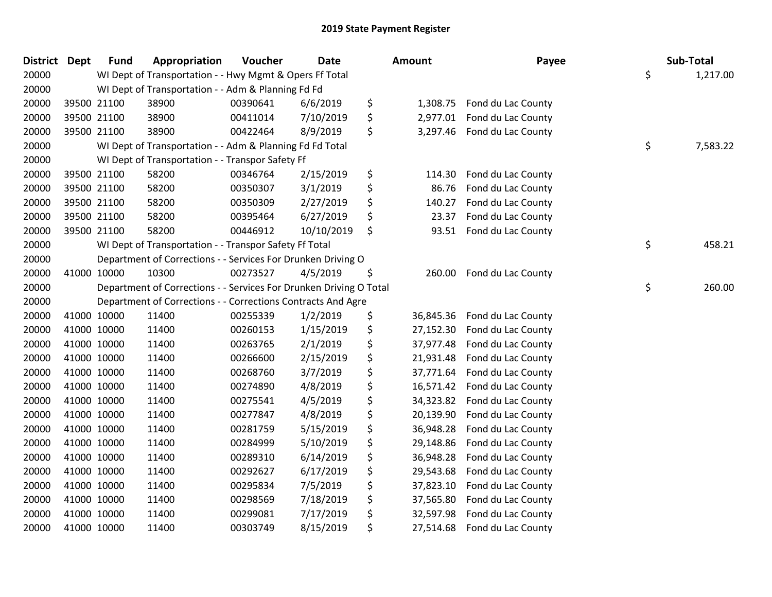# 2019 State Payment Register

| District | Dept | Fund | Appropriation | Voucher | Date | Amount | Payee | Sub-Total |
|---|---|---|---|---|---|---|---|---|
| 20000 | | WI Dept of Transportation - - Hwy Mgmt & Opers Ff Total | | | | | | $ 1,217.00 |
| 20000 | | WI Dept of Transportation - - Adm & Planning Fd Fd | | | | | | |
| 20000 | 39500 | 21100 | 38900 | 00390641 | 6/6/2019 | $ 1,308.75 | Fond du Lac County | |
| 20000 | 39500 | 21100 | 38900 | 00411014 | 7/10/2019 | $ 2,977.01 | Fond du Lac County | |
| 20000 | 39500 | 21100 | 38900 | 00422464 | 8/9/2019 | $ 3,297.46 | Fond du Lac County | |
| 20000 | | WI Dept of Transportation - - Adm & Planning Fd Fd Total | | | | | | $ 7,583.22 |
| 20000 | | WI Dept of Transportation - - Transpor Safety Ff | | | | | | |
| 20000 | 39500 | 21100 | 58200 | 00346764 | 2/15/2019 | $ 114.30 | Fond du Lac County | |
| 20000 | 39500 | 21100 | 58200 | 00350307 | 3/1/2019 | $ 86.76 | Fond du Lac County | |
| 20000 | 39500 | 21100 | 58200 | 00350309 | 2/27/2019 | $ 140.27 | Fond du Lac County | |
| 20000 | 39500 | 21100 | 58200 | 00395464 | 6/27/2019 | $ 23.37 | Fond du Lac County | |
| 20000 | 39500 | 21100 | 58200 | 00446912 | 10/10/2019 | $ 93.51 | Fond du Lac County | |
| 20000 | | WI Dept of Transportation - - Transpor Safety Ff Total | | | | | | $ 458.21 |
| 20000 | | Department of Corrections - - Services For Drunken Driving O | | | | | | |
| 20000 | 41000 | 10000 | 10300 | 00273527 | 4/5/2019 | $ 260.00 | Fond du Lac County | |
| 20000 | | Department of Corrections - - Services For Drunken Driving O Total | | | | | | $ 260.00 |
| 20000 | | Department of Corrections - - Corrections Contracts And Agre | | | | | | |
| 20000 | 41000 | 10000 | 11400 | 00255339 | 1/2/2019 | $ 36,845.36 | Fond du Lac County | |
| 20000 | 41000 | 10000 | 11400 | 00260153 | 1/15/2019 | $ 27,152.30 | Fond du Lac County | |
| 20000 | 41000 | 10000 | 11400 | 00263765 | 2/1/2019 | $ 37,977.48 | Fond du Lac County | |
| 20000 | 41000 | 10000 | 11400 | 00266600 | 2/15/2019 | $ 21,931.48 | Fond du Lac County | |
| 20000 | 41000 | 10000 | 11400 | 00268760 | 3/7/2019 | $ 37,771.64 | Fond du Lac County | |
| 20000 | 41000 | 10000 | 11400 | 00274890 | 4/8/2019 | $ 16,571.42 | Fond du Lac County | |
| 20000 | 41000 | 10000 | 11400 | 00275541 | 4/5/2019 | $ 34,323.82 | Fond du Lac County | |
| 20000 | 41000 | 10000 | 11400 | 00277847 | 4/8/2019 | $ 20,139.90 | Fond du Lac County | |
| 20000 | 41000 | 10000 | 11400 | 00281759 | 5/15/2019 | $ 36,948.28 | Fond du Lac County | |
| 20000 | 41000 | 10000 | 11400 | 00284999 | 5/10/2019 | $ 29,148.86 | Fond du Lac County | |
| 20000 | 41000 | 10000 | 11400 | 00289310 | 6/14/2019 | $ 36,948.28 | Fond du Lac County | |
| 20000 | 41000 | 10000 | 11400 | 00292627 | 6/17/2019 | $ 29,543.68 | Fond du Lac County | |
| 20000 | 41000 | 10000 | 11400 | 00295834 | 7/5/2019 | $ 37,823.10 | Fond du Lac County | |
| 20000 | 41000 | 10000 | 11400 | 00298569 | 7/18/2019 | $ 37,565.80 | Fond du Lac County | |
| 20000 | 41000 | 10000 | 11400 | 00299081 | 7/17/2019 | $ 32,597.98 | Fond du Lac County | |
| 20000 | 41000 | 10000 | 11400 | 00303749 | 8/15/2019 | $ 27,514.68 | Fond du Lac County | |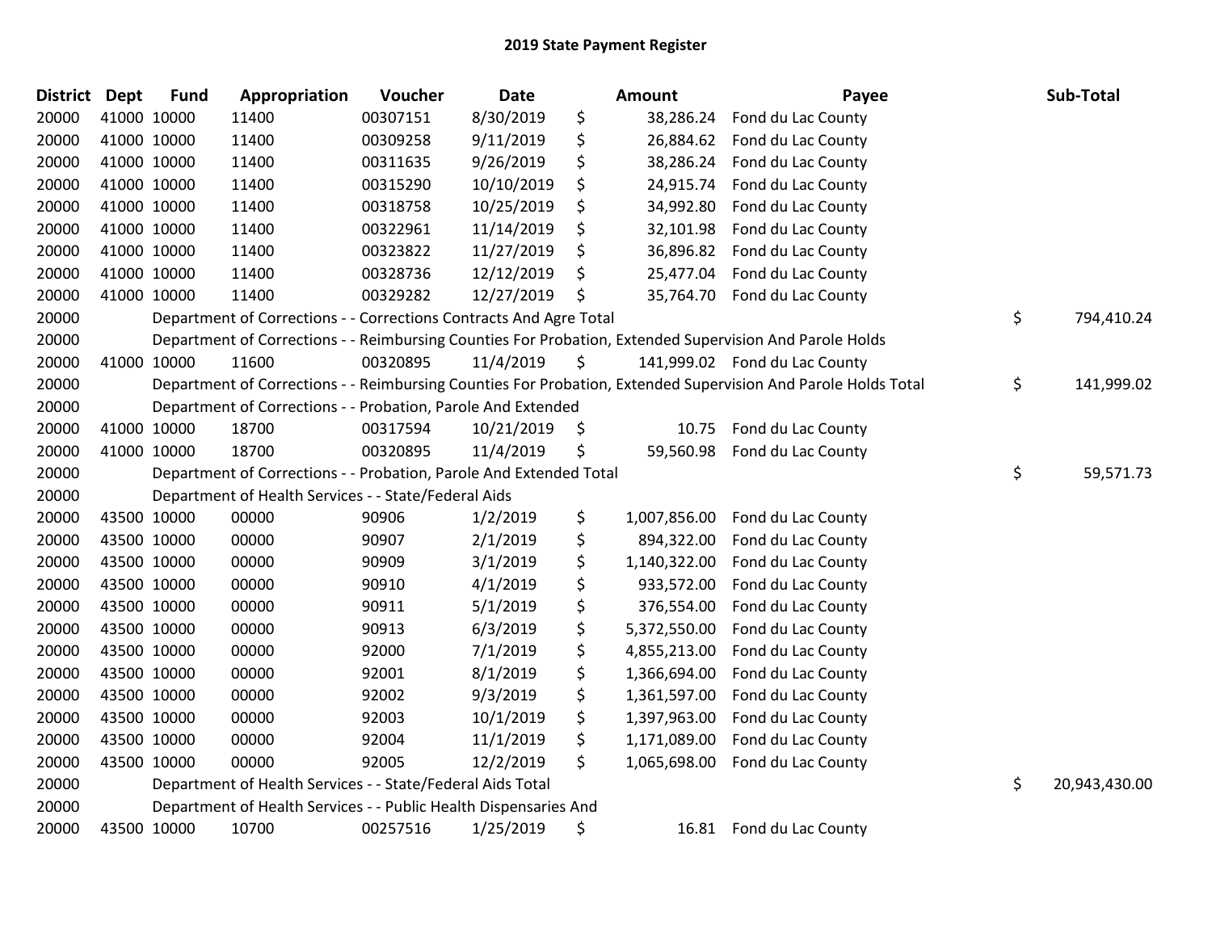# 2019 State Payment Register

| District | Dept | Fund | Appropriation | Voucher | Date | | Amount | Payee | | Sub-Total |
|---|---|---|---|---|---|---|---|---|---|---|
| 20000 | 41000 | 10000 | 11400 | 00307151 | 8/30/2019 | $ | 38,286.24 | Fond du Lac County | | |
| 20000 | 41000 | 10000 | 11400 | 00309258 | 9/11/2019 | $ | 26,884.62 | Fond du Lac County | | |
| 20000 | 41000 | 10000 | 11400 | 00311635 | 9/26/2019 | $ | 38,286.24 | Fond du Lac County | | |
| 20000 | 41000 | 10000 | 11400 | 00315290 | 10/10/2019 | $ | 24,915.74 | Fond du Lac County | | |
| 20000 | 41000 | 10000 | 11400 | 00318758 | 10/25/2019 | $ | 34,992.80 | Fond du Lac County | | |
| 20000 | 41000 | 10000 | 11400 | 00322961 | 11/14/2019 | $ | 32,101.98 | Fond du Lac County | | |
| 20000 | 41000 | 10000 | 11400 | 00323822 | 11/27/2019 | $ | 36,896.82 | Fond du Lac County | | |
| 20000 | 41000 | 10000 | 11400 | 00328736 | 12/12/2019 | $ | 25,477.04 | Fond du Lac County | | |
| 20000 | 41000 | 10000 | 11400 | 00329282 | 12/27/2019 | $ | 35,764.70 | Fond du Lac County | | |
| 20000 | | Department of Corrections - - Corrections Contracts And Agre Total | | | | | | | $ | 794,410.24 |
| 20000 | | Department of Corrections - - Reimbursing Counties For Probation, Extended Supervision And Parole Holds | | | | | | | | |
| 20000 | 41000 | 10000 | 11600 | 00320895 | 11/4/2019 | $ | 141,999.02 | Fond du Lac County | | |
| 20000 | | Department of Corrections - - Reimbursing Counties For Probation, Extended Supervision And Parole Holds Total | | | | | | | $ | 141,999.02 |
| 20000 | | Department of Corrections - - Probation, Parole And Extended | | | | | | | | |
| 20000 | 41000 | 10000 | 18700 | 00317594 | 10/21/2019 | $ | 10.75 | Fond du Lac County | | |
| 20000 | 41000 | 10000 | 18700 | 00320895 | 11/4/2019 | $ | 59,560.98 | Fond du Lac County | | |
| 20000 | | Department of Corrections - - Probation, Parole And Extended Total | | | | | | | $ | 59,571.73 |
| 20000 | | Department of Health Services - - State/Federal Aids | | | | | | | | |
| 20000 | 43500 | 10000 | 00000 | 90906 | 1/2/2019 | $ | 1,007,856.00 | Fond du Lac County | | |
| 20000 | 43500 | 10000 | 00000 | 90907 | 2/1/2019 | $ | 894,322.00 | Fond du Lac County | | |
| 20000 | 43500 | 10000 | 00000 | 90909 | 3/1/2019 | $ | 1,140,322.00 | Fond du Lac County | | |
| 20000 | 43500 | 10000 | 00000 | 90910 | 4/1/2019 | $ | 933,572.00 | Fond du Lac County | | |
| 20000 | 43500 | 10000 | 00000 | 90911 | 5/1/2019 | $ | 376,554.00 | Fond du Lac County | | |
| 20000 | 43500 | 10000 | 00000 | 90913 | 6/3/2019 | $ | 5,372,550.00 | Fond du Lac County | | |
| 20000 | 43500 | 10000 | 00000 | 92000 | 7/1/2019 | $ | 4,855,213.00 | Fond du Lac County | | |
| 20000 | 43500 | 10000 | 00000 | 92001 | 8/1/2019 | $ | 1,366,694.00 | Fond du Lac County | | |
| 20000 | 43500 | 10000 | 00000 | 92002 | 9/3/2019 | $ | 1,361,597.00 | Fond du Lac County | | |
| 20000 | 43500 | 10000 | 00000 | 92003 | 10/1/2019 | $ | 1,397,963.00 | Fond du Lac County | | |
| 20000 | 43500 | 10000 | 00000 | 92004 | 11/1/2019 | $ | 1,171,089.00 | Fond du Lac County | | |
| 20000 | 43500 | 10000 | 00000 | 92005 | 12/2/2019 | $ | 1,065,698.00 | Fond du Lac County | | |
| 20000 | | Department of Health Services - - State/Federal Aids Total | | | | | | | $ | 20,943,430.00 |
| 20000 | | Department of Health Services - - Public Health Dispensaries And | | | | | | | | |
| 20000 | 43500 | 10000 | 10700 | 00257516 | 1/25/2019 | $ | 16.81 | Fond du Lac County | | |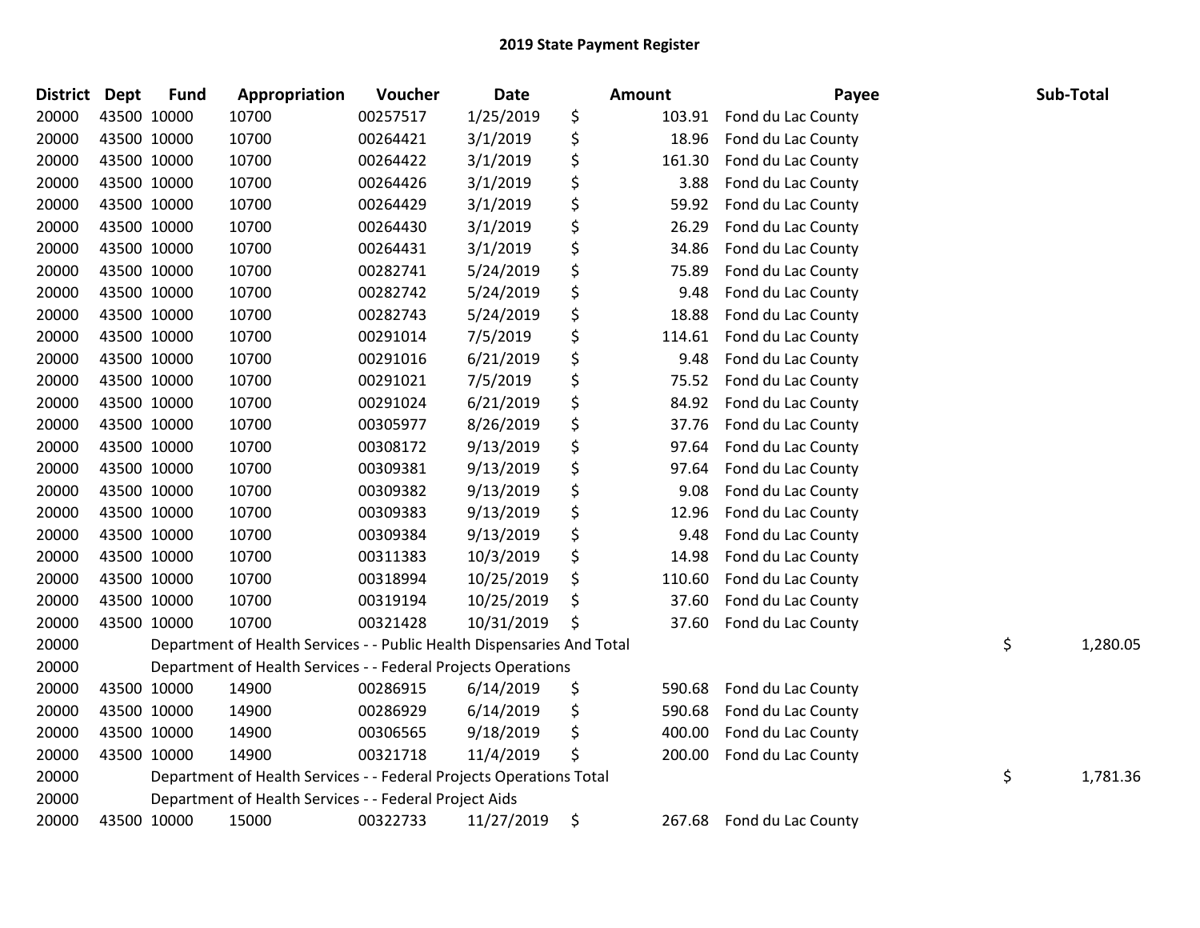## 2019 State Payment Register

| District | Dept | Fund | Appropriation | Voucher | Date | Amount | Payee | Sub-Total |
|---|---|---|---|---|---|---|---|---|
| 20000 | 43500 | 10000 | 10700 | 00257517 | 1/25/2019 | $ 103.91 | Fond du Lac County | |
| 20000 | 43500 | 10000 | 10700 | 00264421 | 3/1/2019 | $ 18.96 | Fond du Lac County | |
| 20000 | 43500 | 10000 | 10700 | 00264422 | 3/1/2019 | $ 161.30 | Fond du Lac County | |
| 20000 | 43500 | 10000 | 10700 | 00264426 | 3/1/2019 | $ 3.88 | Fond du Lac County | |
| 20000 | 43500 | 10000 | 10700 | 00264429 | 3/1/2019 | $ 59.92 | Fond du Lac County | |
| 20000 | 43500 | 10000 | 10700 | 00264430 | 3/1/2019 | $ 26.29 | Fond du Lac County | |
| 20000 | 43500 | 10000 | 10700 | 00264431 | 3/1/2019 | $ 34.86 | Fond du Lac County | |
| 20000 | 43500 | 10000 | 10700 | 00282741 | 5/24/2019 | $ 75.89 | Fond du Lac County | |
| 20000 | 43500 | 10000 | 10700 | 00282742 | 5/24/2019 | $ 9.48 | Fond du Lac County | |
| 20000 | 43500 | 10000 | 10700 | 00282743 | 5/24/2019 | $ 18.88 | Fond du Lac County | |
| 20000 | 43500 | 10000 | 10700 | 00291014 | 7/5/2019 | $ 114.61 | Fond du Lac County | |
| 20000 | 43500 | 10000 | 10700 | 00291016 | 6/21/2019 | $ 9.48 | Fond du Lac County | |
| 20000 | 43500 | 10000 | 10700 | 00291021 | 7/5/2019 | $ 75.52 | Fond du Lac County | |
| 20000 | 43500 | 10000 | 10700 | 00291024 | 6/21/2019 | $ 84.92 | Fond du Lac County | |
| 20000 | 43500 | 10000 | 10700 | 00305977 | 8/26/2019 | $ 37.76 | Fond du Lac County | |
| 20000 | 43500 | 10000 | 10700 | 00308172 | 9/13/2019 | $ 97.64 | Fond du Lac County | |
| 20000 | 43500 | 10000 | 10700 | 00309381 | 9/13/2019 | $ 97.64 | Fond du Lac County | |
| 20000 | 43500 | 10000 | 10700 | 00309382 | 9/13/2019 | $ 9.08 | Fond du Lac County | |
| 20000 | 43500 | 10000 | 10700 | 00309383 | 9/13/2019 | $ 12.96 | Fond du Lac County | |
| 20000 | 43500 | 10000 | 10700 | 00309384 | 9/13/2019 | $ 9.48 | Fond du Lac County | |
| 20000 | 43500 | 10000 | 10700 | 00311383 | 10/3/2019 | $ 14.98 | Fond du Lac County | |
| 20000 | 43500 | 10000 | 10700 | 00318994 | 10/25/2019 | $ 110.60 | Fond du Lac County | |
| 20000 | 43500 | 10000 | 10700 | 00319194 | 10/25/2019 | $ 37.60 | Fond du Lac County | |
| 20000 | 43500 | 10000 | 10700 | 00321428 | 10/31/2019 | $ 37.60 | Fond du Lac County | |
| 20000 | | Department of Health Services - - Public Health Dispensaries And Total | | | | | | $ 1,280.05 |
| 20000 | | Department of Health Services - - Federal Projects Operations | | | | | | |
| 20000 | 43500 | 10000 | 14900 | 00286915 | 6/14/2019 | $ 590.68 | Fond du Lac County | |
| 20000 | 43500 | 10000 | 14900 | 00286929 | 6/14/2019 | $ 590.68 | Fond du Lac County | |
| 20000 | 43500 | 10000 | 14900 | 00306565 | 9/18/2019 | $ 400.00 | Fond du Lac County | |
| 20000 | 43500 | 10000 | 14900 | 00321718 | 11/4/2019 | $ 200.00 | Fond du Lac County | |
| 20000 | | Department of Health Services - - Federal Projects Operations Total | | | | | | $ 1,781.36 |
| 20000 | | Department of Health Services - - Federal Project Aids | | | | | | |
| 20000 | 43500 | 10000 | 15000 | 00322733 | 11/27/2019 | $ 267.68 | Fond du Lac County | |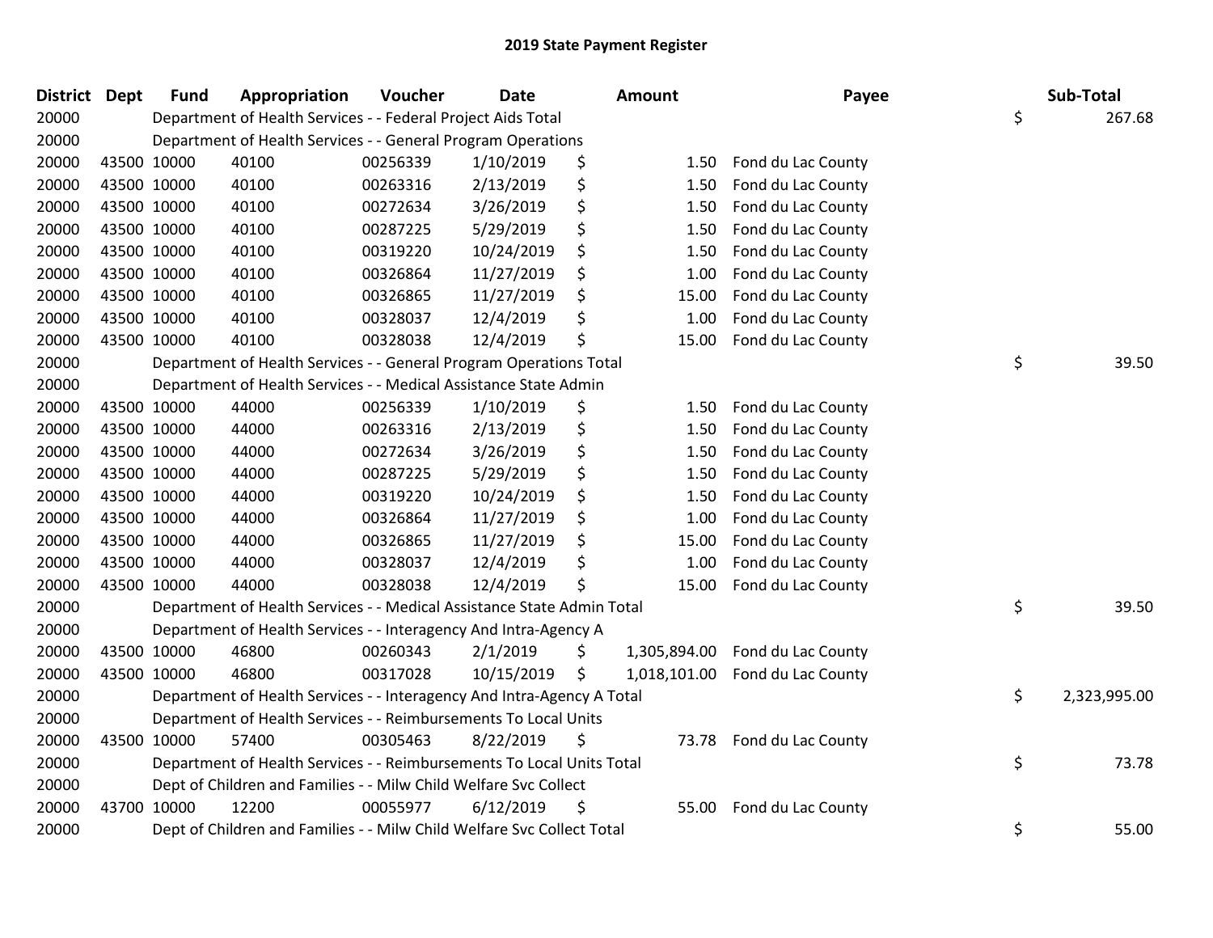## 2019 State Payment Register

| District | Dept | Fund | Appropriation | Voucher | Date | Amount | Payee | Sub-Total |
|---|---|---|---|---|---|---|---|---|
| 20000 | | Department of Health Services - - Federal Project Aids Total | | | | | | $ 267.68 |
| 20000 | | Department of Health Services - - General Program Operations | | | | | | |
| 20000 | 43500 | 10000 | 40100 | 00256339 | 1/10/2019 | $ 1.50 | Fond du Lac County | |
| 20000 | 43500 | 10000 | 40100 | 00263316 | 2/13/2019 | $ 1.50 | Fond du Lac County | |
| 20000 | 43500 | 10000 | 40100 | 00272634 | 3/26/2019 | $ 1.50 | Fond du Lac County | |
| 20000 | 43500 | 10000 | 40100 | 00287225 | 5/29/2019 | $ 1.50 | Fond du Lac County | |
| 20000 | 43500 | 10000 | 40100 | 00319220 | 10/24/2019 | $ 1.50 | Fond du Lac County | |
| 20000 | 43500 | 10000 | 40100 | 00326864 | 11/27/2019 | $ 1.00 | Fond du Lac County | |
| 20000 | 43500 | 10000 | 40100 | 00326865 | 11/27/2019 | $ 15.00 | Fond du Lac County | |
| 20000 | 43500 | 10000 | 40100 | 00328037 | 12/4/2019 | $ 1.00 | Fond du Lac County | |
| 20000 | 43500 | 10000 | 40100 | 00328038 | 12/4/2019 | $ 15.00 | Fond du Lac County | |
| 20000 | | Department of Health Services - - General Program Operations Total | | | | | | $ 39.50 |
| 20000 | | Department of Health Services - - Medical Assistance State Admin | | | | | | |
| 20000 | 43500 | 10000 | 44000 | 00256339 | 1/10/2019 | $ 1.50 | Fond du Lac County | |
| 20000 | 43500 | 10000 | 44000 | 00263316 | 2/13/2019 | $ 1.50 | Fond du Lac County | |
| 20000 | 43500 | 10000 | 44000 | 00272634 | 3/26/2019 | $ 1.50 | Fond du Lac County | |
| 20000 | 43500 | 10000 | 44000 | 00287225 | 5/29/2019 | $ 1.50 | Fond du Lac County | |
| 20000 | 43500 | 10000 | 44000 | 00319220 | 10/24/2019 | $ 1.50 | Fond du Lac County | |
| 20000 | 43500 | 10000 | 44000 | 00326864 | 11/27/2019 | $ 1.00 | Fond du Lac County | |
| 20000 | 43500 | 10000 | 44000 | 00326865 | 11/27/2019 | $ 15.00 | Fond du Lac County | |
| 20000 | 43500 | 10000 | 44000 | 00328037 | 12/4/2019 | $ 1.00 | Fond du Lac County | |
| 20000 | 43500 | 10000 | 44000 | 00328038 | 12/4/2019 | $ 15.00 | Fond du Lac County | |
| 20000 | | Department of Health Services - - Medical Assistance State Admin Total | | | | | | $ 39.50 |
| 20000 | | Department of Health Services - - Interagency And Intra-Agency A | | | | | | |
| 20000 | 43500 | 10000 | 46800 | 00260343 | 2/1/2019 | $ 1,305,894.00 | Fond du Lac County | |
| 20000 | 43500 | 10000 | 46800 | 00317028 | 10/15/2019 | $ 1,018,101.00 | Fond du Lac County | |
| 20000 | | Department of Health Services - - Interagency And Intra-Agency A Total | | | | | | $ 2,323,995.00 |
| 20000 | | Department of Health Services - - Reimbursements To Local Units | | | | | | |
| 20000 | 43500 | 10000 | 57400 | 00305463 | 8/22/2019 | $ 73.78 | Fond du Lac County | |
| 20000 | | Department of Health Services - - Reimbursements To Local Units Total | | | | | | $ 73.78 |
| 20000 | | Dept of Children and Families - - Milw Child Welfare Svc Collect | | | | | | |
| 20000 | 43700 | 10000 | 12200 | 00055977 | 6/12/2019 | $ 55.00 | Fond du Lac County | |
| 20000 | | Dept of Children and Families - - Milw Child Welfare Svc Collect Total | | | | | | $ 55.00 |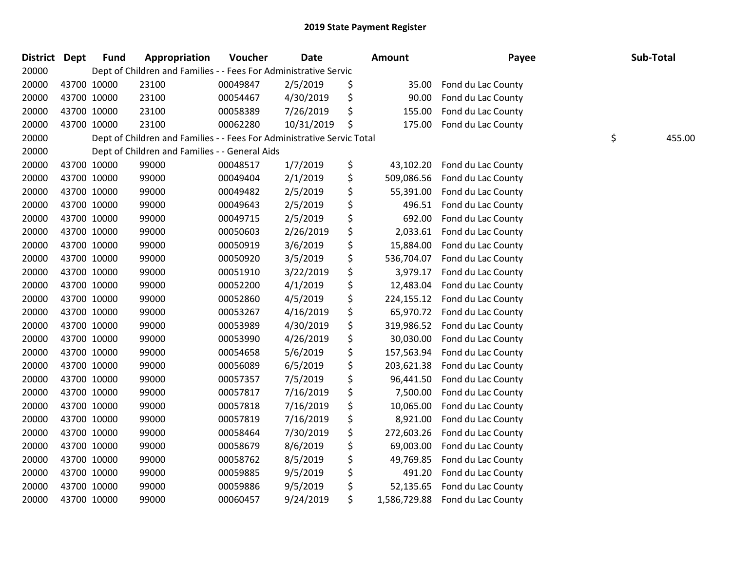# 2019 State Payment Register

| District | Dept | Fund | Appropriation | Voucher | Date | Amount | Payee | Sub-Total |
|---|---|---|---|---|---|---|---|---|
| 20000 | Dept of Children and Families - - Fees For Administrative Servic | | | | | | | |
| 20000 | 43700 | 10000 | 23100 | 00049847 | 2/5/2019 | $ 35.00 | Fond du Lac County | |
| 20000 | 43700 | 10000 | 23100 | 00054467 | 4/30/2019 | $ 90.00 | Fond du Lac County | |
| 20000 | 43700 | 10000 | 23100 | 00058389 | 7/26/2019 | $ 155.00 | Fond du Lac County | |
| 20000 | 43700 | 10000 | 23100 | 00062280 | 10/31/2019 | $ 175.00 | Fond du Lac County | |
| 20000 | Dept of Children and Families - - Fees For Administrative Servic Total | | | | | | | $ 455.00 |
| 20000 | Dept of Children and Families - - General Aids | | | | | | | |
| 20000 | 43700 | 10000 | 99000 | 00048517 | 1/7/2019 | $ 43,102.20 | Fond du Lac County | |
| 20000 | 43700 | 10000 | 99000 | 00049404 | 2/1/2019 | $ 509,086.56 | Fond du Lac County | |
| 20000 | 43700 | 10000 | 99000 | 00049482 | 2/5/2019 | $ 55,391.00 | Fond du Lac County | |
| 20000 | 43700 | 10000 | 99000 | 00049643 | 2/5/2019 | $ 496.51 | Fond du Lac County | |
| 20000 | 43700 | 10000 | 99000 | 00049715 | 2/5/2019 | $ 692.00 | Fond du Lac County | |
| 20000 | 43700 | 10000 | 99000 | 00050603 | 2/26/2019 | $ 2,033.61 | Fond du Lac County | |
| 20000 | 43700 | 10000 | 99000 | 00050919 | 3/6/2019 | $ 15,884.00 | Fond du Lac County | |
| 20000 | 43700 | 10000 | 99000 | 00050920 | 3/5/2019 | $ 536,704.07 | Fond du Lac County | |
| 20000 | 43700 | 10000 | 99000 | 00051910 | 3/22/2019 | $ 3,979.17 | Fond du Lac County | |
| 20000 | 43700 | 10000 | 99000 | 00052200 | 4/1/2019 | $ 12,483.04 | Fond du Lac County | |
| 20000 | 43700 | 10000 | 99000 | 00052860 | 4/5/2019 | $ 224,155.12 | Fond du Lac County | |
| 20000 | 43700 | 10000 | 99000 | 00053267 | 4/16/2019 | $ 65,970.72 | Fond du Lac County | |
| 20000 | 43700 | 10000 | 99000 | 00053989 | 4/30/2019 | $ 319,986.52 | Fond du Lac County | |
| 20000 | 43700 | 10000 | 99000 | 00053990 | 4/26/2019 | $ 30,030.00 | Fond du Lac County | |
| 20000 | 43700 | 10000 | 99000 | 00054658 | 5/6/2019 | $ 157,563.94 | Fond du Lac County | |
| 20000 | 43700 | 10000 | 99000 | 00056089 | 6/5/2019 | $ 203,621.38 | Fond du Lac County | |
| 20000 | 43700 | 10000 | 99000 | 00057357 | 7/5/2019 | $ 96,441.50 | Fond du Lac County | |
| 20000 | 43700 | 10000 | 99000 | 00057817 | 7/16/2019 | $ 7,500.00 | Fond du Lac County | |
| 20000 | 43700 | 10000 | 99000 | 00057818 | 7/16/2019 | $ 10,065.00 | Fond du Lac County | |
| 20000 | 43700 | 10000 | 99000 | 00057819 | 7/16/2019 | $ 8,921.00 | Fond du Lac County | |
| 20000 | 43700 | 10000 | 99000 | 00058464 | 7/30/2019 | $ 272,603.26 | Fond du Lac County | |
| 20000 | 43700 | 10000 | 99000 | 00058679 | 8/6/2019 | $ 69,003.00 | Fond du Lac County | |
| 20000 | 43700 | 10000 | 99000 | 00058762 | 8/5/2019 | $ 49,769.85 | Fond du Lac County | |
| 20000 | 43700 | 10000 | 99000 | 00059885 | 9/5/2019 | $ 491.20 | Fond du Lac County | |
| 20000 | 43700 | 10000 | 99000 | 00059886 | 9/5/2019 | $ 52,135.65 | Fond du Lac County | |
| 20000 | 43700 | 10000 | 99000 | 00060457 | 9/24/2019 | $ 1,586,729.88 | Fond du Lac County | |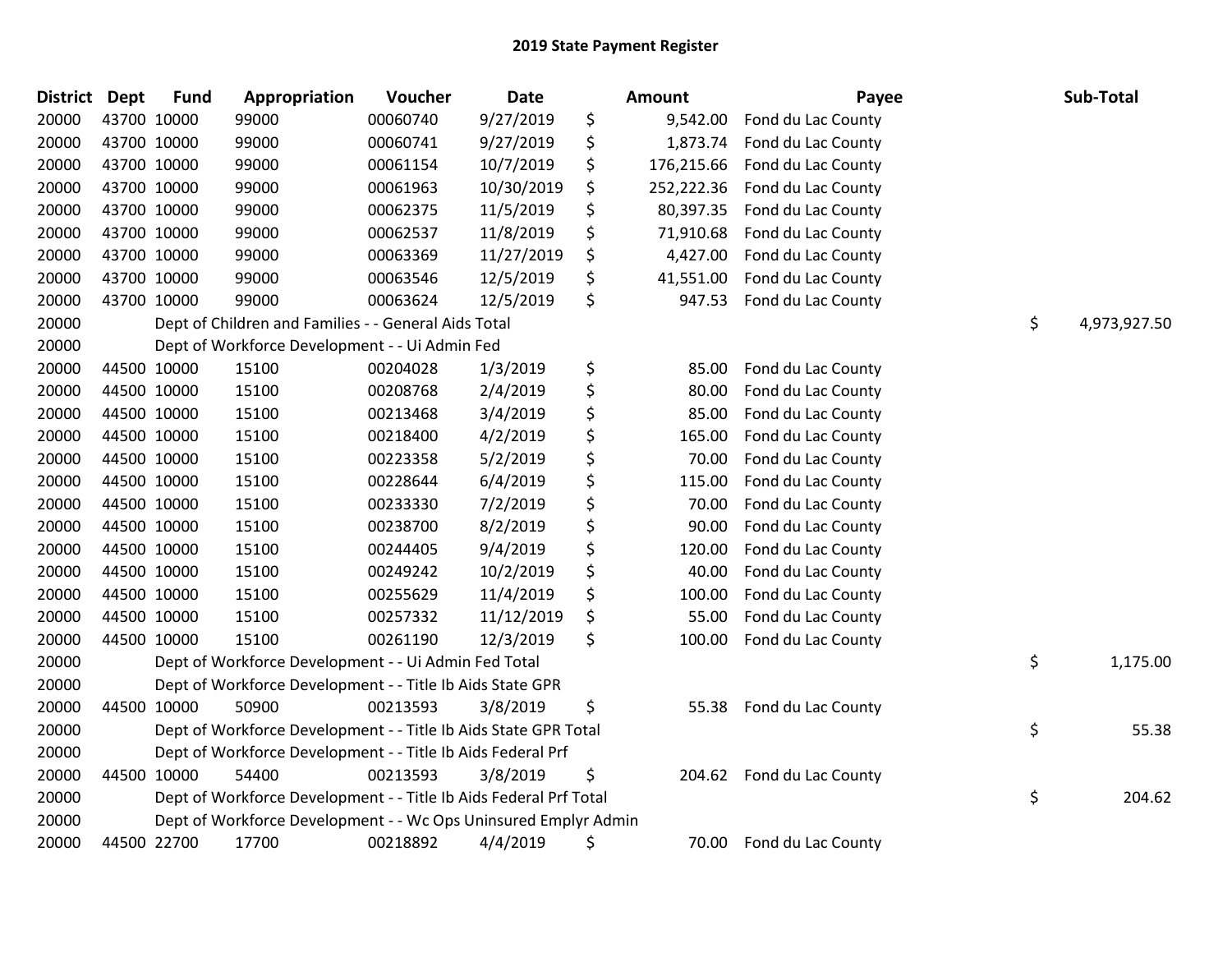# 2019 State Payment Register

| District | Dept | Fund | Appropriation | Voucher | Date | Amount | Payee | Sub-Total |
|---|---|---|---|---|---|---|---|---|
| 20000 | 43700 | 10000 | 99000 | 00060740 | 9/27/2019 | $ 9,542.00 | Fond du Lac County | |
| 20000 | 43700 | 10000 | 99000 | 00060741 | 9/27/2019 | $ 1,873.74 | Fond du Lac County | |
| 20000 | 43700 | 10000 | 99000 | 00061154 | 10/7/2019 | $ 176,215.66 | Fond du Lac County | |
| 20000 | 43700 | 10000 | 99000 | 00061963 | 10/30/2019 | $ 252,222.36 | Fond du Lac County | |
| 20000 | 43700 | 10000 | 99000 | 00062375 | 11/5/2019 | $ 80,397.35 | Fond du Lac County | |
| 20000 | 43700 | 10000 | 99000 | 00062537 | 11/8/2019 | $ 71,910.68 | Fond du Lac County | |
| 20000 | 43700 | 10000 | 99000 | 00063369 | 11/27/2019 | $ 4,427.00 | Fond du Lac County | |
| 20000 | 43700 | 10000 | 99000 | 00063546 | 12/5/2019 | $ 41,551.00 | Fond du Lac County | |
| 20000 | 43700 | 10000 | 99000 | 00063624 | 12/5/2019 | $ 947.53 | Fond du Lac County | |
| 20000 | | | Dept of Children and Families - - General Aids Total | | | | | $ 4,973,927.50 |
| 20000 | | | Dept of Workforce Development - - Ui Admin Fed | | | | | |
| 20000 | 44500 | 10000 | 15100 | 00204028 | 1/3/2019 | $ 85.00 | Fond du Lac County | |
| 20000 | 44500 | 10000 | 15100 | 00208768 | 2/4/2019 | $ 80.00 | Fond du Lac County | |
| 20000 | 44500 | 10000 | 15100 | 00213468 | 3/4/2019 | $ 85.00 | Fond du Lac County | |
| 20000 | 44500 | 10000 | 15100 | 00218400 | 4/2/2019 | $ 165.00 | Fond du Lac County | |
| 20000 | 44500 | 10000 | 15100 | 00223358 | 5/2/2019 | $ 70.00 | Fond du Lac County | |
| 20000 | 44500 | 10000 | 15100 | 00228644 | 6/4/2019 | $ 115.00 | Fond du Lac County | |
| 20000 | 44500 | 10000 | 15100 | 00233330 | 7/2/2019 | $ 70.00 | Fond du Lac County | |
| 20000 | 44500 | 10000 | 15100 | 00238700 | 8/2/2019 | $ 90.00 | Fond du Lac County | |
| 20000 | 44500 | 10000 | 15100 | 00244405 | 9/4/2019 | $ 120.00 | Fond du Lac County | |
| 20000 | 44500 | 10000 | 15100 | 00249242 | 10/2/2019 | $ 40.00 | Fond du Lac County | |
| 20000 | 44500 | 10000 | 15100 | 00255629 | 11/4/2019 | $ 100.00 | Fond du Lac County | |
| 20000 | 44500 | 10000 | 15100 | 00257332 | 11/12/2019 | $ 55.00 | Fond du Lac County | |
| 20000 | 44500 | 10000 | 15100 | 00261190 | 12/3/2019 | $ 100.00 | Fond du Lac County | |
| 20000 | | | Dept of Workforce Development - - Ui Admin Fed Total | | | | | $ 1,175.00 |
| 20000 | | | Dept of Workforce Development - - Title Ib Aids State GPR | | | | | |
| 20000 | 44500 | 10000 | 50900 | 00213593 | 3/8/2019 | $ 55.38 | Fond du Lac County | |
| 20000 | | | Dept of Workforce Development - - Title Ib Aids State GPR Total | | | | | $ 55.38 |
| 20000 | | | Dept of Workforce Development - - Title Ib Aids Federal Prf | | | | | |
| 20000 | 44500 | 10000 | 54400 | 00213593 | 3/8/2019 | $ 204.62 | Fond du Lac County | |
| 20000 | | | Dept of Workforce Development - - Title Ib Aids Federal Prf Total | | | | | $ 204.62 |
| 20000 | | | Dept of Workforce Development - - Wc Ops Uninsured Emplyr Admin | | | | | |
| 20000 | 44500 | 22700 | 17700 | 00218892 | 4/4/2019 | $ 70.00 | Fond du Lac County | |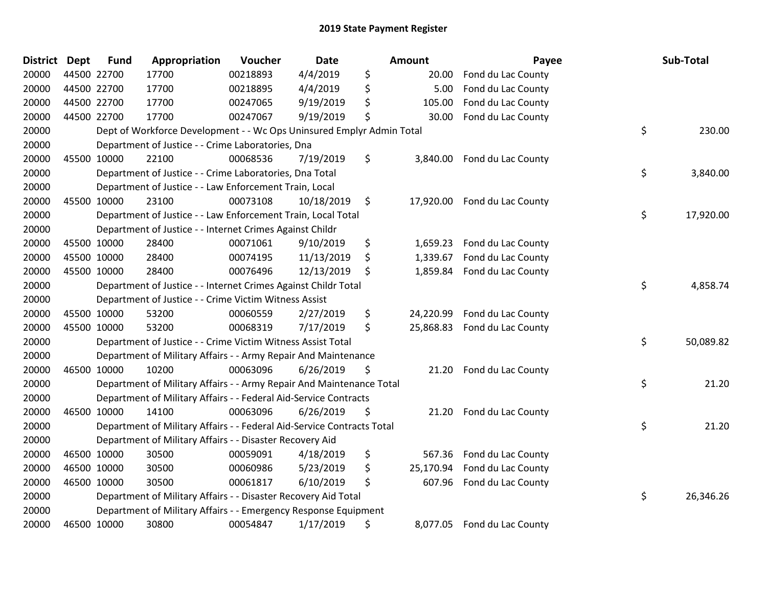# 2019 State Payment Register

| District | Dept | Fund | Appropriation | Voucher | Date | Amount | Payee | Sub-Total |
|---|---|---|---|---|---|---|---|---|
| 20000 | 44500 | 22700 | 17700 | 00218893 | 4/4/2019 | $ 20.00 | Fond du Lac County | |
| 20000 | 44500 | 22700 | 17700 | 00218895 | 4/4/2019 | $ 5.00 | Fond du Lac County | |
| 20000 | 44500 | 22700 | 17700 | 00247065 | 9/19/2019 | $ 105.00 | Fond du Lac County | |
| 20000 | 44500 | 22700 | 17700 | 00247067 | 9/19/2019 | $ 30.00 | Fond du Lac County | |
| 20000 | | | Dept of Workforce Development - - Wc Ops Uninsured Emplyr Admin Total | | | | | $ 230.00 |
| 20000 | | | Department of Justice - - Crime Laboratories, Dna | | | | | |
| 20000 | 45500 | 10000 | 22100 | 00068536 | 7/19/2019 | $ 3,840.00 | Fond du Lac County | |
| 20000 | | | Department of Justice - - Crime Laboratories, Dna Total | | | | | $ 3,840.00 |
| 20000 | | | Department of Justice - - Law Enforcement Train, Local | | | | | |
| 20000 | 45500 | 10000 | 23100 | 00073108 | 10/18/2019 | $ 17,920.00 | Fond du Lac County | |
| 20000 | | | Department of Justice - - Law Enforcement Train, Local Total | | | | | $ 17,920.00 |
| 20000 | | | Department of Justice - - Internet Crimes Against Childr | | | | | |
| 20000 | 45500 | 10000 | 28400 | 00071061 | 9/10/2019 | $ 1,659.23 | Fond du Lac County | |
| 20000 | 45500 | 10000 | 28400 | 00074195 | 11/13/2019 | $ 1,339.67 | Fond du Lac County | |
| 20000 | 45500 | 10000 | 28400 | 00076496 | 12/13/2019 | $ 1,859.84 | Fond du Lac County | |
| 20000 | | | Department of Justice - - Internet Crimes Against Childr Total | | | | | $ 4,858.74 |
| 20000 | | | Department of Justice - - Crime Victim Witness Assist | | | | | |
| 20000 | 45500 | 10000 | 53200 | 00060559 | 2/27/2019 | $ 24,220.99 | Fond du Lac County | |
| 20000 | 45500 | 10000 | 53200 | 00068319 | 7/17/2019 | $ 25,868.83 | Fond du Lac County | |
| 20000 | | | Department of Justice - - Crime Victim Witness Assist Total | | | | | $ 50,089.82 |
| 20000 | | | Department of Military Affairs - - Army Repair And Maintenance | | | | | |
| 20000 | 46500 | 10000 | 10200 | 00063096 | 6/26/2019 | $ 21.20 | Fond du Lac County | |
| 20000 | | | Department of Military Affairs - - Army Repair And Maintenance Total | | | | | $ 21.20 |
| 20000 | | | Department of Military Affairs - - Federal Aid-Service Contracts | | | | | |
| 20000 | 46500 | 10000 | 14100 | 00063096 | 6/26/2019 | $ 21.20 | Fond du Lac County | |
| 20000 | | | Department of Military Affairs - - Federal Aid-Service Contracts Total | | | | | $ 21.20 |
| 20000 | | | Department of Military Affairs - - Disaster Recovery Aid | | | | | |
| 20000 | 46500 | 10000 | 30500 | 00059091 | 4/18/2019 | $ 567.36 | Fond du Lac County | |
| 20000 | 46500 | 10000 | 30500 | 00060986 | 5/23/2019 | $ 25,170.94 | Fond du Lac County | |
| 20000 | 46500 | 10000 | 30500 | 00061817 | 6/10/2019 | $ 607.96 | Fond du Lac County | |
| 20000 | | | Department of Military Affairs - - Disaster Recovery Aid Total | | | | | $ 26,346.26 |
| 20000 | | | Department of Military Affairs - - Emergency Response Equipment | | | | | |
| 20000 | 46500 | 10000 | 30800 | 00054847 | 1/17/2019 | $ 8,077.05 | Fond du Lac County | |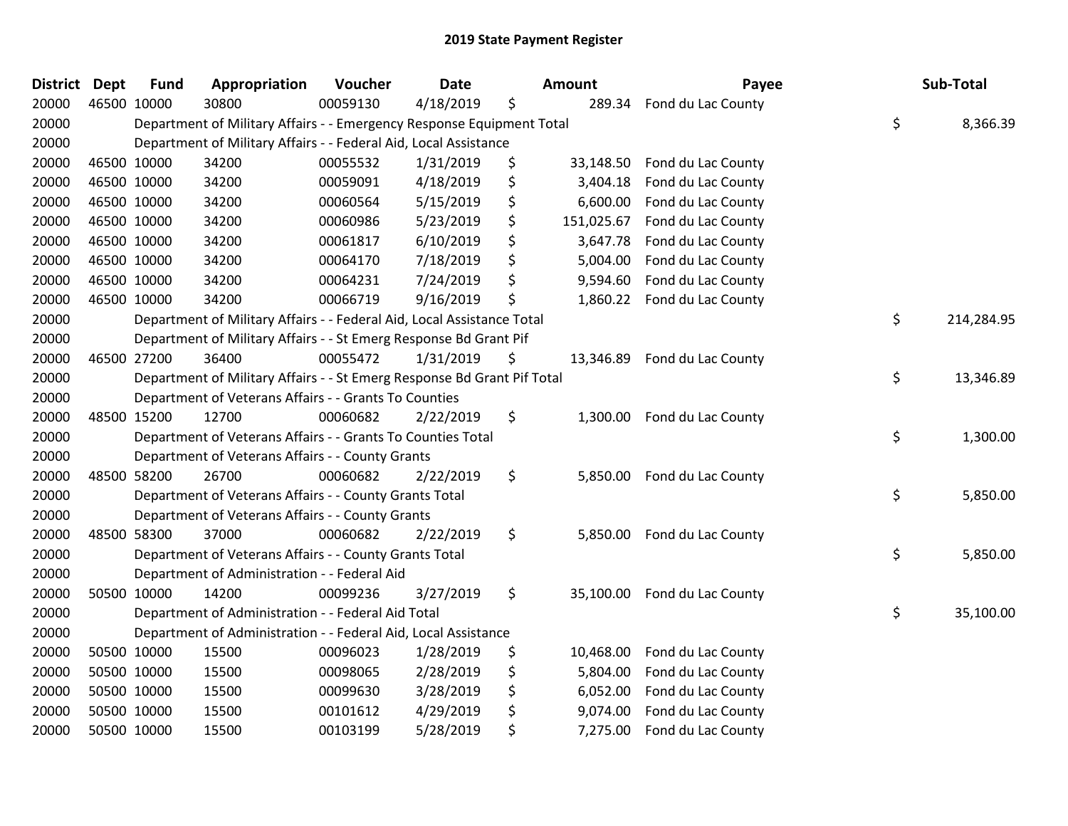## 2019 State Payment Register

| District | Dept | Fund | Appropriation | Voucher | Date | Amount | Payee | Sub-Total |
|---|---|---|---|---|---|---|---|---|
| 20000 | 46500 | 10000 | 30800 | 00059130 | 4/18/2019 | $ 289.34 | Fond du Lac County | |
| 20000 | | Department of Military Affairs - - Emergency Response Equipment Total | | | | | | $ 8,366.39 |
| 20000 | | Department of Military Affairs - - Federal Aid, Local Assistance | | | | | | |
| 20000 | 46500 | 10000 | 34200 | 00055532 | 1/31/2019 | $ 33,148.50 | Fond du Lac County | |
| 20000 | 46500 | 10000 | 34200 | 00059091 | 4/18/2019 | $ 3,404.18 | Fond du Lac County | |
| 20000 | 46500 | 10000 | 34200 | 00060564 | 5/15/2019 | $ 6,600.00 | Fond du Lac County | |
| 20000 | 46500 | 10000 | 34200 | 00060986 | 5/23/2019 | $ 151,025.67 | Fond du Lac County | |
| 20000 | 46500 | 10000 | 34200 | 00061817 | 6/10/2019 | $ 3,647.78 | Fond du Lac County | |
| 20000 | 46500 | 10000 | 34200 | 00064170 | 7/18/2019 | $ 5,004.00 | Fond du Lac County | |
| 20000 | 46500 | 10000 | 34200 | 00064231 | 7/24/2019 | $ 9,594.60 | Fond du Lac County | |
| 20000 | 46500 | 10000 | 34200 | 00066719 | 9/16/2019 | $ 1,860.22 | Fond du Lac County | |
| 20000 | | Department of Military Affairs - - Federal Aid, Local Assistance Total | | | | | | $ 214,284.95 |
| 20000 | | Department of Military Affairs - - St Emerg Response Bd Grant Pif | | | | | | |
| 20000 | 46500 | 27200 | 36400 | 00055472 | 1/31/2019 | $ 13,346.89 | Fond du Lac County | |
| 20000 | | Department of Military Affairs - - St Emerg Response Bd Grant Pif Total | | | | | | $ 13,346.89 |
| 20000 | | Department of Veterans Affairs - - Grants To Counties | | | | | | |
| 20000 | 48500 | 15200 | 12700 | 00060682 | 2/22/2019 | $ 1,300.00 | Fond du Lac County | |
| 20000 | | Department of Veterans Affairs - - Grants To Counties Total | | | | | | $ 1,300.00 |
| 20000 | | Department of Veterans Affairs - - County Grants | | | | | | |
| 20000 | 48500 | 58200 | 26700 | 00060682 | 2/22/2019 | $ 5,850.00 | Fond du Lac County | |
| 20000 | | Department of Veterans Affairs - - County Grants Total | | | | | | $ 5,850.00 |
| 20000 | | Department of Veterans Affairs - - County Grants | | | | | | |
| 20000 | 48500 | 58300 | 37000 | 00060682 | 2/22/2019 | $ 5,850.00 | Fond du Lac County | |
| 20000 | | Department of Veterans Affairs - - County Grants Total | | | | | | $ 5,850.00 |
| 20000 | | Department of Administration - - Federal Aid | | | | | | |
| 20000 | 50500 | 10000 | 14200 | 00099236 | 3/27/2019 | $ 35,100.00 | Fond du Lac County | |
| 20000 | | Department of Administration - - Federal Aid Total | | | | | | $ 35,100.00 |
| 20000 | | Department of Administration - - Federal Aid, Local Assistance | | | | | | |
| 20000 | 50500 | 10000 | 15500 | 00096023 | 1/28/2019 | $ 10,468.00 | Fond du Lac County | |
| 20000 | 50500 | 10000 | 15500 | 00098065 | 2/28/2019 | $ 5,804.00 | Fond du Lac County | |
| 20000 | 50500 | 10000 | 15500 | 00099630 | 3/28/2019 | $ 6,052.00 | Fond du Lac County | |
| 20000 | 50500 | 10000 | 15500 | 00101612 | 4/29/2019 | $ 9,074.00 | Fond du Lac County | |
| 20000 | 50500 | 10000 | 15500 | 00103199 | 5/28/2019 | $ 7,275.00 | Fond du Lac County | |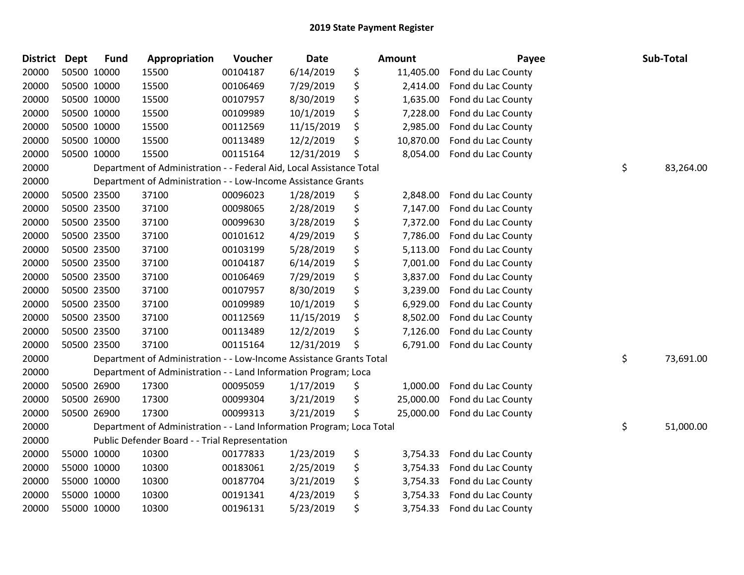## 2019 State Payment Register

| District | Dept | Fund | Appropriation | Voucher | Date | Amount | Payee | Sub-Total |
|---|---|---|---|---|---|---|---|---|
| 20000 | 50500 | 10000 | 15500 | 00104187 | 6/14/2019 | $ 11,405.00 | Fond du Lac County | |
| 20000 | 50500 | 10000 | 15500 | 00106469 | 7/29/2019 | $ 2,414.00 | Fond du Lac County | |
| 20000 | 50500 | 10000 | 15500 | 00107957 | 8/30/2019 | $ 1,635.00 | Fond du Lac County | |
| 20000 | 50500 | 10000 | 15500 | 00109989 | 10/1/2019 | $ 7,228.00 | Fond du Lac County | |
| 20000 | 50500 | 10000 | 15500 | 00112569 | 11/15/2019 | $ 2,985.00 | Fond du Lac County | |
| 20000 | 50500 | 10000 | 15500 | 00113489 | 12/2/2019 | $ 10,870.00 | Fond du Lac County | |
| 20000 | 50500 | 10000 | 15500 | 00115164 | 12/31/2019 | $ 8,054.00 | Fond du Lac County | |
| 20000 | | Department of Administration - - Federal Aid, Local Assistance Total | | | | | | $ 83,264.00 |
| 20000 | | Department of Administration - - Low-Income Assistance Grants | | | | | | |
| 20000 | 50500 | 23500 | 37100 | 00096023 | 1/28/2019 | $ 2,848.00 | Fond du Lac County | |
| 20000 | 50500 | 23500 | 37100 | 00098065 | 2/28/2019 | $ 7,147.00 | Fond du Lac County | |
| 20000 | 50500 | 23500 | 37100 | 00099630 | 3/28/2019 | $ 7,372.00 | Fond du Lac County | |
| 20000 | 50500 | 23500 | 37100 | 00101612 | 4/29/2019 | $ 7,786.00 | Fond du Lac County | |
| 20000 | 50500 | 23500 | 37100 | 00103199 | 5/28/2019 | $ 5,113.00 | Fond du Lac County | |
| 20000 | 50500 | 23500 | 37100 | 00104187 | 6/14/2019 | $ 7,001.00 | Fond du Lac County | |
| 20000 | 50500 | 23500 | 37100 | 00106469 | 7/29/2019 | $ 3,837.00 | Fond du Lac County | |
| 20000 | 50500 | 23500 | 37100 | 00107957 | 8/30/2019 | $ 3,239.00 | Fond du Lac County | |
| 20000 | 50500 | 23500 | 37100 | 00109989 | 10/1/2019 | $ 6,929.00 | Fond du Lac County | |
| 20000 | 50500 | 23500 | 37100 | 00112569 | 11/15/2019 | $ 8,502.00 | Fond du Lac County | |
| 20000 | 50500 | 23500 | 37100 | 00113489 | 12/2/2019 | $ 7,126.00 | Fond du Lac County | |
| 20000 | 50500 | 23500 | 37100 | 00115164 | 12/31/2019 | $ 6,791.00 | Fond du Lac County | |
| 20000 | | Department of Administration - - Low-Income Assistance Grants Total | | | | | | $ 73,691.00 |
| 20000 | | Department of Administration - - Land Information Program; Loca | | | | | | |
| 20000 | 50500 | 26900 | 17300 | 00095059 | 1/17/2019 | $ 1,000.00 | Fond du Lac County | |
| 20000 | 50500 | 26900 | 17300 | 00099304 | 3/21/2019 | $ 25,000.00 | Fond du Lac County | |
| 20000 | 50500 | 26900 | 17300 | 00099313 | 3/21/2019 | $ 25,000.00 | Fond du Lac County | |
| 20000 | | Department of Administration - - Land Information Program; Loca Total | | | | | | $ 51,000.00 |
| 20000 | | Public Defender Board - - Trial Representation | | | | | | |
| 20000 | 55000 | 10000 | 10300 | 00177833 | 1/23/2019 | $ 3,754.33 | Fond du Lac County | |
| 20000 | 55000 | 10000 | 10300 | 00183061 | 2/25/2019 | $ 3,754.33 | Fond du Lac County | |
| 20000 | 55000 | 10000 | 10300 | 00187704 | 3/21/2019 | $ 3,754.33 | Fond du Lac County | |
| 20000 | 55000 | 10000 | 10300 | 00191341 | 4/23/2019 | $ 3,754.33 | Fond du Lac County | |
| 20000 | 55000 | 10000 | 10300 | 00196131 | 5/23/2019 | $ 3,754.33 | Fond du Lac County | |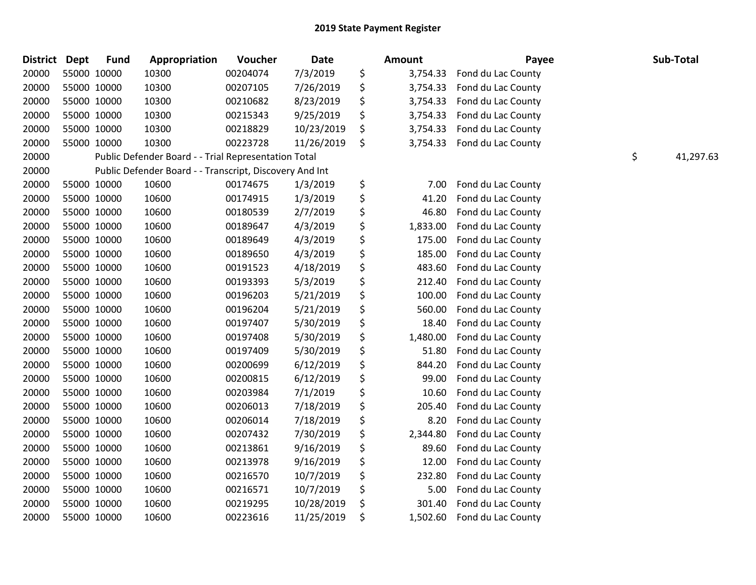## 2019 State Payment Register

| District | Dept | Fund | Appropriation | Voucher | Date | | Amount | Payee | Sub-Total |
|---|---|---|---|---|---|---|---|---|---|
| 20000 | 55000 | 10000 | 10300 | 00204074 | 7/3/2019 | $ | 3,754.33 | Fond du Lac County | |
| 20000 | 55000 | 10000 | 10300 | 00207105 | 7/26/2019 | $ | 3,754.33 | Fond du Lac County | |
| 20000 | 55000 | 10000 | 10300 | 00210682 | 8/23/2019 | $ | 3,754.33 | Fond du Lac County | |
| 20000 | 55000 | 10000 | 10300 | 00215343 | 9/25/2019 | $ | 3,754.33 | Fond du Lac County | |
| 20000 | 55000 | 10000 | 10300 | 00218829 | 10/23/2019 | $ | 3,754.33 | Fond du Lac County | |
| 20000 | 55000 | 10000 | 10300 | 00223728 | 11/26/2019 | $ | 3,754.33 | Fond du Lac County | |
| 20000 | | Public Defender Board - - Trial Representation Total | | | | | | | $ 41,297.63 |
| 20000 | | Public Defender Board - - Transcript, Discovery And Int | | | | | | | |
| 20000 | 55000 | 10000 | 10600 | 00174675 | 1/3/2019 | $ | 7.00 | Fond du Lac County | |
| 20000 | 55000 | 10000 | 10600 | 00174915 | 1/3/2019 | $ | 41.20 | Fond du Lac County | |
| 20000 | 55000 | 10000 | 10600 | 00180539 | 2/7/2019 | $ | 46.80 | Fond du Lac County | |
| 20000 | 55000 | 10000 | 10600 | 00189647 | 4/3/2019 | $ | 1,833.00 | Fond du Lac County | |
| 20000 | 55000 | 10000 | 10600 | 00189649 | 4/3/2019 | $ | 175.00 | Fond du Lac County | |
| 20000 | 55000 | 10000 | 10600 | 00189650 | 4/3/2019 | $ | 185.00 | Fond du Lac County | |
| 20000 | 55000 | 10000 | 10600 | 00191523 | 4/18/2019 | $ | 483.60 | Fond du Lac County | |
| 20000 | 55000 | 10000 | 10600 | 00193393 | 5/3/2019 | $ | 212.40 | Fond du Lac County | |
| 20000 | 55000 | 10000 | 10600 | 00196203 | 5/21/2019 | $ | 100.00 | Fond du Lac County | |
| 20000 | 55000 | 10000 | 10600 | 00196204 | 5/21/2019 | $ | 560.00 | Fond du Lac County | |
| 20000 | 55000 | 10000 | 10600 | 00197407 | 5/30/2019 | $ | 18.40 | Fond du Lac County | |
| 20000 | 55000 | 10000 | 10600 | 00197408 | 5/30/2019 | $ | 1,480.00 | Fond du Lac County | |
| 20000 | 55000 | 10000 | 10600 | 00197409 | 5/30/2019 | $ | 51.80 | Fond du Lac County | |
| 20000 | 55000 | 10000 | 10600 | 00200699 | 6/12/2019 | $ | 844.20 | Fond du Lac County | |
| 20000 | 55000 | 10000 | 10600 | 00200815 | 6/12/2019 | $ | 99.00 | Fond du Lac County | |
| 20000 | 55000 | 10000 | 10600 | 00203984 | 7/1/2019 | $ | 10.60 | Fond du Lac County | |
| 20000 | 55000 | 10000 | 10600 | 00206013 | 7/18/2019 | $ | 205.40 | Fond du Lac County | |
| 20000 | 55000 | 10000 | 10600 | 00206014 | 7/18/2019 | $ | 8.20 | Fond du Lac County | |
| 20000 | 55000 | 10000 | 10600 | 00207432 | 7/30/2019 | $ | 2,344.80 | Fond du Lac County | |
| 20000 | 55000 | 10000 | 10600 | 00213861 | 9/16/2019 | $ | 89.60 | Fond du Lac County | |
| 20000 | 55000 | 10000 | 10600 | 00213978 | 9/16/2019 | $ | 12.00 | Fond du Lac County | |
| 20000 | 55000 | 10000 | 10600 | 00216570 | 10/7/2019 | $ | 232.80 | Fond du Lac County | |
| 20000 | 55000 | 10000 | 10600 | 00216571 | 10/7/2019 | $ | 5.00 | Fond du Lac County | |
| 20000 | 55000 | 10000 | 10600 | 00219295 | 10/28/2019 | $ | 301.40 | Fond du Lac County | |
| 20000 | 55000 | 10000 | 10600 | 00223616 | 11/25/2019 | $ | 1,502.60 | Fond du Lac County | |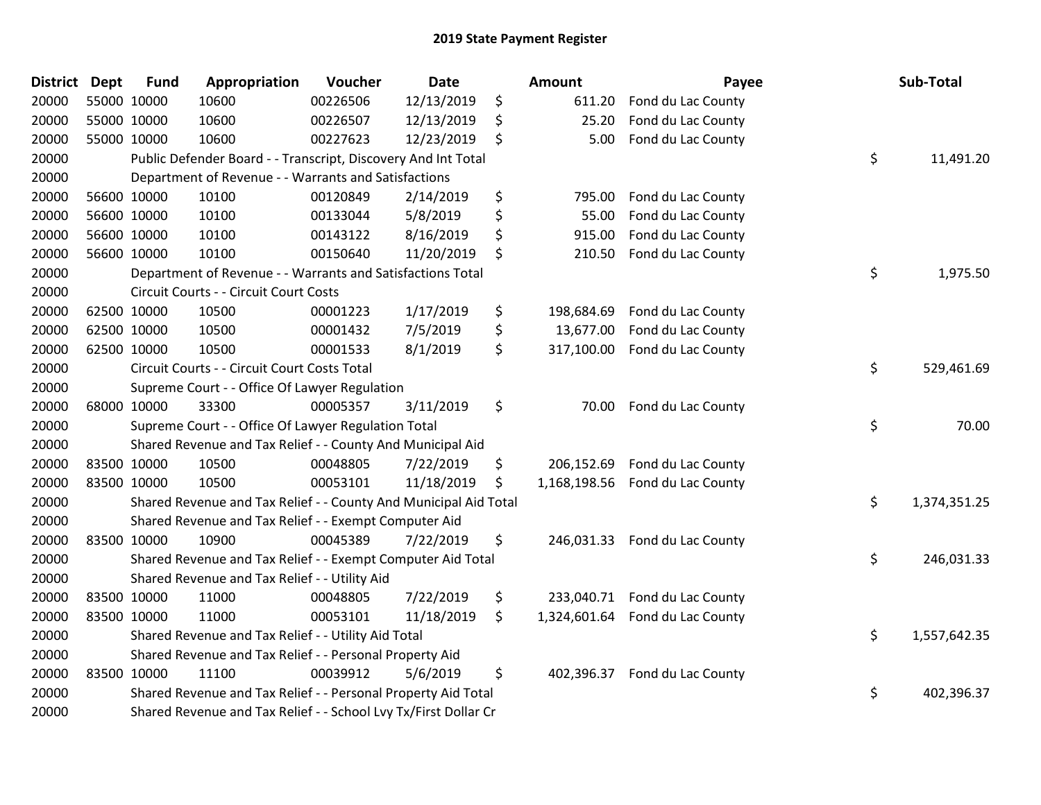# 2019 State Payment Register

| District | Dept | Fund | Appropriation | Voucher | Date | | Amount | Payee | | Sub-Total |
|---|---|---|---|---|---|---|---|---|---|---|
| 20000 | 55000 | 10000 | 10600 | 00226506 | 12/13/2019 | $ | 611.20 | Fond du Lac County | | |
| 20000 | 55000 | 10000 | 10600 | 00226507 | 12/13/2019 | $ | 25.20 | Fond du Lac County | | |
| 20000 | 55000 | 10000 | 10600 | 00227623 | 12/23/2019 | $ | 5.00 | Fond du Lac County | | |
| 20000 | | | Public Defender Board - - Transcript, Discovery And Int Total | | | | | | $ | 11,491.20 |
| 20000 | | | Department of Revenue - - Warrants and Satisfactions | | | | | | | |
| 20000 | 56600 | 10000 | 10100 | 00120849 | 2/14/2019 | $ | 795.00 | Fond du Lac County | | |
| 20000 | 56600 | 10000 | 10100 | 00133044 | 5/8/2019 | $ | 55.00 | Fond du Lac County | | |
| 20000 | 56600 | 10000 | 10100 | 00143122 | 8/16/2019 | $ | 915.00 | Fond du Lac County | | |
| 20000 | 56600 | 10000 | 10100 | 00150640 | 11/20/2019 | $ | 210.50 | Fond du Lac County | | |
| 20000 | | | Department of Revenue - - Warrants and Satisfactions Total | | | | | | $ | 1,975.50 |
| 20000 | | | Circuit Courts - - Circuit Court Costs | | | | | | | |
| 20000 | 62500 | 10000 | 10500 | 00001223 | 1/17/2019 | $ | 198,684.69 | Fond du Lac County | | |
| 20000 | 62500 | 10000 | 10500 | 00001432 | 7/5/2019 | $ | 13,677.00 | Fond du Lac County | | |
| 20000 | 62500 | 10000 | 10500 | 00001533 | 8/1/2019 | $ | 317,100.00 | Fond du Lac County | | |
| 20000 | | | Circuit Courts - - Circuit Court Costs Total | | | | | | $ | 529,461.69 |
| 20000 | | | Supreme Court - - Office Of Lawyer Regulation | | | | | | | |
| 20000 | 68000 | 10000 | 33300 | 00005357 | 3/11/2019 | $ | 70.00 | Fond du Lac County | | |
| 20000 | | | Supreme Court - - Office Of Lawyer Regulation Total | | | | | | $ | 70.00 |
| 20000 | | | Shared Revenue and Tax Relief - - County And Municipal Aid | | | | | | | |
| 20000 | 83500 | 10000 | 10500 | 00048805 | 7/22/2019 | $ | 206,152.69 | Fond du Lac County | | |
| 20000 | 83500 | 10000 | 10500 | 00053101 | 11/18/2019 | $ | 1,168,198.56 | Fond du Lac County | | |
| 20000 | | | Shared Revenue and Tax Relief - - County And Municipal Aid Total | | | | | | $ | 1,374,351.25 |
| 20000 | | | Shared Revenue and Tax Relief - - Exempt Computer Aid | | | | | | | |
| 20000 | 83500 | 10000 | 10900 | 00045389 | 7/22/2019 | $ | 246,031.33 | Fond du Lac County | | |
| 20000 | | | Shared Revenue and Tax Relief - - Exempt Computer Aid Total | | | | | | $ | 246,031.33 |
| 20000 | | | Shared Revenue and Tax Relief - - Utility Aid | | | | | | | |
| 20000 | 83500 | 10000 | 11000 | 00048805 | 7/22/2019 | $ | 233,040.71 | Fond du Lac County | | |
| 20000 | 83500 | 10000 | 11000 | 00053101 | 11/18/2019 | $ | 1,324,601.64 | Fond du Lac County | | |
| 20000 | | | Shared Revenue and Tax Relief - - Utility Aid Total | | | | | | $ | 1,557,642.35 |
| 20000 | | | Shared Revenue and Tax Relief - - Personal Property Aid | | | | | | | |
| 20000 | 83500 | 10000 | 11100 | 00039912 | 5/6/2019 | $ | 402,396.37 | Fond du Lac County | | |
| 20000 | | | Shared Revenue and Tax Relief - - Personal Property Aid Total | | | | | | $ | 402,396.37 |
| 20000 | | | Shared Revenue and Tax Relief - - School Lvy Tx/First Dollar Cr | | | | | | | |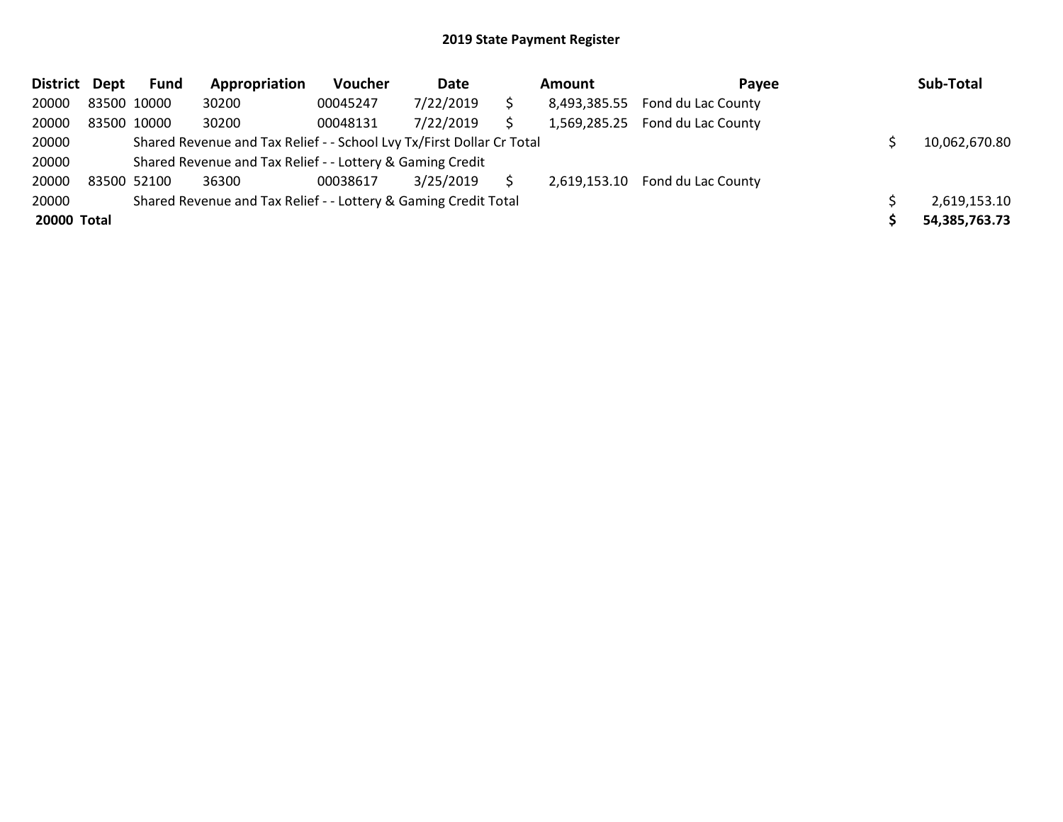## 2019 State Payment Register

| District | Dept | Fund | Appropriation | Voucher | Date | Amount | Payee | Sub-Total |
|---|---|---|---|---|---|---|---|---|
| 20000 | 83500 | 10000 | 30200 | 00045247 | 7/22/2019 | $ 8,493,385.55 | Fond du Lac County | |
| 20000 | 83500 | 10000 | 30200 | 00048131 | 7/22/2019 | $ 1,569,285.25 | Fond du Lac County | |
| 20000 | | Shared Revenue and Tax Relief - - School Lvy Tx/First Dollar Cr Total | | | | | | $ 10,062,670.80 |
| 20000 | | Shared Revenue and Tax Relief - - Lottery & Gaming Credit | | | | | | |
| 20000 | 83500 | 52100 | 36300 | 00038617 | 3/25/2019 | $ 2,619,153.10 | Fond du Lac County | |
| 20000 | | Shared Revenue and Tax Relief - - Lottery & Gaming Credit Total | | | | | | $ 2,619,153.10 |
| **20000** | **Total** | | | | | | | **$ 54,385,763.73** |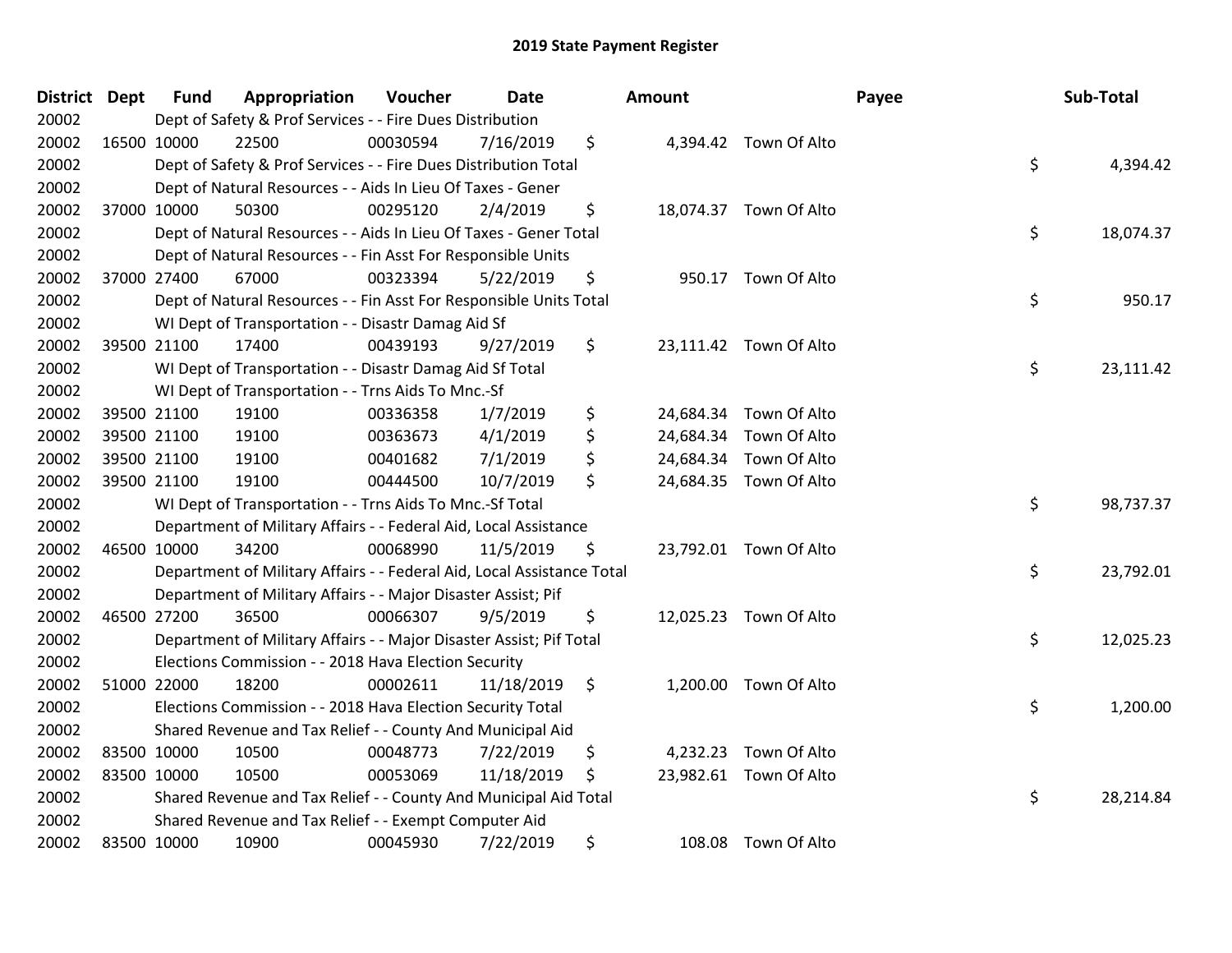## 2019 State Payment Register

| District | Dept | Fund | Appropriation | Voucher | Date | Amount | Payee | Sub-Total |
|---|---|---|---|---|---|---|---|---|
| 20002 | | Dept of Safety & Prof Services - - Fire Dues Distribution | | | | | | |
| 20002 | 16500 | 10000 | 22500 | 00030594 | 7/16/2019 | $ 4,394.42 | Town Of Alto | |
| 20002 | | Dept of Safety & Prof Services - - Fire Dues Distribution Total | | | | | | $ 4,394.42 |
| 20002 | | Dept of Natural Resources - - Aids In Lieu Of Taxes - Gener | | | | | | |
| 20002 | 37000 | 10000 | 50300 | 00295120 | 2/4/2019 | $ 18,074.37 | Town Of Alto | |
| 20002 | | Dept of Natural Resources - - Aids In Lieu Of Taxes - Gener Total | | | | | | $ 18,074.37 |
| 20002 | | Dept of Natural Resources - - Fin Asst For Responsible Units | | | | | | |
| 20002 | 37000 | 27400 | 67000 | 00323394 | 5/22/2019 | $ 950.17 | Town Of Alto | |
| 20002 | | Dept of Natural Resources - - Fin Asst For Responsible Units Total | | | | | | $ 950.17 |
| 20002 | | WI Dept of Transportation - - Disastr Damag Aid Sf | | | | | | |
| 20002 | 39500 | 21100 | 17400 | 00439193 | 9/27/2019 | $ 23,111.42 | Town Of Alto | |
| 20002 | | WI Dept of Transportation - - Disastr Damag Aid Sf Total | | | | | | $ 23,111.42 |
| 20002 | | WI Dept of Transportation - - Trns Aids To Mnc.-Sf | | | | | | |
| 20002 | 39500 | 21100 | 19100 | 00336358 | 1/7/2019 | $ 24,684.34 | Town Of Alto | |
| 20002 | 39500 | 21100 | 19100 | 00363673 | 4/1/2019 | $ 24,684.34 | Town Of Alto | |
| 20002 | 39500 | 21100 | 19100 | 00401682 | 7/1/2019 | $ 24,684.34 | Town Of Alto | |
| 20002 | 39500 | 21100 | 19100 | 00444500 | 10/7/2019 | $ 24,684.35 | Town Of Alto | |
| 20002 | | WI Dept of Transportation - - Trns Aids To Mnc.-Sf Total | | | | | | $ 98,737.37 |
| 20002 | | Department of Military Affairs - - Federal Aid, Local Assistance | | | | | | |
| 20002 | 46500 | 10000 | 34200 | 00068990 | 11/5/2019 | $ 23,792.01 | Town Of Alto | |
| 20002 | | Department of Military Affairs - - Federal Aid, Local Assistance Total | | | | | | $ 23,792.01 |
| 20002 | | Department of Military Affairs - - Major Disaster Assist; Pif | | | | | | |
| 20002 | 46500 | 27200 | 36500 | 00066307 | 9/5/2019 | $ 12,025.23 | Town Of Alto | |
| 20002 | | Department of Military Affairs - - Major Disaster Assist; Pif Total | | | | | | $ 12,025.23 |
| 20002 | | Elections Commission - - 2018 Hava Election Security | | | | | | |
| 20002 | 51000 | 22000 | 18200 | 00002611 | 11/18/2019 | $ 1,200.00 | Town Of Alto | |
| 20002 | | Elections Commission - - 2018 Hava Election Security Total | | | | | | $ 1,200.00 |
| 20002 | | Shared Revenue and Tax Relief - - County And Municipal Aid | | | | | | |
| 20002 | 83500 | 10000 | 10500 | 00048773 | 7/22/2019 | $ 4,232.23 | Town Of Alto | |
| 20002 | 83500 | 10000 | 10500 | 00053069 | 11/18/2019 | $ 23,982.61 | Town Of Alto | |
| 20002 | | Shared Revenue and Tax Relief - - County And Municipal Aid Total | | | | | | $ 28,214.84 |
| 20002 | | Shared Revenue and Tax Relief - - Exempt Computer Aid | | | | | | |
| 20002 | 83500 | 10000 | 10900 | 00045930 | 7/22/2019 | $ 108.08 | Town Of Alto | |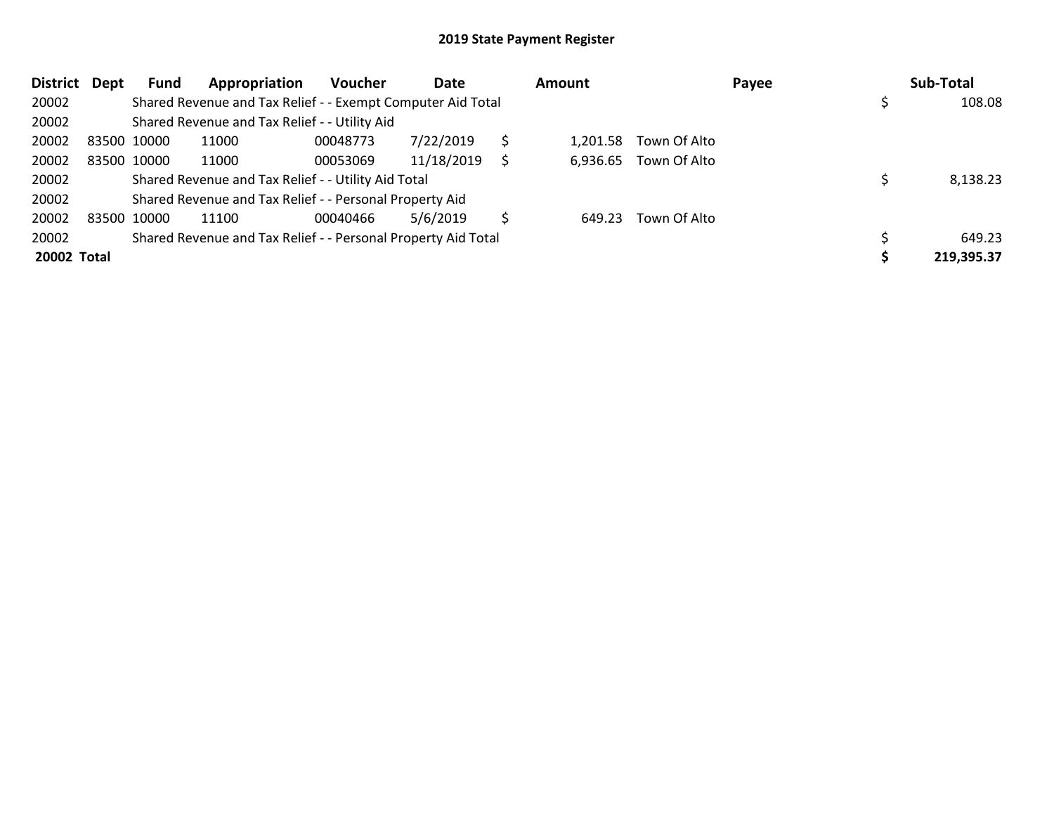# 2019 State Payment Register

| District | Dept | Fund | Appropriation | Voucher | Date | Amount | Payee | Sub-Total |
|---|---|---|---|---|---|---|---|---|
| 20002 | | Shared Revenue and Tax Relief - - Exempt Computer Aid Total | | | | | | $ 108.08 |
| 20002 | | Shared Revenue and Tax Relief - - Utility Aid | | | | | | |
| 20002 | 83500 | 10000 | 11000 | 00048773 | 7/22/2019 | $ 1,201.58 | Town Of Alto | |
| 20002 | 83500 | 10000 | 11000 | 00053069 | 11/18/2019 | $ 6,936.65 | Town Of Alto | |
| 20002 | | Shared Revenue and Tax Relief - - Utility Aid Total | | | | | | $ 8,138.23 |
| 20002 | | Shared Revenue and Tax Relief - - Personal Property Aid | | | | | | |
| 20002 | 83500 | 10000 | 11100 | 00040466 | 5/6/2019 | $ 649.23 | Town Of Alto | |
| 20002 | | Shared Revenue and Tax Relief - - Personal Property Aid Total | | | | | | $ 649.23 |
| **20002 Total** | | | | | | | | **$ 219,395.37** |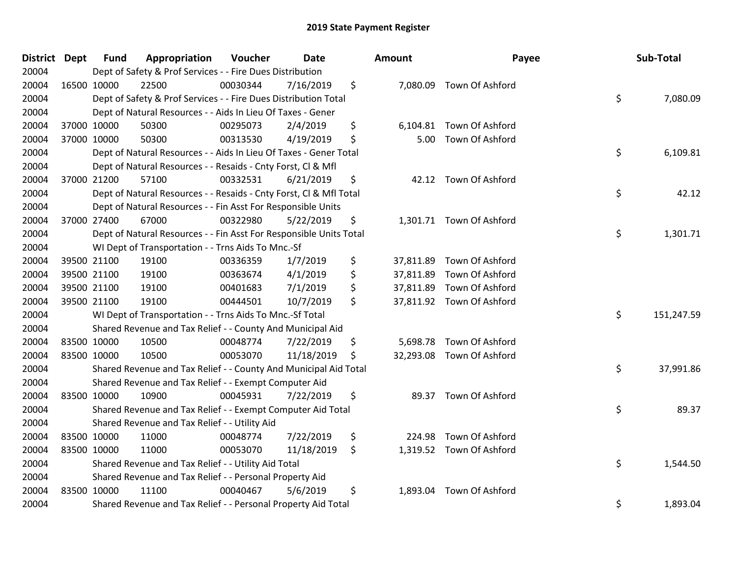# 2019 State Payment Register

| District | Dept | Fund | Appropriation | Voucher | Date | Amount | Payee | Sub-Total |
|---|---|---|---|---|---|---|---|---|
| 20004 | | Dept of Safety & Prof Services - - Fire Dues Distribution | | | | | | |
| 20004 | 16500 | 10000 | 22500 | 00030344 | 7/16/2019 | $ 7,080.09 | Town Of Ashford | |
| 20004 | | Dept of Safety & Prof Services - - Fire Dues Distribution Total | | | | | | $ 7,080.09 |
| 20004 | | Dept of Natural Resources - - Aids In Lieu Of Taxes - Gener | | | | | | |
| 20004 | 37000 | 10000 | 50300 | 00295073 | 2/4/2019 | $ 6,104.81 | Town Of Ashford | |
| 20004 | 37000 | 10000 | 50300 | 00313530 | 4/19/2019 | $ 5.00 | Town Of Ashford | |
| 20004 | | Dept of Natural Resources - - Aids In Lieu Of Taxes - Gener Total | | | | | | $ 6,109.81 |
| 20004 | | Dept of Natural Resources - - Resaids - Cnty Forst, Cl & Mfl | | | | | | |
| 20004 | 37000 | 21200 | 57100 | 00332531 | 6/21/2019 | $ 42.12 | Town Of Ashford | |
| 20004 | | Dept of Natural Resources - - Resaids - Cnty Forst, Cl & Mfl Total | | | | | | $ 42.12 |
| 20004 | | Dept of Natural Resources - - Fin Asst For Responsible Units | | | | | | |
| 20004 | 37000 | 27400 | 67000 | 00322980 | 5/22/2019 | $ 1,301.71 | Town Of Ashford | |
| 20004 | | Dept of Natural Resources - - Fin Asst For Responsible Units Total | | | | | | $ 1,301.71 |
| 20004 | | WI Dept of Transportation - - Trns Aids To Mnc.-Sf | | | | | | |
| 20004 | 39500 | 21100 | 19100 | 00336359 | 1/7/2019 | $ 37,811.89 | Town Of Ashford | |
| 20004 | 39500 | 21100 | 19100 | 00363674 | 4/1/2019 | $ 37,811.89 | Town Of Ashford | |
| 20004 | 39500 | 21100 | 19100 | 00401683 | 7/1/2019 | $ 37,811.89 | Town Of Ashford | |
| 20004 | 39500 | 21100 | 19100 | 00444501 | 10/7/2019 | $ 37,811.92 | Town Of Ashford | |
| 20004 | | WI Dept of Transportation - - Trns Aids To Mnc.-Sf Total | | | | | | $ 151,247.59 |
| 20004 | | Shared Revenue and Tax Relief - - County And Municipal Aid | | | | | | |
| 20004 | 83500 | 10000 | 10500 | 00048774 | 7/22/2019 | $ 5,698.78 | Town Of Ashford | |
| 20004 | 83500 | 10000 | 10500 | 00053070 | 11/18/2019 | $ 32,293.08 | Town Of Ashford | |
| 20004 | | Shared Revenue and Tax Relief - - County And Municipal Aid Total | | | | | | $ 37,991.86 |
| 20004 | | Shared Revenue and Tax Relief - - Exempt Computer Aid | | | | | | |
| 20004 | 83500 | 10000 | 10900 | 00045931 | 7/22/2019 | $ 89.37 | Town Of Ashford | |
| 20004 | | Shared Revenue and Tax Relief - - Exempt Computer Aid Total | | | | | | $ 89.37 |
| 20004 | | Shared Revenue and Tax Relief - - Utility Aid | | | | | | |
| 20004 | 83500 | 10000 | 11000 | 00048774 | 7/22/2019 | $ 224.98 | Town Of Ashford | |
| 20004 | 83500 | 10000 | 11000 | 00053070 | 11/18/2019 | $ 1,319.52 | Town Of Ashford | |
| 20004 | | Shared Revenue and Tax Relief - - Utility Aid Total | | | | | | $ 1,544.50 |
| 20004 | | Shared Revenue and Tax Relief - - Personal Property Aid | | | | | | |
| 20004 | 83500 | 10000 | 11100 | 00040467 | 5/6/2019 | $ 1,893.04 | Town Of Ashford | |
| 20004 | | Shared Revenue and Tax Relief - - Personal Property Aid Total | | | | | | $ 1,893.04 |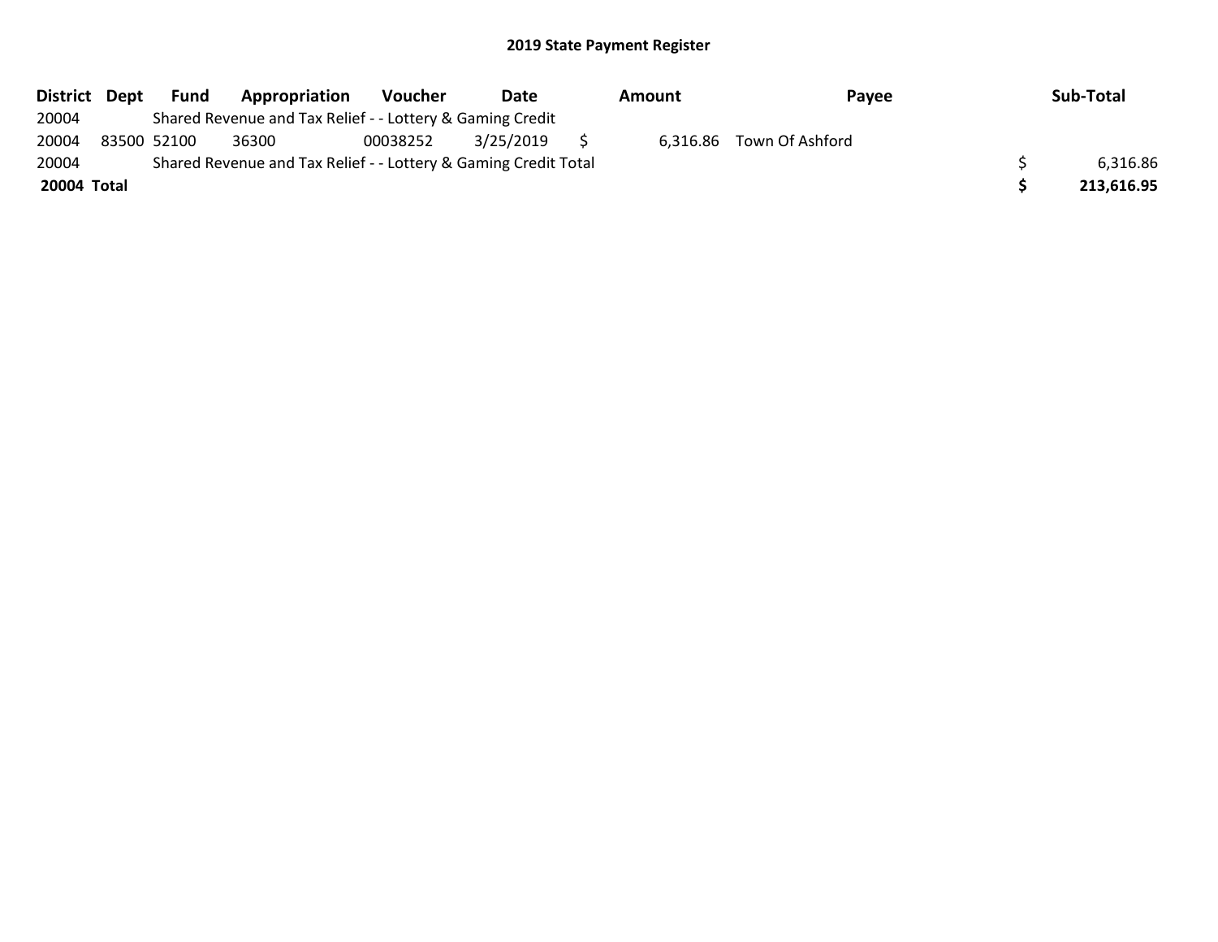## 2019 State Payment Register

| District | Dept | Fund | Appropriation | Voucher | Date | Amount | Payee | Sub-Total |
|---|---|---|---|---|---|---|---|---|
| 20004 | | Shared Revenue and Tax Relief - - Lottery & Gaming Credit | | | | | | |
| 20004 | 83500 | 52100 | 36300 | 00038252 | 3/25/2019 | $ 6,316.86 | Town Of Ashford | |
| 20004 | | Shared Revenue and Tax Relief - - Lottery & Gaming Credit Total | | | | | | $ 6,316.86 |
| **20004 Total** | | | | | | | | **$ 213,616.95** |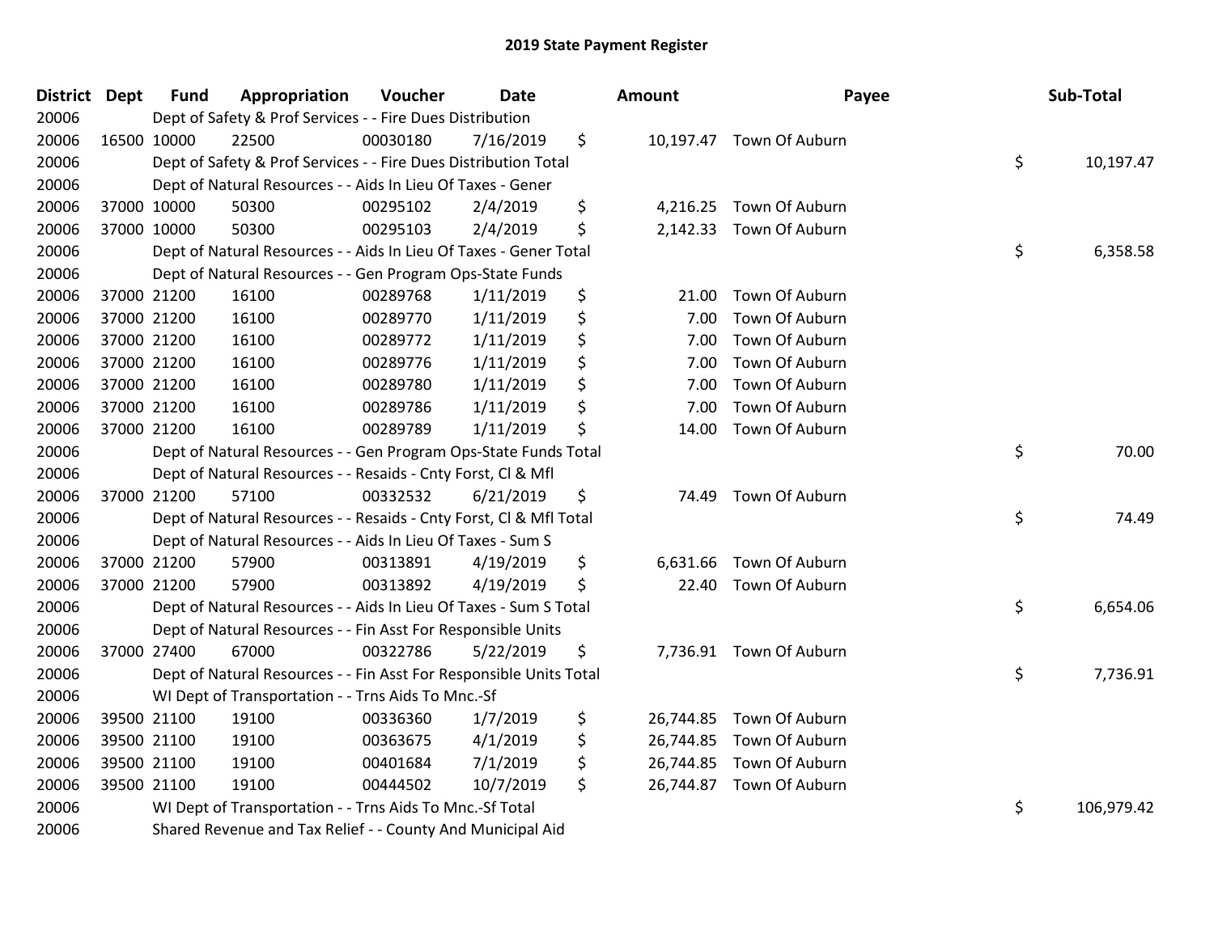# 2019 State Payment Register

| District | Dept | Fund | Appropriation | Voucher | Date | Amount | Payee | Sub-Total |
|---|---|---|---|---|---|---|---|---|
| 20006 | | Dept of Safety & Prof Services - - Fire Dues Distribution | | | | | | |
| 20006 | 16500 | 10000 | 22500 | 00030180 | 7/16/2019 | $ 10,197.47 | Town Of Auburn | |
| 20006 | | Dept of Safety & Prof Services - - Fire Dues Distribution Total | | | | | | $ 10,197.47 |
| 20006 | | Dept of Natural Resources - - Aids In Lieu Of Taxes - Gener | | | | | | |
| 20006 | 37000 | 10000 | 50300 | 00295102 | 2/4/2019 | $ 4,216.25 | Town Of Auburn | |
| 20006 | 37000 | 10000 | 50300 | 00295103 | 2/4/2019 | $ 2,142.33 | Town Of Auburn | |
| 20006 | | Dept of Natural Resources - - Aids In Lieu Of Taxes - Gener Total | | | | | | $ 6,358.58 |
| 20006 | | Dept of Natural Resources - - Gen Program Ops-State Funds | | | | | | |
| 20006 | 37000 | 21200 | 16100 | 00289768 | 1/11/2019 | $ 21.00 | Town Of Auburn | |
| 20006 | 37000 | 21200 | 16100 | 00289770 | 1/11/2019 | $ 7.00 | Town Of Auburn | |
| 20006 | 37000 | 21200 | 16100 | 00289772 | 1/11/2019 | $ 7.00 | Town Of Auburn | |
| 20006 | 37000 | 21200 | 16100 | 00289776 | 1/11/2019 | $ 7.00 | Town Of Auburn | |
| 20006 | 37000 | 21200 | 16100 | 00289780 | 1/11/2019 | $ 7.00 | Town Of Auburn | |
| 20006 | 37000 | 21200 | 16100 | 00289786 | 1/11/2019 | $ 7.00 | Town Of Auburn | |
| 20006 | 37000 | 21200 | 16100 | 00289789 | 1/11/2019 | $ 14.00 | Town Of Auburn | |
| 20006 | | Dept of Natural Resources - - Gen Program Ops-State Funds Total | | | | | | $ 70.00 |
| 20006 | | Dept of Natural Resources - - Resaids - Cnty Forst, Cl & Mfl | | | | | | |
| 20006 | 37000 | 21200 | 57100 | 00332532 | 6/21/2019 | $ 74.49 | Town Of Auburn | |
| 20006 | | Dept of Natural Resources - - Resaids - Cnty Forst, Cl & Mfl Total | | | | | | $ 74.49 |
| 20006 | | Dept of Natural Resources - - Aids In Lieu Of Taxes - Sum S | | | | | | |
| 20006 | 37000 | 21200 | 57900 | 00313891 | 4/19/2019 | $ 6,631.66 | Town Of Auburn | |
| 20006 | 37000 | 21200 | 57900 | 00313892 | 4/19/2019 | $ 22.40 | Town Of Auburn | |
| 20006 | | Dept of Natural Resources - - Aids In Lieu Of Taxes - Sum S Total | | | | | | $ 6,654.06 |
| 20006 | | Dept of Natural Resources - - Fin Asst For Responsible Units | | | | | | |
| 20006 | 37000 | 27400 | 67000 | 00322786 | 5/22/2019 | $ 7,736.91 | Town Of Auburn | |
| 20006 | | Dept of Natural Resources - - Fin Asst For Responsible Units Total | | | | | | $ 7,736.91 |
| 20006 | | WI Dept of Transportation - - Trns Aids To Mnc.-Sf | | | | | | |
| 20006 | 39500 | 21100 | 19100 | 00336360 | 1/7/2019 | $ 26,744.85 | Town Of Auburn | |
| 20006 | 39500 | 21100 | 19100 | 00363675 | 4/1/2019 | $ 26,744.85 | Town Of Auburn | |
| 20006 | 39500 | 21100 | 19100 | 00401684 | 7/1/2019 | $ 26,744.85 | Town Of Auburn | |
| 20006 | 39500 | 21100 | 19100 | 00444502 | 10/7/2019 | $ 26,744.87 | Town Of Auburn | |
| 20006 | | WI Dept of Transportation - - Trns Aids To Mnc.-Sf Total | | | | | | $ 106,979.42 |
| 20006 | | Shared Revenue and Tax Relief - - County And Municipal Aid | | | | | | |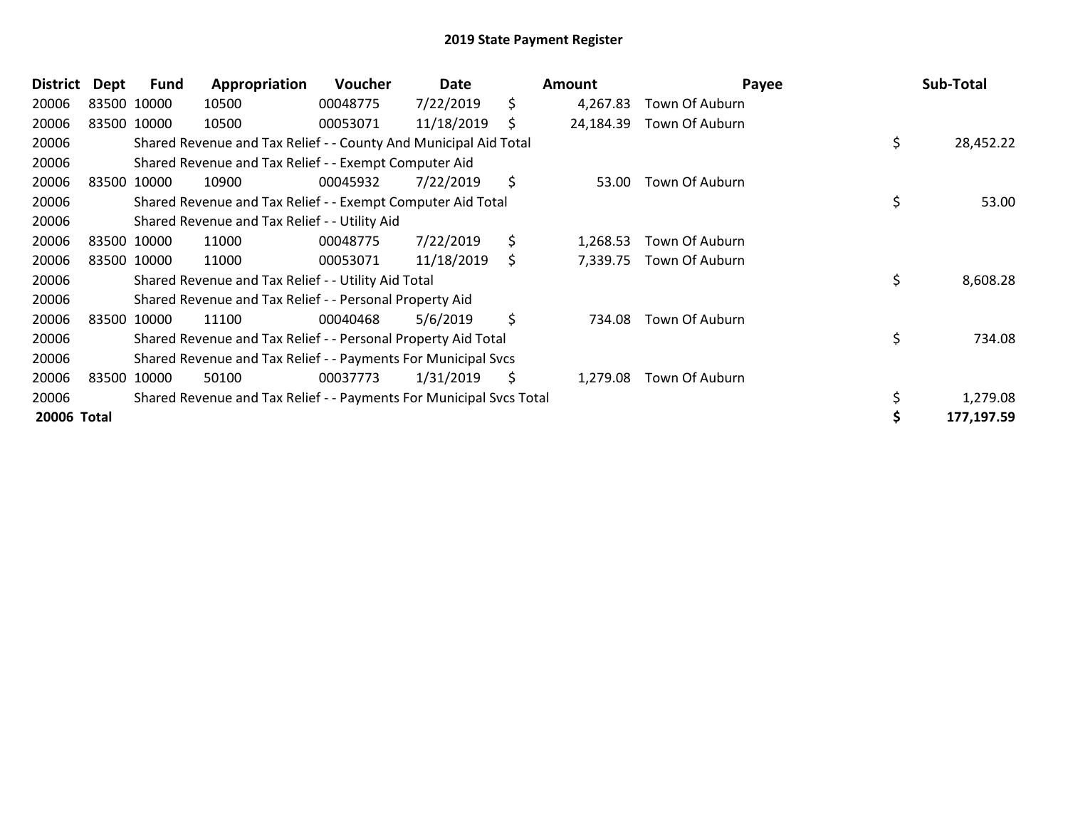# 2019 State Payment Register

| District | Dept | Fund | Appropriation | Voucher | Date | Amount | Payee | Sub-Total |
|---|---|---|---|---|---|---|---|---|
| 20006 | 83500 | 10000 | 10500 | 00048775 | 7/22/2019 | $ 4,267.83 | Town Of Auburn | |
| 20006 | 83500 | 10000 | 10500 | 00053071 | 11/18/2019 | $ 24,184.39 | Town Of Auburn | |
| 20006 | | Shared Revenue and Tax Relief - - County And Municipal Aid Total | | | | | | $ 28,452.22 |
| 20006 | | Shared Revenue and Tax Relief - - Exempt Computer Aid | | | | | | |
| 20006 | 83500 | 10000 | 10900 | 00045932 | 7/22/2019 | $ 53.00 | Town Of Auburn | |
| 20006 | | Shared Revenue and Tax Relief - - Exempt Computer Aid Total | | | | | | $ 53.00 |
| 20006 | | Shared Revenue and Tax Relief - - Utility Aid | | | | | | |
| 20006 | 83500 | 10000 | 11000 | 00048775 | 7/22/2019 | $ 1,268.53 | Town Of Auburn | |
| 20006 | 83500 | 10000 | 11000 | 00053071 | 11/18/2019 | $ 7,339.75 | Town Of Auburn | |
| 20006 | | Shared Revenue and Tax Relief - - Utility Aid Total | | | | | | $ 8,608.28 |
| 20006 | | Shared Revenue and Tax Relief - - Personal Property Aid | | | | | | |
| 20006 | 83500 | 10000 | 11100 | 00040468 | 5/6/2019 | $ 734.08 | Town Of Auburn | |
| 20006 | | Shared Revenue and Tax Relief - - Personal Property Aid Total | | | | | | $ 734.08 |
| 20006 | | Shared Revenue and Tax Relief - - Payments For Municipal Svcs | | | | | | |
| 20006 | 83500 | 10000 | 50100 | 00037773 | 1/31/2019 | $ 1,279.08 | Town Of Auburn | |
| 20006 | | Shared Revenue and Tax Relief - - Payments For Municipal Svcs Total | | | | | | $ 1,279.08 |
| **20006 Total** | | | | | | | | **$ 177,197.59** |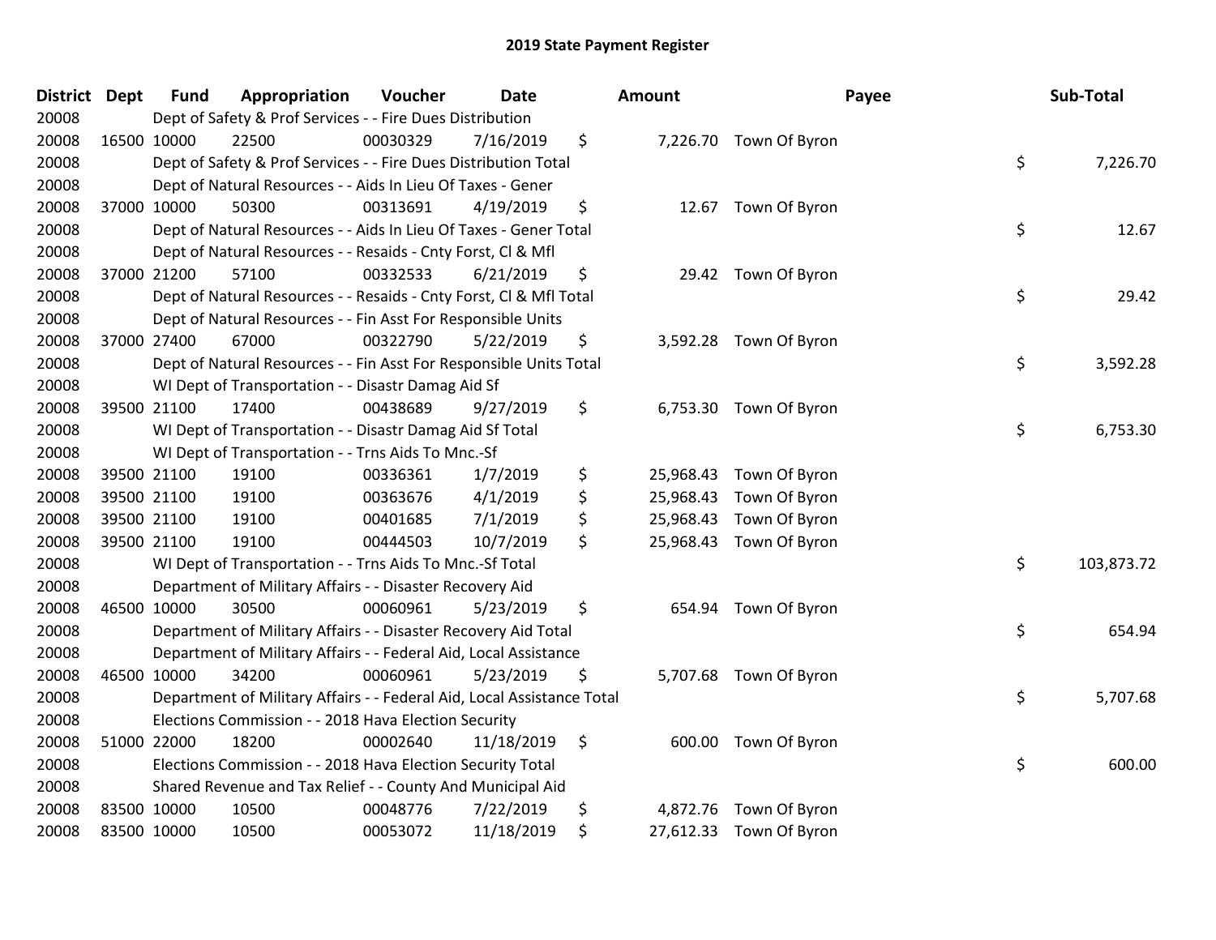# 2019 State Payment Register

| District | Dept | Fund | Appropriation | Voucher | Date | Amount | Payee | Sub-Total |
|---|---|---|---|---|---|---|---|---|
| 20008 | | Dept of Safety & Prof Services - - Fire Dues Distribution | | | | | | |
| 20008 | 16500 | 10000 | 22500 | 00030329 | 7/16/2019 | $ 7,226.70 | Town Of Byron | |
| 20008 | | Dept of Safety & Prof Services - - Fire Dues Distribution Total | | | | | | $ 7,226.70 |
| 20008 | | Dept of Natural Resources - - Aids In Lieu Of Taxes - Gener | | | | | | |
| 20008 | 37000 | 10000 | 50300 | 00313691 | 4/19/2019 | $ 12.67 | Town Of Byron | |
| 20008 | | Dept of Natural Resources - - Aids In Lieu Of Taxes - Gener Total | | | | | | $ 12.67 |
| 20008 | | Dept of Natural Resources - - Resaids - Cnty Forst, Cl & Mfl | | | | | | |
| 20008 | 37000 | 21200 | 57100 | 00332533 | 6/21/2019 | $ 29.42 | Town Of Byron | |
| 20008 | | Dept of Natural Resources - - Resaids - Cnty Forst, Cl & Mfl Total | | | | | | $ 29.42 |
| 20008 | | Dept of Natural Resources - - Fin Asst For Responsible Units | | | | | | |
| 20008 | 37000 | 27400 | 67000 | 00322790 | 5/22/2019 | $ 3,592.28 | Town Of Byron | |
| 20008 | | Dept of Natural Resources - - Fin Asst For Responsible Units Total | | | | | | $ 3,592.28 |
| 20008 | | WI Dept of Transportation - - Disastr Damag Aid Sf | | | | | | |
| 20008 | 39500 | 21100 | 17400 | 00438689 | 9/27/2019 | $ 6,753.30 | Town Of Byron | |
| 20008 | | WI Dept of Transportation - - Disastr Damag Aid Sf Total | | | | | | $ 6,753.30 |
| 20008 | | WI Dept of Transportation - - Trns Aids To Mnc.-Sf | | | | | | |
| 20008 | 39500 | 21100 | 19100 | 00336361 | 1/7/2019 | $ 25,968.43 | Town Of Byron | |
| 20008 | 39500 | 21100 | 19100 | 00363676 | 4/1/2019 | $ 25,968.43 | Town Of Byron | |
| 20008 | 39500 | 21100 | 19100 | 00401685 | 7/1/2019 | $ 25,968.43 | Town Of Byron | |
| 20008 | 39500 | 21100 | 19100 | 00444503 | 10/7/2019 | $ 25,968.43 | Town Of Byron | |
| 20008 | | WI Dept of Transportation - - Trns Aids To Mnc.-Sf Total | | | | | | $ 103,873.72 |
| 20008 | | Department of Military Affairs - - Disaster Recovery Aid | | | | | | |
| 20008 | 46500 | 10000 | 30500 | 00060961 | 5/23/2019 | $ 654.94 | Town Of Byron | |
| 20008 | | Department of Military Affairs - - Disaster Recovery Aid Total | | | | | | $ 654.94 |
| 20008 | | Department of Military Affairs - - Federal Aid, Local Assistance | | | | | | |
| 20008 | 46500 | 10000 | 34200 | 00060961 | 5/23/2019 | $ 5,707.68 | Town Of Byron | |
| 20008 | | Department of Military Affairs - - Federal Aid, Local Assistance Total | | | | | | $ 5,707.68 |
| 20008 | | Elections Commission - - 2018 Hava Election Security | | | | | | |
| 20008 | 51000 | 22000 | 18200 | 00002640 | 11/18/2019 | $ 600.00 | Town Of Byron | |
| 20008 | | Elections Commission - - 2018 Hava Election Security Total | | | | | | $ 600.00 |
| 20008 | | Shared Revenue and Tax Relief - - County And Municipal Aid | | | | | | |
| 20008 | 83500 | 10000 | 10500 | 00048776 | 7/22/2019 | $ 4,872.76 | Town Of Byron | |
| 20008 | 83500 | 10000 | 10500 | 00053072 | 11/18/2019 | $ 27,612.33 | Town Of Byron | |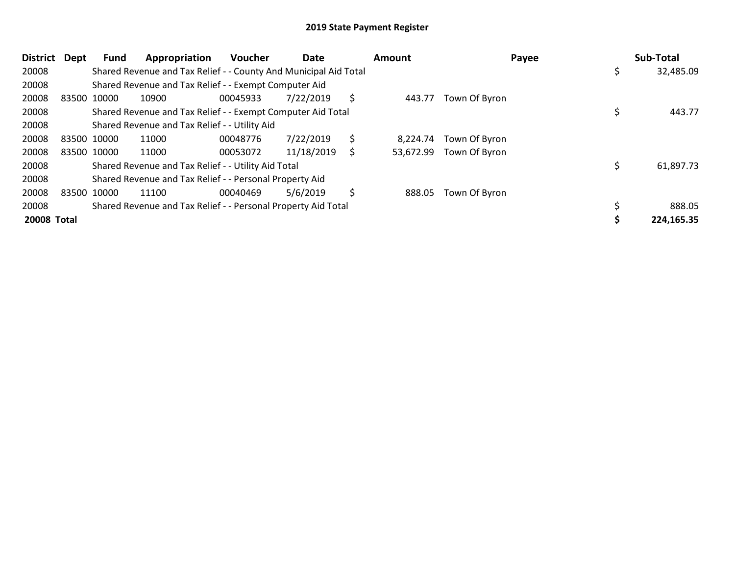# 2019 State Payment Register

| District | Dept | Fund | Appropriation | Voucher | Date | Amount | Payee | Sub-Total |
|---|---|---|---|---|---|---|---|---|
| 20008 | | Shared Revenue and Tax Relief - - County And Municipal Aid Total | | | | | | $ 32,485.09 |
| 20008 | | Shared Revenue and Tax Relief - - Exempt Computer Aid | | | | | | |
| 20008 | 83500 | 10000 | 10900 | 00045933 | 7/22/2019 | $ 443.77 | Town Of Byron | |
| 20008 | | Shared Revenue and Tax Relief - - Exempt Computer Aid Total | | | | | | $ 443.77 |
| 20008 | | Shared Revenue and Tax Relief - - Utility Aid | | | | | | |
| 20008 | 83500 | 10000 | 11000 | 00048776 | 7/22/2019 | $ 8,224.74 | Town Of Byron | |
| 20008 | 83500 | 10000 | 11000 | 00053072 | 11/18/2019 | $ 53,672.99 | Town Of Byron | |
| 20008 | | Shared Revenue and Tax Relief - - Utility Aid Total | | | | | | $ 61,897.73 |
| 20008 | | Shared Revenue and Tax Relief - - Personal Property Aid | | | | | | |
| 20008 | 83500 | 10000 | 11100 | 00040469 | 5/6/2019 | $ 888.05 | Town Of Byron | |
| 20008 | | Shared Revenue and Tax Relief - - Personal Property Aid Total | | | | | | $ 888.05 |
| **20008 Total** | | | | | | | | **$ 224,165.35** |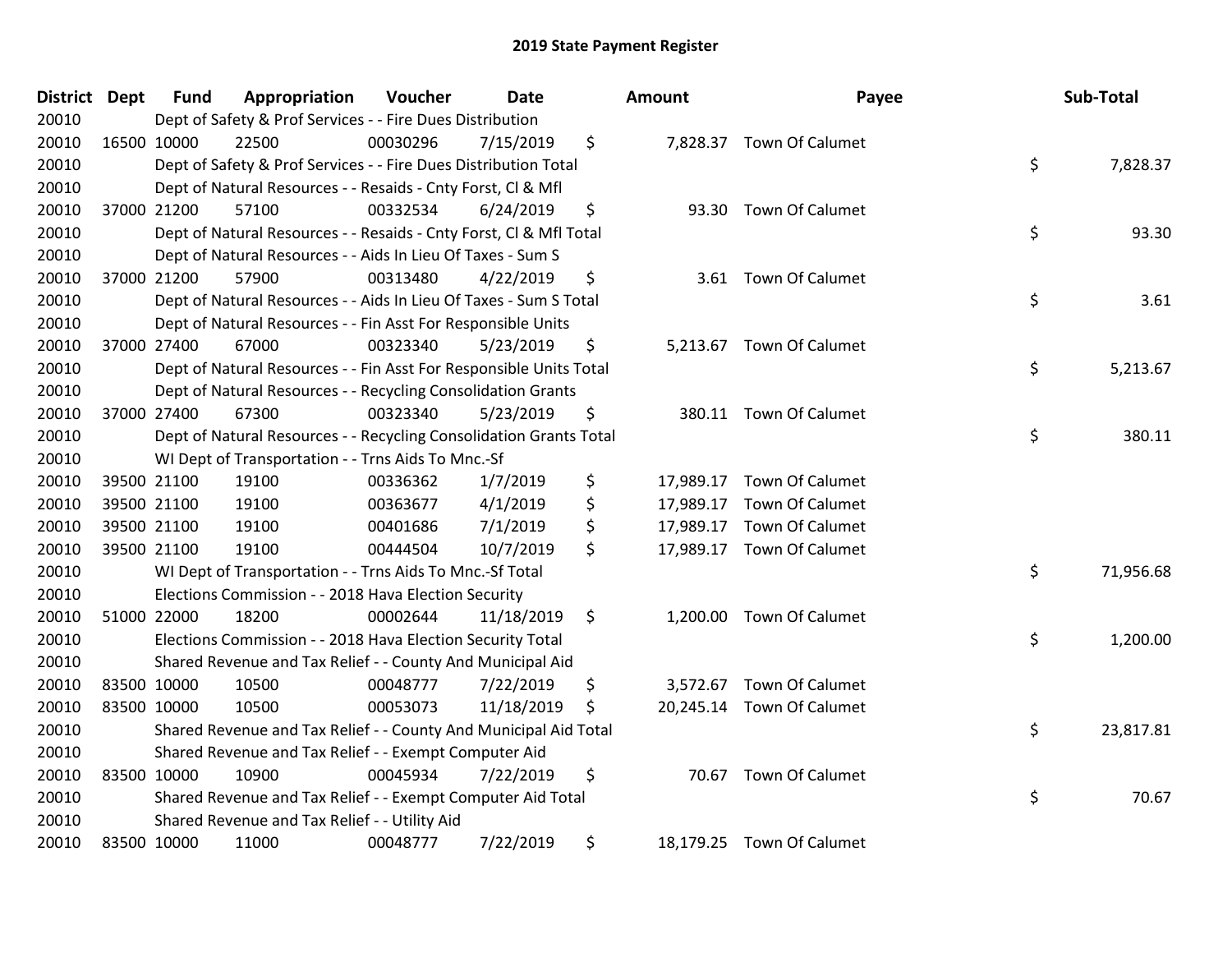## 2019 State Payment Register

| District | Dept | Fund | Appropriation | Voucher | Date | Amount | Payee | Sub-Total |
|---|---|---|---|---|---|---|---|---|
| 20010 | | Dept of Safety & Prof Services - - Fire Dues Distribution | | | | | | |
| 20010 | 16500 | 10000 | 22500 | 00030296 | 7/15/2019 | $ 7,828.37 | Town Of Calumet | |
| 20010 | | Dept of Safety & Prof Services - - Fire Dues Distribution Total | | | | | | $ 7,828.37 |
| 20010 | | Dept of Natural Resources - - Resaids - Cnty Forst, Cl & Mfl | | | | | | |
| 20010 | 37000 | 21200 | 57100 | 00332534 | 6/24/2019 | $ 93.30 | Town Of Calumet | |
| 20010 | | Dept of Natural Resources - - Resaids - Cnty Forst, Cl & Mfl Total | | | | | | $ 93.30 |
| 20010 | | Dept of Natural Resources - - Aids In Lieu Of Taxes - Sum S | | | | | | |
| 20010 | 37000 | 21200 | 57900 | 00313480 | 4/22/2019 | $ 3.61 | Town Of Calumet | |
| 20010 | | Dept of Natural Resources - - Aids In Lieu Of Taxes - Sum S Total | | | | | | $ 3.61 |
| 20010 | | Dept of Natural Resources - - Fin Asst For Responsible Units | | | | | | |
| 20010 | 37000 | 27400 | 67000 | 00323340 | 5/23/2019 | $ 5,213.67 | Town Of Calumet | |
| 20010 | | Dept of Natural Resources - - Fin Asst For Responsible Units Total | | | | | | $ 5,213.67 |
| 20010 | | Dept of Natural Resources - - Recycling Consolidation Grants | | | | | | |
| 20010 | 37000 | 27400 | 67300 | 00323340 | 5/23/2019 | $ 380.11 | Town Of Calumet | |
| 20010 | | Dept of Natural Resources - - Recycling Consolidation Grants Total | | | | | | $ 380.11 |
| 20010 | | WI Dept of Transportation - - Trns Aids To Mnc.-Sf | | | | | | |
| 20010 | 39500 | 21100 | 19100 | 00336362 | 1/7/2019 | $ 17,989.17 | Town Of Calumet | |
| 20010 | 39500 | 21100 | 19100 | 00363677 | 4/1/2019 | $ 17,989.17 | Town Of Calumet | |
| 20010 | 39500 | 21100 | 19100 | 00401686 | 7/1/2019 | $ 17,989.17 | Town Of Calumet | |
| 20010 | 39500 | 21100 | 19100 | 00444504 | 10/7/2019 | $ 17,989.17 | Town Of Calumet | |
| 20010 | | WI Dept of Transportation - - Trns Aids To Mnc.-Sf Total | | | | | | $ 71,956.68 |
| 20010 | | Elections Commission - - 2018 Hava Election Security | | | | | | |
| 20010 | 51000 | 22000 | 18200 | 00002644 | 11/18/2019 | $ 1,200.00 | Town Of Calumet | |
| 20010 | | Elections Commission - - 2018 Hava Election Security Total | | | | | | $ 1,200.00 |
| 20010 | | Shared Revenue and Tax Relief - - County And Municipal Aid | | | | | | |
| 20010 | 83500 | 10000 | 10500 | 00048777 | 7/22/2019 | $ 3,572.67 | Town Of Calumet | |
| 20010 | 83500 | 10000 | 10500 | 00053073 | 11/18/2019 | $ 20,245.14 | Town Of Calumet | |
| 20010 | | Shared Revenue and Tax Relief - - County And Municipal Aid Total | | | | | | $ 23,817.81 |
| 20010 | | Shared Revenue and Tax Relief - - Exempt Computer Aid | | | | | | |
| 20010 | 83500 | 10000 | 10900 | 00045934 | 7/22/2019 | $ 70.67 | Town Of Calumet | |
| 20010 | | Shared Revenue and Tax Relief - - Exempt Computer Aid Total | | | | | | $ 70.67 |
| 20010 | | Shared Revenue and Tax Relief - - Utility Aid | | | | | | |
| 20010 | 83500 | 10000 | 11000 | 00048777 | 7/22/2019 | $ 18,179.25 | Town Of Calumet | |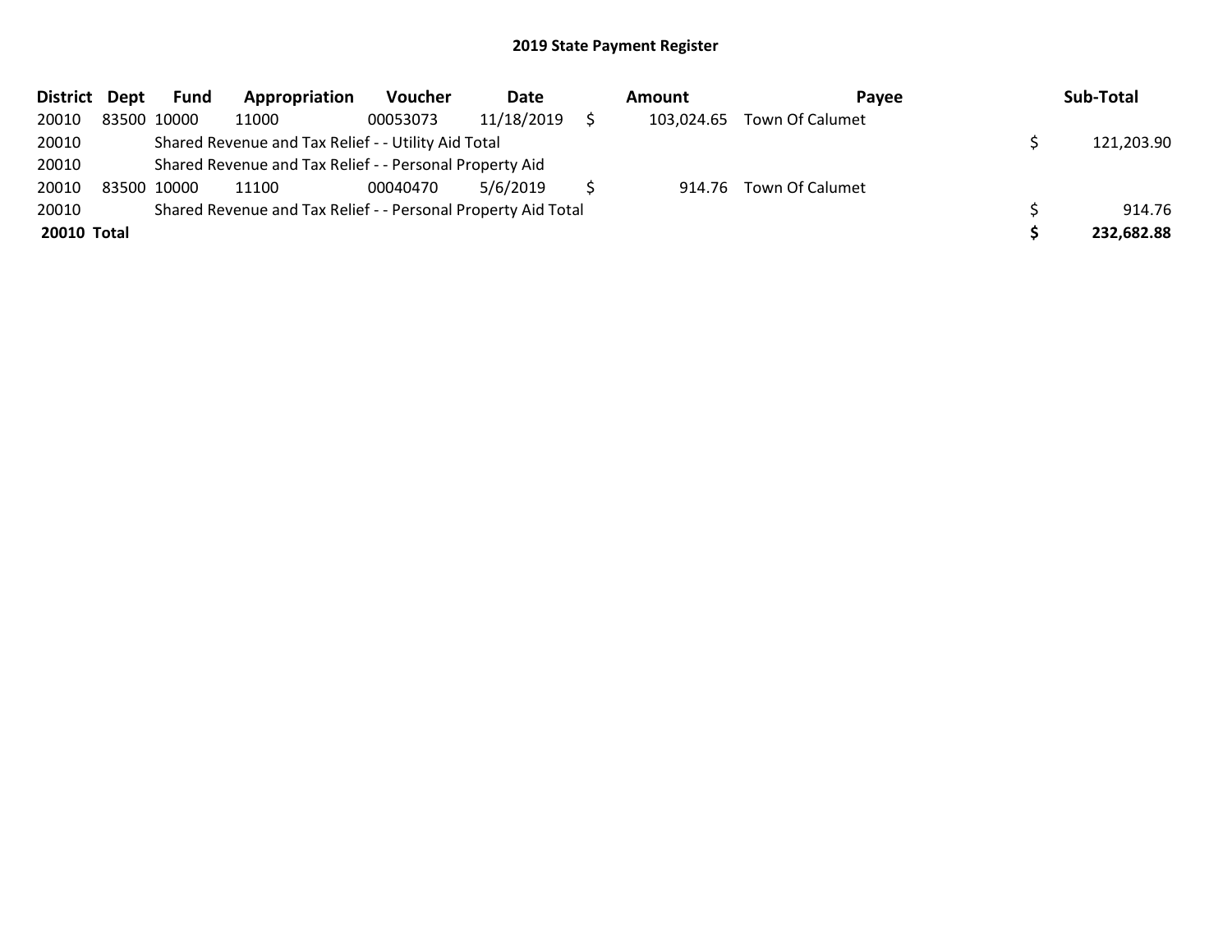## 2019 State Payment Register

| District | Dept | Fund | Appropriation | Voucher | Date | Amount | Payee | Sub-Total |
|---|---|---|---|---|---|---|---|---|
| 20010 | 83500 | 10000 | 11000 | 00053073 | 11/18/2019 | $ 103,024.65 | Town Of Calumet | |
| 20010 | | Shared Revenue and Tax Relief - - Utility Aid Total | | | | | | $ 121,203.90 |
| 20010 | | Shared Revenue and Tax Relief - - Personal Property Aid | | | | | | |
| 20010 | 83500 | 10000 | 11100 | 00040470 | 5/6/2019 | $ 914.76 | Town Of Calumet | |
| 20010 | | Shared Revenue and Tax Relief - - Personal Property Aid Total | | | | | | $ 914.76 |
| **20010** | **Total** | | | | | | | **$ 232,682.88** |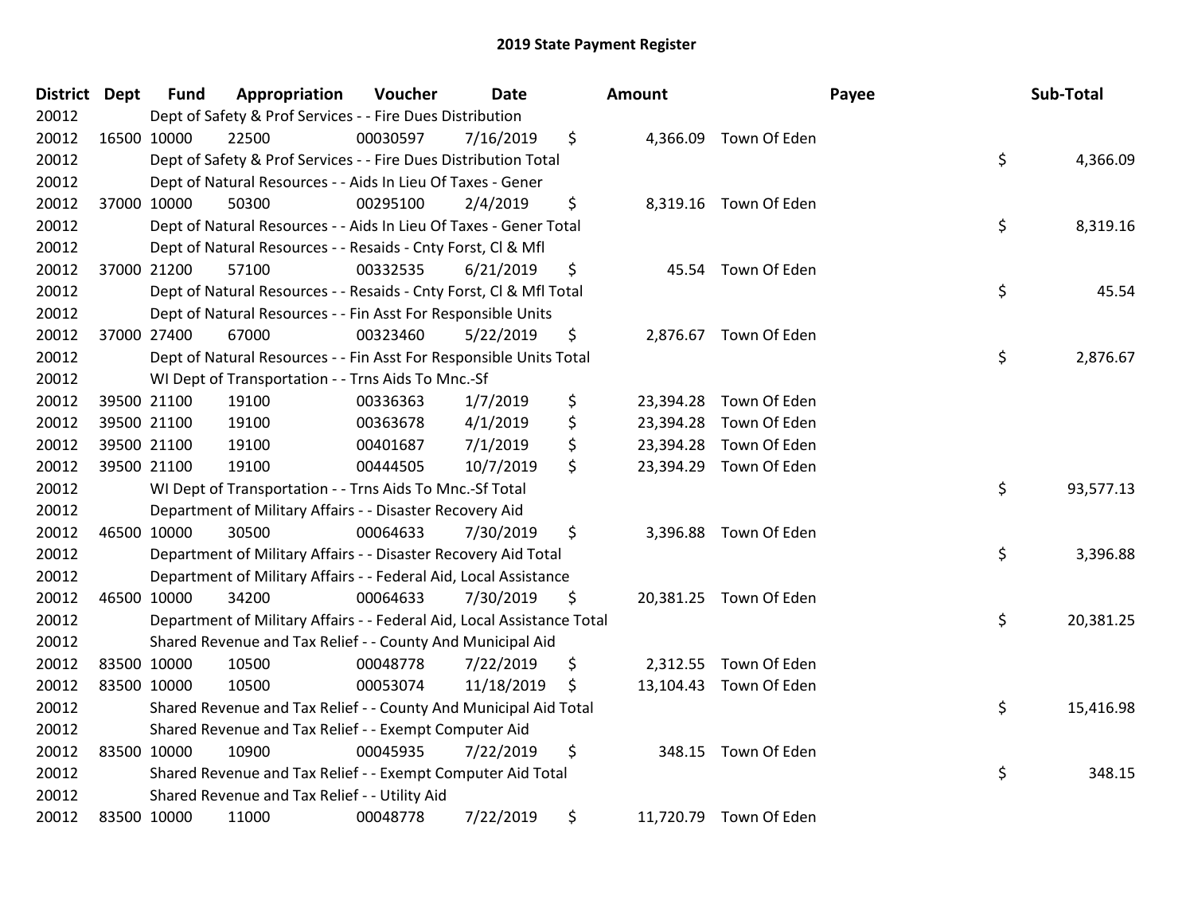# 2019 State Payment Register

| District | Dept | Fund | Appropriation | Voucher | Date | Amount | Payee | Sub-Total |
|---|---|---|---|---|---|---|---|---|
| 20012 | | Dept of Safety & Prof Services - - Fire Dues Distribution | | | | | | |
| 20012 | 16500 | 10000 | 22500 | 00030597 | 7/16/2019 | $ 4,366.09 | Town Of Eden | |
| 20012 | | Dept of Safety & Prof Services - - Fire Dues Distribution Total | | | | | | $ 4,366.09 |
| 20012 | | Dept of Natural Resources - - Aids In Lieu Of Taxes - Gener | | | | | | |
| 20012 | 37000 | 10000 | 50300 | 00295100 | 2/4/2019 | $ 8,319.16 | Town Of Eden | |
| 20012 | | Dept of Natural Resources - - Aids In Lieu Of Taxes - Gener Total | | | | | | $ 8,319.16 |
| 20012 | | Dept of Natural Resources - - Resaids - Cnty Forst, Cl & Mfl | | | | | | |
| 20012 | 37000 | 21200 | 57100 | 00332535 | 6/21/2019 | $ 45.54 | Town Of Eden | |
| 20012 | | Dept of Natural Resources - - Resaids - Cnty Forst, Cl & Mfl Total | | | | | | $ 45.54 |
| 20012 | | Dept of Natural Resources - - Fin Asst For Responsible Units | | | | | | |
| 20012 | 37000 | 27400 | 67000 | 00323460 | 5/22/2019 | $ 2,876.67 | Town Of Eden | |
| 20012 | | Dept of Natural Resources - - Fin Asst For Responsible Units Total | | | | | | $ 2,876.67 |
| 20012 | | WI Dept of Transportation - - Trns Aids To Mnc.-Sf | | | | | | |
| 20012 | 39500 | 21100 | 19100 | 00336363 | 1/7/2019 | $ 23,394.28 | Town Of Eden | |
| 20012 | 39500 | 21100 | 19100 | 00363678 | 4/1/2019 | $ 23,394.28 | Town Of Eden | |
| 20012 | 39500 | 21100 | 19100 | 00401687 | 7/1/2019 | $ 23,394.28 | Town Of Eden | |
| 20012 | 39500 | 21100 | 19100 | 00444505 | 10/7/2019 | $ 23,394.29 | Town Of Eden | |
| 20012 | | WI Dept of Transportation - - Trns Aids To Mnc.-Sf Total | | | | | | $ 93,577.13 |
| 20012 | | Department of Military Affairs - - Disaster Recovery Aid | | | | | | |
| 20012 | 46500 | 10000 | 30500 | 00064633 | 7/30/2019 | $ 3,396.88 | Town Of Eden | |
| 20012 | | Department of Military Affairs - - Disaster Recovery Aid Total | | | | | | $ 3,396.88 |
| 20012 | | Department of Military Affairs - - Federal Aid, Local Assistance | | | | | | |
| 20012 | 46500 | 10000 | 34200 | 00064633 | 7/30/2019 | $ 20,381.25 | Town Of Eden | |
| 20012 | | Department of Military Affairs - - Federal Aid, Local Assistance Total | | | | | | $ 20,381.25 |
| 20012 | | Shared Revenue and Tax Relief - - County And Municipal Aid | | | | | | |
| 20012 | 83500 | 10000 | 10500 | 00048778 | 7/22/2019 | $ 2,312.55 | Town Of Eden | |
| 20012 | 83500 | 10000 | 10500 | 00053074 | 11/18/2019 | $ 13,104.43 | Town Of Eden | |
| 20012 | | Shared Revenue and Tax Relief - - County And Municipal Aid Total | | | | | | $ 15,416.98 |
| 20012 | | Shared Revenue and Tax Relief - - Exempt Computer Aid | | | | | | |
| 20012 | 83500 | 10000 | 10900 | 00045935 | 7/22/2019 | $ 348.15 | Town Of Eden | |
| 20012 | | Shared Revenue and Tax Relief - - Exempt Computer Aid Total | | | | | | $ 348.15 |
| 20012 | | Shared Revenue and Tax Relief - - Utility Aid | | | | | | |
| 20012 | 83500 | 10000 | 11000 | 00048778 | 7/22/2019 | $ 11,720.79 | Town Of Eden | |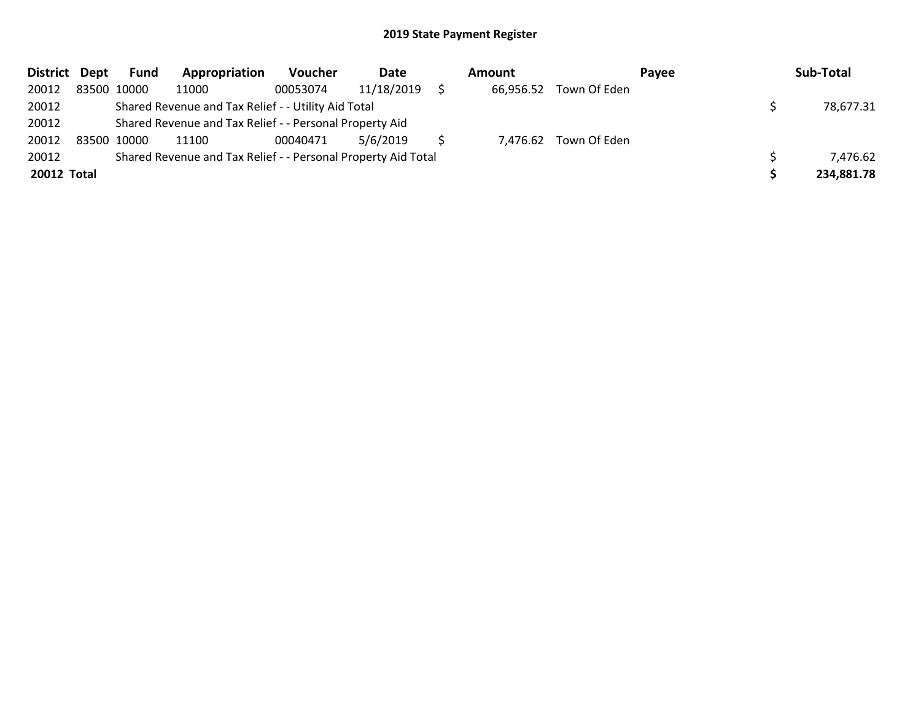# 2019 State Payment Register

| District | Dept | Fund | Appropriation | Voucher | Date | Amount | Payee | Sub-Total |
|---|---|---|---|---|---|---|---|---|
| 20012 | 83500 | 10000 | 11000 | 00053074 | 11/18/2019 | $ 66,956.52 | Town Of Eden | |
| 20012 | | Shared Revenue and Tax Relief - - Utility Aid Total | | | | | | $ 78,677.31 |
| 20012 | | Shared Revenue and Tax Relief - - Personal Property Aid | | | | | | |
| 20012 | 83500 | 10000 | 11100 | 00040471 | 5/6/2019 | $ 7,476.62 | Town Of Eden | |
| 20012 | | Shared Revenue and Tax Relief - - Personal Property Aid Total | | | | | | $ 7,476.62 |
| **20012 Total** | | | | | | | | **$ 234,881.78** |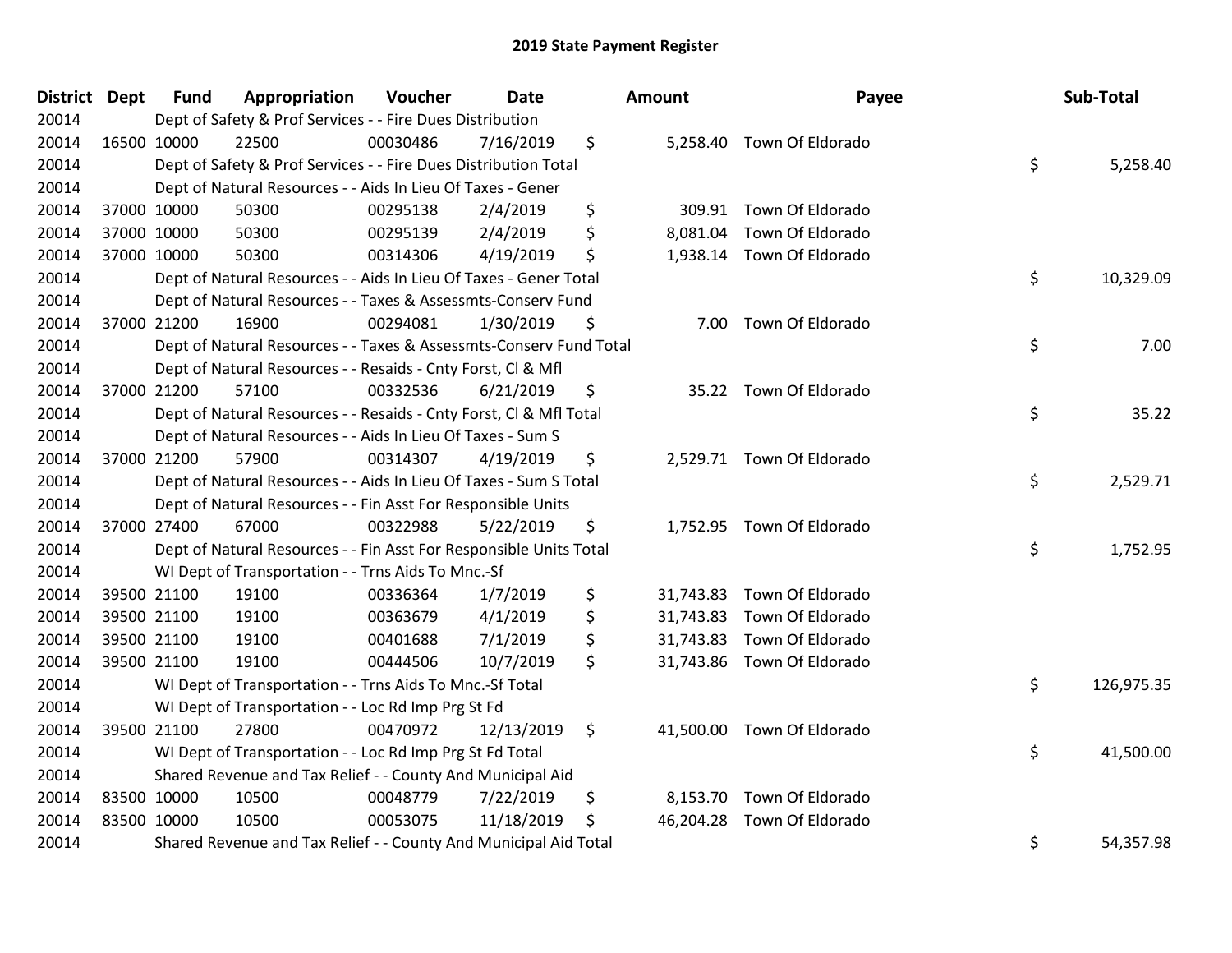# 2019 State Payment Register

| District | Dept | Fund | Appropriation | Voucher | Date | Amount | Payee | Sub-Total |
|---|---|---|---|---|---|---|---|---|
| 20014 | | Dept of Safety & Prof Services - - Fire Dues Distribution | | | | | | |
| 20014 | 16500 | 10000 | 22500 | 00030486 | 7/16/2019 | $ 5,258.40 | Town Of Eldorado | |
| 20014 | | Dept of Safety & Prof Services - - Fire Dues Distribution Total | | | | | | $ 5,258.40 |
| 20014 | | Dept of Natural Resources - - Aids In Lieu Of Taxes - Gener | | | | | | |
| 20014 | 37000 | 10000 | 50300 | 00295138 | 2/4/2019 | $ 309.91 | Town Of Eldorado | |
| 20014 | 37000 | 10000 | 50300 | 00295139 | 2/4/2019 | $ 8,081.04 | Town Of Eldorado | |
| 20014 | 37000 | 10000 | 50300 | 00314306 | 4/19/2019 | $ 1,938.14 | Town Of Eldorado | |
| 20014 | | Dept of Natural Resources - - Aids In Lieu Of Taxes - Gener Total | | | | | | $ 10,329.09 |
| 20014 | | Dept of Natural Resources - - Taxes & Assessmts-Conserv Fund | | | | | | |
| 20014 | 37000 | 21200 | 16900 | 00294081 | 1/30/2019 | $ 7.00 | Town Of Eldorado | |
| 20014 | | Dept of Natural Resources - - Taxes & Assessmts-Conserv Fund Total | | | | | | $ 7.00 |
| 20014 | | Dept of Natural Resources - - Resaids - Cnty Forst, Cl & Mfl | | | | | | |
| 20014 | 37000 | 21200 | 57100 | 00332536 | 6/21/2019 | $ 35.22 | Town Of Eldorado | |
| 20014 | | Dept of Natural Resources - - Resaids - Cnty Forst, Cl & Mfl Total | | | | | | $ 35.22 |
| 20014 | | Dept of Natural Resources - - Aids In Lieu Of Taxes - Sum S | | | | | | |
| 20014 | 37000 | 21200 | 57900 | 00314307 | 4/19/2019 | $ 2,529.71 | Town Of Eldorado | |
| 20014 | | Dept of Natural Resources - - Aids In Lieu Of Taxes - Sum S Total | | | | | | $ 2,529.71 |
| 20014 | | Dept of Natural Resources - - Fin Asst For Responsible Units | | | | | | |
| 20014 | 37000 | 27400 | 67000 | 00322988 | 5/22/2019 | $ 1,752.95 | Town Of Eldorado | |
| 20014 | | Dept of Natural Resources - - Fin Asst For Responsible Units Total | | | | | | $ 1,752.95 |
| 20014 | | WI Dept of Transportation - - Trns Aids To Mnc.-Sf | | | | | | |
| 20014 | 39500 | 21100 | 19100 | 00336364 | 1/7/2019 | $ 31,743.83 | Town Of Eldorado | |
| 20014 | 39500 | 21100 | 19100 | 00363679 | 4/1/2019 | $ 31,743.83 | Town Of Eldorado | |
| 20014 | 39500 | 21100 | 19100 | 00401688 | 7/1/2019 | $ 31,743.83 | Town Of Eldorado | |
| 20014 | 39500 | 21100 | 19100 | 00444506 | 10/7/2019 | $ 31,743.86 | Town Of Eldorado | |
| 20014 | | WI Dept of Transportation - - Trns Aids To Mnc.-Sf Total | | | | | | $ 126,975.35 |
| 20014 | | WI Dept of Transportation - - Loc Rd Imp Prg St Fd | | | | | | |
| 20014 | 39500 | 21100 | 27800 | 00470972 | 12/13/2019 | $ 41,500.00 | Town Of Eldorado | |
| 20014 | | WI Dept of Transportation - - Loc Rd Imp Prg St Fd Total | | | | | | $ 41,500.00 |
| 20014 | | Shared Revenue and Tax Relief - - County And Municipal Aid | | | | | | |
| 20014 | 83500 | 10000 | 10500 | 00048779 | 7/22/2019 | $ 8,153.70 | Town Of Eldorado | |
| 20014 | 83500 | 10000 | 10500 | 00053075 | 11/18/2019 | $ 46,204.28 | Town Of Eldorado | |
| 20014 | | Shared Revenue and Tax Relief - - County And Municipal Aid Total | | | | | | $ 54,357.98 |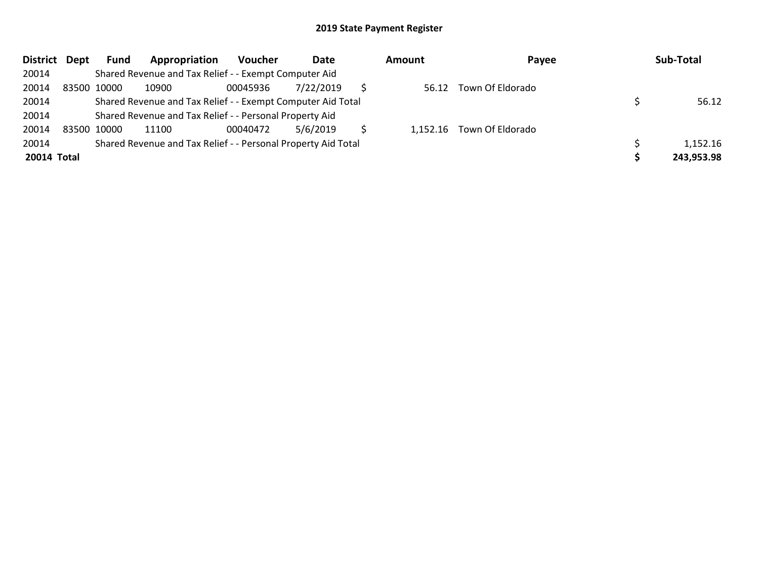# 2019 State Payment Register

| District | Dept | Fund | Appropriation | Voucher | Date | Amount | Payee | Sub-Total |
|---|---|---|---|---|---|---|---|---|
| 20014 | | Shared Revenue and Tax Relief - - Exempt Computer Aid | | | | | | |
| 20014 | 83500 | 10000 | 10900 | 00045936 | 7/22/2019 | $ 56.12 | Town Of Eldorado | |
| 20014 | | Shared Revenue and Tax Relief - - Exempt Computer Aid Total | | | | | | $ 56.12 |
| 20014 | | Shared Revenue and Tax Relief - - Personal Property Aid | | | | | | |
| 20014 | 83500 | 10000 | 11100 | 00040472 | 5/6/2019 | $ 1,152.16 | Town Of Eldorado | |
| 20014 | | Shared Revenue and Tax Relief - - Personal Property Aid Total | | | | | | $ 1,152.16 |
| **20014 Total** | | | | | | | | **$ 243,953.98** |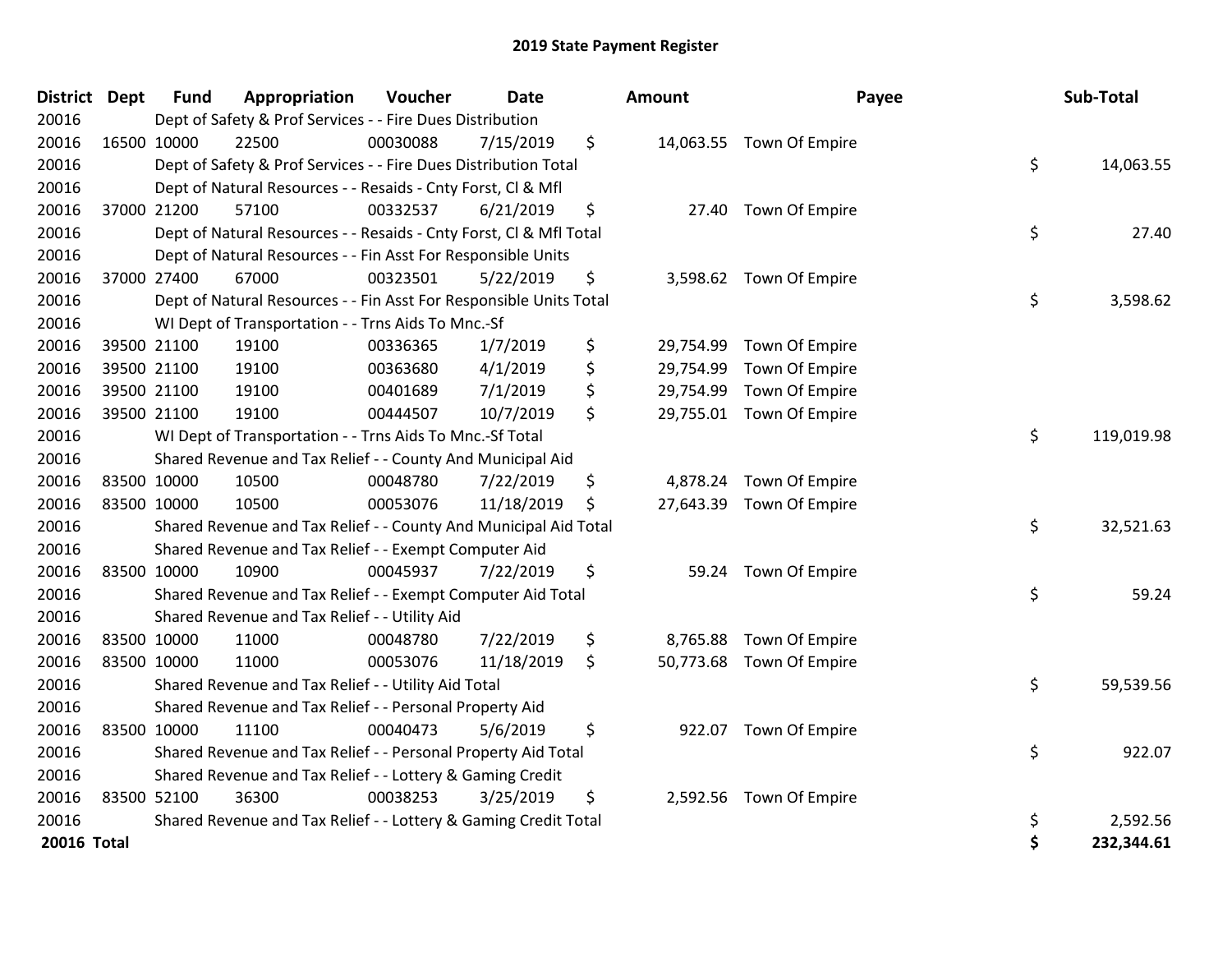# 2019 State Payment Register

| District | Dept | Fund | Appropriation | Voucher | Date | Amount | Payee | Sub-Total |
|---|---|---|---|---|---|---|---|---|
| 20016 | | Dept of Safety & Prof Services - - Fire Dues Distribution | | | | | | |
| 20016 | 16500 | 10000 | 22500 | 00030088 | 7/15/2019 | $ 14,063.55 | Town Of Empire | |
| 20016 | | Dept of Safety & Prof Services - - Fire Dues Distribution Total | | | | | | $ 14,063.55 |
| 20016 | | Dept of Natural Resources - - Resaids - Cnty Forst, Cl & Mfl | | | | | | |
| 20016 | 37000 | 21200 | 57100 | 00332537 | 6/21/2019 | $ 27.40 | Town Of Empire | |
| 20016 | | Dept of Natural Resources - - Resaids - Cnty Forst, Cl & Mfl Total | | | | | | $ 27.40 |
| 20016 | | Dept of Natural Resources - - Fin Asst For Responsible Units | | | | | | |
| 20016 | 37000 | 27400 | 67000 | 00323501 | 5/22/2019 | $ 3,598.62 | Town Of Empire | |
| 20016 | | Dept of Natural Resources - - Fin Asst For Responsible Units Total | | | | | | $ 3,598.62 |
| 20016 | | WI Dept of Transportation - - Trns Aids To Mnc.-Sf | | | | | | |
| 20016 | 39500 | 21100 | 19100 | 00336365 | 1/7/2019 | $ 29,754.99 | Town Of Empire | |
| 20016 | 39500 | 21100 | 19100 | 00363680 | 4/1/2019 | $ 29,754.99 | Town Of Empire | |
| 20016 | 39500 | 21100 | 19100 | 00401689 | 7/1/2019 | $ 29,754.99 | Town Of Empire | |
| 20016 | 39500 | 21100 | 19100 | 00444507 | 10/7/2019 | $ 29,755.01 | Town Of Empire | |
| 20016 | | WI Dept of Transportation - - Trns Aids To Mnc.-Sf Total | | | | | | $ 119,019.98 |
| 20016 | | Shared Revenue and Tax Relief - - County And Municipal Aid | | | | | | |
| 20016 | 83500 | 10000 | 10500 | 00048780 | 7/22/2019 | $ 4,878.24 | Town Of Empire | |
| 20016 | 83500 | 10000 | 10500 | 00053076 | 11/18/2019 | $ 27,643.39 | Town Of Empire | |
| 20016 | | Shared Revenue and Tax Relief - - County And Municipal Aid Total | | | | | | $ 32,521.63 |
| 20016 | | Shared Revenue and Tax Relief - - Exempt Computer Aid | | | | | | |
| 20016 | 83500 | 10000 | 10900 | 00045937 | 7/22/2019 | $ 59.24 | Town Of Empire | |
| 20016 | | Shared Revenue and Tax Relief - - Exempt Computer Aid Total | | | | | | $ 59.24 |
| 20016 | | Shared Revenue and Tax Relief - - Utility Aid | | | | | | |
| 20016 | 83500 | 10000 | 11000 | 00048780 | 7/22/2019 | $ 8,765.88 | Town Of Empire | |
| 20016 | 83500 | 10000 | 11000 | 00053076 | 11/18/2019 | $ 50,773.68 | Town Of Empire | |
| 20016 | | Shared Revenue and Tax Relief - - Utility Aid Total | | | | | | $ 59,539.56 |
| 20016 | | Shared Revenue and Tax Relief - - Personal Property Aid | | | | | | |
| 20016 | 83500 | 10000 | 11100 | 00040473 | 5/6/2019 | $ 922.07 | Town Of Empire | |
| 20016 | | Shared Revenue and Tax Relief - - Personal Property Aid Total | | | | | | $ 922.07 |
| 20016 | | Shared Revenue and Tax Relief - - Lottery & Gaming Credit | | | | | | |
| 20016 | 83500 | 52100 | 36300 | 00038253 | 3/25/2019 | $ 2,592.56 | Town Of Empire | |
| 20016 | | Shared Revenue and Tax Relief - - Lottery & Gaming Credit Total | | | | | | $ 2,592.56 |
| **20016 Total** | | | | | | | | **$ 232,344.61** |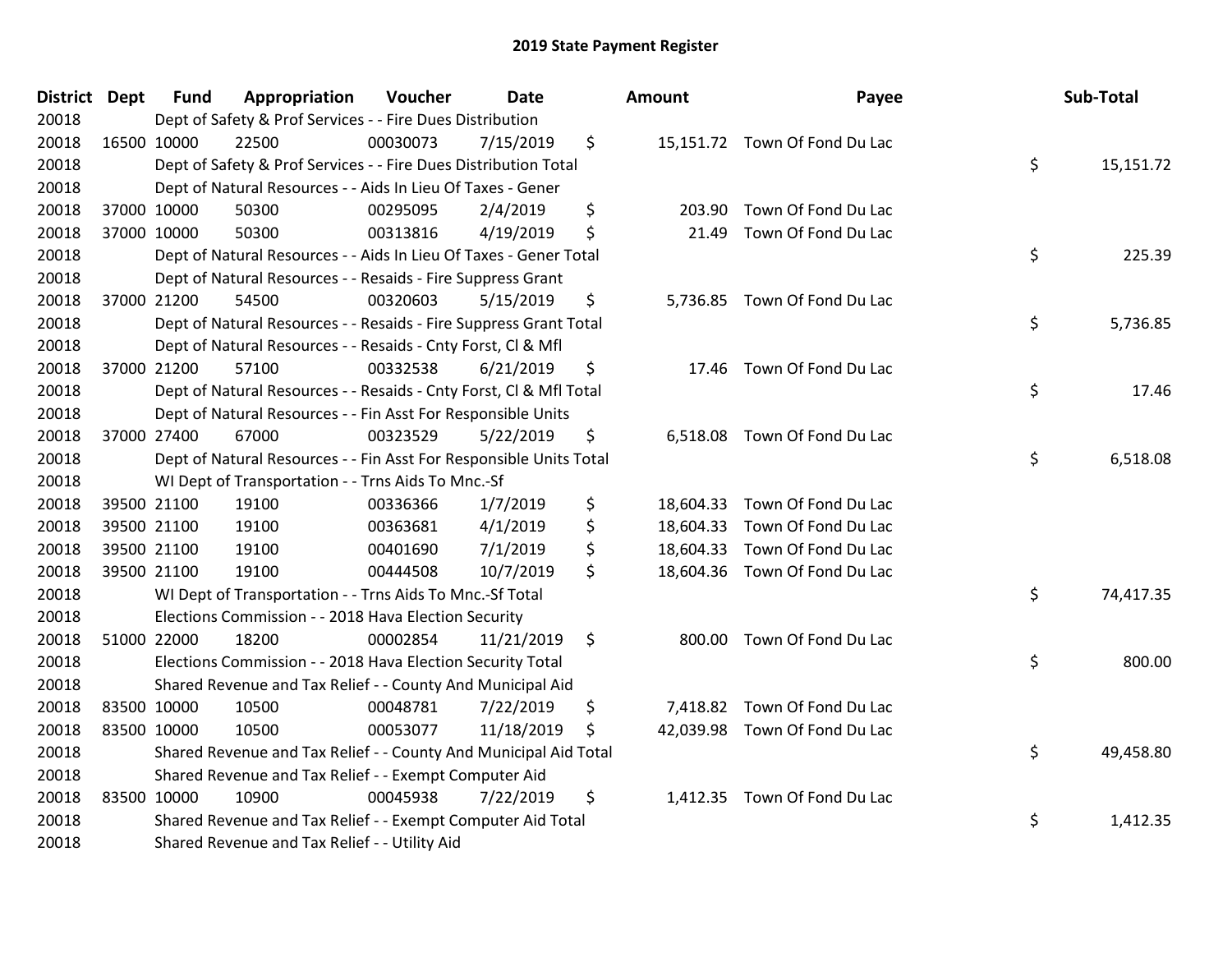# 2019 State Payment Register

| District | Dept | Fund | Appropriation | Voucher | Date | | Amount | Payee | | Sub-Total |
|---|---|---|---|---|---|---|---|---|---|---|
| 20018 | | Dept of Safety & Prof Services - - Fire Dues Distribution | | | | | | | | |
| 20018 | 16500 | 10000 | 22500 | 00030073 | 7/15/2019 | $ | 15,151.72 | Town Of Fond Du Lac | | |
| 20018 | | Dept of Safety & Prof Services - - Fire Dues Distribution Total | | | | | | | $ | 15,151.72 |
| 20018 | | Dept of Natural Resources - - Aids In Lieu Of Taxes - Gener | | | | | | | | |
| 20018 | 37000 | 10000 | 50300 | 00295095 | 2/4/2019 | $ | 203.90 | Town Of Fond Du Lac | | |
| 20018 | 37000 | 10000 | 50300 | 00313816 | 4/19/2019 | $ | 21.49 | Town Of Fond Du Lac | | |
| 20018 | | Dept of Natural Resources - - Aids In Lieu Of Taxes - Gener Total | | | | | | | $ | 225.39 |
| 20018 | | Dept of Natural Resources - - Resaids - Fire Suppress Grant | | | | | | | | |
| 20018 | 37000 | 21200 | 54500 | 00320603 | 5/15/2019 | $ | 5,736.85 | Town Of Fond Du Lac | | |
| 20018 | | Dept of Natural Resources - - Resaids - Fire Suppress Grant Total | | | | | | | $ | 5,736.85 |
| 20018 | | Dept of Natural Resources - - Resaids - Cnty Forst, Cl & Mfl | | | | | | | | |
| 20018 | 37000 | 21200 | 57100 | 00332538 | 6/21/2019 | $ | 17.46 | Town Of Fond Du Lac | | |
| 20018 | | Dept of Natural Resources - - Resaids - Cnty Forst, Cl & Mfl Total | | | | | | | $ | 17.46 |
| 20018 | | Dept of Natural Resources - - Fin Asst For Responsible Units | | | | | | | | |
| 20018 | 37000 | 27400 | 67000 | 00323529 | 5/22/2019 | $ | 6,518.08 | Town Of Fond Du Lac | | |
| 20018 | | Dept of Natural Resources - - Fin Asst For Responsible Units Total | | | | | | | $ | 6,518.08 |
| 20018 | | WI Dept of Transportation - - Trns Aids To Mnc.-Sf | | | | | | | | |
| 20018 | 39500 | 21100 | 19100 | 00336366 | 1/7/2019 | $ | 18,604.33 | Town Of Fond Du Lac | | |
| 20018 | 39500 | 21100 | 19100 | 00363681 | 4/1/2019 | $ | 18,604.33 | Town Of Fond Du Lac | | |
| 20018 | 39500 | 21100 | 19100 | 00401690 | 7/1/2019 | $ | 18,604.33 | Town Of Fond Du Lac | | |
| 20018 | 39500 | 21100 | 19100 | 00444508 | 10/7/2019 | $ | 18,604.36 | Town Of Fond Du Lac | | |
| 20018 | | WI Dept of Transportation - - Trns Aids To Mnc.-Sf Total | | | | | | | $ | 74,417.35 |
| 20018 | | Elections Commission - - 2018 Hava Election Security | | | | | | | | |
| 20018 | 51000 | 22000 | 18200 | 00002854 | 11/21/2019 | $ | 800.00 | Town Of Fond Du Lac | | |
| 20018 | | Elections Commission - - 2018 Hava Election Security Total | | | | | | | $ | 800.00 |
| 20018 | | Shared Revenue and Tax Relief - - County And Municipal Aid | | | | | | | | |
| 20018 | 83500 | 10000 | 10500 | 00048781 | 7/22/2019 | $ | 7,418.82 | Town Of Fond Du Lac | | |
| 20018 | 83500 | 10000 | 10500 | 00053077 | 11/18/2019 | $ | 42,039.98 | Town Of Fond Du Lac | | |
| 20018 | | Shared Revenue and Tax Relief - - County And Municipal Aid Total | | | | | | | $ | 49,458.80 |
| 20018 | | Shared Revenue and Tax Relief - - Exempt Computer Aid | | | | | | | | |
| 20018 | 83500 | 10000 | 10900 | 00045938 | 7/22/2019 | $ | 1,412.35 | Town Of Fond Du Lac | | |
| 20018 | | Shared Revenue and Tax Relief - - Exempt Computer Aid Total | | | | | | | $ | 1,412.35 |
| 20018 | | Shared Revenue and Tax Relief - - Utility Aid | | | | | | | | |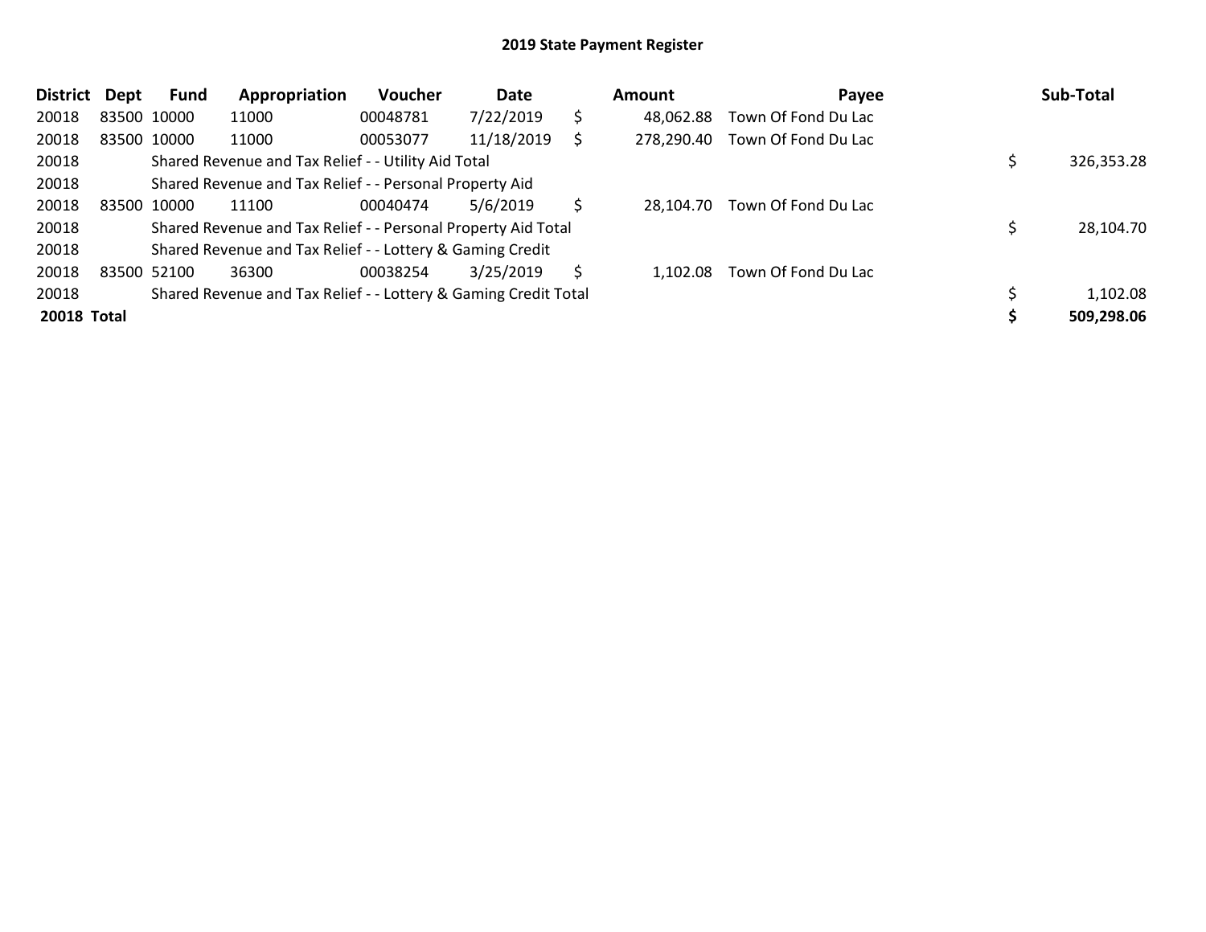## 2019 State Payment Register

| District | Dept | Fund | Appropriation | Voucher | Date | | Amount | Payee | | Sub-Total |
|---|---|---|---|---|---|---|---|---|---|---|
| 20018 | 83500 | 10000 | 11000 | 00048781 | 7/22/2019 | $ | 48,062.88 | Town Of Fond Du Lac | | |
| 20018 | 83500 | 10000 | 11000 | 00053077 | 11/18/2019 | $ | 278,290.40 | Town Of Fond Du Lac | | |
| 20018 | | Shared Revenue and Tax Relief - - Utility Aid Total | | | | | | | $ | 326,353.28 |
| 20018 | | Shared Revenue and Tax Relief - - Personal Property Aid | | | | | | | | |
| 20018 | 83500 | 10000 | 11100 | 00040474 | 5/6/2019 | $ | 28,104.70 | Town Of Fond Du Lac | | |
| 20018 | | Shared Revenue and Tax Relief - - Personal Property Aid Total | | | | | | | $ | 28,104.70 |
| 20018 | | Shared Revenue and Tax Relief - - Lottery & Gaming Credit | | | | | | | | |
| 20018 | 83500 | 52100 | 36300 | 00038254 | 3/25/2019 | $ | 1,102.08 | Town Of Fond Du Lac | | |
| 20018 | | Shared Revenue and Tax Relief - - Lottery & Gaming Credit Total | | | | | | | $ | 1,102.08 |
| **20018** | **Total** | | | | | | | | **$** | **509,298.06** |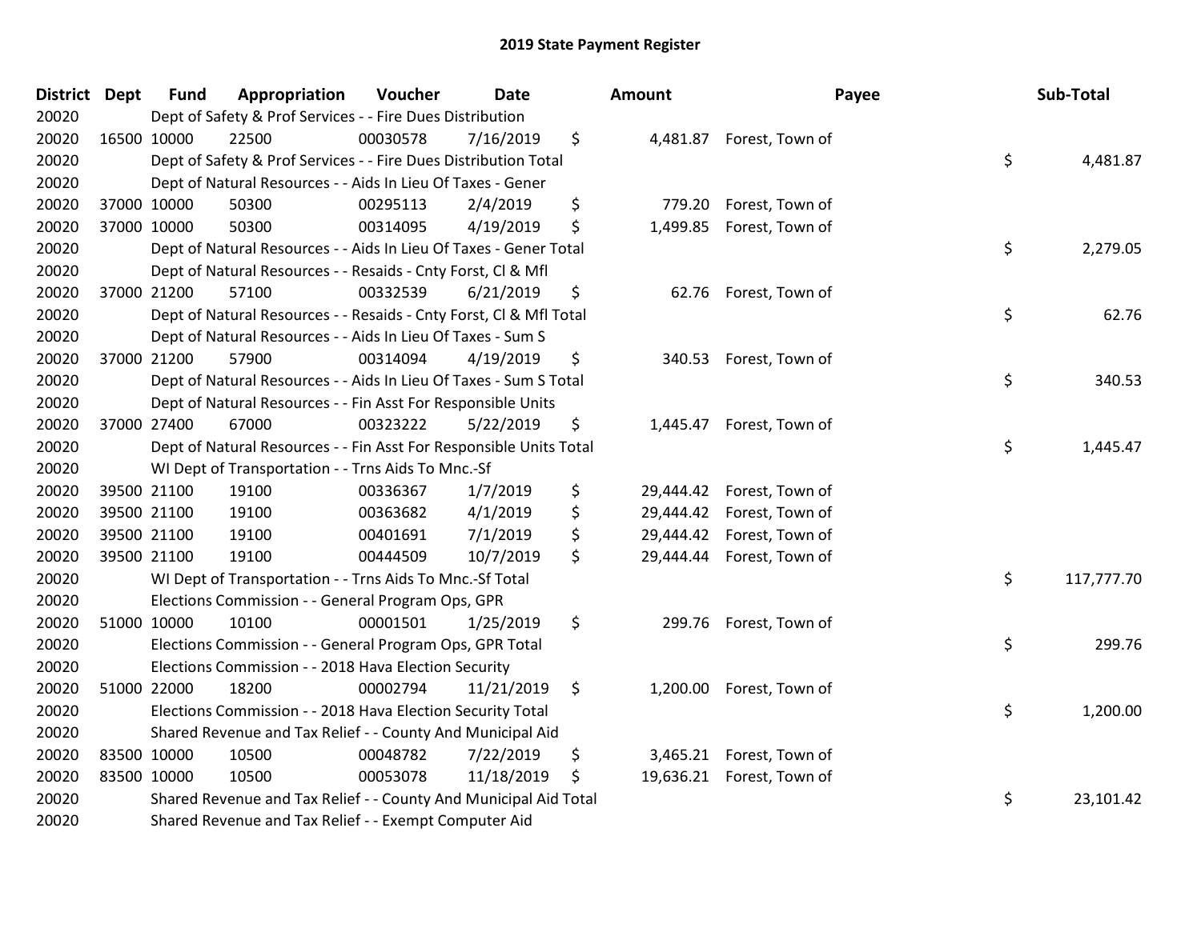# 2019 State Payment Register

| District | Dept | Fund | Appropriation | Voucher | Date | Amount | Payee | Sub-Total |
|---|---|---|---|---|---|---|---|---|
| 20020 | | Dept of Safety & Prof Services - - Fire Dues Distribution | | | | | | |
| 20020 | 16500 | 10000 | 22500 | 00030578 | 7/16/2019 | $ 4,481.87 | Forest, Town of | |
| 20020 | | Dept of Safety & Prof Services - - Fire Dues Distribution Total | | | | | | $ 4,481.87 |
| 20020 | | Dept of Natural Resources - - Aids In Lieu Of Taxes - Gener | | | | | | |
| 20020 | 37000 | 10000 | 50300 | 00295113 | 2/4/2019 | $ 779.20 | Forest, Town of | |
| 20020 | 37000 | 10000 | 50300 | 00314095 | 4/19/2019 | $ 1,499.85 | Forest, Town of | |
| 20020 | | Dept of Natural Resources - - Aids In Lieu Of Taxes - Gener Total | | | | | | $ 2,279.05 |
| 20020 | | Dept of Natural Resources - - Resaids - Cnty Forst, Cl & Mfl | | | | | | |
| 20020 | 37000 | 21200 | 57100 | 00332539 | 6/21/2019 | $ 62.76 | Forest, Town of | |
| 20020 | | Dept of Natural Resources - - Resaids - Cnty Forst, Cl & Mfl Total | | | | | | $ 62.76 |
| 20020 | | Dept of Natural Resources - - Aids In Lieu Of Taxes - Sum S | | | | | | |
| 20020 | 37000 | 21200 | 57900 | 00314094 | 4/19/2019 | $ 340.53 | Forest, Town of | |
| 20020 | | Dept of Natural Resources - - Aids In Lieu Of Taxes - Sum S Total | | | | | | $ 340.53 |
| 20020 | | Dept of Natural Resources - - Fin Asst For Responsible Units | | | | | | |
| 20020 | 37000 | 27400 | 67000 | 00323222 | 5/22/2019 | $ 1,445.47 | Forest, Town of | |
| 20020 | | Dept of Natural Resources - - Fin Asst For Responsible Units Total | | | | | | $ 1,445.47 |
| 20020 | | WI Dept of Transportation - - Trns Aids To Mnc.-Sf | | | | | | |
| 20020 | 39500 | 21100 | 19100 | 00336367 | 1/7/2019 | $ 29,444.42 | Forest, Town of | |
| 20020 | 39500 | 21100 | 19100 | 00363682 | 4/1/2019 | $ 29,444.42 | Forest, Town of | |
| 20020 | 39500 | 21100 | 19100 | 00401691 | 7/1/2019 | $ 29,444.42 | Forest, Town of | |
| 20020 | 39500 | 21100 | 19100 | 00444509 | 10/7/2019 | $ 29,444.44 | Forest, Town of | |
| 20020 | | WI Dept of Transportation - - Trns Aids To Mnc.-Sf Total | | | | | | $ 117,777.70 |
| 20020 | | Elections Commission - - General Program Ops, GPR | | | | | | |
| 20020 | 51000 | 10000 | 10100 | 00001501 | 1/25/2019 | $ 299.76 | Forest, Town of | |
| 20020 | | Elections Commission - - General Program Ops, GPR Total | | | | | | $ 299.76 |
| 20020 | | Elections Commission - - 2018 Hava Election Security | | | | | | |
| 20020 | 51000 | 22000 | 18200 | 00002794 | 11/21/2019 | $ 1,200.00 | Forest, Town of | |
| 20020 | | Elections Commission - - 2018 Hava Election Security Total | | | | | | $ 1,200.00 |
| 20020 | | Shared Revenue and Tax Relief - - County And Municipal Aid | | | | | | |
| 20020 | 83500 | 10000 | 10500 | 00048782 | 7/22/2019 | $ 3,465.21 | Forest, Town of | |
| 20020 | 83500 | 10000 | 10500 | 00053078 | 11/18/2019 | $ 19,636.21 | Forest, Town of | |
| 20020 | | Shared Revenue and Tax Relief - - County And Municipal Aid Total | | | | | | $ 23,101.42 |
| 20020 | | Shared Revenue and Tax Relief - - Exempt Computer Aid | | | | | | |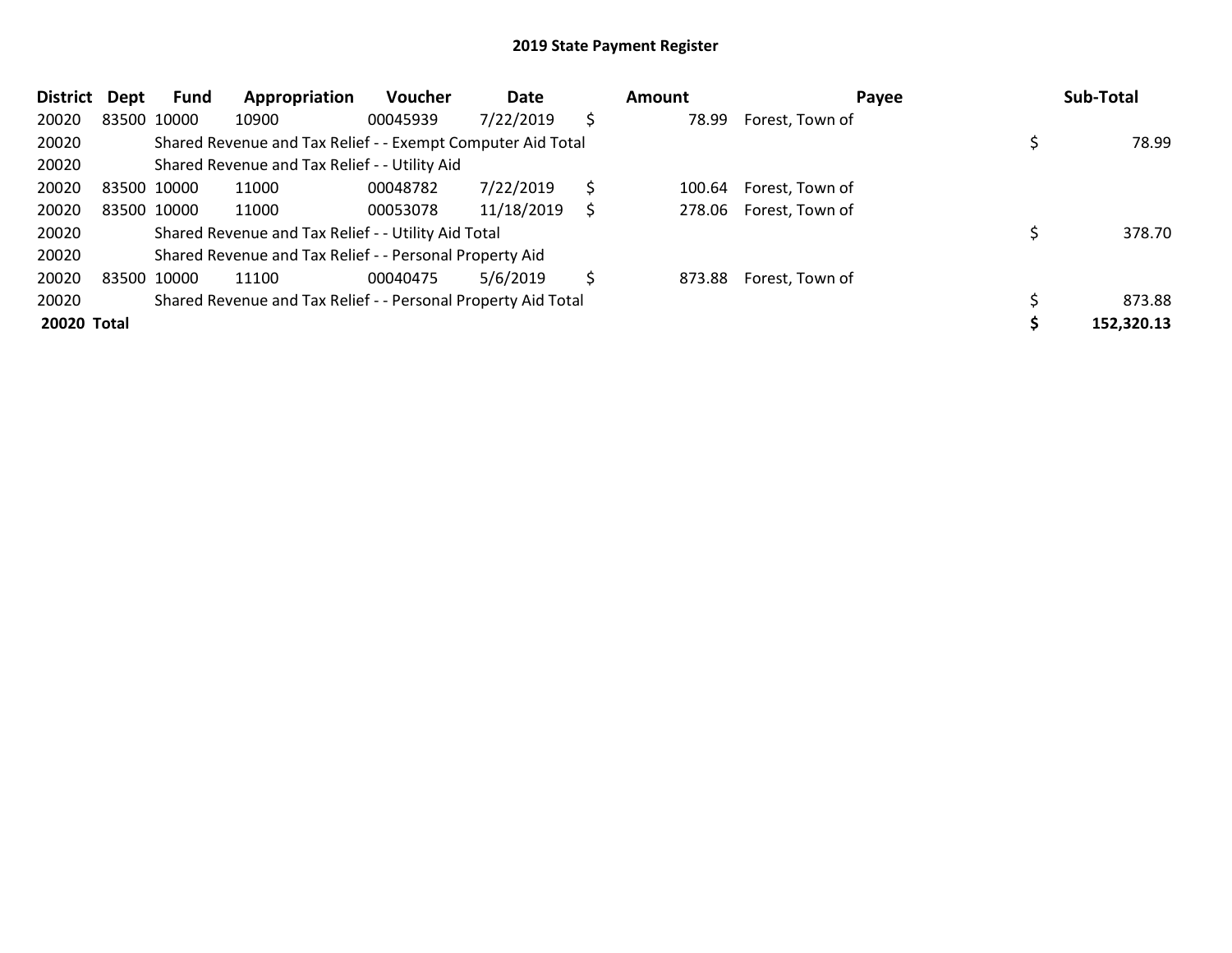## 2019 State Payment Register

| District | Dept | Fund | Appropriation | Voucher | Date | Amount | Payee | Sub-Total |
|---|---|---|---|---|---|---|---|---|
| 20020 | 83500 | 10000 | 10900 | 00045939 | 7/22/2019 | $ 78.99 | Forest, Town of | |
| 20020 | | Shared Revenue and Tax Relief - - Exempt Computer Aid Total | | | | | | $ 78.99 |
| 20020 | | Shared Revenue and Tax Relief - - Utility Aid | | | | | | |
| 20020 | 83500 | 10000 | 11000 | 00048782 | 7/22/2019 | $ 100.64 | Forest, Town of | |
| 20020 | 83500 | 10000 | 11000 | 00053078 | 11/18/2019 | $ 278.06 | Forest, Town of | |
| 20020 | | Shared Revenue and Tax Relief - - Utility Aid Total | | | | | | $ 378.70 |
| 20020 | | Shared Revenue and Tax Relief - - Personal Property Aid | | | | | | |
| 20020 | 83500 | 10000 | 11100 | 00040475 | 5/6/2019 | $ 873.88 | Forest, Town of | |
| 20020 | | Shared Revenue and Tax Relief - - Personal Property Aid Total | | | | | | $ 873.88 |
| **20020 Total** | | | | | | | | **$ 152,320.13** |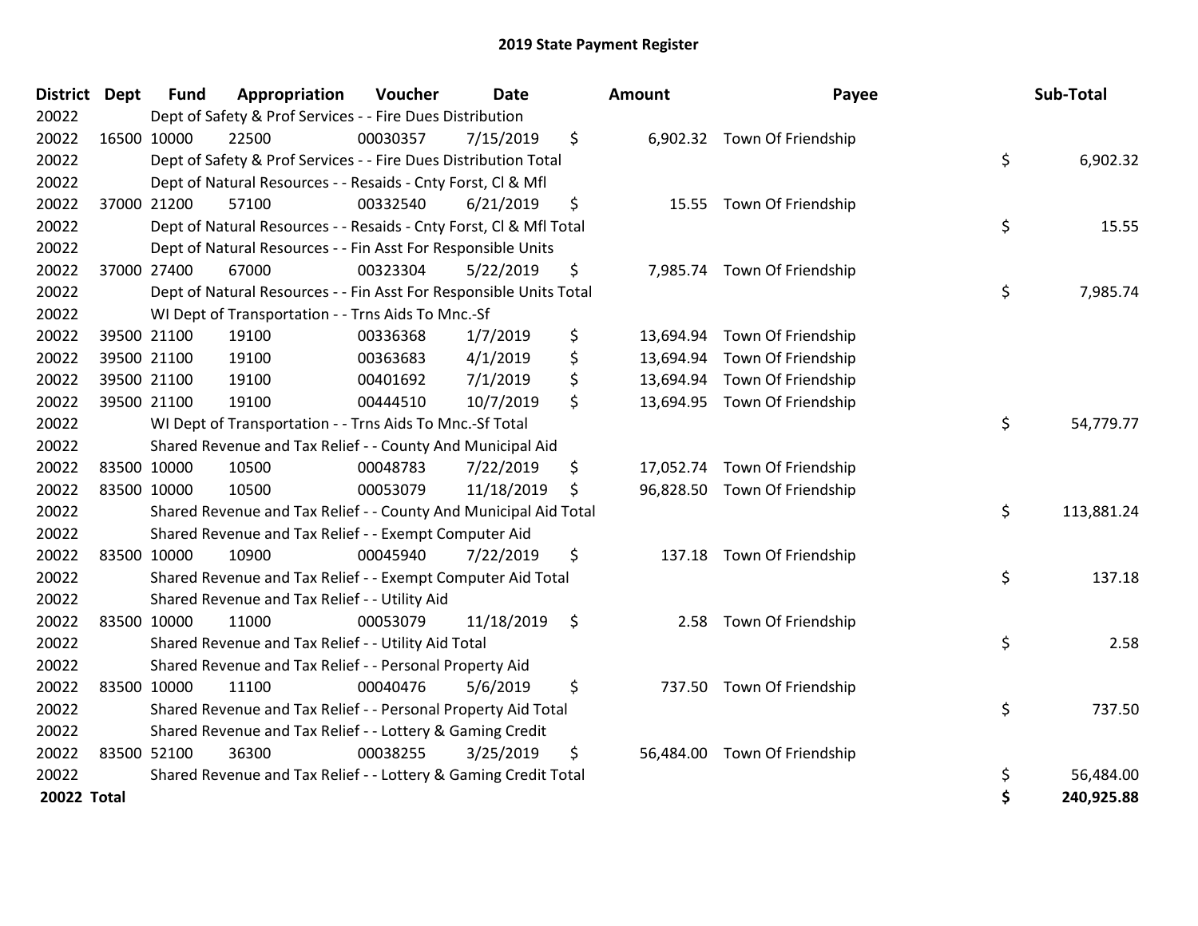# 2019 State Payment Register

| District | Dept | Fund | Appropriation | Voucher | Date | Amount | Payee | Sub-Total |
|---|---|---|---|---|---|---|---|---|
| 20022 | | Dept of Safety & Prof Services - - Fire Dues Distribution | | | | | | |
| 20022 | 16500 | 10000 | 22500 | 00030357 | 7/15/2019 | $ 6,902.32 | Town Of Friendship | |
| 20022 | | Dept of Safety & Prof Services - - Fire Dues Distribution Total | | | | | | $ 6,902.32 |
| 20022 | | Dept of Natural Resources - - Resaids - Cnty Forst, Cl & Mfl | | | | | | |
| 20022 | 37000 | 21200 | 57100 | 00332540 | 6/21/2019 | $ 15.55 | Town Of Friendship | |
| 20022 | | Dept of Natural Resources - - Resaids - Cnty Forst, Cl & Mfl Total | | | | | | $ 15.55 |
| 20022 | | Dept of Natural Resources - - Fin Asst For Responsible Units | | | | | | |
| 20022 | 37000 | 27400 | 67000 | 00323304 | 5/22/2019 | $ 7,985.74 | Town Of Friendship | |
| 20022 | | Dept of Natural Resources - - Fin Asst For Responsible Units Total | | | | | | $ 7,985.74 |
| 20022 | | WI Dept of Transportation - - Trns Aids To Mnc.-Sf | | | | | | |
| 20022 | 39500 | 21100 | 19100 | 00336368 | 1/7/2019 | $ 13,694.94 | Town Of Friendship | |
| 20022 | 39500 | 21100 | 19100 | 00363683 | 4/1/2019 | $ 13,694.94 | Town Of Friendship | |
| 20022 | 39500 | 21100 | 19100 | 00401692 | 7/1/2019 | $ 13,694.94 | Town Of Friendship | |
| 20022 | 39500 | 21100 | 19100 | 00444510 | 10/7/2019 | $ 13,694.95 | Town Of Friendship | |
| 20022 | | WI Dept of Transportation - - Trns Aids To Mnc.-Sf Total | | | | | | $ 54,779.77 |
| 20022 | | Shared Revenue and Tax Relief - - County And Municipal Aid | | | | | | |
| 20022 | 83500 | 10000 | 10500 | 00048783 | 7/22/2019 | $ 17,052.74 | Town Of Friendship | |
| 20022 | 83500 | 10000 | 10500 | 00053079 | 11/18/2019 | $ 96,828.50 | Town Of Friendship | |
| 20022 | | Shared Revenue and Tax Relief - - County And Municipal Aid Total | | | | | | $ 113,881.24 |
| 20022 | | Shared Revenue and Tax Relief - - Exempt Computer Aid | | | | | | |
| 20022 | 83500 | 10000 | 10900 | 00045940 | 7/22/2019 | $ 137.18 | Town Of Friendship | |
| 20022 | | Shared Revenue and Tax Relief - - Exempt Computer Aid Total | | | | | | $ 137.18 |
| 20022 | | Shared Revenue and Tax Relief - - Utility Aid | | | | | | |
| 20022 | 83500 | 10000 | 11000 | 00053079 | 11/18/2019 | $ 2.58 | Town Of Friendship | |
| 20022 | | Shared Revenue and Tax Relief - - Utility Aid Total | | | | | | $ 2.58 |
| 20022 | | Shared Revenue and Tax Relief - - Personal Property Aid | | | | | | |
| 20022 | 83500 | 10000 | 11100 | 00040476 | 5/6/2019 | $ 737.50 | Town Of Friendship | |
| 20022 | | Shared Revenue and Tax Relief - - Personal Property Aid Total | | | | | | $ 737.50 |
| 20022 | | Shared Revenue and Tax Relief - - Lottery & Gaming Credit | | | | | | |
| 20022 | 83500 | 52100 | 36300 | 00038255 | 3/25/2019 | $ 56,484.00 | Town Of Friendship | |
| 20022 | | Shared Revenue and Tax Relief - - Lottery & Gaming Credit Total | | | | | | $ 56,484.00 |
| **20022 Total** | | | | | | | | **$ 240,925.88** |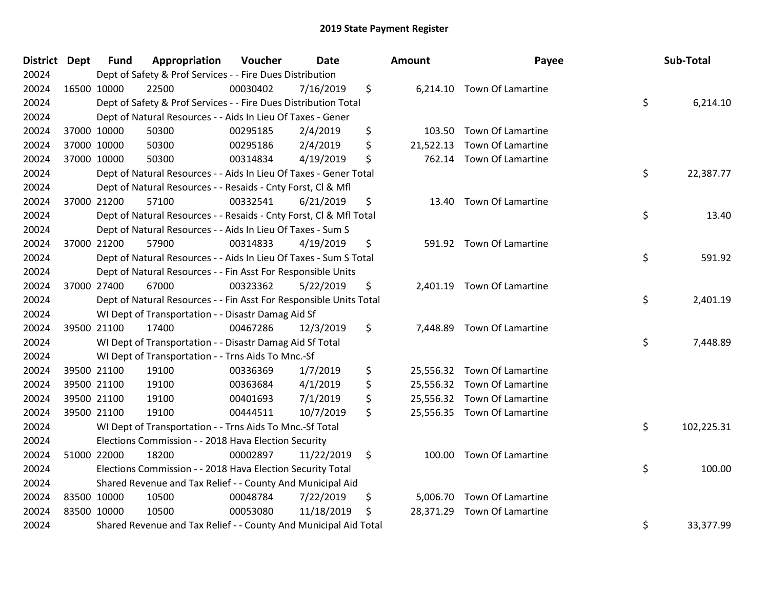# 2019 State Payment Register

| District | Dept | Fund | Appropriation | Voucher | Date | Amount | Payee | Sub-Total |
|---|---|---|---|---|---|---|---|---|
| 20024 | | Dept of Safety & Prof Services - - Fire Dues Distribution | | | | | | |
| 20024 | 16500 | 10000 | 22500 | 00030402 | 7/16/2019 | $ 6,214.10 | Town Of Lamartine | |
| 20024 | | Dept of Safety & Prof Services - - Fire Dues Distribution Total | | | | | | $ 6,214.10 |
| 20024 | | Dept of Natural Resources - - Aids In Lieu Of Taxes - Gener | | | | | | |
| 20024 | 37000 | 10000 | 50300 | 00295185 | 2/4/2019 | $ 103.50 | Town Of Lamartine | |
| 20024 | 37000 | 10000 | 50300 | 00295186 | 2/4/2019 | $ 21,522.13 | Town Of Lamartine | |
| 20024 | 37000 | 10000 | 50300 | 00314834 | 4/19/2019 | $ 762.14 | Town Of Lamartine | |
| 20024 | | Dept of Natural Resources - - Aids In Lieu Of Taxes - Gener Total | | | | | | $ 22,387.77 |
| 20024 | | Dept of Natural Resources - - Resaids - Cnty Forst, Cl & Mfl | | | | | | |
| 20024 | 37000 | 21200 | 57100 | 00332541 | 6/21/2019 | $ 13.40 | Town Of Lamartine | |
| 20024 | | Dept of Natural Resources - - Resaids - Cnty Forst, Cl & Mfl Total | | | | | | $ 13.40 |
| 20024 | | Dept of Natural Resources - - Aids In Lieu Of Taxes - Sum S | | | | | | |
| 20024 | 37000 | 21200 | 57900 | 00314833 | 4/19/2019 | $ 591.92 | Town Of Lamartine | |
| 20024 | | Dept of Natural Resources - - Aids In Lieu Of Taxes - Sum S Total | | | | | | $ 591.92 |
| 20024 | | Dept of Natural Resources - - Fin Asst For Responsible Units | | | | | | |
| 20024 | 37000 | 27400 | 67000 | 00323362 | 5/22/2019 | $ 2,401.19 | Town Of Lamartine | |
| 20024 | | Dept of Natural Resources - - Fin Asst For Responsible Units Total | | | | | | $ 2,401.19 |
| 20024 | | WI Dept of Transportation - - Disastr Damag Aid Sf | | | | | | |
| 20024 | 39500 | 21100 | 17400 | 00467286 | 12/3/2019 | $ 7,448.89 | Town Of Lamartine | |
| 20024 | | WI Dept of Transportation - - Disastr Damag Aid Sf Total | | | | | | $ 7,448.89 |
| 20024 | | WI Dept of Transportation - - Trns Aids To Mnc.-Sf | | | | | | |
| 20024 | 39500 | 21100 | 19100 | 00336369 | 1/7/2019 | $ 25,556.32 | Town Of Lamartine | |
| 20024 | 39500 | 21100 | 19100 | 00363684 | 4/1/2019 | $ 25,556.32 | Town Of Lamartine | |
| 20024 | 39500 | 21100 | 19100 | 00401693 | 7/1/2019 | $ 25,556.32 | Town Of Lamartine | |
| 20024 | 39500 | 21100 | 19100 | 00444511 | 10/7/2019 | $ 25,556.35 | Town Of Lamartine | |
| 20024 | | WI Dept of Transportation - - Trns Aids To Mnc.-Sf Total | | | | | | $ 102,225.31 |
| 20024 | | Elections Commission - - 2018 Hava Election Security | | | | | | |
| 20024 | 51000 | 22000 | 18200 | 00002897 | 11/22/2019 | $ 100.00 | Town Of Lamartine | |
| 20024 | | Elections Commission - - 2018 Hava Election Security Total | | | | | | $ 100.00 |
| 20024 | | Shared Revenue and Tax Relief - - County And Municipal Aid | | | | | | |
| 20024 | 83500 | 10000 | 10500 | 00048784 | 7/22/2019 | $ 5,006.70 | Town Of Lamartine | |
| 20024 | 83500 | 10000 | 10500 | 00053080 | 11/18/2019 | $ 28,371.29 | Town Of Lamartine | |
| 20024 | | Shared Revenue and Tax Relief - - County And Municipal Aid Total | | | | | | $ 33,377.99 |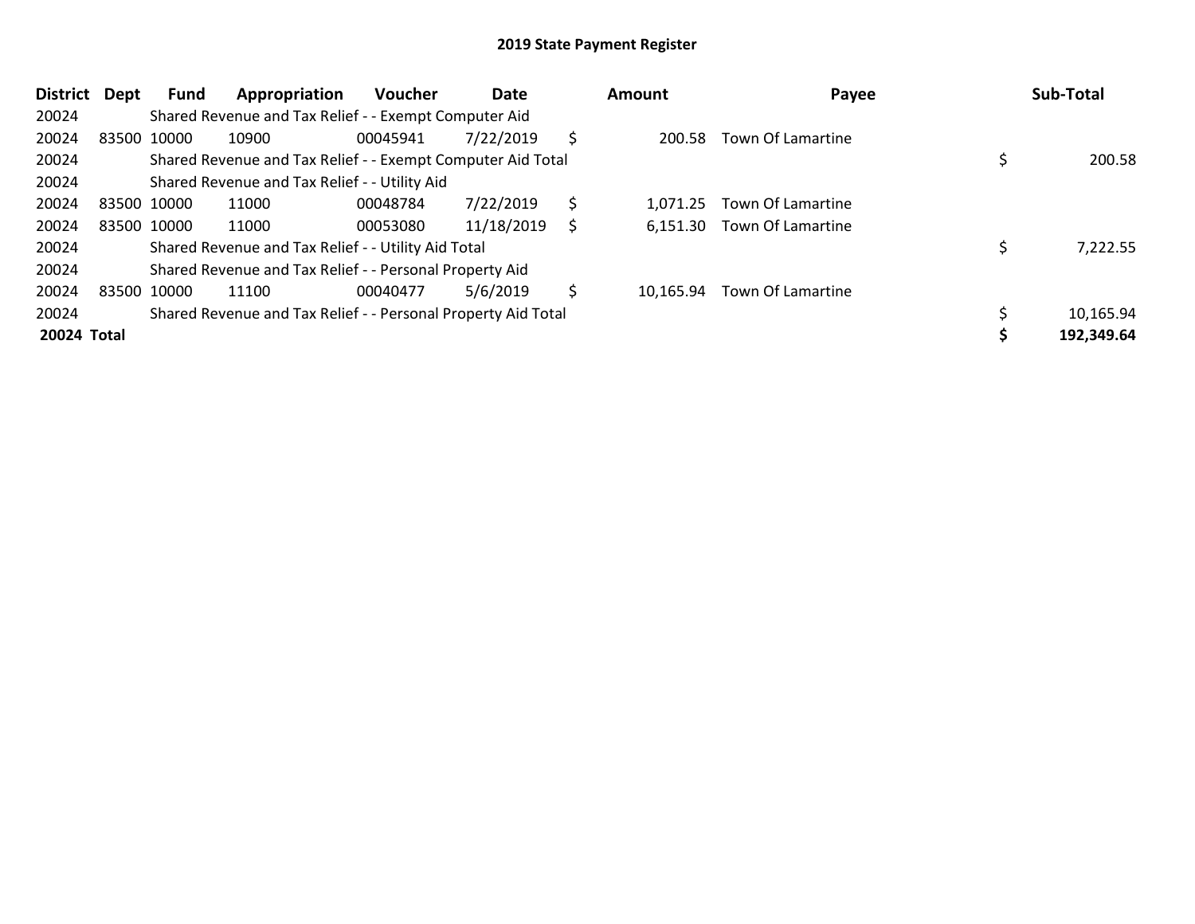## 2019 State Payment Register

| District | Dept | Fund | Appropriation | Voucher | Date | Amount | Payee | Sub-Total |
|---|---|---|---|---|---|---|---|---|
| 20024 | | Shared Revenue and Tax Relief - - Exempt Computer Aid | | | | | | |
| 20024 | 83500 | 10000 | 10900 | 00045941 | 7/22/2019 | $ 200.58 | Town Of Lamartine | |
| 20024 | | Shared Revenue and Tax Relief - - Exempt Computer Aid Total | | | | | | $ 200.58 |
| 20024 | | Shared Revenue and Tax Relief - - Utility Aid | | | | | | |
| 20024 | 83500 | 10000 | 11000 | 00048784 | 7/22/2019 | $ 1,071.25 | Town Of Lamartine | |
| 20024 | 83500 | 10000 | 11000 | 00053080 | 11/18/2019 | $ 6,151.30 | Town Of Lamartine | |
| 20024 | | Shared Revenue and Tax Relief - - Utility Aid Total | | | | | | $ 7,222.55 |
| 20024 | | Shared Revenue and Tax Relief - - Personal Property Aid | | | | | | |
| 20024 | 83500 | 10000 | 11100 | 00040477 | 5/6/2019 | $ 10,165.94 | Town Of Lamartine | |
| 20024 | | Shared Revenue and Tax Relief - - Personal Property Aid Total | | | | | | $ 10,165.94 |
| **20024** | **Total** | | | | | | | **$ 192,349.64** |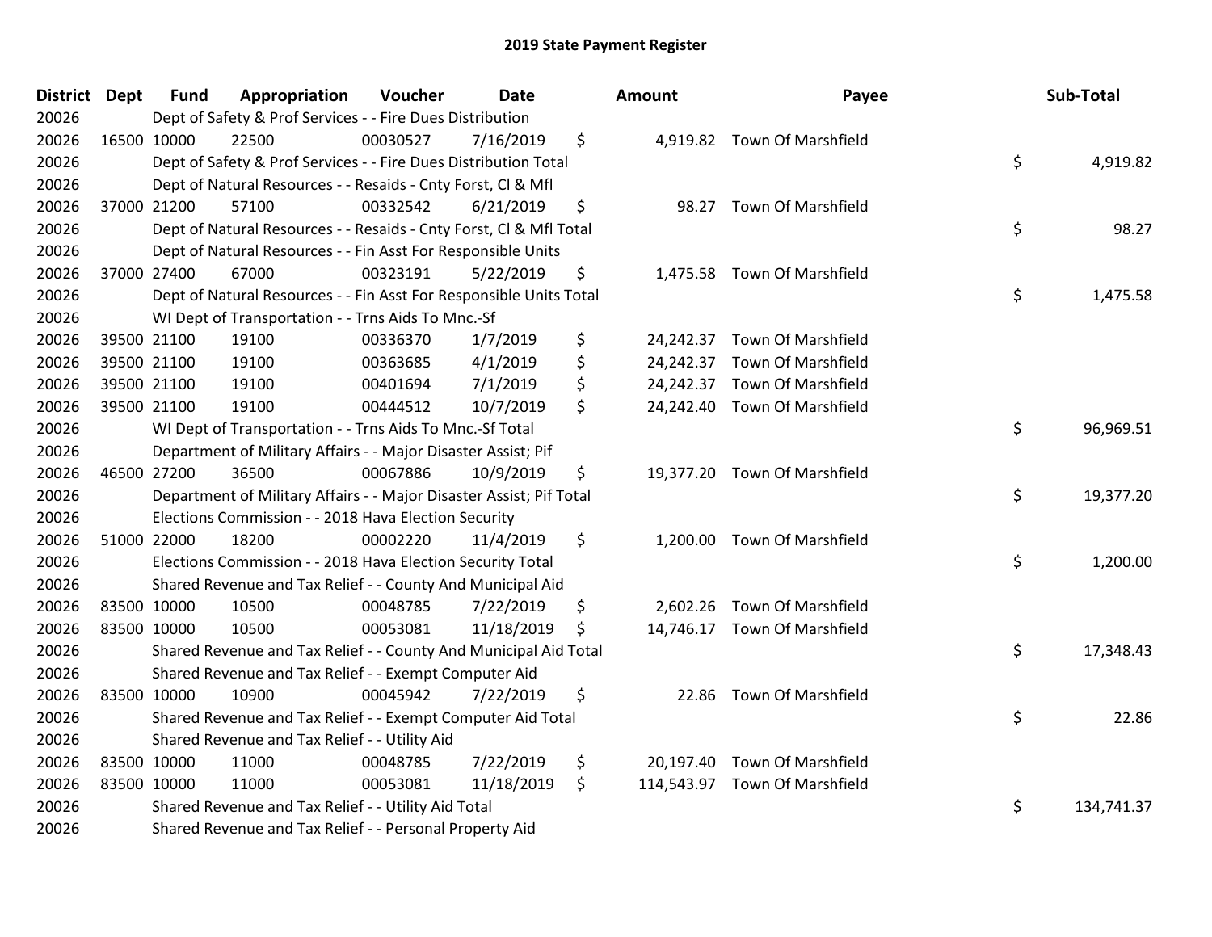# 2019 State Payment Register

| District | Dept | Fund | Appropriation | Voucher | Date | Amount | Payee | Sub-Total |
|---|---|---|---|---|---|---|---|---|
| 20026 | | Dept of Safety & Prof Services - - Fire Dues Distribution | | | | | | |
| 20026 | 16500 | 10000 | 22500 | 00030527 | 7/16/2019 | $ 4,919.82 | Town Of Marshfield | |
| 20026 | | Dept of Safety & Prof Services - - Fire Dues Distribution Total | | | | | | $ 4,919.82 |
| 20026 | | Dept of Natural Resources - - Resaids - Cnty Forst, Cl & Mfl | | | | | | |
| 20026 | 37000 | 21200 | 57100 | 00332542 | 6/21/2019 | $ 98.27 | Town Of Marshfield | |
| 20026 | | Dept of Natural Resources - - Resaids - Cnty Forst, Cl & Mfl Total | | | | | | $ 98.27 |
| 20026 | | Dept of Natural Resources - - Fin Asst For Responsible Units | | | | | | |
| 20026 | 37000 | 27400 | 67000 | 00323191 | 5/22/2019 | $ 1,475.58 | Town Of Marshfield | |
| 20026 | | Dept of Natural Resources - - Fin Asst For Responsible Units Total | | | | | | $ 1,475.58 |
| 20026 | | WI Dept of Transportation - - Trns Aids To Mnc.-Sf | | | | | | |
| 20026 | 39500 | 21100 | 19100 | 00336370 | 1/7/2019 | $ 24,242.37 | Town Of Marshfield | |
| 20026 | 39500 | 21100 | 19100 | 00363685 | 4/1/2019 | $ 24,242.37 | Town Of Marshfield | |
| 20026 | 39500 | 21100 | 19100 | 00401694 | 7/1/2019 | $ 24,242.37 | Town Of Marshfield | |
| 20026 | 39500 | 21100 | 19100 | 00444512 | 10/7/2019 | $ 24,242.40 | Town Of Marshfield | |
| 20026 | | WI Dept of Transportation - - Trns Aids To Mnc.-Sf Total | | | | | | $ 96,969.51 |
| 20026 | | Department of Military Affairs - - Major Disaster Assist; Pif | | | | | | |
| 20026 | 46500 | 27200 | 36500 | 00067886 | 10/9/2019 | $ 19,377.20 | Town Of Marshfield | |
| 20026 | | Department of Military Affairs - - Major Disaster Assist; Pif Total | | | | | | $ 19,377.20 |
| 20026 | | Elections Commission - - 2018 Hava Election Security | | | | | | |
| 20026 | 51000 | 22000 | 18200 | 00002220 | 11/4/2019 | $ 1,200.00 | Town Of Marshfield | |
| 20026 | | Elections Commission - - 2018 Hava Election Security Total | | | | | | $ 1,200.00 |
| 20026 | | Shared Revenue and Tax Relief - - County And Municipal Aid | | | | | | |
| 20026 | 83500 | 10000 | 10500 | 00048785 | 7/22/2019 | $ 2,602.26 | Town Of Marshfield | |
| 20026 | 83500 | 10000 | 10500 | 00053081 | 11/18/2019 | $ 14,746.17 | Town Of Marshfield | |
| 20026 | | Shared Revenue and Tax Relief - - County And Municipal Aid Total | | | | | | $ 17,348.43 |
| 20026 | | Shared Revenue and Tax Relief - - Exempt Computer Aid | | | | | | |
| 20026 | 83500 | 10000 | 10900 | 00045942 | 7/22/2019 | $ 22.86 | Town Of Marshfield | |
| 20026 | | Shared Revenue and Tax Relief - - Exempt Computer Aid Total | | | | | | $ 22.86 |
| 20026 | | Shared Revenue and Tax Relief - - Utility Aid | | | | | | |
| 20026 | 83500 | 10000 | 11000 | 00048785 | 7/22/2019 | $ 20,197.40 | Town Of Marshfield | |
| 20026 | 83500 | 10000 | 11000 | 00053081 | 11/18/2019 | $ 114,543.97 | Town Of Marshfield | |
| 20026 | | Shared Revenue and Tax Relief - - Utility Aid Total | | | | | | $ 134,741.37 |
| 20026 | | Shared Revenue and Tax Relief - - Personal Property Aid | | | | | | |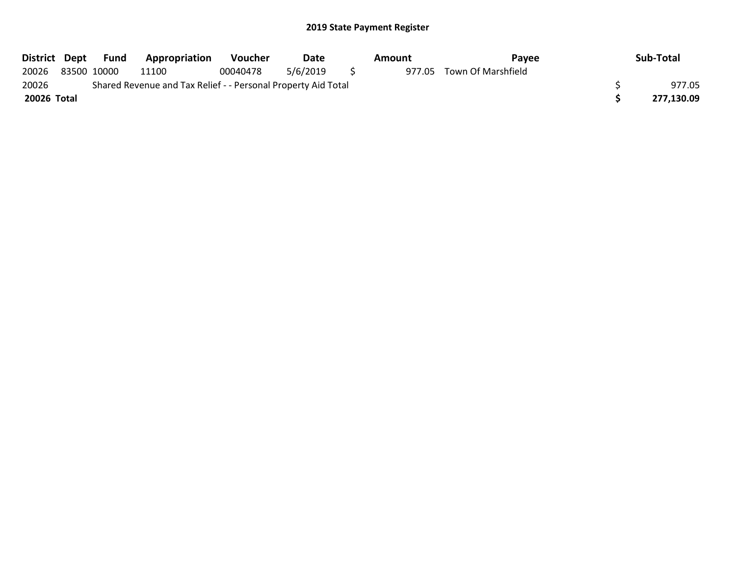## 2019 State Payment Register

| District | Dept | Fund | Appropriation | Voucher | Date | Amount | Payee | Sub-Total |
|---|---|---|---|---|---|---|---|---|
| 20026 | 83500 | 10000 | 11100 | 00040478 | 5/6/2019 | $ 977.05 | Town Of Marshfield | |
| 20026 | Shared Revenue and Tax Relief - - Personal Property Aid Total | | | | | | | $ 977.05 |
| **20026 Total** | | | | | | | | **$ 277,130.09** |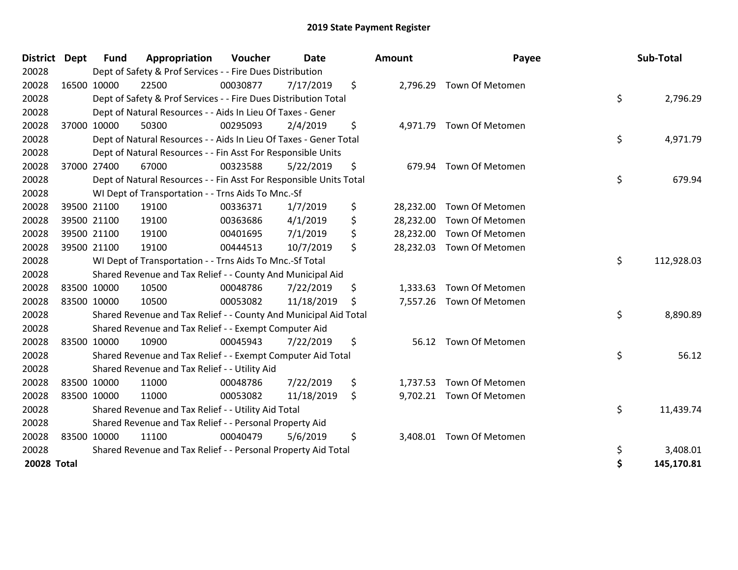# 2019 State Payment Register

| District | Dept | Fund | Appropriation | Voucher | Date | Amount | Payee | Sub-Total |
|---|---|---|---|---|---|---|---|---|
| 20028 | | Dept of Safety & Prof Services - - Fire Dues Distribution | | | | | | |
| 20028 | 16500 | 10000 | 22500 | 00030877 | 7/17/2019 | $ 2,796.29 | Town Of Metomen | |
| 20028 | | Dept of Safety & Prof Services - - Fire Dues Distribution Total | | | | | | $ 2,796.29 |
| 20028 | | Dept of Natural Resources - - Aids In Lieu Of Taxes - Gener | | | | | | |
| 20028 | 37000 | 10000 | 50300 | 00295093 | 2/4/2019 | $ 4,971.79 | Town Of Metomen | |
| 20028 | | Dept of Natural Resources - - Aids In Lieu Of Taxes - Gener Total | | | | | | $ 4,971.79 |
| 20028 | | Dept of Natural Resources - - Fin Asst For Responsible Units | | | | | | |
| 20028 | 37000 | 27400 | 67000 | 00323588 | 5/22/2019 | $ 679.94 | Town Of Metomen | |
| 20028 | | Dept of Natural Resources - - Fin Asst For Responsible Units Total | | | | | | $ 679.94 |
| 20028 | | WI Dept of Transportation - - Trns Aids To Mnc.-Sf | | | | | | |
| 20028 | 39500 | 21100 | 19100 | 00336371 | 1/7/2019 | $ 28,232.00 | Town Of Metomen | |
| 20028 | 39500 | 21100 | 19100 | 00363686 | 4/1/2019 | $ 28,232.00 | Town Of Metomen | |
| 20028 | 39500 | 21100 | 19100 | 00401695 | 7/1/2019 | $ 28,232.00 | Town Of Metomen | |
| 20028 | 39500 | 21100 | 19100 | 00444513 | 10/7/2019 | $ 28,232.03 | Town Of Metomen | |
| 20028 | | WI Dept of Transportation - - Trns Aids To Mnc.-Sf Total | | | | | | $ 112,928.03 |
| 20028 | | Shared Revenue and Tax Relief - - County And Municipal Aid | | | | | | |
| 20028 | 83500 | 10000 | 10500 | 00048786 | 7/22/2019 | $ 1,333.63 | Town Of Metomen | |
| 20028 | 83500 | 10000 | 10500 | 00053082 | 11/18/2019 | $ 7,557.26 | Town Of Metomen | |
| 20028 | | Shared Revenue and Tax Relief - - County And Municipal Aid Total | | | | | | $ 8,890.89 |
| 20028 | | Shared Revenue and Tax Relief - - Exempt Computer Aid | | | | | | |
| 20028 | 83500 | 10000 | 10900 | 00045943 | 7/22/2019 | $ 56.12 | Town Of Metomen | |
| 20028 | | Shared Revenue and Tax Relief - - Exempt Computer Aid Total | | | | | | $ 56.12 |
| 20028 | | Shared Revenue and Tax Relief - - Utility Aid | | | | | | |
| 20028 | 83500 | 10000 | 11000 | 00048786 | 7/22/2019 | $ 1,737.53 | Town Of Metomen | |
| 20028 | 83500 | 10000 | 11000 | 00053082 | 11/18/2019 | $ 9,702.21 | Town Of Metomen | |
| 20028 | | Shared Revenue and Tax Relief - - Utility Aid Total | | | | | | $ 11,439.74 |
| 20028 | | Shared Revenue and Tax Relief - - Personal Property Aid | | | | | | |
| 20028 | 83500 | 10000 | 11100 | 00040479 | 5/6/2019 | $ 3,408.01 | Town Of Metomen | |
| 20028 | | Shared Revenue and Tax Relief - - Personal Property Aid Total | | | | | | $ 3,408.01 |
| **20028 Total** | | | | | | | | **$ 145,170.81** |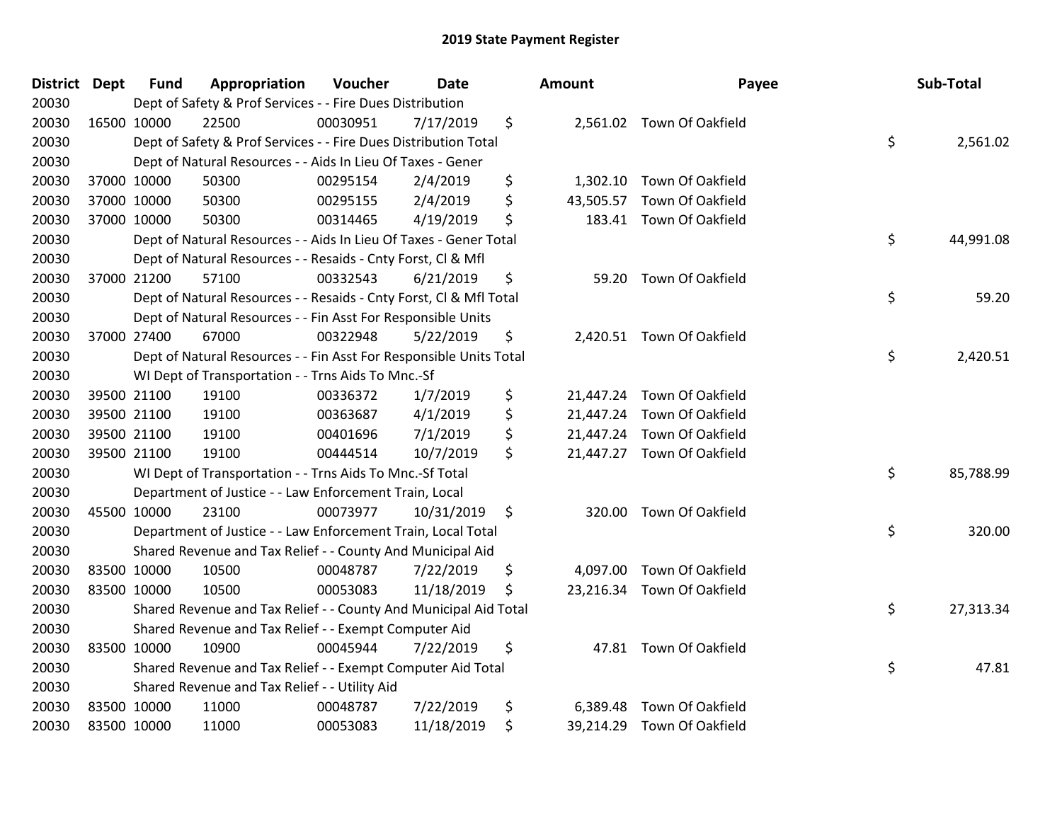# 2019 State Payment Register

| District | Dept | Fund | Appropriation | Voucher | Date | Amount | Payee | Sub-Total |
|---|---|---|---|---|---|---|---|---|
| 20030 | | Dept of Safety & Prof Services - - Fire Dues Distribution | | | | | | |
| 20030 | 16500 | 10000 | 22500 | 00030951 | 7/17/2019 | $ 2,561.02 | Town Of Oakfield | |
| 20030 | | Dept of Safety & Prof Services - - Fire Dues Distribution Total | | | | | | $ 2,561.02 |
| 20030 | | Dept of Natural Resources - - Aids In Lieu Of Taxes - Gener | | | | | | |
| 20030 | 37000 | 10000 | 50300 | 00295154 | 2/4/2019 | $ 1,302.10 | Town Of Oakfield | |
| 20030 | 37000 | 10000 | 50300 | 00295155 | 2/4/2019 | $ 43,505.57 | Town Of Oakfield | |
| 20030 | 37000 | 10000 | 50300 | 00314465 | 4/19/2019 | $ 183.41 | Town Of Oakfield | |
| 20030 | | Dept of Natural Resources - - Aids In Lieu Of Taxes - Gener Total | | | | | | $ 44,991.08 |
| 20030 | | Dept of Natural Resources - - Resaids - Cnty Forst, Cl & Mfl | | | | | | |
| 20030 | 37000 | 21200 | 57100 | 00332543 | 6/21/2019 | $ 59.20 | Town Of Oakfield | |
| 20030 | | Dept of Natural Resources - - Resaids - Cnty Forst, Cl & Mfl Total | | | | | | $ 59.20 |
| 20030 | | Dept of Natural Resources - - Fin Asst For Responsible Units | | | | | | |
| 20030 | 37000 | 27400 | 67000 | 00322948 | 5/22/2019 | $ 2,420.51 | Town Of Oakfield | |
| 20030 | | Dept of Natural Resources - - Fin Asst For Responsible Units Total | | | | | | $ 2,420.51 |
| 20030 | | WI Dept of Transportation - - Trns Aids To Mnc.-Sf | | | | | | |
| 20030 | 39500 | 21100 | 19100 | 00336372 | 1/7/2019 | $ 21,447.24 | Town Of Oakfield | |
| 20030 | 39500 | 21100 | 19100 | 00363687 | 4/1/2019 | $ 21,447.24 | Town Of Oakfield | |
| 20030 | 39500 | 21100 | 19100 | 00401696 | 7/1/2019 | $ 21,447.24 | Town Of Oakfield | |
| 20030 | 39500 | 21100 | 19100 | 00444514 | 10/7/2019 | $ 21,447.27 | Town Of Oakfield | |
| 20030 | | WI Dept of Transportation - - Trns Aids To Mnc.-Sf Total | | | | | | $ 85,788.99 |
| 20030 | | Department of Justice - - Law Enforcement Train, Local | | | | | | |
| 20030 | 45500 | 10000 | 23100 | 00073977 | 10/31/2019 | $ 320.00 | Town Of Oakfield | |
| 20030 | | Department of Justice - - Law Enforcement Train, Local Total | | | | | | $ 320.00 |
| 20030 | | Shared Revenue and Tax Relief - - County And Municipal Aid | | | | | | |
| 20030 | 83500 | 10000 | 10500 | 00048787 | 7/22/2019 | $ 4,097.00 | Town Of Oakfield | |
| 20030 | 83500 | 10000 | 10500 | 00053083 | 11/18/2019 | $ 23,216.34 | Town Of Oakfield | |
| 20030 | | Shared Revenue and Tax Relief - - County And Municipal Aid Total | | | | | | $ 27,313.34 |
| 20030 | | Shared Revenue and Tax Relief - - Exempt Computer Aid | | | | | | |
| 20030 | 83500 | 10000 | 10900 | 00045944 | 7/22/2019 | $ 47.81 | Town Of Oakfield | |
| 20030 | | Shared Revenue and Tax Relief - - Exempt Computer Aid Total | | | | | | $ 47.81 |
| 20030 | | Shared Revenue and Tax Relief - - Utility Aid | | | | | | |
| 20030 | 83500 | 10000 | 11000 | 00048787 | 7/22/2019 | $ 6,389.48 | Town Of Oakfield | |
| 20030 | 83500 | 10000 | 11000 | 00053083 | 11/18/2019 | $ 39,214.29 | Town Of Oakfield | |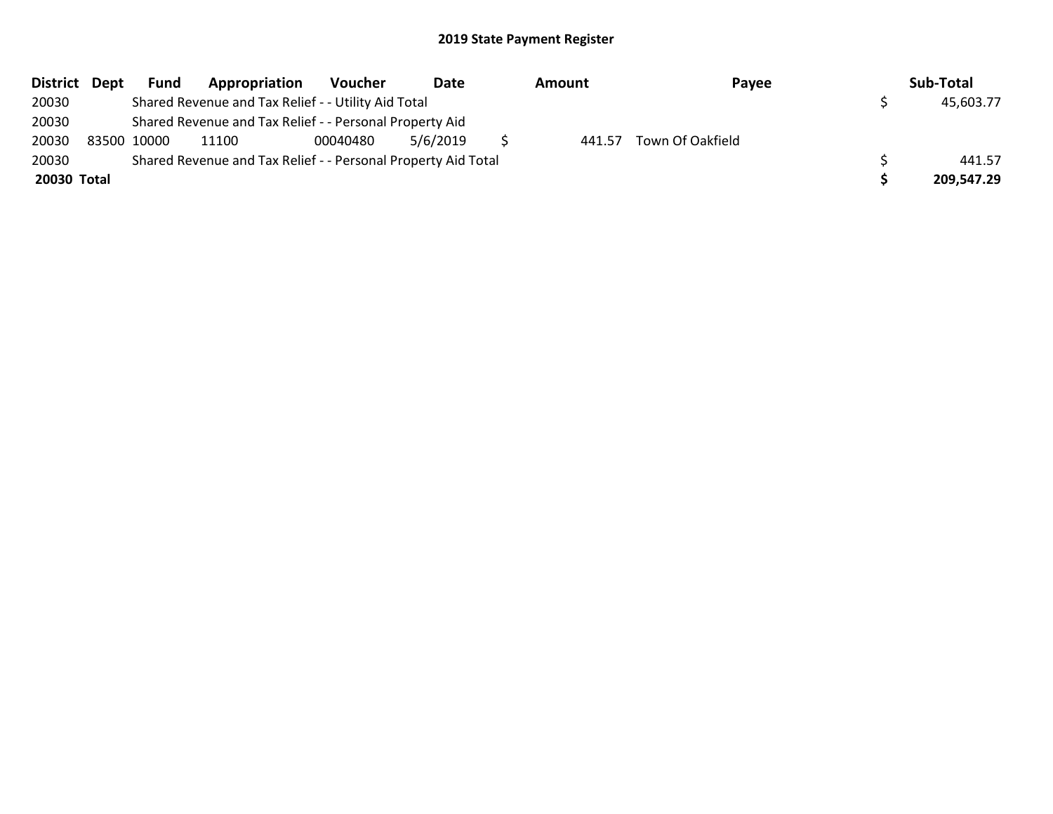# 2019 State Payment Register

| District | Dept | Fund | Appropriation | Voucher | Date | Amount | Payee | Sub-Total |
|---|---|---|---|---|---|---|---|---|
| 20030 | | Shared Revenue and Tax Relief - - Utility Aid Total | | | | | | $ 45,603.77 |
| 20030 | | Shared Revenue and Tax Relief - - Personal Property Aid | | | | | | |
| 20030 | 83500 | 10000 | 11100 | 00040480 | 5/6/2019 | $ 441.57 | Town Of Oakfield | |
| 20030 | | Shared Revenue and Tax Relief - - Personal Property Aid Total | | | | | | $ 441.57 |
| **20030 Total** | | | | | | | | **$ 209,547.29** |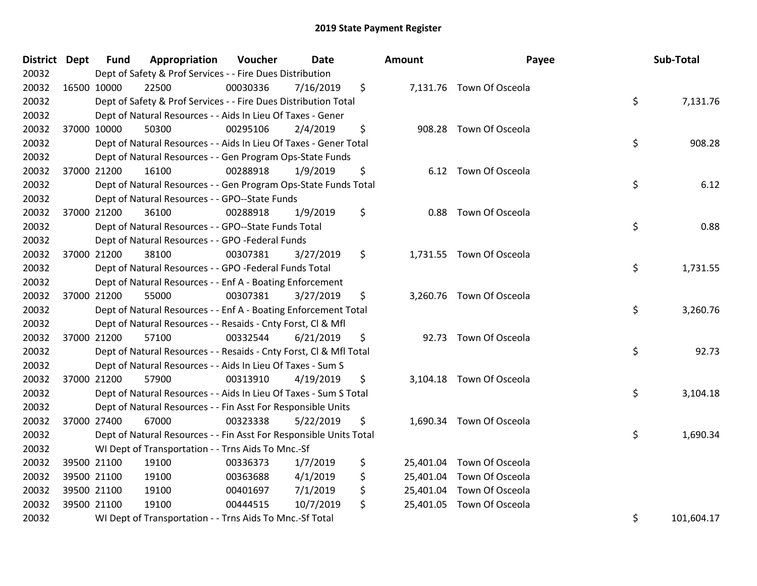# 2019 State Payment Register

| District | Dept | Fund | Appropriation | Voucher | Date | Amount | Payee | Sub-Total |
|---|---|---|---|---|---|---|---|---|
| 20032 | | Dept of Safety & Prof Services - - Fire Dues Distribution | | | | | | |
| 20032 | 16500 | 10000 | 22500 | 00030336 | 7/16/2019 | $ 7,131.76 | Town Of Osceola | |
| 20032 | | Dept of Safety & Prof Services - - Fire Dues Distribution Total | | | | | | $ 7,131.76 |
| 20032 | | Dept of Natural Resources - - Aids In Lieu Of Taxes - Gener | | | | | | |
| 20032 | 37000 | 10000 | 50300 | 00295106 | 2/4/2019 | $ 908.28 | Town Of Osceola | |
| 20032 | | Dept of Natural Resources - - Aids In Lieu Of Taxes - Gener Total | | | | | | $ 908.28 |
| 20032 | | Dept of Natural Resources - - Gen Program Ops-State Funds | | | | | | |
| 20032 | 37000 | 21200 | 16100 | 00288918 | 1/9/2019 | $ 6.12 | Town Of Osceola | |
| 20032 | | Dept of Natural Resources - - Gen Program Ops-State Funds Total | | | | | | $ 6.12 |
| 20032 | | Dept of Natural Resources - - GPO--State Funds | | | | | | |
| 20032 | 37000 | 21200 | 36100 | 00288918 | 1/9/2019 | $ 0.88 | Town Of Osceola | |
| 20032 | | Dept of Natural Resources - - GPO--State Funds Total | | | | | | $ 0.88 |
| 20032 | | Dept of Natural Resources - - GPO -Federal Funds | | | | | | |
| 20032 | 37000 | 21200 | 38100 | 00307381 | 3/27/2019 | $ 1,731.55 | Town Of Osceola | |
| 20032 | | Dept of Natural Resources - - GPO -Federal Funds Total | | | | | | $ 1,731.55 |
| 20032 | | Dept of Natural Resources - - Enf A - Boating Enforcement | | | | | | |
| 20032 | 37000 | 21200 | 55000 | 00307381 | 3/27/2019 | $ 3,260.76 | Town Of Osceola | |
| 20032 | | Dept of Natural Resources - - Enf A - Boating Enforcement Total | | | | | | $ 3,260.76 |
| 20032 | | Dept of Natural Resources - - Resaids - Cnty Forst, Cl & Mfl | | | | | | |
| 20032 | 37000 | 21200 | 57100 | 00332544 | 6/21/2019 | $ 92.73 | Town Of Osceola | |
| 20032 | | Dept of Natural Resources - - Resaids - Cnty Forst, Cl & Mfl Total | | | | | | $ 92.73 |
| 20032 | | Dept of Natural Resources - - Aids In Lieu Of Taxes - Sum S | | | | | | |
| 20032 | 37000 | 21200 | 57900 | 00313910 | 4/19/2019 | $ 3,104.18 | Town Of Osceola | |
| 20032 | | Dept of Natural Resources - - Aids In Lieu Of Taxes - Sum S Total | | | | | | $ 3,104.18 |
| 20032 | | Dept of Natural Resources - - Fin Asst For Responsible Units | | | | | | |
| 20032 | 37000 | 27400 | 67000 | 00323338 | 5/22/2019 | $ 1,690.34 | Town Of Osceola | |
| 20032 | | Dept of Natural Resources - - Fin Asst For Responsible Units Total | | | | | | $ 1,690.34 |
| 20032 | | WI Dept of Transportation - - Trns Aids To Mnc.-Sf | | | | | | |
| 20032 | 39500 | 21100 | 19100 | 00336373 | 1/7/2019 | $ 25,401.04 | Town Of Osceola | |
| 20032 | 39500 | 21100 | 19100 | 00363688 | 4/1/2019 | $ 25,401.04 | Town Of Osceola | |
| 20032 | 39500 | 21100 | 19100 | 00401697 | 7/1/2019 | $ 25,401.04 | Town Of Osceola | |
| 20032 | 39500 | 21100 | 19100 | 00444515 | 10/7/2019 | $ 25,401.05 | Town Of Osceola | |
| 20032 | | WI Dept of Transportation - - Trns Aids To Mnc.-Sf Total | | | | | | $ 101,604.17 |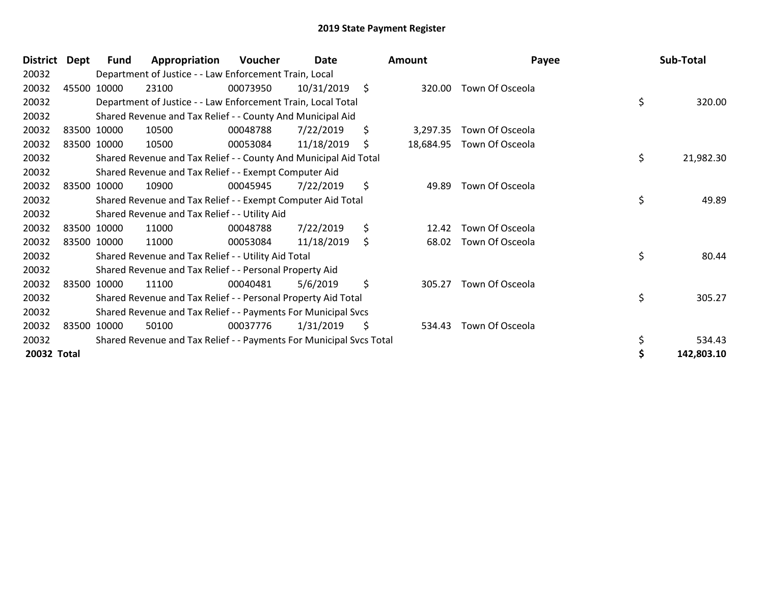# 2019 State Payment Register

| District | Dept | Fund | Appropriation | Voucher | Date | Amount | Payee | Sub-Total |
|---|---|---|---|---|---|---|---|---|
| 20032 | | Department of Justice - - Law Enforcement Train, Local | | | | | | |
| 20032 | 45500 | 10000 | 23100 | 00073950 | 10/31/2019 | $ 320.00 | Town Of Osceola | |
| 20032 | | Department of Justice - - Law Enforcement Train, Local Total | | | | | | $ 320.00 |
| 20032 | | Shared Revenue and Tax Relief - - County And Municipal Aid | | | | | | |
| 20032 | 83500 | 10000 | 10500 | 00048788 | 7/22/2019 | $ 3,297.35 | Town Of Osceola | |
| 20032 | 83500 | 10000 | 10500 | 00053084 | 11/18/2019 | $ 18,684.95 | Town Of Osceola | |
| 20032 | | Shared Revenue and Tax Relief - - County And Municipal Aid Total | | | | | | $ 21,982.30 |
| 20032 | | Shared Revenue and Tax Relief - - Exempt Computer Aid | | | | | | |
| 20032 | 83500 | 10000 | 10900 | 00045945 | 7/22/2019 | $ 49.89 | Town Of Osceola | |
| 20032 | | Shared Revenue and Tax Relief - - Exempt Computer Aid Total | | | | | | $ 49.89 |
| 20032 | | Shared Revenue and Tax Relief - - Utility Aid | | | | | | |
| 20032 | 83500 | 10000 | 11000 | 00048788 | 7/22/2019 | $ 12.42 | Town Of Osceola | |
| 20032 | 83500 | 10000 | 11000 | 00053084 | 11/18/2019 | $ 68.02 | Town Of Osceola | |
| 20032 | | Shared Revenue and Tax Relief - - Utility Aid Total | | | | | | $ 80.44 |
| 20032 | | Shared Revenue and Tax Relief - - Personal Property Aid | | | | | | |
| 20032 | 83500 | 10000 | 11100 | 00040481 | 5/6/2019 | $ 305.27 | Town Of Osceola | |
| 20032 | | Shared Revenue and Tax Relief - - Personal Property Aid Total | | | | | | $ 305.27 |
| 20032 | | Shared Revenue and Tax Relief - - Payments For Municipal Svcs | | | | | | |
| 20032 | 83500 | 10000 | 50100 | 00037776 | 1/31/2019 | $ 534.43 | Town Of Osceola | |
| 20032 | | Shared Revenue and Tax Relief - - Payments For Municipal Svcs Total | | | | | | $ 534.43 |
| **20032 Total** | | | | | | | | **$ 142,803.10** |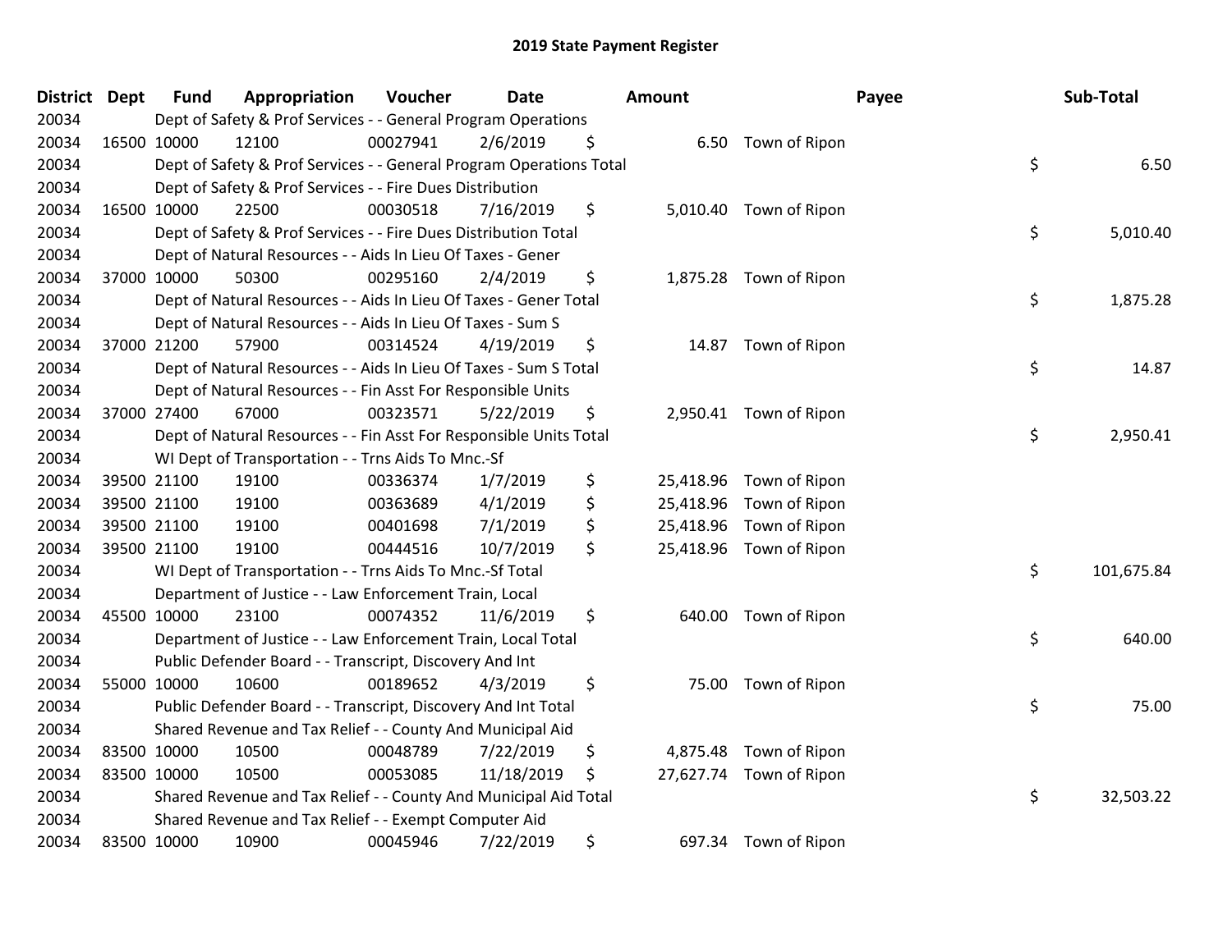## 2019 State Payment Register

| District | Dept | Fund | Appropriation | Voucher | Date | Amount | Payee | Sub-Total |
|---|---|---|---|---|---|---|---|---|
| 20034 | | Dept of Safety & Prof Services - - General Program Operations | | | | | | |
| 20034 | 16500 | 10000 | 12100 | 00027941 | 2/6/2019 | $ 6.50 | Town of Ripon | |
| 20034 | | Dept of Safety & Prof Services - - General Program Operations Total | | | | | | $ 6.50 |
| 20034 | | Dept of Safety & Prof Services - - Fire Dues Distribution | | | | | | |
| 20034 | 16500 | 10000 | 22500 | 00030518 | 7/16/2019 | $ 5,010.40 | Town of Ripon | |
| 20034 | | Dept of Safety & Prof Services - - Fire Dues Distribution Total | | | | | | $ 5,010.40 |
| 20034 | | Dept of Natural Resources - - Aids In Lieu Of Taxes - Gener | | | | | | |
| 20034 | 37000 | 10000 | 50300 | 00295160 | 2/4/2019 | $ 1,875.28 | Town of Ripon | |
| 20034 | | Dept of Natural Resources - - Aids In Lieu Of Taxes - Gener Total | | | | | | $ 1,875.28 |
| 20034 | | Dept of Natural Resources - - Aids In Lieu Of Taxes - Sum S | | | | | | |
| 20034 | 37000 | 21200 | 57900 | 00314524 | 4/19/2019 | $ 14.87 | Town of Ripon | |
| 20034 | | Dept of Natural Resources - - Aids In Lieu Of Taxes - Sum S Total | | | | | | $ 14.87 |
| 20034 | | Dept of Natural Resources - - Fin Asst For Responsible Units | | | | | | |
| 20034 | 37000 | 27400 | 67000 | 00323571 | 5/22/2019 | $ 2,950.41 | Town of Ripon | |
| 20034 | | Dept of Natural Resources - - Fin Asst For Responsible Units Total | | | | | | $ 2,950.41 |
| 20034 | | WI Dept of Transportation - - Trns Aids To Mnc.-Sf | | | | | | |
| 20034 | 39500 | 21100 | 19100 | 00336374 | 1/7/2019 | $ 25,418.96 | Town of Ripon | |
| 20034 | 39500 | 21100 | 19100 | 00363689 | 4/1/2019 | $ 25,418.96 | Town of Ripon | |
| 20034 | 39500 | 21100 | 19100 | 00401698 | 7/1/2019 | $ 25,418.96 | Town of Ripon | |
| 20034 | 39500 | 21100 | 19100 | 00444516 | 10/7/2019 | $ 25,418.96 | Town of Ripon | |
| 20034 | | WI Dept of Transportation - - Trns Aids To Mnc.-Sf Total | | | | | | $ 101,675.84 |
| 20034 | | Department of Justice - - Law Enforcement Train, Local | | | | | | |
| 20034 | 45500 | 10000 | 23100 | 00074352 | 11/6/2019 | $ 640.00 | Town of Ripon | |
| 20034 | | Department of Justice - - Law Enforcement Train, Local Total | | | | | | $ 640.00 |
| 20034 | | Public Defender Board - - Transcript, Discovery And Int | | | | | | |
| 20034 | 55000 | 10000 | 10600 | 00189652 | 4/3/2019 | $ 75.00 | Town of Ripon | |
| 20034 | | Public Defender Board - - Transcript, Discovery And Int Total | | | | | | $ 75.00 |
| 20034 | | Shared Revenue and Tax Relief - - County And Municipal Aid | | | | | | |
| 20034 | 83500 | 10000 | 10500 | 00048789 | 7/22/2019 | $ 4,875.48 | Town of Ripon | |
| 20034 | 83500 | 10000 | 10500 | 00053085 | 11/18/2019 | $ 27,627.74 | Town of Ripon | |
| 20034 | | Shared Revenue and Tax Relief - - County And Municipal Aid Total | | | | | | $ 32,503.22 |
| 20034 | | Shared Revenue and Tax Relief - - Exempt Computer Aid | | | | | | |
| 20034 | 83500 | 10000 | 10900 | 00045946 | 7/22/2019 | $ 697.34 | Town of Ripon | |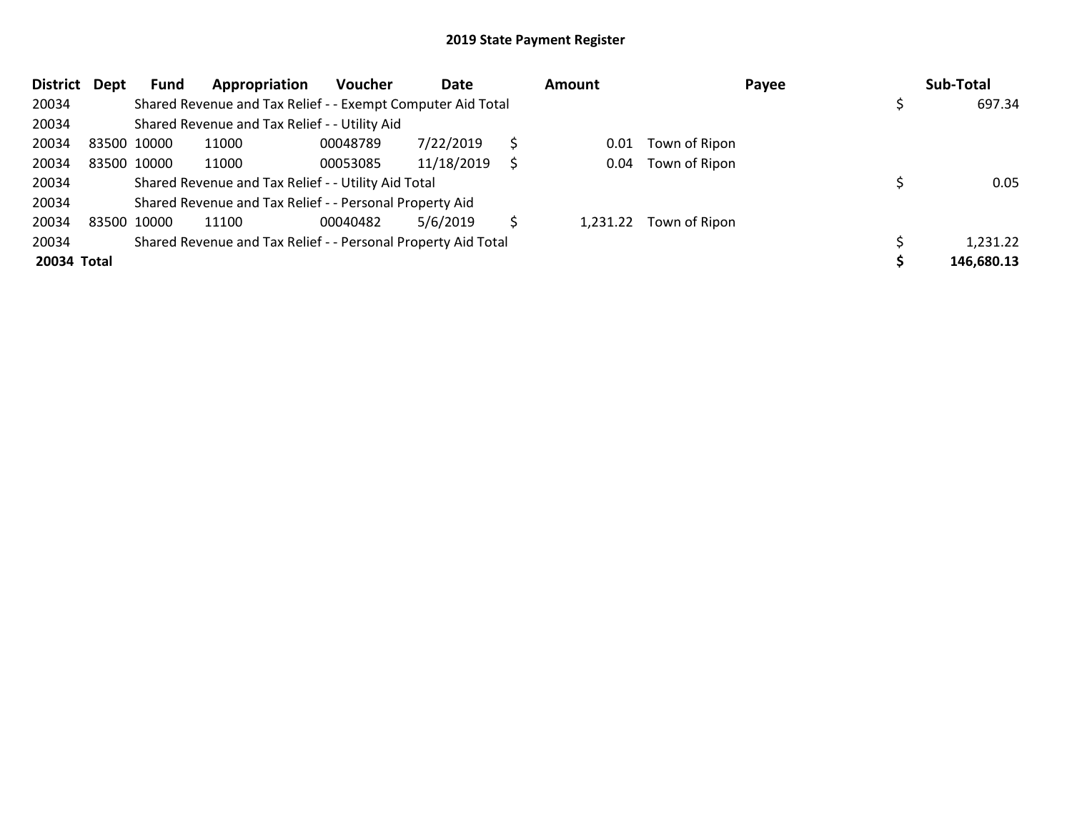# 2019 State Payment Register

| District | Dept | Fund | Appropriation | Voucher | Date | Amount | Payee | Sub-Total |
|---|---|---|---|---|---|---|---|---|
| 20034 | | Shared Revenue and Tax Relief - - Exempt Computer Aid Total | | | | | | $ 697.34 |
| 20034 | | Shared Revenue and Tax Relief - - Utility Aid | | | | | | |
| 20034 | 83500 | 10000 | 11000 | 00048789 | 7/22/2019 | $ 0.01 | Town of Ripon | |
| 20034 | 83500 | 10000 | 11000 | 00053085 | 11/18/2019 | $ 0.04 | Town of Ripon | |
| 20034 | | Shared Revenue and Tax Relief - - Utility Aid Total | | | | | | $ 0.05 |
| 20034 | | Shared Revenue and Tax Relief - - Personal Property Aid | | | | | | |
| 20034 | 83500 | 10000 | 11100 | 00040482 | 5/6/2019 | $ 1,231.22 | Town of Ripon | |
| 20034 | | Shared Revenue and Tax Relief - - Personal Property Aid Total | | | | | | $ 1,231.22 |
| **20034** | **Total** | | | | | | | **$ 146,680.13** |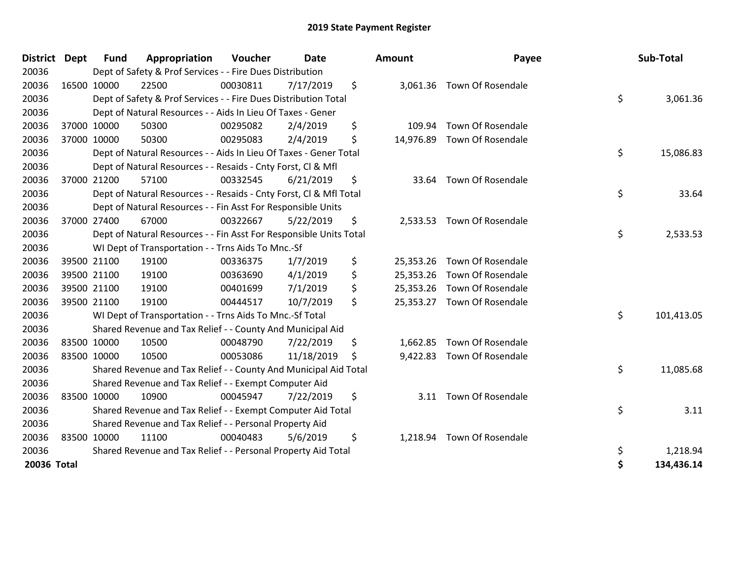# 2019 State Payment Register

| District | Dept | Fund | Appropriation | Voucher | Date | Amount | Payee | Sub-Total |
|---|---|---|---|---|---|---|---|---|
| 20036 | | Dept of Safety & Prof Services - - Fire Dues Distribution | | | | | | |
| 20036 | 16500 | 10000 | 22500 | 00030811 | 7/17/2019 | $ 3,061.36 | Town Of Rosendale | |
| 20036 | | Dept of Safety & Prof Services - - Fire Dues Distribution Total | | | | | | $ 3,061.36 |
| 20036 | | Dept of Natural Resources - - Aids In Lieu Of Taxes - Gener | | | | | | |
| 20036 | 37000 | 10000 | 50300 | 00295082 | 2/4/2019 | $ 109.94 | Town Of Rosendale | |
| 20036 | 37000 | 10000 | 50300 | 00295083 | 2/4/2019 | $ 14,976.89 | Town Of Rosendale | |
| 20036 | | Dept of Natural Resources - - Aids In Lieu Of Taxes - Gener Total | | | | | | $ 15,086.83 |
| 20036 | | Dept of Natural Resources - - Resaids - Cnty Forst, Cl & Mfl | | | | | | |
| 20036 | 37000 | 21200 | 57100 | 00332545 | 6/21/2019 | $ 33.64 | Town Of Rosendale | |
| 20036 | | Dept of Natural Resources - - Resaids - Cnty Forst, Cl & Mfl Total | | | | | | $ 33.64 |
| 20036 | | Dept of Natural Resources - - Fin Asst For Responsible Units | | | | | | |
| 20036 | 37000 | 27400 | 67000 | 00322667 | 5/22/2019 | $ 2,533.53 | Town Of Rosendale | |
| 20036 | | Dept of Natural Resources - - Fin Asst For Responsible Units Total | | | | | | $ 2,533.53 |
| 20036 | | WI Dept of Transportation - - Trns Aids To Mnc.-Sf | | | | | | |
| 20036 | 39500 | 21100 | 19100 | 00336375 | 1/7/2019 | $ 25,353.26 | Town Of Rosendale | |
| 20036 | 39500 | 21100 | 19100 | 00363690 | 4/1/2019 | $ 25,353.26 | Town Of Rosendale | |
| 20036 | 39500 | 21100 | 19100 | 00401699 | 7/1/2019 | $ 25,353.26 | Town Of Rosendale | |
| 20036 | 39500 | 21100 | 19100 | 00444517 | 10/7/2019 | $ 25,353.27 | Town Of Rosendale | |
| 20036 | | WI Dept of Transportation - - Trns Aids To Mnc.-Sf Total | | | | | | $ 101,413.05 |
| 20036 | | Shared Revenue and Tax Relief - - County And Municipal Aid | | | | | | |
| 20036 | 83500 | 10000 | 10500 | 00048790 | 7/22/2019 | $ 1,662.85 | Town Of Rosendale | |
| 20036 | 83500 | 10000 | 10500 | 00053086 | 11/18/2019 | $ 9,422.83 | Town Of Rosendale | |
| 20036 | | Shared Revenue and Tax Relief - - County And Municipal Aid Total | | | | | | $ 11,085.68 |
| 20036 | | Shared Revenue and Tax Relief - - Exempt Computer Aid | | | | | | |
| 20036 | 83500 | 10000 | 10900 | 00045947 | 7/22/2019 | $ 3.11 | Town Of Rosendale | |
| 20036 | | Shared Revenue and Tax Relief - - Exempt Computer Aid Total | | | | | | $ 3.11 |
| 20036 | | Shared Revenue and Tax Relief - - Personal Property Aid | | | | | | |
| 20036 | 83500 | 10000 | 11100 | 00040483 | 5/6/2019 | $ 1,218.94 | Town Of Rosendale | |
| 20036 | | Shared Revenue and Tax Relief - - Personal Property Aid Total | | | | | | $ 1,218.94 |
| **20036 Total** | | | | | | | | **$ 134,436.14** |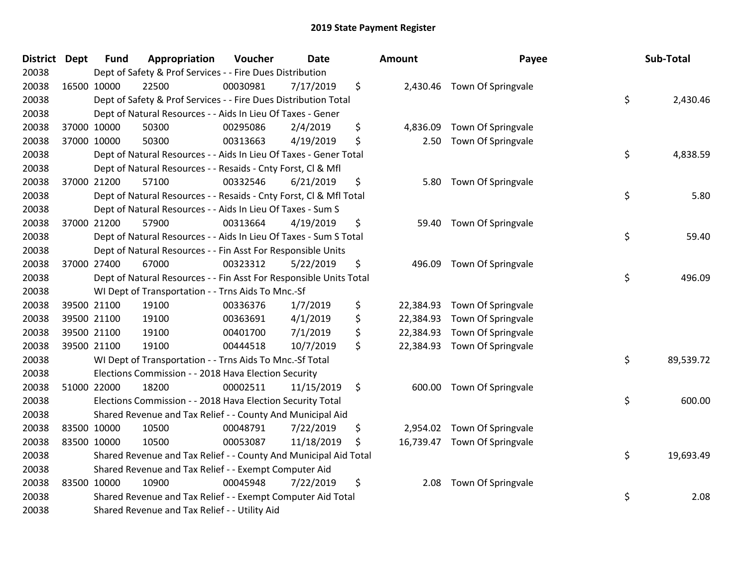# 2019 State Payment Register

| District | Dept | Fund | Appropriation | Voucher | Date | Amount | Payee | Sub-Total |
|---|---|---|---|---|---|---|---|---|
| 20038 | | Dept of Safety & Prof Services - - Fire Dues Distribution | | | | | | |
| 20038 | 16500 | 10000 | 22500 | 00030981 | 7/17/2019 | $ 2,430.46 | Town Of Springvale | |
| 20038 | | Dept of Safety & Prof Services - - Fire Dues Distribution Total | | | | | | $ 2,430.46 |
| 20038 | | Dept of Natural Resources - - Aids In Lieu Of Taxes - Gener | | | | | | |
| 20038 | 37000 | 10000 | 50300 | 00295086 | 2/4/2019 | $ 4,836.09 | Town Of Springvale | |
| 20038 | 37000 | 10000 | 50300 | 00313663 | 4/19/2019 | $ 2.50 | Town Of Springvale | |
| 20038 | | Dept of Natural Resources - - Aids In Lieu Of Taxes - Gener Total | | | | | | $ 4,838.59 |
| 20038 | | Dept of Natural Resources - - Resaids - Cnty Forst, Cl & Mfl | | | | | | |
| 20038 | 37000 | 21200 | 57100 | 00332546 | 6/21/2019 | $ 5.80 | Town Of Springvale | |
| 20038 | | Dept of Natural Resources - - Resaids - Cnty Forst, Cl & Mfl Total | | | | | | $ 5.80 |
| 20038 | | Dept of Natural Resources - - Aids In Lieu Of Taxes - Sum S | | | | | | |
| 20038 | 37000 | 21200 | 57900 | 00313664 | 4/19/2019 | $ 59.40 | Town Of Springvale | |
| 20038 | | Dept of Natural Resources - - Aids In Lieu Of Taxes - Sum S Total | | | | | | $ 59.40 |
| 20038 | | Dept of Natural Resources - - Fin Asst For Responsible Units | | | | | | |
| 20038 | 37000 | 27400 | 67000 | 00323312 | 5/22/2019 | $ 496.09 | Town Of Springvale | |
| 20038 | | Dept of Natural Resources - - Fin Asst For Responsible Units Total | | | | | | $ 496.09 |
| 20038 | | WI Dept of Transportation - - Trns Aids To Mnc.-Sf | | | | | | |
| 20038 | 39500 | 21100 | 19100 | 00336376 | 1/7/2019 | $ 22,384.93 | Town Of Springvale | |
| 20038 | 39500 | 21100 | 19100 | 00363691 | 4/1/2019 | $ 22,384.93 | Town Of Springvale | |
| 20038 | 39500 | 21100 | 19100 | 00401700 | 7/1/2019 | $ 22,384.93 | Town Of Springvale | |
| 20038 | 39500 | 21100 | 19100 | 00444518 | 10/7/2019 | $ 22,384.93 | Town Of Springvale | |
| 20038 | | WI Dept of Transportation - - Trns Aids To Mnc.-Sf Total | | | | | | $ 89,539.72 |
| 20038 | | Elections Commission - - 2018 Hava Election Security | | | | | | |
| 20038 | 51000 | 22000 | 18200 | 00002511 | 11/15/2019 | $ 600.00 | Town Of Springvale | |
| 20038 | | Elections Commission - - 2018 Hava Election Security Total | | | | | | $ 600.00 |
| 20038 | | Shared Revenue and Tax Relief - - County And Municipal Aid | | | | | | |
| 20038 | 83500 | 10000 | 10500 | 00048791 | 7/22/2019 | $ 2,954.02 | Town Of Springvale | |
| 20038 | 83500 | 10000 | 10500 | 00053087 | 11/18/2019 | $ 16,739.47 | Town Of Springvale | |
| 20038 | | Shared Revenue and Tax Relief - - County And Municipal Aid Total | | | | | | $ 19,693.49 |
| 20038 | | Shared Revenue and Tax Relief - - Exempt Computer Aid | | | | | | |
| 20038 | 83500 | 10000 | 10900 | 00045948 | 7/22/2019 | $ 2.08 | Town Of Springvale | |
| 20038 | | Shared Revenue and Tax Relief - - Exempt Computer Aid Total | | | | | | $ 2.08 |
| 20038 | | Shared Revenue and Tax Relief - - Utility Aid | | | | | | |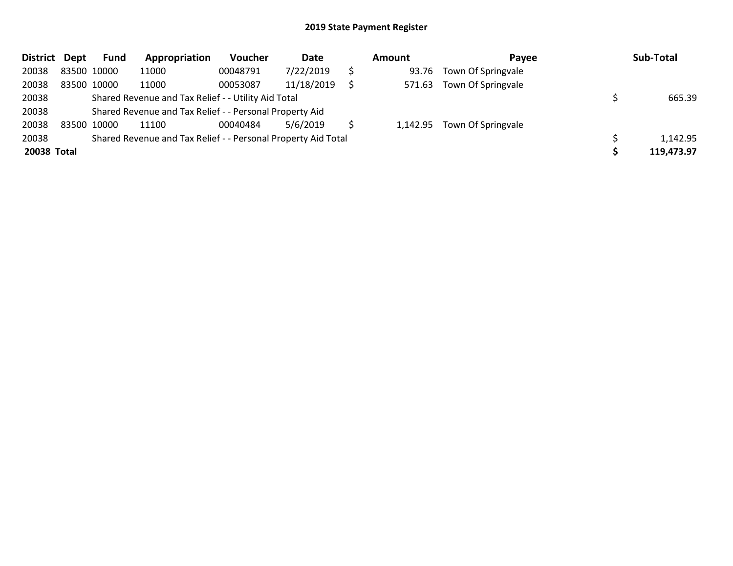# 2019 State Payment Register

| District | Dept | Fund | Appropriation | Voucher | Date | Amount | Payee | Sub-Total |
|---|---|---|---|---|---|---|---|---|
| 20038 | 83500 | 10000 | 11000 | 00048791 | 7/22/2019 | $ 93.76 | Town Of Springvale | |
| 20038 | 83500 | 10000 | 11000 | 00053087 | 11/18/2019 | $ 571.63 | Town Of Springvale | |
| 20038 | | Shared Revenue and Tax Relief - - Utility Aid Total | | | | | | $ 665.39 |
| 20038 | | Shared Revenue and Tax Relief - - Personal Property Aid | | | | | | |
| 20038 | 83500 | 10000 | 11100 | 00040484 | 5/6/2019 | $ 1,142.95 | Town Of Springvale | |
| 20038 | | Shared Revenue and Tax Relief - - Personal Property Aid Total | | | | | | $ 1,142.95 |
| **20038 Total** | | | | | | | | **$ 119,473.97** |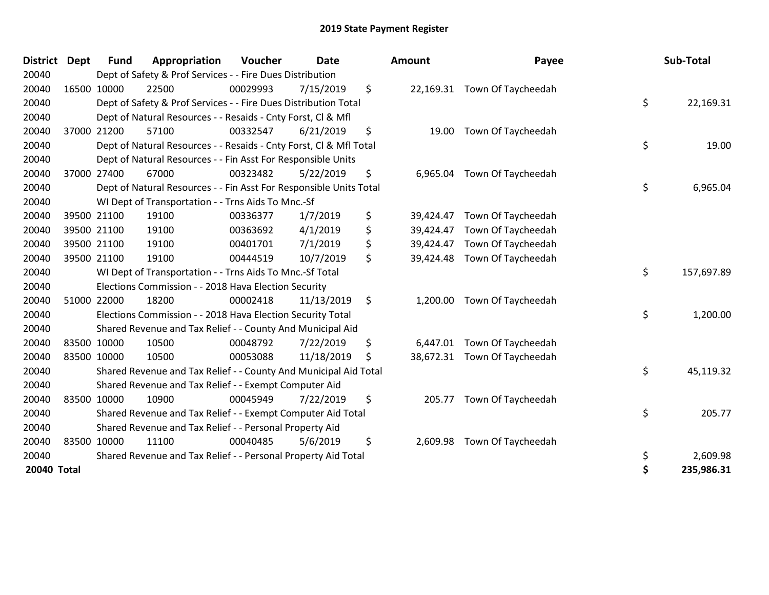# 2019 State Payment Register

| District | Dept | Fund | Appropriation | Voucher | Date | Amount | Payee | Sub-Total |
|---|---|---|---|---|---|---|---|---|
| 20040 | | Dept of Safety & Prof Services - - Fire Dues Distribution | | | | | | |
| 20040 | 16500 | 10000 | 22500 | 00029993 | 7/15/2019 | $ 22,169.31 | Town Of Taycheedah | |
| 20040 | | Dept of Safety & Prof Services - - Fire Dues Distribution Total | | | | | | $ 22,169.31 |
| 20040 | | Dept of Natural Resources - - Resaids - Cnty Forst, Cl & Mfl | | | | | | |
| 20040 | 37000 | 21200 | 57100 | 00332547 | 6/21/2019 | $ 19.00 | Town Of Taycheedah | |
| 20040 | | Dept of Natural Resources - - Resaids - Cnty Forst, Cl & Mfl Total | | | | | | $ 19.00 |
| 20040 | | Dept of Natural Resources - - Fin Asst For Responsible Units | | | | | | |
| 20040 | 37000 | 27400 | 67000 | 00323482 | 5/22/2019 | $ 6,965.04 | Town Of Taycheedah | |
| 20040 | | Dept of Natural Resources - - Fin Asst For Responsible Units Total | | | | | | $ 6,965.04 |
| 20040 | | WI Dept of Transportation - - Trns Aids To Mnc.-Sf | | | | | | |
| 20040 | 39500 | 21100 | 19100 | 00336377 | 1/7/2019 | $ 39,424.47 | Town Of Taycheedah | |
| 20040 | 39500 | 21100 | 19100 | 00363692 | 4/1/2019 | $ 39,424.47 | Town Of Taycheedah | |
| 20040 | 39500 | 21100 | 19100 | 00401701 | 7/1/2019 | $ 39,424.47 | Town Of Taycheedah | |
| 20040 | 39500 | 21100 | 19100 | 00444519 | 10/7/2019 | $ 39,424.48 | Town Of Taycheedah | |
| 20040 | | WI Dept of Transportation - - Trns Aids To Mnc.-Sf Total | | | | | | $ 157,697.89 |
| 20040 | | Elections Commission - - 2018 Hava Election Security | | | | | | |
| 20040 | 51000 | 22000 | 18200 | 00002418 | 11/13/2019 | $ 1,200.00 | Town Of Taycheedah | |
| 20040 | | Elections Commission - - 2018 Hava Election Security Total | | | | | | $ 1,200.00 |
| 20040 | | Shared Revenue and Tax Relief - - County And Municipal Aid | | | | | | |
| 20040 | 83500 | 10000 | 10500 | 00048792 | 7/22/2019 | $ 6,447.01 | Town Of Taycheedah | |
| 20040 | 83500 | 10000 | 10500 | 00053088 | 11/18/2019 | $ 38,672.31 | Town Of Taycheedah | |
| 20040 | | Shared Revenue and Tax Relief - - County And Municipal Aid Total | | | | | | $ 45,119.32 |
| 20040 | | Shared Revenue and Tax Relief - - Exempt Computer Aid | | | | | | |
| 20040 | 83500 | 10000 | 10900 | 00045949 | 7/22/2019 | $ 205.77 | Town Of Taycheedah | |
| 20040 | | Shared Revenue and Tax Relief - - Exempt Computer Aid Total | | | | | | $ 205.77 |
| 20040 | | Shared Revenue and Tax Relief - - Personal Property Aid | | | | | | |
| 20040 | 83500 | 10000 | 11100 | 00040485 | 5/6/2019 | $ 2,609.98 | Town Of Taycheedah | |
| 20040 | | Shared Revenue and Tax Relief - - Personal Property Aid Total | | | | | | $ 2,609.98 |
| **20040 Total** | | | | | | | | **$ 235,986.31** |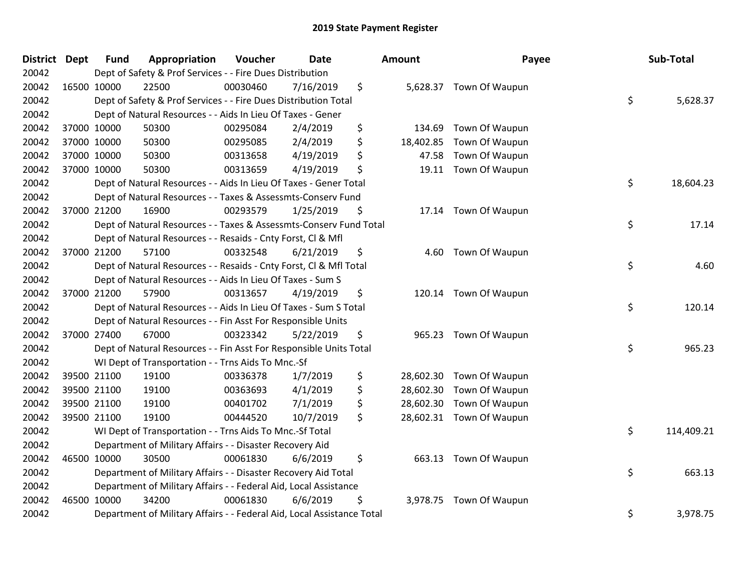# 2019 State Payment Register

| District | Dept | Fund | Appropriation | Voucher | Date | Amount | Payee | Sub-Total |
|---|---|---|---|---|---|---|---|---|
| 20042 | | Dept of Safety & Prof Services - - Fire Dues Distribution | | | | | | |
| 20042 | 16500 | 10000 | 22500 | 00030460 | 7/16/2019 | $ 5,628.37 | Town Of Waupun | |
| 20042 | | Dept of Safety & Prof Services - - Fire Dues Distribution Total | | | | | | $ 5,628.37 |
| 20042 | | Dept of Natural Resources - - Aids In Lieu Of Taxes - Gener | | | | | | |
| 20042 | 37000 | 10000 | 50300 | 00295084 | 2/4/2019 | $ 134.69 | Town Of Waupun | |
| 20042 | 37000 | 10000 | 50300 | 00295085 | 2/4/2019 | $ 18,402.85 | Town Of Waupun | |
| 20042 | 37000 | 10000 | 50300 | 00313658 | 4/19/2019 | $ 47.58 | Town Of Waupun | |
| 20042 | 37000 | 10000 | 50300 | 00313659 | 4/19/2019 | $ 19.11 | Town Of Waupun | |
| 20042 | | Dept of Natural Resources - - Aids In Lieu Of Taxes - Gener Total | | | | | | $ 18,604.23 |
| 20042 | | Dept of Natural Resources - - Taxes & Assessmts-Conserv Fund | | | | | | |
| 20042 | 37000 | 21200 | 16900 | 00293579 | 1/25/2019 | $ 17.14 | Town Of Waupun | |
| 20042 | | Dept of Natural Resources - - Taxes & Assessmts-Conserv Fund Total | | | | | | $ 17.14 |
| 20042 | | Dept of Natural Resources - - Resaids - Cnty Forst, Cl & Mfl | | | | | | |
| 20042 | 37000 | 21200 | 57100 | 00332548 | 6/21/2019 | $ 4.60 | Town Of Waupun | |
| 20042 | | Dept of Natural Resources - - Resaids - Cnty Forst, Cl & Mfl Total | | | | | | $ 4.60 |
| 20042 | | Dept of Natural Resources - - Aids In Lieu Of Taxes - Sum S | | | | | | |
| 20042 | 37000 | 21200 | 57900 | 00313657 | 4/19/2019 | $ 120.14 | Town Of Waupun | |
| 20042 | | Dept of Natural Resources - - Aids In Lieu Of Taxes - Sum S Total | | | | | | $ 120.14 |
| 20042 | | Dept of Natural Resources - - Fin Asst For Responsible Units | | | | | | |
| 20042 | 37000 | 27400 | 67000 | 00323342 | 5/22/2019 | $ 965.23 | Town Of Waupun | |
| 20042 | | Dept of Natural Resources - - Fin Asst For Responsible Units Total | | | | | | $ 965.23 |
| 20042 | | WI Dept of Transportation - - Trns Aids To Mnc.-Sf | | | | | | |
| 20042 | 39500 | 21100 | 19100 | 00336378 | 1/7/2019 | $ 28,602.30 | Town Of Waupun | |
| 20042 | 39500 | 21100 | 19100 | 00363693 | 4/1/2019 | $ 28,602.30 | Town Of Waupun | |
| 20042 | 39500 | 21100 | 19100 | 00401702 | 7/1/2019 | $ 28,602.30 | Town Of Waupun | |
| 20042 | 39500 | 21100 | 19100 | 00444520 | 10/7/2019 | $ 28,602.31 | Town Of Waupun | |
| 20042 | | WI Dept of Transportation - - Trns Aids To Mnc.-Sf Total | | | | | | $ 114,409.21 |
| 20042 | | Department of Military Affairs - - Disaster Recovery Aid | | | | | | |
| 20042 | 46500 | 10000 | 30500 | 00061830 | 6/6/2019 | $ 663.13 | Town Of Waupun | |
| 20042 | | Department of Military Affairs - - Disaster Recovery Aid Total | | | | | | $ 663.13 |
| 20042 | | Department of Military Affairs - - Federal Aid, Local Assistance | | | | | | |
| 20042 | 46500 | 10000 | 34200 | 00061830 | 6/6/2019 | $ 3,978.75 | Town Of Waupun | |
| 20042 | | Department of Military Affairs - - Federal Aid, Local Assistance Total | | | | | | $ 3,978.75 |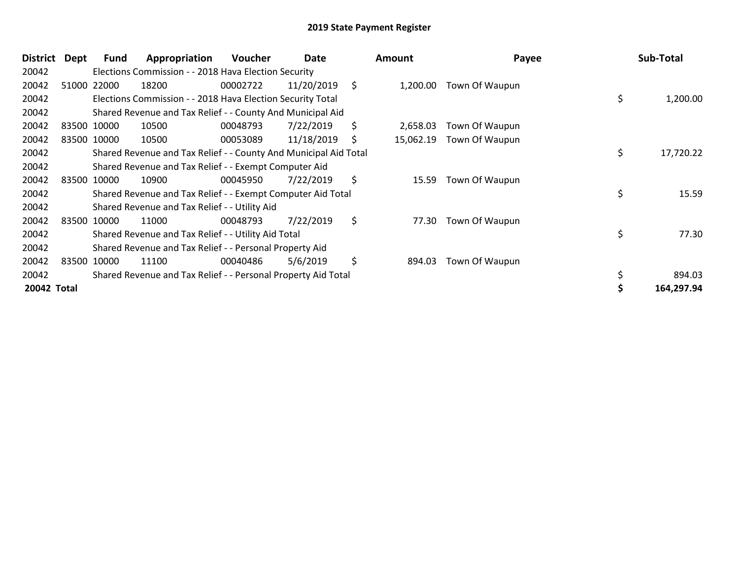## 2019 State Payment Register

| District | Dept | Fund | Appropriation | Voucher | Date | Amount | Payee | Sub-Total |
|---|---|---|---|---|---|---|---|---|
| 20042 | | Elections Commission - - 2018 Hava Election Security | | | | | | |
| 20042 | 51000 | 22000 | 18200 | 00002722 | 11/20/2019 | $ 1,200.00 | Town Of Waupun | |
| 20042 | | Elections Commission - - 2018 Hava Election Security Total | | | | | | $ 1,200.00 |
| 20042 | | Shared Revenue and Tax Relief - - County And Municipal Aid | | | | | | |
| 20042 | 83500 | 10000 | 10500 | 00048793 | 7/22/2019 | $ 2,658.03 | Town Of Waupun | |
| 20042 | 83500 | 10000 | 10500 | 00053089 | 11/18/2019 | $ 15,062.19 | Town Of Waupun | |
| 20042 | | Shared Revenue and Tax Relief - - County And Municipal Aid Total | | | | | | $ 17,720.22 |
| 20042 | | Shared Revenue and Tax Relief - - Exempt Computer Aid | | | | | | |
| 20042 | 83500 | 10000 | 10900 | 00045950 | 7/22/2019 | $ 15.59 | Town Of Waupun | |
| 20042 | | Shared Revenue and Tax Relief - - Exempt Computer Aid Total | | | | | | $ 15.59 |
| 20042 | | Shared Revenue and Tax Relief - - Utility Aid | | | | | | |
| 20042 | 83500 | 10000 | 11000 | 00048793 | 7/22/2019 | $ 77.30 | Town Of Waupun | |
| 20042 | | Shared Revenue and Tax Relief - - Utility Aid Total | | | | | | $ 77.30 |
| 20042 | | Shared Revenue and Tax Relief - - Personal Property Aid | | | | | | |
| 20042 | 83500 | 10000 | 11100 | 00040486 | 5/6/2019 | $ 894.03 | Town Of Waupun | |
| 20042 | | Shared Revenue and Tax Relief - - Personal Property Aid Total | | | | | | $ 894.03 |
| **20042 Total** | | | | | | | | **$ 164,297.94** |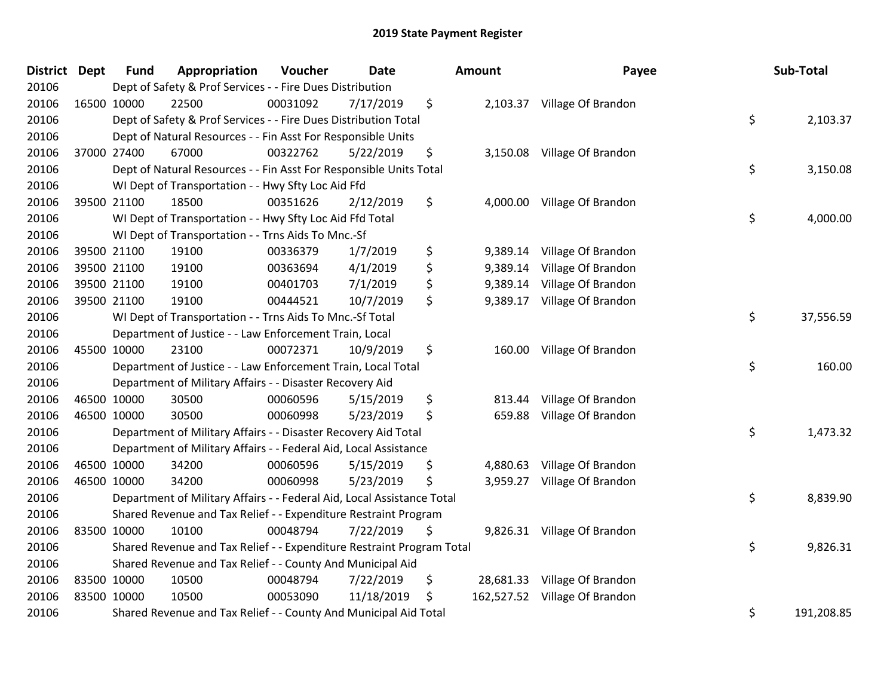# 2019 State Payment Register

| District | Dept | Fund | Appropriation | Voucher | Date | Amount | Payee | Sub-Total |
|---|---|---|---|---|---|---|---|---|
| 20106 | | Dept of Safety & Prof Services - - Fire Dues Distribution | | | | | | |
| 20106 | 16500 | 10000 | 22500 | 00031092 | 7/17/2019 | $ 2,103.37 | Village Of Brandon | |
| 20106 | | Dept of Safety & Prof Services - - Fire Dues Distribution Total | | | | | | $ 2,103.37 |
| 20106 | | Dept of Natural Resources - - Fin Asst For Responsible Units | | | | | | |
| 20106 | 37000 | 27400 | 67000 | 00322762 | 5/22/2019 | $ 3,150.08 | Village Of Brandon | |
| 20106 | | Dept of Natural Resources - - Fin Asst For Responsible Units Total | | | | | | $ 3,150.08 |
| 20106 | | WI Dept of Transportation - - Hwy Sfty Loc Aid Ffd | | | | | | |
| 20106 | 39500 | 21100 | 18500 | 00351626 | 2/12/2019 | $ 4,000.00 | Village Of Brandon | |
| 20106 | | WI Dept of Transportation - - Hwy Sfty Loc Aid Ffd Total | | | | | | $ 4,000.00 |
| 20106 | | WI Dept of Transportation - - Trns Aids To Mnc.-Sf | | | | | | |
| 20106 | 39500 | 21100 | 19100 | 00336379 | 1/7/2019 | $ 9,389.14 | Village Of Brandon | |
| 20106 | 39500 | 21100 | 19100 | 00363694 | 4/1/2019 | $ 9,389.14 | Village Of Brandon | |
| 20106 | 39500 | 21100 | 19100 | 00401703 | 7/1/2019 | $ 9,389.14 | Village Of Brandon | |
| 20106 | 39500 | 21100 | 19100 | 00444521 | 10/7/2019 | $ 9,389.17 | Village Of Brandon | |
| 20106 | | WI Dept of Transportation - - Trns Aids To Mnc.-Sf Total | | | | | | $ 37,556.59 |
| 20106 | | Department of Justice - - Law Enforcement Train, Local | | | | | | |
| 20106 | 45500 | 10000 | 23100 | 00072371 | 10/9/2019 | $ 160.00 | Village Of Brandon | |
| 20106 | | Department of Justice - - Law Enforcement Train, Local Total | | | | | | $ 160.00 |
| 20106 | | Department of Military Affairs - - Disaster Recovery Aid | | | | | | |
| 20106 | 46500 | 10000 | 30500 | 00060596 | 5/15/2019 | $ 813.44 | Village Of Brandon | |
| 20106 | 46500 | 10000 | 30500 | 00060998 | 5/23/2019 | $ 659.88 | Village Of Brandon | |
| 20106 | | Department of Military Affairs - - Disaster Recovery Aid Total | | | | | | $ 1,473.32 |
| 20106 | | Department of Military Affairs - - Federal Aid, Local Assistance | | | | | | |
| 20106 | 46500 | 10000 | 34200 | 00060596 | 5/15/2019 | $ 4,880.63 | Village Of Brandon | |
| 20106 | 46500 | 10000 | 34200 | 00060998 | 5/23/2019 | $ 3,959.27 | Village Of Brandon | |
| 20106 | | Department of Military Affairs - - Federal Aid, Local Assistance Total | | | | | | $ 8,839.90 |
| 20106 | | Shared Revenue and Tax Relief - - Expenditure Restraint Program | | | | | | |
| 20106 | 83500 | 10000 | 10100 | 00048794 | 7/22/2019 | $ 9,826.31 | Village Of Brandon | |
| 20106 | | Shared Revenue and Tax Relief - - Expenditure Restraint Program Total | | | | | | $ 9,826.31 |
| 20106 | | Shared Revenue and Tax Relief - - County And Municipal Aid | | | | | | |
| 20106 | 83500 | 10000 | 10500 | 00048794 | 7/22/2019 | $ 28,681.33 | Village Of Brandon | |
| 20106 | 83500 | 10000 | 10500 | 00053090 | 11/18/2019 | $ 162,527.52 | Village Of Brandon | |
| 20106 | | Shared Revenue and Tax Relief - - County And Municipal Aid Total | | | | | | $ 191,208.85 |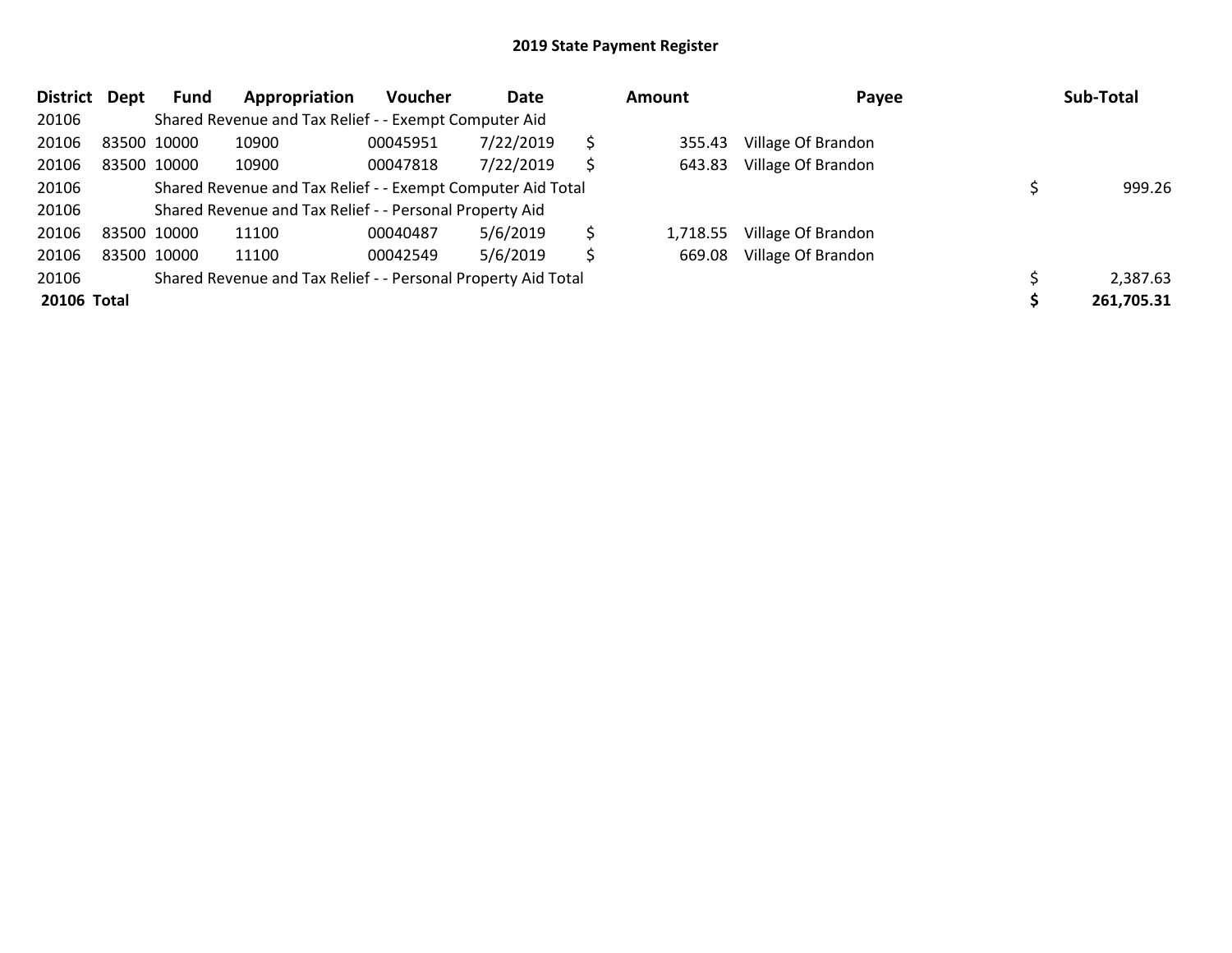## 2019 State Payment Register

| District | Dept | Fund | Appropriation | Voucher | Date | Amount | Payee | Sub-Total |
|---|---|---|---|---|---|---|---|---|
| 20106 | | Shared Revenue and Tax Relief - - Exempt Computer Aid | | | | | | |
| 20106 | 83500 | 10000 | 10900 | 00045951 | 7/22/2019 | $ 355.43 | Village Of Brandon | |
| 20106 | 83500 | 10000 | 10900 | 00047818 | 7/22/2019 | $ 643.83 | Village Of Brandon | |
| 20106 | | Shared Revenue and Tax Relief - - Exempt Computer Aid Total | | | | | | $ 999.26 |
| 20106 | | Shared Revenue and Tax Relief - - Personal Property Aid | | | | | | |
| 20106 | 83500 | 10000 | 11100 | 00040487 | 5/6/2019 | $ 1,718.55 | Village Of Brandon | |
| 20106 | 83500 | 10000 | 11100 | 00042549 | 5/6/2019 | $ 669.08 | Village Of Brandon | |
| 20106 | | Shared Revenue and Tax Relief - - Personal Property Aid Total | | | | | | $ 2,387.63 |
| **20106 Total** | | | | | | | | **$ 261,705.31** |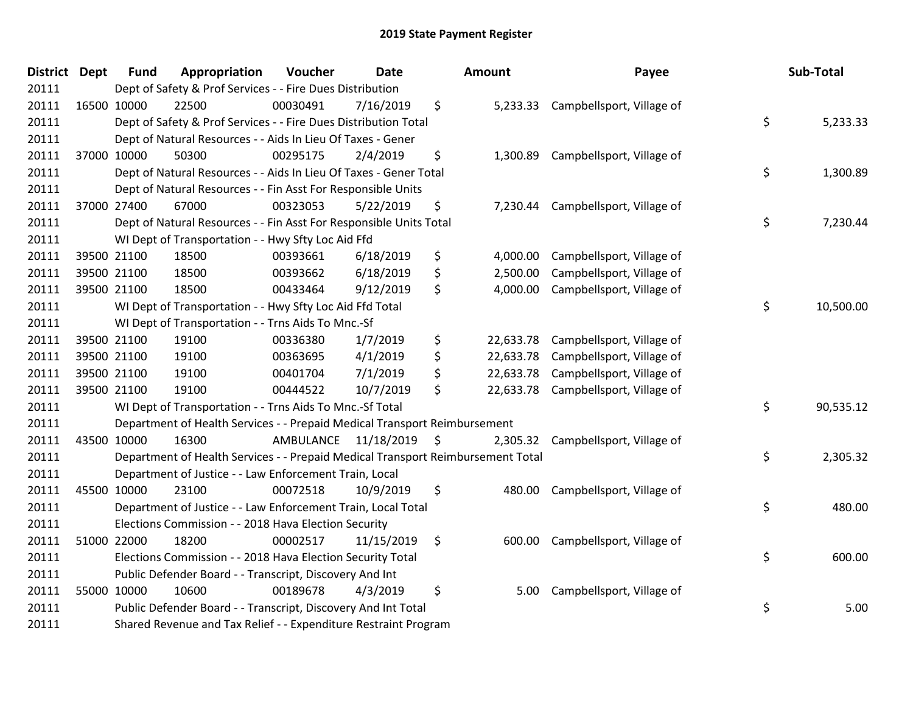# 2019 State Payment Register

| District | Dept | Fund | Appropriation | Voucher | Date | Amount | Payee | Sub-Total |
|---|---|---|---|---|---|---|---|---|
| 20111 | | Dept of Safety & Prof Services - - Fire Dues Distribution | | | | | | |
| 20111 | 16500 | 10000 | 22500 | 00030491 | 7/16/2019 | $ 5,233.33 | Campbellsport, Village of | |
| 20111 | | Dept of Safety & Prof Services - - Fire Dues Distribution Total | | | | | | $ 5,233.33 |
| 20111 | | Dept of Natural Resources - - Aids In Lieu Of Taxes - Gener | | | | | | |
| 20111 | 37000 | 10000 | 50300 | 00295175 | 2/4/2019 | $ 1,300.89 | Campbellsport, Village of | |
| 20111 | | Dept of Natural Resources - - Aids In Lieu Of Taxes - Gener Total | | | | | | $ 1,300.89 |
| 20111 | | Dept of Natural Resources - - Fin Asst For Responsible Units | | | | | | |
| 20111 | 37000 | 27400 | 67000 | 00323053 | 5/22/2019 | $ 7,230.44 | Campbellsport, Village of | |
| 20111 | | Dept of Natural Resources - - Fin Asst For Responsible Units Total | | | | | | $ 7,230.44 |
| 20111 | | WI Dept of Transportation - - Hwy Sfty Loc Aid Ffd | | | | | | |
| 20111 | 39500 | 21100 | 18500 | 00393661 | 6/18/2019 | $ 4,000.00 | Campbellsport, Village of | |
| 20111 | 39500 | 21100 | 18500 | 00393662 | 6/18/2019 | $ 2,500.00 | Campbellsport, Village of | |
| 20111 | 39500 | 21100 | 18500 | 00433464 | 9/12/2019 | $ 4,000.00 | Campbellsport, Village of | |
| 20111 | | WI Dept of Transportation - - Hwy Sfty Loc Aid Ffd Total | | | | | | $ 10,500.00 |
| 20111 | | WI Dept of Transportation - - Trns Aids To Mnc.-Sf | | | | | | |
| 20111 | 39500 | 21100 | 19100 | 00336380 | 1/7/2019 | $ 22,633.78 | Campbellsport, Village of | |
| 20111 | 39500 | 21100 | 19100 | 00363695 | 4/1/2019 | $ 22,633.78 | Campbellsport, Village of | |
| 20111 | 39500 | 21100 | 19100 | 00401704 | 7/1/2019 | $ 22,633.78 | Campbellsport, Village of | |
| 20111 | 39500 | 21100 | 19100 | 00444522 | 10/7/2019 | $ 22,633.78 | Campbellsport, Village of | |
| 20111 | | WI Dept of Transportation - - Trns Aids To Mnc.-Sf Total | | | | | | $ 90,535.12 |
| 20111 | | Department of Health Services - - Prepaid Medical Transport Reimbursement | | | | | | |
| 20111 | 43500 | 10000 | 16300 | AMBULANCE | 11/18/2019 | $ 2,305.32 | Campbellsport, Village of | |
| 20111 | | Department of Health Services - - Prepaid Medical Transport Reimbursement Total | | | | | | $ 2,305.32 |
| 20111 | | Department of Justice - - Law Enforcement Train, Local | | | | | | |
| 20111 | 45500 | 10000 | 23100 | 00072518 | 10/9/2019 | $ 480.00 | Campbellsport, Village of | |
| 20111 | | Department of Justice - - Law Enforcement Train, Local Total | | | | | | $ 480.00 |
| 20111 | | Elections Commission - - 2018 Hava Election Security | | | | | | |
| 20111 | 51000 | 22000 | 18200 | 00002517 | 11/15/2019 | $ 600.00 | Campbellsport, Village of | |
| 20111 | | Elections Commission - - 2018 Hava Election Security Total | | | | | | $ 600.00 |
| 20111 | | Public Defender Board - - Transcript, Discovery And Int | | | | | | |
| 20111 | 55000 | 10000 | 10600 | 00189678 | 4/3/2019 | $ 5.00 | Campbellsport, Village of | |
| 20111 | | Public Defender Board - - Transcript, Discovery And Int Total | | | | | | $ 5.00 |
| 20111 | | Shared Revenue and Tax Relief - - Expenditure Restraint Program | | | | | | |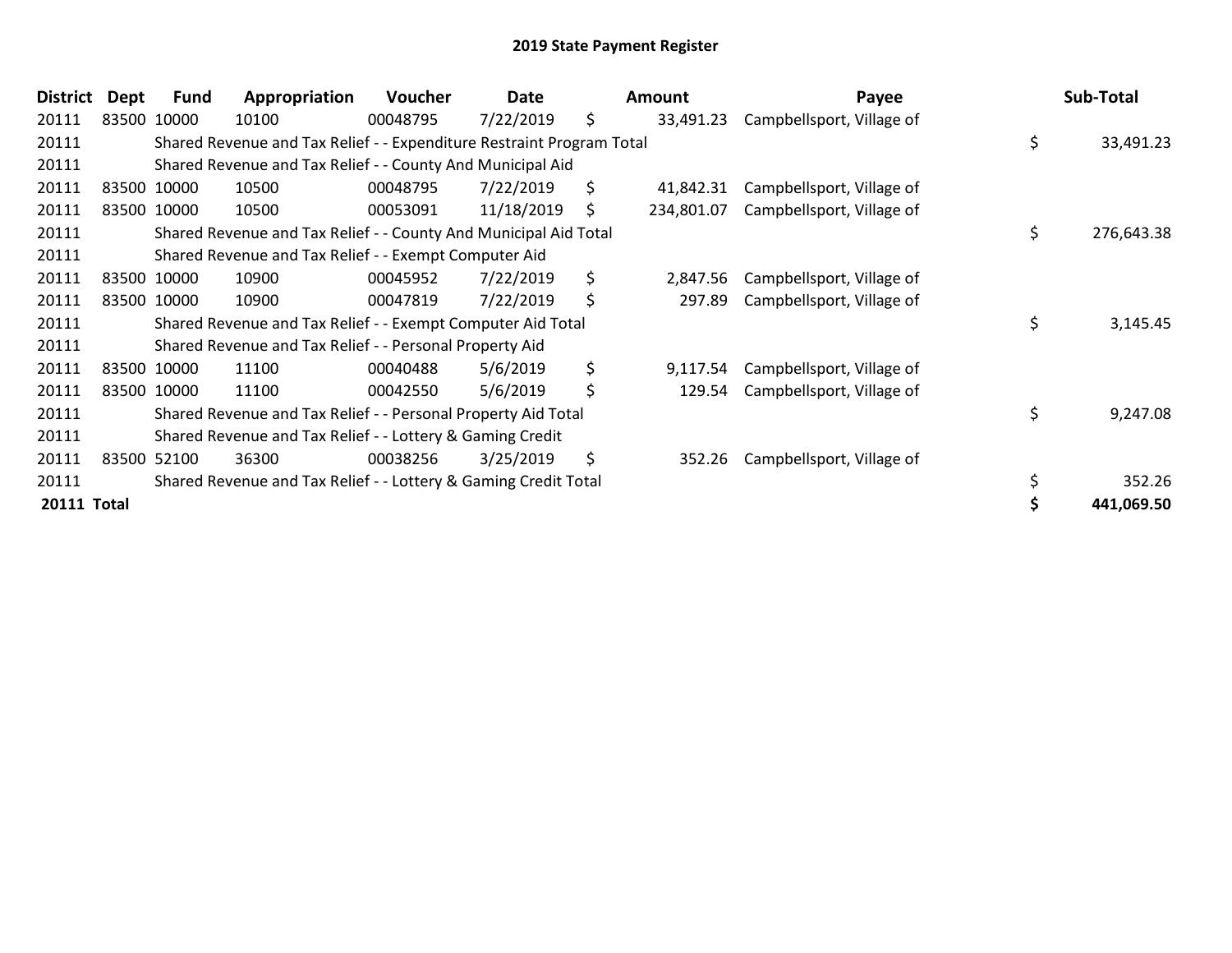# 2019 State Payment Register

| District | Dept | Fund | Appropriation | Voucher | Date | Amount | Payee | Sub-Total |
|---|---|---|---|---|---|---|---|---|
| 20111 | 83500 | 10000 | 10100 | 00048795 | 7/22/2019 | $ 33,491.23 | Campbellsport, Village of | |
| 20111 | | Shared Revenue and Tax Relief - - Expenditure Restraint Program Total | | | | | | $ 33,491.23 |
| 20111 | | Shared Revenue and Tax Relief - - County And Municipal Aid | | | | | | |
| 20111 | 83500 | 10000 | 10500 | 00048795 | 7/22/2019 | $ 41,842.31 | Campbellsport, Village of | |
| 20111 | 83500 | 10000 | 10500 | 00053091 | 11/18/2019 | $ 234,801.07 | Campbellsport, Village of | |
| 20111 | | Shared Revenue and Tax Relief - - County And Municipal Aid Total | | | | | | $ 276,643.38 |
| 20111 | | Shared Revenue and Tax Relief - - Exempt Computer Aid | | | | | | |
| 20111 | 83500 | 10000 | 10900 | 00045952 | 7/22/2019 | $ 2,847.56 | Campbellsport, Village of | |
| 20111 | 83500 | 10000 | 10900 | 00047819 | 7/22/2019 | $ 297.89 | Campbellsport, Village of | |
| 20111 | | Shared Revenue and Tax Relief - - Exempt Computer Aid Total | | | | | | $ 3,145.45 |
| 20111 | | Shared Revenue and Tax Relief - - Personal Property Aid | | | | | | |
| 20111 | 83500 | 10000 | 11100 | 00040488 | 5/6/2019 | $ 9,117.54 | Campbellsport, Village of | |
| 20111 | 83500 | 10000 | 11100 | 00042550 | 5/6/2019 | $ 129.54 | Campbellsport, Village of | |
| 20111 | | Shared Revenue and Tax Relief - - Personal Property Aid Total | | | | | | $ 9,247.08 |
| 20111 | | Shared Revenue and Tax Relief - - Lottery & Gaming Credit | | | | | | |
| 20111 | 83500 | 52100 | 36300 | 00038256 | 3/25/2019 | $ 352.26 | Campbellsport, Village of | |
| 20111 | | Shared Revenue and Tax Relief - - Lottery & Gaming Credit Total | | | | | | $ 352.26 |
| **20111 Total** | | | | | | | | **$ 441,069.50** |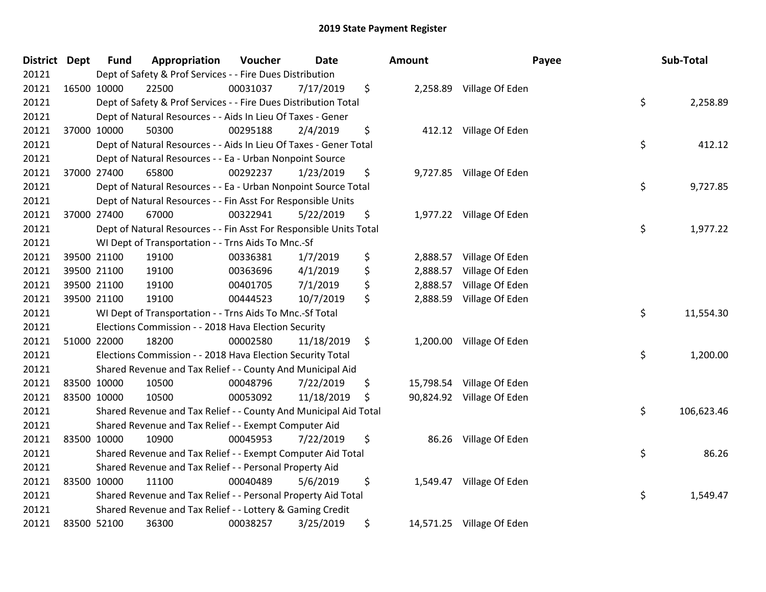# 2019 State Payment Register

| District | Dept | Fund | Appropriation | Voucher | Date | Amount | Payee | Sub-Total |
|---|---|---|---|---|---|---|---|---|
| 20121 | | Dept of Safety & Prof Services - - Fire Dues Distribution | | | | | | |
| 20121 | 16500 | 10000 | 22500 | 00031037 | 7/17/2019 | $ 2,258.89 | Village Of Eden | |
| 20121 | | Dept of Safety & Prof Services - - Fire Dues Distribution Total | | | | | | $ 2,258.89 |
| 20121 | | Dept of Natural Resources - - Aids In Lieu Of Taxes - Gener | | | | | | |
| 20121 | 37000 | 10000 | 50300 | 00295188 | 2/4/2019 | $ 412.12 | Village Of Eden | |
| 20121 | | Dept of Natural Resources - - Aids In Lieu Of Taxes - Gener Total | | | | | | $ 412.12 |
| 20121 | | Dept of Natural Resources - - Ea - Urban Nonpoint Source | | | | | | |
| 20121 | 37000 | 27400 | 65800 | 00292237 | 1/23/2019 | $ 9,727.85 | Village Of Eden | |
| 20121 | | Dept of Natural Resources - - Ea - Urban Nonpoint Source Total | | | | | | $ 9,727.85 |
| 20121 | | Dept of Natural Resources - - Fin Asst For Responsible Units | | | | | | |
| 20121 | 37000 | 27400 | 67000 | 00322941 | 5/22/2019 | $ 1,977.22 | Village Of Eden | |
| 20121 | | Dept of Natural Resources - - Fin Asst For Responsible Units Total | | | | | | $ 1,977.22 |
| 20121 | | WI Dept of Transportation - - Trns Aids To Mnc.-Sf | | | | | | |
| 20121 | 39500 | 21100 | 19100 | 00336381 | 1/7/2019 | $ 2,888.57 | Village Of Eden | |
| 20121 | 39500 | 21100 | 19100 | 00363696 | 4/1/2019 | $ 2,888.57 | Village Of Eden | |
| 20121 | 39500 | 21100 | 19100 | 00401705 | 7/1/2019 | $ 2,888.57 | Village Of Eden | |
| 20121 | 39500 | 21100 | 19100 | 00444523 | 10/7/2019 | $ 2,888.59 | Village Of Eden | |
| 20121 | | WI Dept of Transportation - - Trns Aids To Mnc.-Sf Total | | | | | | $ 11,554.30 |
| 20121 | | Elections Commission - - 2018 Hava Election Security | | | | | | |
| 20121 | 51000 | 22000 | 18200 | 00002580 | 11/18/2019 | $ 1,200.00 | Village Of Eden | |
| 20121 | | Elections Commission - - 2018 Hava Election Security Total | | | | | | $ 1,200.00 |
| 20121 | | Shared Revenue and Tax Relief - - County And Municipal Aid | | | | | | |
| 20121 | 83500 | 10000 | 10500 | 00048796 | 7/22/2019 | $ 15,798.54 | Village Of Eden | |
| 20121 | 83500 | 10000 | 10500 | 00053092 | 11/18/2019 | $ 90,824.92 | Village Of Eden | |
| 20121 | | Shared Revenue and Tax Relief - - County And Municipal Aid Total | | | | | | $ 106,623.46 |
| 20121 | | Shared Revenue and Tax Relief - - Exempt Computer Aid | | | | | | |
| 20121 | 83500 | 10000 | 10900 | 00045953 | 7/22/2019 | $ 86.26 | Village Of Eden | |
| 20121 | | Shared Revenue and Tax Relief - - Exempt Computer Aid Total | | | | | | $ 86.26 |
| 20121 | | Shared Revenue and Tax Relief - - Personal Property Aid | | | | | | |
| 20121 | 83500 | 10000 | 11100 | 00040489 | 5/6/2019 | $ 1,549.47 | Village Of Eden | |
| 20121 | | Shared Revenue and Tax Relief - - Personal Property Aid Total | | | | | | $ 1,549.47 |
| 20121 | | Shared Revenue and Tax Relief - - Lottery & Gaming Credit | | | | | | |
| 20121 | 83500 | 52100 | 36300 | 00038257 | 3/25/2019 | $ 14,571.25 | Village Of Eden | |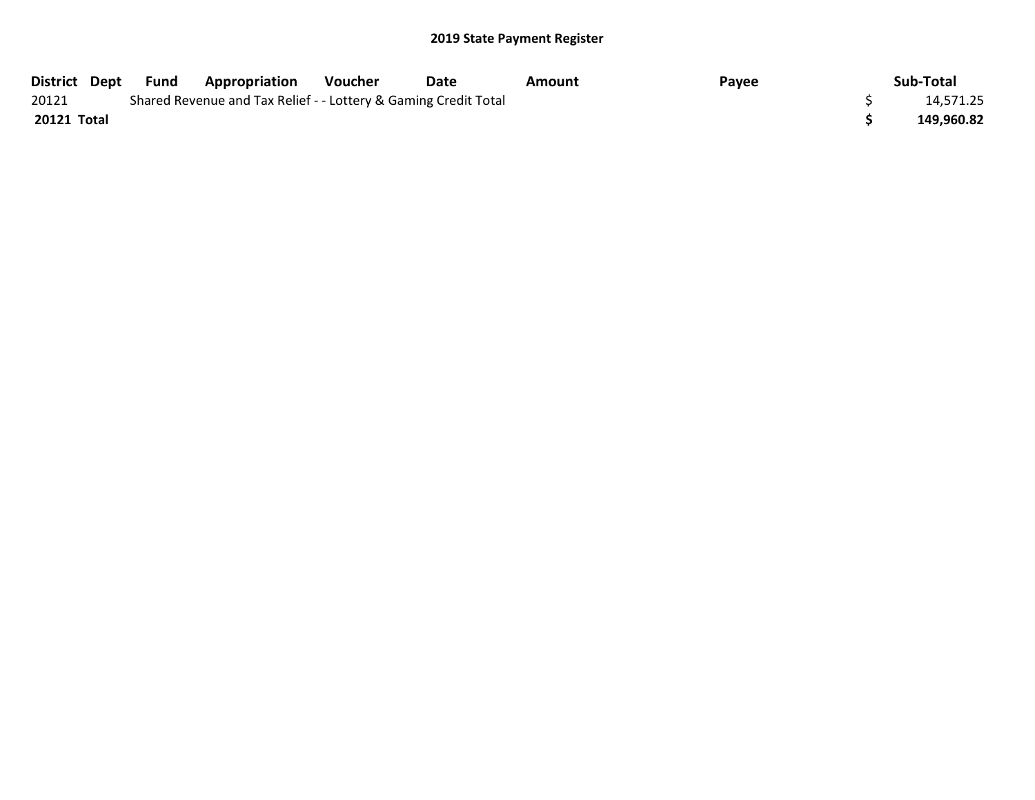## 2019 State Payment Register

| District | Dept | Fund | Appropriation | Voucher | Date | Amount | Payee | Sub-Total |
|---|---|---|---|---|---|---|---|---|
| 20121 | | Shared Revenue and Tax Relief - - Lottery & Gaming Credit Total | | | | | | $ 14,571.25 |
| **20121 Total** | | | | | | | | **$ 149,960.82** |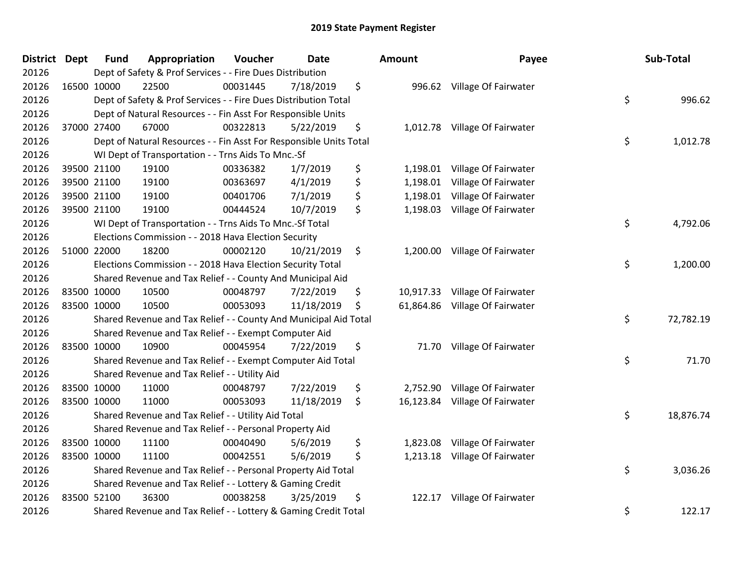# 2019 State Payment Register

| District | Dept | Fund | Appropriation | Voucher | Date | Amount | Payee | Sub-Total |
|---|---|---|---|---|---|---|---|---|
| 20126 | | Dept of Safety & Prof Services - - Fire Dues Distribution | | | | | | |
| 20126 | 16500 | 10000 | 22500 | 00031445 | 7/18/2019 | $ 996.62 | Village Of Fairwater | |
| 20126 | | Dept of Safety & Prof Services - - Fire Dues Distribution Total | | | | | | $ 996.62 |
| 20126 | | Dept of Natural Resources - - Fin Asst For Responsible Units | | | | | | |
| 20126 | 37000 | 27400 | 67000 | 00322813 | 5/22/2019 | $ 1,012.78 | Village Of Fairwater | |
| 20126 | | Dept of Natural Resources - - Fin Asst For Responsible Units Total | | | | | | $ 1,012.78 |
| 20126 | | WI Dept of Transportation - - Trns Aids To Mnc.-Sf | | | | | | |
| 20126 | 39500 | 21100 | 19100 | 00336382 | 1/7/2019 | $ 1,198.01 | Village Of Fairwater | |
| 20126 | 39500 | 21100 | 19100 | 00363697 | 4/1/2019 | $ 1,198.01 | Village Of Fairwater | |
| 20126 | 39500 | 21100 | 19100 | 00401706 | 7/1/2019 | $ 1,198.01 | Village Of Fairwater | |
| 20126 | 39500 | 21100 | 19100 | 00444524 | 10/7/2019 | $ 1,198.03 | Village Of Fairwater | |
| 20126 | | WI Dept of Transportation - - Trns Aids To Mnc.-Sf Total | | | | | | $ 4,792.06 |
| 20126 | | Elections Commission - - 2018 Hava Election Security | | | | | | |
| 20126 | 51000 | 22000 | 18200 | 00002120 | 10/21/2019 | $ 1,200.00 | Village Of Fairwater | |
| 20126 | | Elections Commission - - 2018 Hava Election Security Total | | | | | | $ 1,200.00 |
| 20126 | | Shared Revenue and Tax Relief - - County And Municipal Aid | | | | | | |
| 20126 | 83500 | 10000 | 10500 | 00048797 | 7/22/2019 | $ 10,917.33 | Village Of Fairwater | |
| 20126 | 83500 | 10000 | 10500 | 00053093 | 11/18/2019 | $ 61,864.86 | Village Of Fairwater | |
| 20126 | | Shared Revenue and Tax Relief - - County And Municipal Aid Total | | | | | | $ 72,782.19 |
| 20126 | | Shared Revenue and Tax Relief - - Exempt Computer Aid | | | | | | |
| 20126 | 83500 | 10000 | 10900 | 00045954 | 7/22/2019 | $ 71.70 | Village Of Fairwater | |
| 20126 | | Shared Revenue and Tax Relief - - Exempt Computer Aid Total | | | | | | $ 71.70 |
| 20126 | | Shared Revenue and Tax Relief - - Utility Aid | | | | | | |
| 20126 | 83500 | 10000 | 11000 | 00048797 | 7/22/2019 | $ 2,752.90 | Village Of Fairwater | |
| 20126 | 83500 | 10000 | 11000 | 00053093 | 11/18/2019 | $ 16,123.84 | Village Of Fairwater | |
| 20126 | | Shared Revenue and Tax Relief - - Utility Aid Total | | | | | | $ 18,876.74 |
| 20126 | | Shared Revenue and Tax Relief - - Personal Property Aid | | | | | | |
| 20126 | 83500 | 10000 | 11100 | 00040490 | 5/6/2019 | $ 1,823.08 | Village Of Fairwater | |
| 20126 | 83500 | 10000 | 11100 | 00042551 | 5/6/2019 | $ 1,213.18 | Village Of Fairwater | |
| 20126 | | Shared Revenue and Tax Relief - - Personal Property Aid Total | | | | | | $ 3,036.26 |
| 20126 | | Shared Revenue and Tax Relief - - Lottery & Gaming Credit | | | | | | |
| 20126 | 83500 | 52100 | 36300 | 00038258 | 3/25/2019 | $ 122.17 | Village Of Fairwater | |
| 20126 | | Shared Revenue and Tax Relief - - Lottery & Gaming Credit Total | | | | | | $ 122.17 |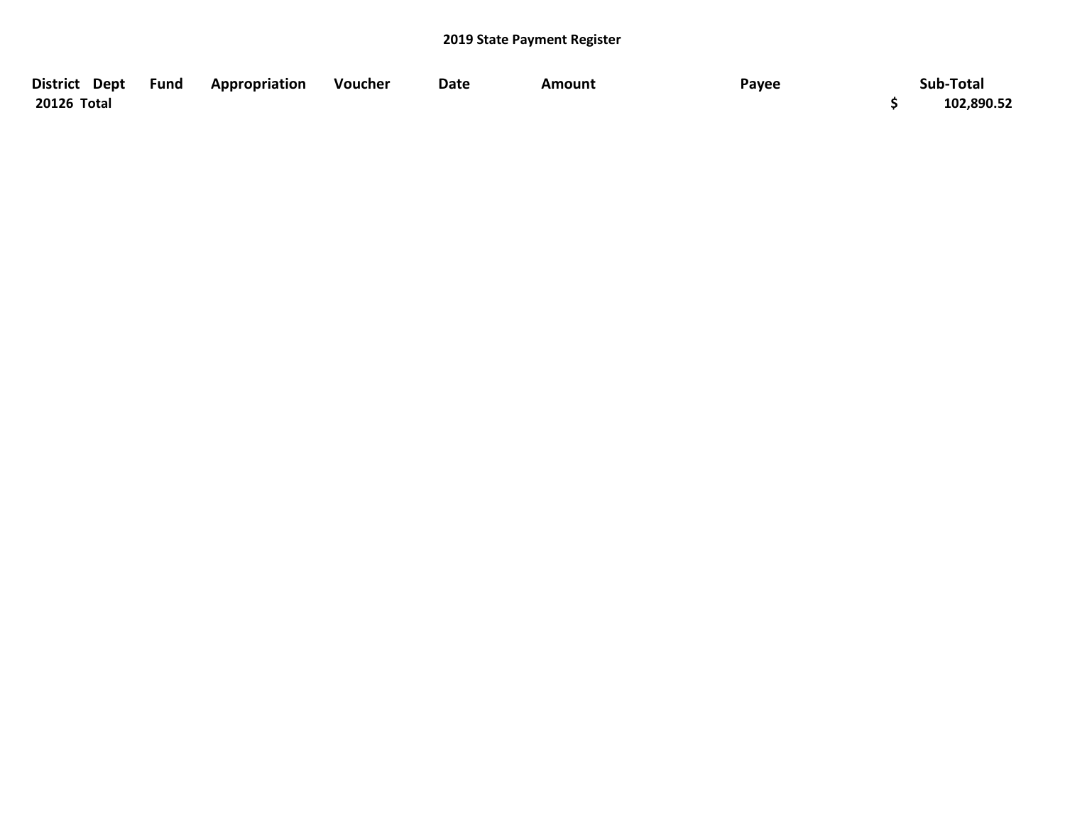# 2019 State Payment Register

| District | Dept | Fund | Appropriation | Voucher | Date | Amount | Payee | Sub-Total |
|---|---|---|---|---|---|---|---|---|
| **20126 Total** | | | | | | | | **$ 102,890.52** |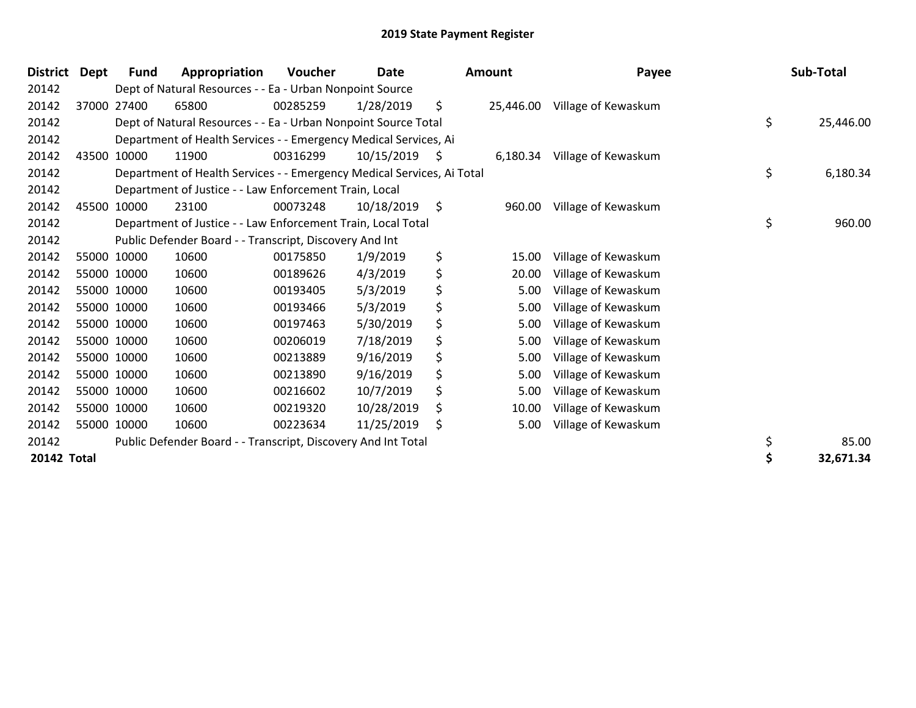# 2019 State Payment Register

| District | Dept | Fund | Appropriation | Voucher | Date | Amount | Payee | Sub-Total |
|---|---|---|---|---|---|---|---|---|
| 20142 | | Dept of Natural Resources - - Ea - Urban Nonpoint Source | | | | | | |
| 20142 | 37000 | 27400 | 65800 | 00285259 | 1/28/2019 | $ 25,446.00 | Village of Kewaskum | |
| 20142 | | Dept of Natural Resources - - Ea - Urban Nonpoint Source Total | | | | | | $ 25,446.00 |
| 20142 | | Department of Health Services - - Emergency Medical Services, Ai | | | | | | |
| 20142 | 43500 | 10000 | 11900 | 00316299 | 10/15/2019 | $ 6,180.34 | Village of Kewaskum | |
| 20142 | | Department of Health Services - - Emergency Medical Services, Ai Total | | | | | | $ 6,180.34 |
| 20142 | | Department of Justice - - Law Enforcement Train, Local | | | | | | |
| 20142 | 45500 | 10000 | 23100 | 00073248 | 10/18/2019 | $ 960.00 | Village of Kewaskum | |
| 20142 | | Department of Justice - - Law Enforcement Train, Local Total | | | | | | $ 960.00 |
| 20142 | | Public Defender Board - - Transcript, Discovery And Int | | | | | | |
| 20142 | 55000 | 10000 | 10600 | 00175850 | 1/9/2019 | $ 15.00 | Village of Kewaskum | |
| 20142 | 55000 | 10000 | 10600 | 00189626 | 4/3/2019 | $ 20.00 | Village of Kewaskum | |
| 20142 | 55000 | 10000 | 10600 | 00193405 | 5/3/2019 | $ 5.00 | Village of Kewaskum | |
| 20142 | 55000 | 10000 | 10600 | 00193466 | 5/3/2019 | $ 5.00 | Village of Kewaskum | |
| 20142 | 55000 | 10000 | 10600 | 00197463 | 5/30/2019 | $ 5.00 | Village of Kewaskum | |
| 20142 | 55000 | 10000 | 10600 | 00206019 | 7/18/2019 | $ 5.00 | Village of Kewaskum | |
| 20142 | 55000 | 10000 | 10600 | 00213889 | 9/16/2019 | $ 5.00 | Village of Kewaskum | |
| 20142 | 55000 | 10000 | 10600 | 00213890 | 9/16/2019 | $ 5.00 | Village of Kewaskum | |
| 20142 | 55000 | 10000 | 10600 | 00216602 | 10/7/2019 | $ 5.00 | Village of Kewaskum | |
| 20142 | 55000 | 10000 | 10600 | 00219320 | 10/28/2019 | $ 10.00 | Village of Kewaskum | |
| 20142 | 55000 | 10000 | 10600 | 00223634 | 11/25/2019 | $ 5.00 | Village of Kewaskum | |
| 20142 | | Public Defender Board - - Transcript, Discovery And Int Total | | | | | | $ 85.00 |
| **20142 Total** | | | | | | | | **$ 32,671.34** |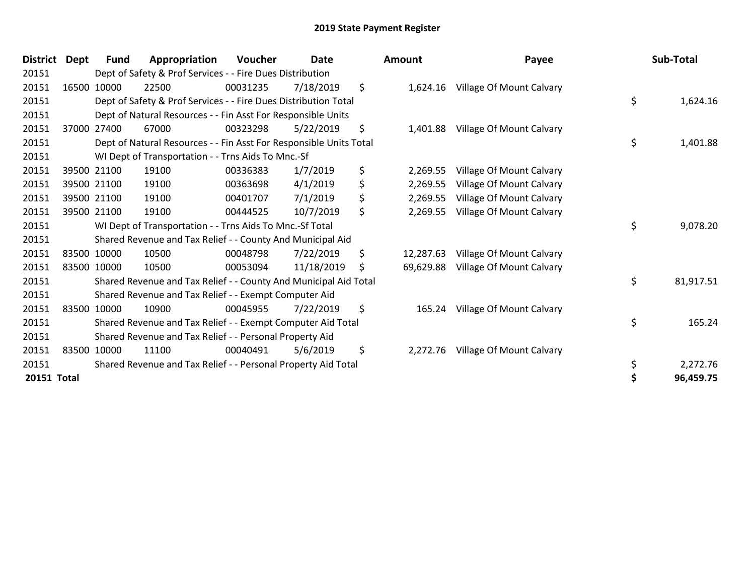# 2019 State Payment Register

| District | Dept | Fund | Appropriation | Voucher | Date | Amount | Payee | Sub-Total |
|---|---|---|---|---|---|---|---|---|
| 20151 | | Dept of Safety & Prof Services - - Fire Dues Distribution | | | | | | |
| 20151 | 16500 | 10000 | 22500 | 00031235 | 7/18/2019 | $ 1,624.16 | Village Of Mount Calvary | |
| 20151 | | Dept of Safety & Prof Services - - Fire Dues Distribution Total | | | | | | $ 1,624.16 |
| 20151 | | Dept of Natural Resources - - Fin Asst For Responsible Units | | | | | | |
| 20151 | 37000 | 27400 | 67000 | 00323298 | 5/22/2019 | $ 1,401.88 | Village Of Mount Calvary | |
| 20151 | | Dept of Natural Resources - - Fin Asst For Responsible Units Total | | | | | | $ 1,401.88 |
| 20151 | | WI Dept of Transportation - - Trns Aids To Mnc.-Sf | | | | | | |
| 20151 | 39500 | 21100 | 19100 | 00336383 | 1/7/2019 | $ 2,269.55 | Village Of Mount Calvary | |
| 20151 | 39500 | 21100 | 19100 | 00363698 | 4/1/2019 | $ 2,269.55 | Village Of Mount Calvary | |
| 20151 | 39500 | 21100 | 19100 | 00401707 | 7/1/2019 | $ 2,269.55 | Village Of Mount Calvary | |
| 20151 | 39500 | 21100 | 19100 | 00444525 | 10/7/2019 | $ 2,269.55 | Village Of Mount Calvary | |
| 20151 | | WI Dept of Transportation - - Trns Aids To Mnc.-Sf Total | | | | | | $ 9,078.20 |
| 20151 | | Shared Revenue and Tax Relief - - County And Municipal Aid | | | | | | |
| 20151 | 83500 | 10000 | 10500 | 00048798 | 7/22/2019 | $ 12,287.63 | Village Of Mount Calvary | |
| 20151 | 83500 | 10000 | 10500 | 00053094 | 11/18/2019 | $ 69,629.88 | Village Of Mount Calvary | |
| 20151 | | Shared Revenue and Tax Relief - - County And Municipal Aid Total | | | | | | $ 81,917.51 |
| 20151 | | Shared Revenue and Tax Relief - - Exempt Computer Aid | | | | | | |
| 20151 | 83500 | 10000 | 10900 | 00045955 | 7/22/2019 | $ 165.24 | Village Of Mount Calvary | |
| 20151 | | Shared Revenue and Tax Relief - - Exempt Computer Aid Total | | | | | | $ 165.24 |
| 20151 | | Shared Revenue and Tax Relief - - Personal Property Aid | | | | | | |
| 20151 | 83500 | 10000 | 11100 | 00040491 | 5/6/2019 | $ 2,272.76 | Village Of Mount Calvary | |
| 20151 | | Shared Revenue and Tax Relief - - Personal Property Aid Total | | | | | | $ 2,272.76 |
| **20151 Total** | | | | | | | | **$ 96,459.75** |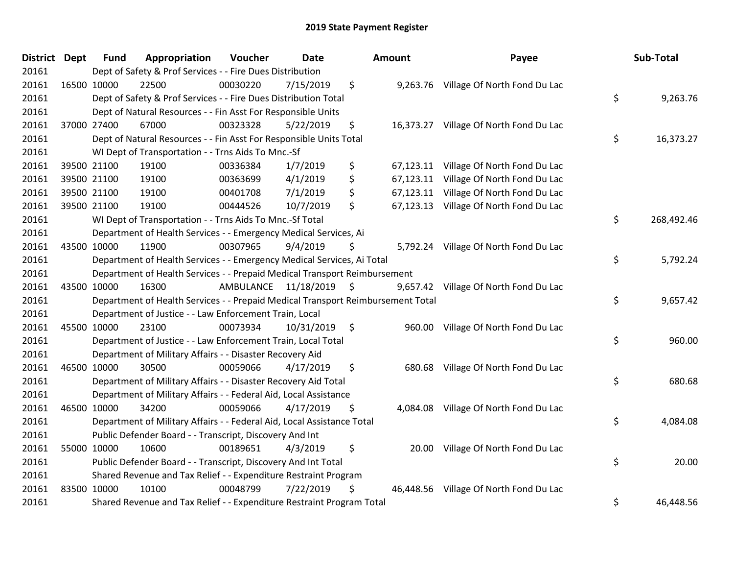# 2019 State Payment Register

| District | Dept | Fund | Appropriation | Voucher | Date | Amount | Payee | Sub-Total |
|---|---|---|---|---|---|---|---|---|
| 20161 | | Dept of Safety & Prof Services - - Fire Dues Distribution | | | | | | |
| 20161 | 16500 | 10000 | 22500 | 00030220 | 7/15/2019 | $ 9,263.76 | Village Of North Fond Du Lac | |
| 20161 | | Dept of Safety & Prof Services - - Fire Dues Distribution Total | | | | | | $ 9,263.76 |
| 20161 | | Dept of Natural Resources - - Fin Asst For Responsible Units | | | | | | |
| 20161 | 37000 | 27400 | 67000 | 00323328 | 5/22/2019 | $ 16,373.27 | Village Of North Fond Du Lac | |
| 20161 | | Dept of Natural Resources - - Fin Asst For Responsible Units Total | | | | | | $ 16,373.27 |
| 20161 | | WI Dept of Transportation - - Trns Aids To Mnc.-Sf | | | | | | |
| 20161 | 39500 | 21100 | 19100 | 00336384 | 1/7/2019 | $ 67,123.11 | Village Of North Fond Du Lac | |
| 20161 | 39500 | 21100 | 19100 | 00363699 | 4/1/2019 | $ 67,123.11 | Village Of North Fond Du Lac | |
| 20161 | 39500 | 21100 | 19100 | 00401708 | 7/1/2019 | $ 67,123.11 | Village Of North Fond Du Lac | |
| 20161 | 39500 | 21100 | 19100 | 00444526 | 10/7/2019 | $ 67,123.13 | Village Of North Fond Du Lac | |
| 20161 | | WI Dept of Transportation - - Trns Aids To Mnc.-Sf Total | | | | | | $ 268,492.46 |
| 20161 | | Department of Health Services - - Emergency Medical Services, Ai | | | | | | |
| 20161 | 43500 | 10000 | 11900 | 00307965 | 9/4/2019 | $ 5,792.24 | Village Of North Fond Du Lac | |
| 20161 | | Department of Health Services - - Emergency Medical Services, Ai Total | | | | | | $ 5,792.24 |
| 20161 | | Department of Health Services - - Prepaid Medical Transport Reimbursement | | | | | | |
| 20161 | 43500 | 10000 | 16300 | AMBULANCE | 11/18/2019 | $ 9,657.42 | Village Of North Fond Du Lac | |
| 20161 | | Department of Health Services - - Prepaid Medical Transport Reimbursement Total | | | | | | $ 9,657.42 |
| 20161 | | Department of Justice - - Law Enforcement Train, Local | | | | | | |
| 20161 | 45500 | 10000 | 23100 | 00073934 | 10/31/2019 | $ 960.00 | Village Of North Fond Du Lac | |
| 20161 | | Department of Justice - - Law Enforcement Train, Local Total | | | | | | $ 960.00 |
| 20161 | | Department of Military Affairs - - Disaster Recovery Aid | | | | | | |
| 20161 | 46500 | 10000 | 30500 | 00059066 | 4/17/2019 | $ 680.68 | Village Of North Fond Du Lac | |
| 20161 | | Department of Military Affairs - - Disaster Recovery Aid Total | | | | | | $ 680.68 |
| 20161 | | Department of Military Affairs - - Federal Aid, Local Assistance | | | | | | |
| 20161 | 46500 | 10000 | 34200 | 00059066 | 4/17/2019 | $ 4,084.08 | Village Of North Fond Du Lac | |
| 20161 | | Department of Military Affairs - - Federal Aid, Local Assistance Total | | | | | | $ 4,084.08 |
| 20161 | | Public Defender Board - - Transcript, Discovery And Int | | | | | | |
| 20161 | 55000 | 10000 | 10600 | 00189651 | 4/3/2019 | $ 20.00 | Village Of North Fond Du Lac | |
| 20161 | | Public Defender Board - - Transcript, Discovery And Int Total | | | | | | $ 20.00 |
| 20161 | | Shared Revenue and Tax Relief - - Expenditure Restraint Program | | | | | | |
| 20161 | 83500 | 10000 | 10100 | 00048799 | 7/22/2019 | $ 46,448.56 | Village Of North Fond Du Lac | |
| 20161 | | Shared Revenue and Tax Relief - - Expenditure Restraint Program Total | | | | | | $ 46,448.56 |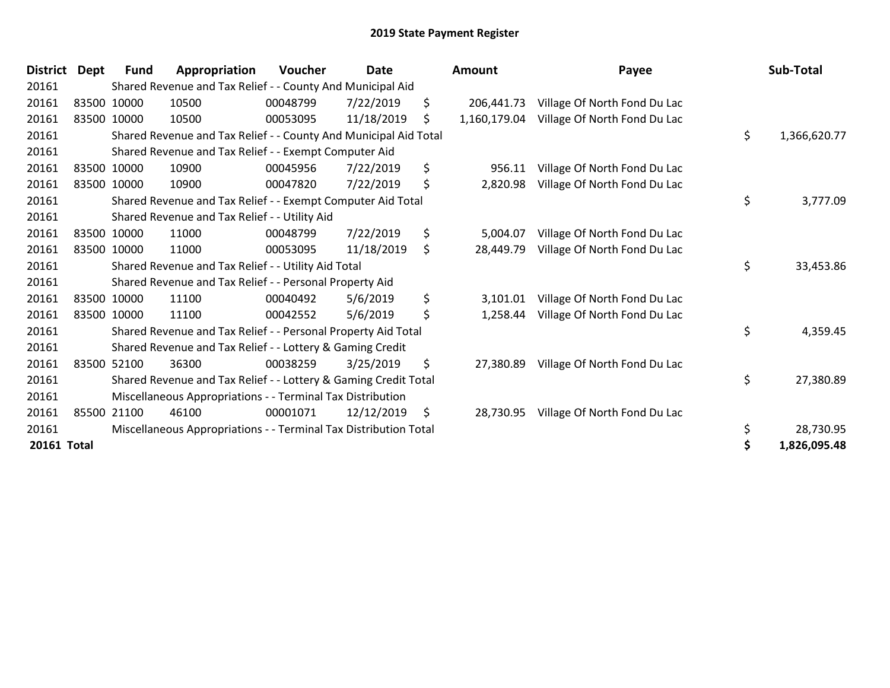# 2019 State Payment Register

| District | Dept | Fund | Appropriation | Voucher | Date | Amount | Payee | Sub-Total |
|---|---|---|---|---|---|---|---|---|
| 20161 | | Shared Revenue and Tax Relief - - County And Municipal Aid | | | | | | |
| 20161 | 83500 | 10000 | 10500 | 00048799 | 7/22/2019 | $ 206,441.73 | Village Of North Fond Du Lac | |
| 20161 | 83500 | 10000 | 10500 | 00053095 | 11/18/2019 | $ 1,160,179.04 | Village Of North Fond Du Lac | |
| 20161 | | Shared Revenue and Tax Relief - - County And Municipal Aid Total | | | | | | $ 1,366,620.77 |
| 20161 | | Shared Revenue and Tax Relief - - Exempt Computer Aid | | | | | | |
| 20161 | 83500 | 10000 | 10900 | 00045956 | 7/22/2019 | $ 956.11 | Village Of North Fond Du Lac | |
| 20161 | 83500 | 10000 | 10900 | 00047820 | 7/22/2019 | $ 2,820.98 | Village Of North Fond Du Lac | |
| 20161 | | Shared Revenue and Tax Relief - - Exempt Computer Aid Total | | | | | | $ 3,777.09 |
| 20161 | | Shared Revenue and Tax Relief - - Utility Aid | | | | | | |
| 20161 | 83500 | 10000 | 11000 | 00048799 | 7/22/2019 | $ 5,004.07 | Village Of North Fond Du Lac | |
| 20161 | 83500 | 10000 | 11000 | 00053095 | 11/18/2019 | $ 28,449.79 | Village Of North Fond Du Lac | |
| 20161 | | Shared Revenue and Tax Relief - - Utility Aid Total | | | | | | $ 33,453.86 |
| 20161 | | Shared Revenue and Tax Relief - - Personal Property Aid | | | | | | |
| 20161 | 83500 | 10000 | 11100 | 00040492 | 5/6/2019 | $ 3,101.01 | Village Of North Fond Du Lac | |
| 20161 | 83500 | 10000 | 11100 | 00042552 | 5/6/2019 | $ 1,258.44 | Village Of North Fond Du Lac | |
| 20161 | | Shared Revenue and Tax Relief - - Personal Property Aid Total | | | | | | $ 4,359.45 |
| 20161 | | Shared Revenue and Tax Relief - - Lottery & Gaming Credit | | | | | | |
| 20161 | 83500 | 52100 | 36300 | 00038259 | 3/25/2019 | $ 27,380.89 | Village Of North Fond Du Lac | |
| 20161 | | Shared Revenue and Tax Relief - - Lottery & Gaming Credit Total | | | | | | $ 27,380.89 |
| 20161 | | Miscellaneous Appropriations - - Terminal Tax Distribution | | | | | | |
| 20161 | 85500 | 21100 | 46100 | 00001071 | 12/12/2019 | $ 28,730.95 | Village Of North Fond Du Lac | |
| 20161 | | Miscellaneous Appropriations - - Terminal Tax Distribution Total | | | | | | $ 28,730.95 |
| **20161 Total** | | | | | | | | **$ 1,826,095.48** |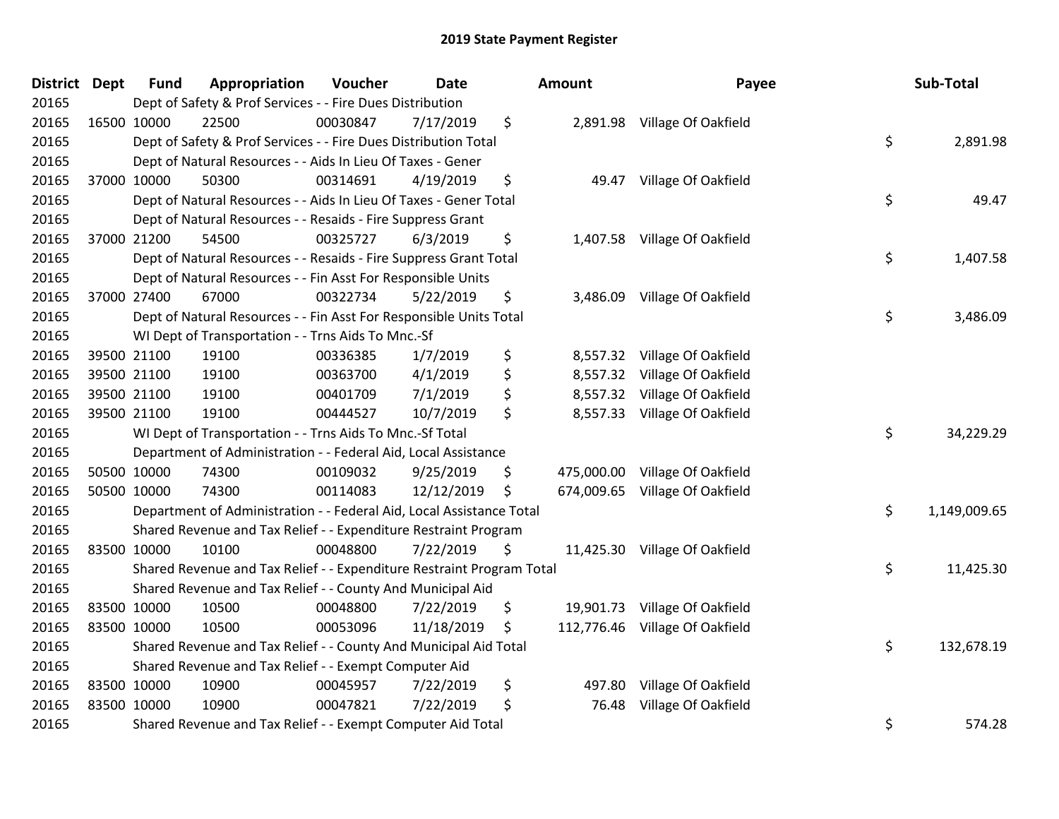# 2019 State Payment Register

| District | Dept | Fund | Appropriation | Voucher | Date | Amount | Payee | Sub-Total |
|---|---|---|---|---|---|---|---|---|
| 20165 | | Dept of Safety & Prof Services - - Fire Dues Distribution | | | | | | |
| 20165 | 16500 | 10000 | 22500 | 00030847 | 7/17/2019 | $ 2,891.98 | Village Of Oakfield | |
| 20165 | | Dept of Safety & Prof Services - - Fire Dues Distribution Total | | | | | | $ 2,891.98 |
| 20165 | | Dept of Natural Resources - - Aids In Lieu Of Taxes - Gener | | | | | | |
| 20165 | 37000 | 10000 | 50300 | 00314691 | 4/19/2019 | $ 49.47 | Village Of Oakfield | |
| 20165 | | Dept of Natural Resources - - Aids In Lieu Of Taxes - Gener Total | | | | | | $ 49.47 |
| 20165 | | Dept of Natural Resources - - Resaids - Fire Suppress Grant | | | | | | |
| 20165 | 37000 | 21200 | 54500 | 00325727 | 6/3/2019 | $ 1,407.58 | Village Of Oakfield | |
| 20165 | | Dept of Natural Resources - - Resaids - Fire Suppress Grant Total | | | | | | $ 1,407.58 |
| 20165 | | Dept of Natural Resources - - Fin Asst For Responsible Units | | | | | | |
| 20165 | 37000 | 27400 | 67000 | 00322734 | 5/22/2019 | $ 3,486.09 | Village Of Oakfield | |
| 20165 | | Dept of Natural Resources - - Fin Asst For Responsible Units Total | | | | | | $ 3,486.09 |
| 20165 | | WI Dept of Transportation - - Trns Aids To Mnc.-Sf | | | | | | |
| 20165 | 39500 | 21100 | 19100 | 00336385 | 1/7/2019 | $ 8,557.32 | Village Of Oakfield | |
| 20165 | 39500 | 21100 | 19100 | 00363700 | 4/1/2019 | $ 8,557.32 | Village Of Oakfield | |
| 20165 | 39500 | 21100 | 19100 | 00401709 | 7/1/2019 | $ 8,557.32 | Village Of Oakfield | |
| 20165 | 39500 | 21100 | 19100 | 00444527 | 10/7/2019 | $ 8,557.33 | Village Of Oakfield | |
| 20165 | | WI Dept of Transportation - - Trns Aids To Mnc.-Sf Total | | | | | | $ 34,229.29 |
| 20165 | | Department of Administration - - Federal Aid, Local Assistance | | | | | | |
| 20165 | 50500 | 10000 | 74300 | 00109032 | 9/25/2019 | $ 475,000.00 | Village Of Oakfield | |
| 20165 | 50500 | 10000 | 74300 | 00114083 | 12/12/2019 | $ 674,009.65 | Village Of Oakfield | |
| 20165 | | Department of Administration - - Federal Aid, Local Assistance Total | | | | | | $ 1,149,009.65 |
| 20165 | | Shared Revenue and Tax Relief - - Expenditure Restraint Program | | | | | | |
| 20165 | 83500 | 10000 | 10100 | 00048800 | 7/22/2019 | $ 11,425.30 | Village Of Oakfield | |
| 20165 | | Shared Revenue and Tax Relief - - Expenditure Restraint Program Total | | | | | | $ 11,425.30 |
| 20165 | | Shared Revenue and Tax Relief - - County And Municipal Aid | | | | | | |
| 20165 | 83500 | 10000 | 10500 | 00048800 | 7/22/2019 | $ 19,901.73 | Village Of Oakfield | |
| 20165 | 83500 | 10000 | 10500 | 00053096 | 11/18/2019 | $ 112,776.46 | Village Of Oakfield | |
| 20165 | | Shared Revenue and Tax Relief - - County And Municipal Aid Total | | | | | | $ 132,678.19 |
| 20165 | | Shared Revenue and Tax Relief - - Exempt Computer Aid | | | | | | |
| 20165 | 83500 | 10000 | 10900 | 00045957 | 7/22/2019 | $ 497.80 | Village Of Oakfield | |
| 20165 | 83500 | 10000 | 10900 | 00047821 | 7/22/2019 | $ 76.48 | Village Of Oakfield | |
| 20165 | | Shared Revenue and Tax Relief - - Exempt Computer Aid Total | | | | | | $ 574.28 |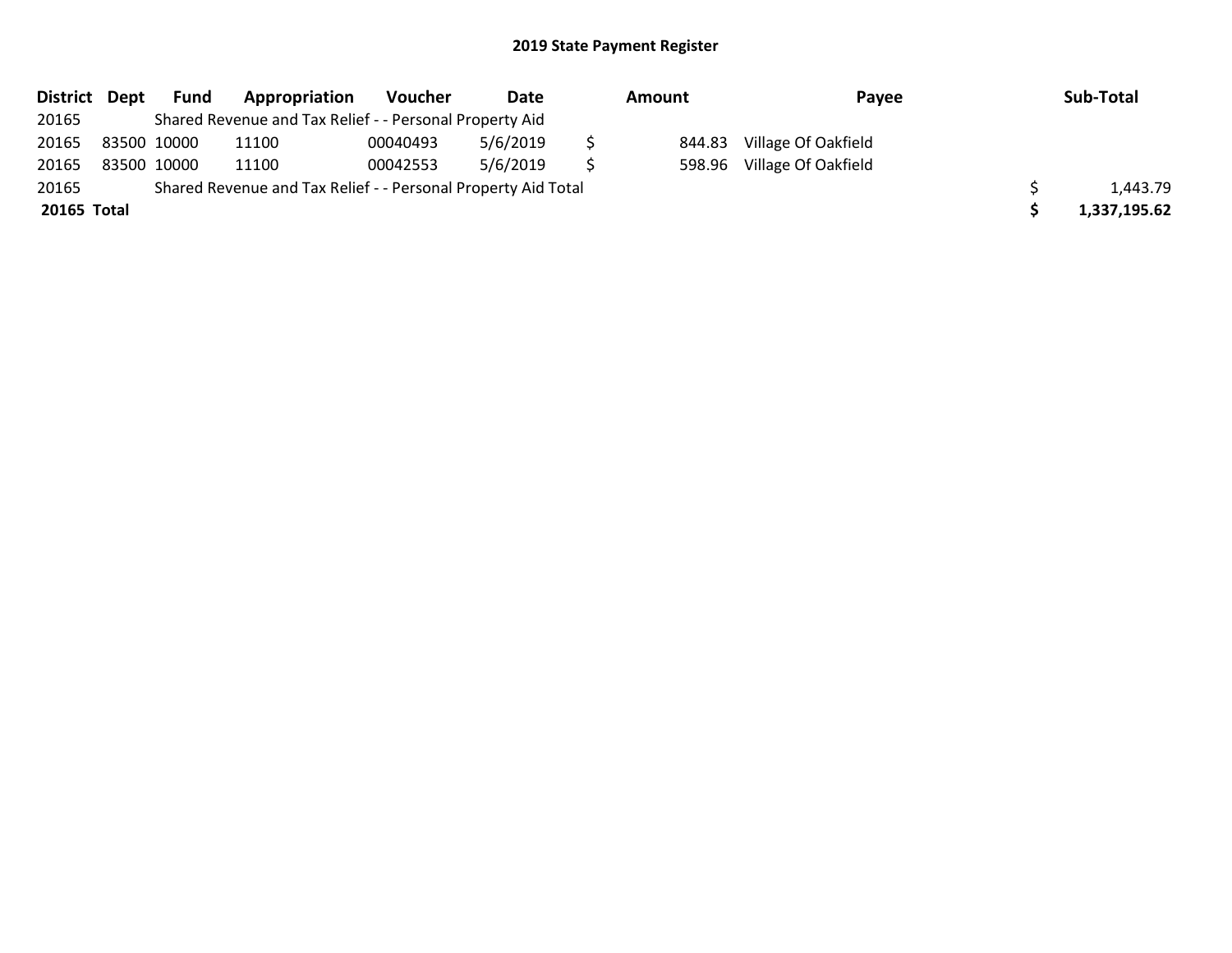## 2019 State Payment Register

| District | Dept | Fund | Appropriation | Voucher | Date | Amount | Payee | Sub-Total |
|---|---|---|---|---|---|---|---|---|
| 20165 | | Shared Revenue and Tax Relief - - Personal Property Aid | | | | | | |
| 20165 | 83500 | 10000 | 11100 | 00040493 | 5/6/2019 | $ 844.83 | Village Of Oakfield | |
| 20165 | 83500 | 10000 | 11100 | 00042553 | 5/6/2019 | $ 598.96 | Village Of Oakfield | |
| 20165 | | Shared Revenue and Tax Relief - - Personal Property Aid Total | | | | | | $ 1,443.79 |
| **20165** | **Total** | | | | | | | **$ 1,337,195.62** |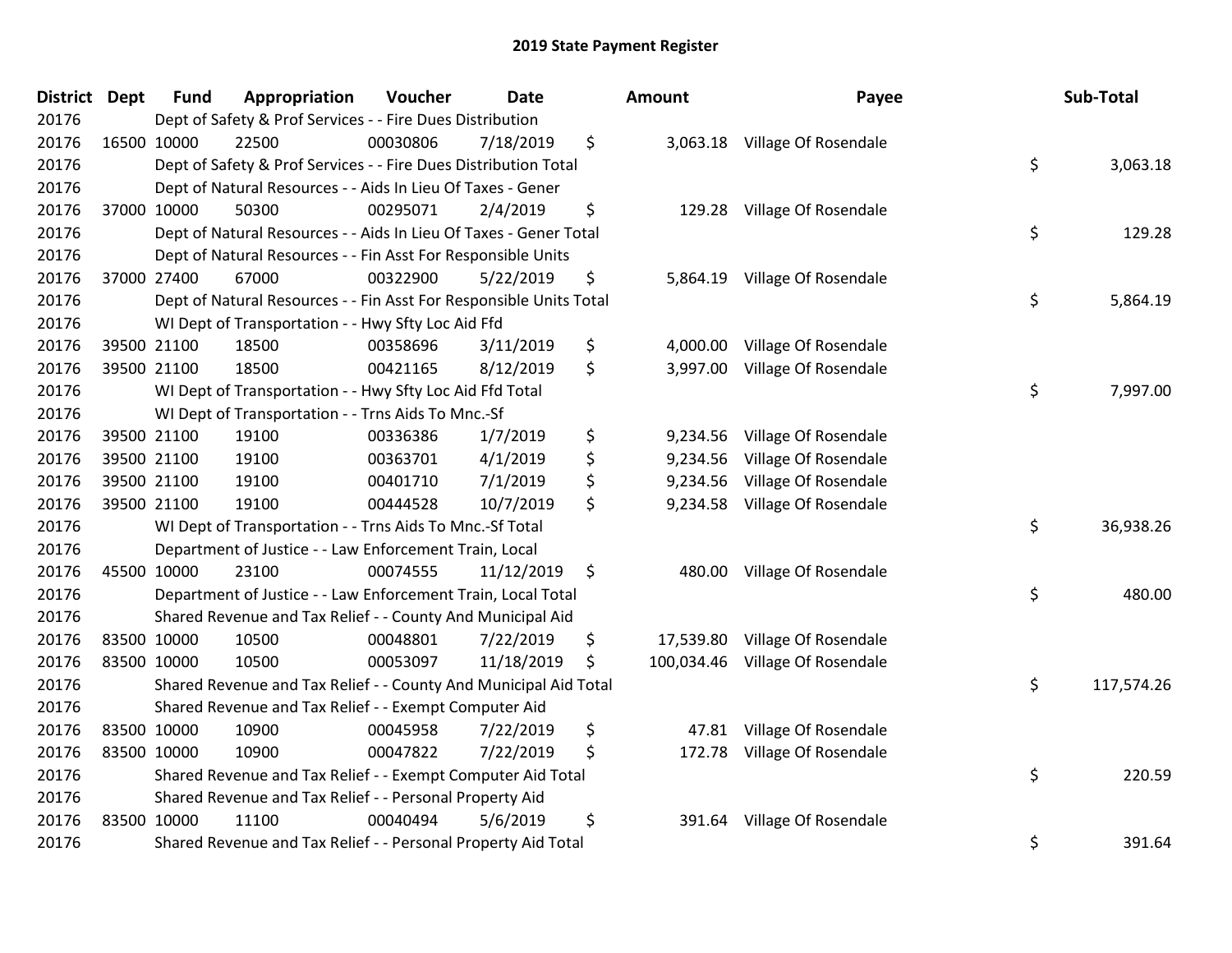# 2019 State Payment Register

| District | Dept | Fund | Appropriation | Voucher | Date | Amount | Payee | Sub-Total |
|---|---|---|---|---|---|---|---|---|
| 20176 | | Dept of Safety & Prof Services - - Fire Dues Distribution | | | | | | |
| 20176 | 16500 | 10000 | 22500 | 00030806 | 7/18/2019 | $ 3,063.18 | Village Of Rosendale | |
| 20176 | | Dept of Safety & Prof Services - - Fire Dues Distribution Total | | | | | | $ 3,063.18 |
| 20176 | | Dept of Natural Resources - - Aids In Lieu Of Taxes - Gener | | | | | | |
| 20176 | 37000 | 10000 | 50300 | 00295071 | 2/4/2019 | $ 129.28 | Village Of Rosendale | |
| 20176 | | Dept of Natural Resources - - Aids In Lieu Of Taxes - Gener Total | | | | | | $ 129.28 |
| 20176 | | Dept of Natural Resources - - Fin Asst For Responsible Units | | | | | | |
| 20176 | 37000 | 27400 | 67000 | 00322900 | 5/22/2019 | $ 5,864.19 | Village Of Rosendale | |
| 20176 | | Dept of Natural Resources - - Fin Asst For Responsible Units Total | | | | | | $ 5,864.19 |
| 20176 | | WI Dept of Transportation - - Hwy Sfty Loc Aid Ffd | | | | | | |
| 20176 | 39500 | 21100 | 18500 | 00358696 | 3/11/2019 | $ 4,000.00 | Village Of Rosendale | |
| 20176 | 39500 | 21100 | 18500 | 00421165 | 8/12/2019 | $ 3,997.00 | Village Of Rosendale | |
| 20176 | | WI Dept of Transportation - - Hwy Sfty Loc Aid Ffd Total | | | | | | $ 7,997.00 |
| 20176 | | WI Dept of Transportation - - Trns Aids To Mnc.-Sf | | | | | | |
| 20176 | 39500 | 21100 | 19100 | 00336386 | 1/7/2019 | $ 9,234.56 | Village Of Rosendale | |
| 20176 | 39500 | 21100 | 19100 | 00363701 | 4/1/2019 | $ 9,234.56 | Village Of Rosendale | |
| 20176 | 39500 | 21100 | 19100 | 00401710 | 7/1/2019 | $ 9,234.56 | Village Of Rosendale | |
| 20176 | 39500 | 21100 | 19100 | 00444528 | 10/7/2019 | $ 9,234.58 | Village Of Rosendale | |
| 20176 | | WI Dept of Transportation - - Trns Aids To Mnc.-Sf Total | | | | | | $ 36,938.26 |
| 20176 | | Department of Justice - - Law Enforcement Train, Local | | | | | | |
| 20176 | 45500 | 10000 | 23100 | 00074555 | 11/12/2019 | $ 480.00 | Village Of Rosendale | |
| 20176 | | Department of Justice - - Law Enforcement Train, Local Total | | | | | | $ 480.00 |
| 20176 | | Shared Revenue and Tax Relief - - County And Municipal Aid | | | | | | |
| 20176 | 83500 | 10000 | 10500 | 00048801 | 7/22/2019 | $ 17,539.80 | Village Of Rosendale | |
| 20176 | 83500 | 10000 | 10500 | 00053097 | 11/18/2019 | $ 100,034.46 | Village Of Rosendale | |
| 20176 | | Shared Revenue and Tax Relief - - County And Municipal Aid Total | | | | | | $ 117,574.26 |
| 20176 | | Shared Revenue and Tax Relief - - Exempt Computer Aid | | | | | | |
| 20176 | 83500 | 10000 | 10900 | 00045958 | 7/22/2019 | $ 47.81 | Village Of Rosendale | |
| 20176 | 83500 | 10000 | 10900 | 00047822 | 7/22/2019 | $ 172.78 | Village Of Rosendale | |
| 20176 | | Shared Revenue and Tax Relief - - Exempt Computer Aid Total | | | | | | $ 220.59 |
| 20176 | | Shared Revenue and Tax Relief - - Personal Property Aid | | | | | | |
| 20176 | 83500 | 10000 | 11100 | 00040494 | 5/6/2019 | $ 391.64 | Village Of Rosendale | |
| 20176 | | Shared Revenue and Tax Relief - - Personal Property Aid Total | | | | | | $ 391.64 |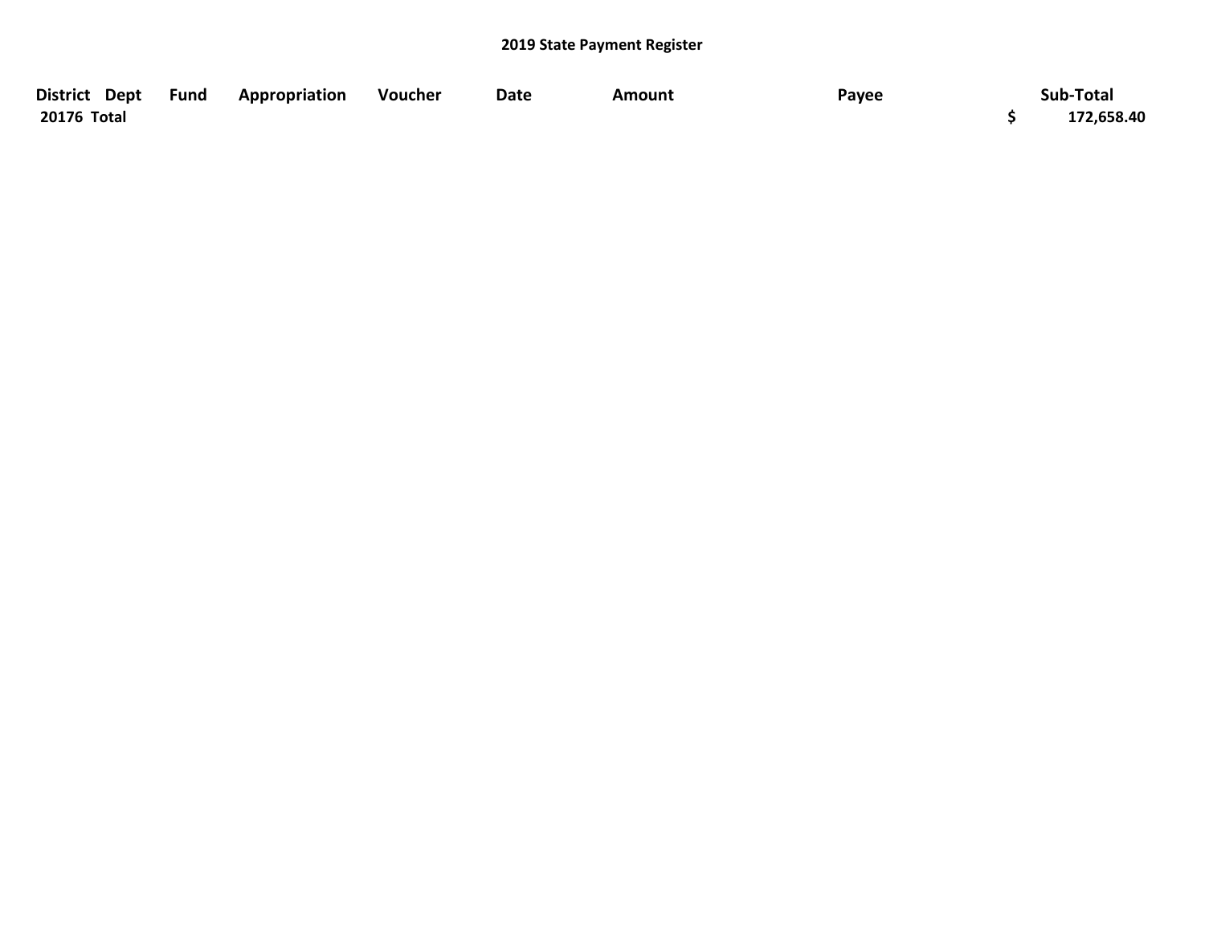**2019 State Payment Register**

| District | Dept | Fund | Appropriation | Voucher | Date | Amount | Payee | Sub-Total |
|---|---|---|---|---|---|---|---|---|
| **20176 Total** | | | | | | | | **$ 172,658.40** |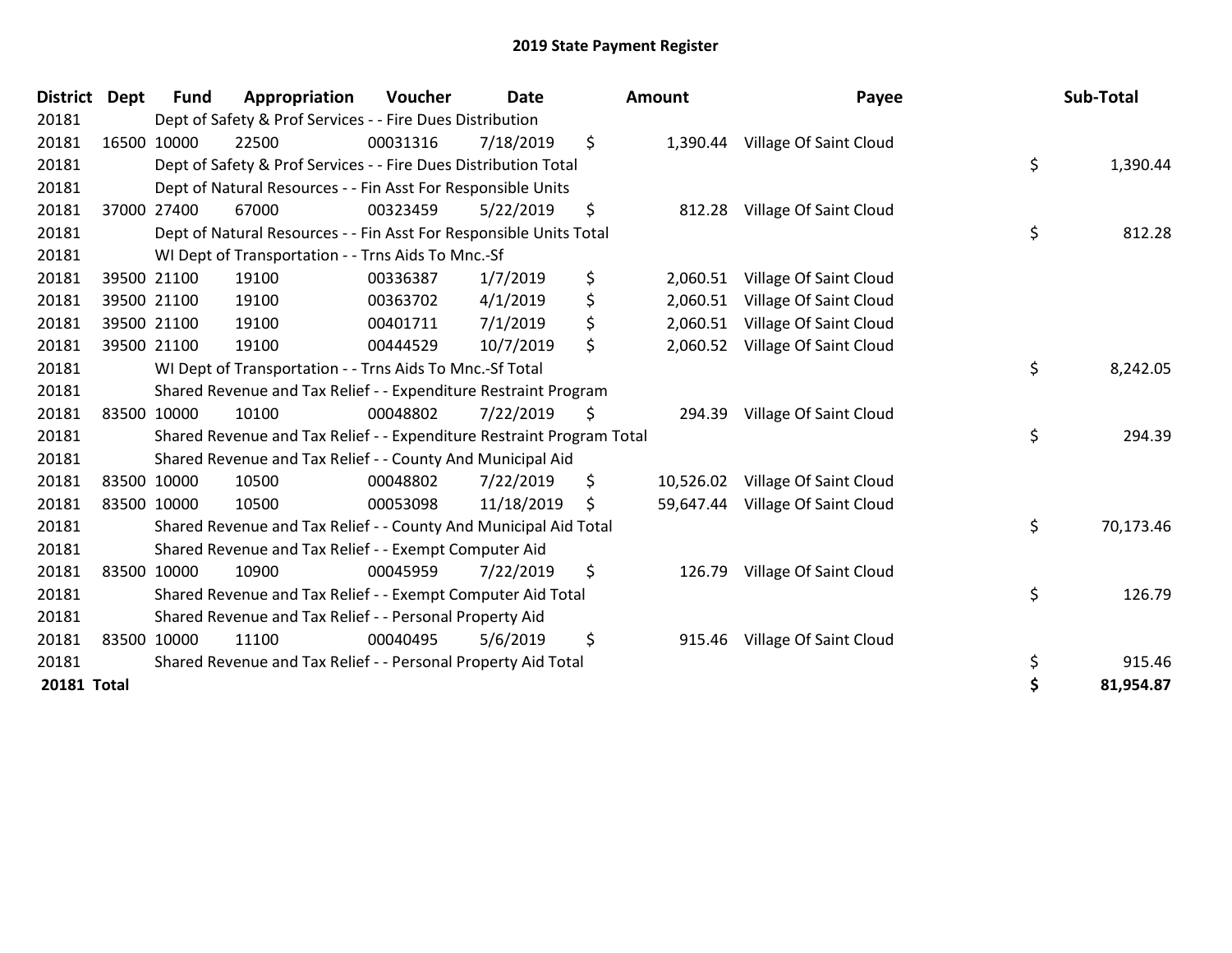# 2019 State Payment Register

| District | Dept | Fund | Appropriation | Voucher | Date | Amount | Payee | Sub-Total |
|---|---|---|---|---|---|---|---|---|
| 20181 | | Dept of Safety & Prof Services - - Fire Dues Distribution | | | | | | |
| 20181 | 16500 | 10000 | 22500 | 00031316 | 7/18/2019 | $ 1,390.44 | Village Of Saint Cloud | |
| 20181 | | Dept of Safety & Prof Services - - Fire Dues Distribution Total | | | | | | $ 1,390.44 |
| 20181 | | Dept of Natural Resources - - Fin Asst For Responsible Units | | | | | | |
| 20181 | 37000 | 27400 | 67000 | 00323459 | 5/22/2019 | $ 812.28 | Village Of Saint Cloud | |
| 20181 | | Dept of Natural Resources - - Fin Asst For Responsible Units Total | | | | | | $ 812.28 |
| 20181 | | WI Dept of Transportation - - Trns Aids To Mnc.-Sf | | | | | | |
| 20181 | 39500 | 21100 | 19100 | 00336387 | 1/7/2019 | $ 2,060.51 | Village Of Saint Cloud | |
| 20181 | 39500 | 21100 | 19100 | 00363702 | 4/1/2019 | $ 2,060.51 | Village Of Saint Cloud | |
| 20181 | 39500 | 21100 | 19100 | 00401711 | 7/1/2019 | $ 2,060.51 | Village Of Saint Cloud | |
| 20181 | 39500 | 21100 | 19100 | 00444529 | 10/7/2019 | $ 2,060.52 | Village Of Saint Cloud | |
| 20181 | | WI Dept of Transportation - - Trns Aids To Mnc.-Sf Total | | | | | | $ 8,242.05 |
| 20181 | | Shared Revenue and Tax Relief - - Expenditure Restraint Program | | | | | | |
| 20181 | 83500 | 10000 | 10100 | 00048802 | 7/22/2019 | $ 294.39 | Village Of Saint Cloud | |
| 20181 | | Shared Revenue and Tax Relief - - Expenditure Restraint Program Total | | | | | | $ 294.39 |
| 20181 | | Shared Revenue and Tax Relief - - County And Municipal Aid | | | | | | |
| 20181 | 83500 | 10000 | 10500 | 00048802 | 7/22/2019 | $ 10,526.02 | Village Of Saint Cloud | |
| 20181 | 83500 | 10000 | 10500 | 00053098 | 11/18/2019 | $ 59,647.44 | Village Of Saint Cloud | |
| 20181 | | Shared Revenue and Tax Relief - - County And Municipal Aid Total | | | | | | $ 70,173.46 |
| 20181 | | Shared Revenue and Tax Relief - - Exempt Computer Aid | | | | | | |
| 20181 | 83500 | 10000 | 10900 | 00045959 | 7/22/2019 | $ 126.79 | Village Of Saint Cloud | |
| 20181 | | Shared Revenue and Tax Relief - - Exempt Computer Aid Total | | | | | | $ 126.79 |
| 20181 | | Shared Revenue and Tax Relief - - Personal Property Aid | | | | | | |
| 20181 | 83500 | 10000 | 11100 | 00040495 | 5/6/2019 | $ 915.46 | Village Of Saint Cloud | |
| 20181 | | Shared Revenue and Tax Relief - - Personal Property Aid Total | | | | | | $ 915.46 |
| **20181 Total** | | | | | | | | **$ 81,954.87** |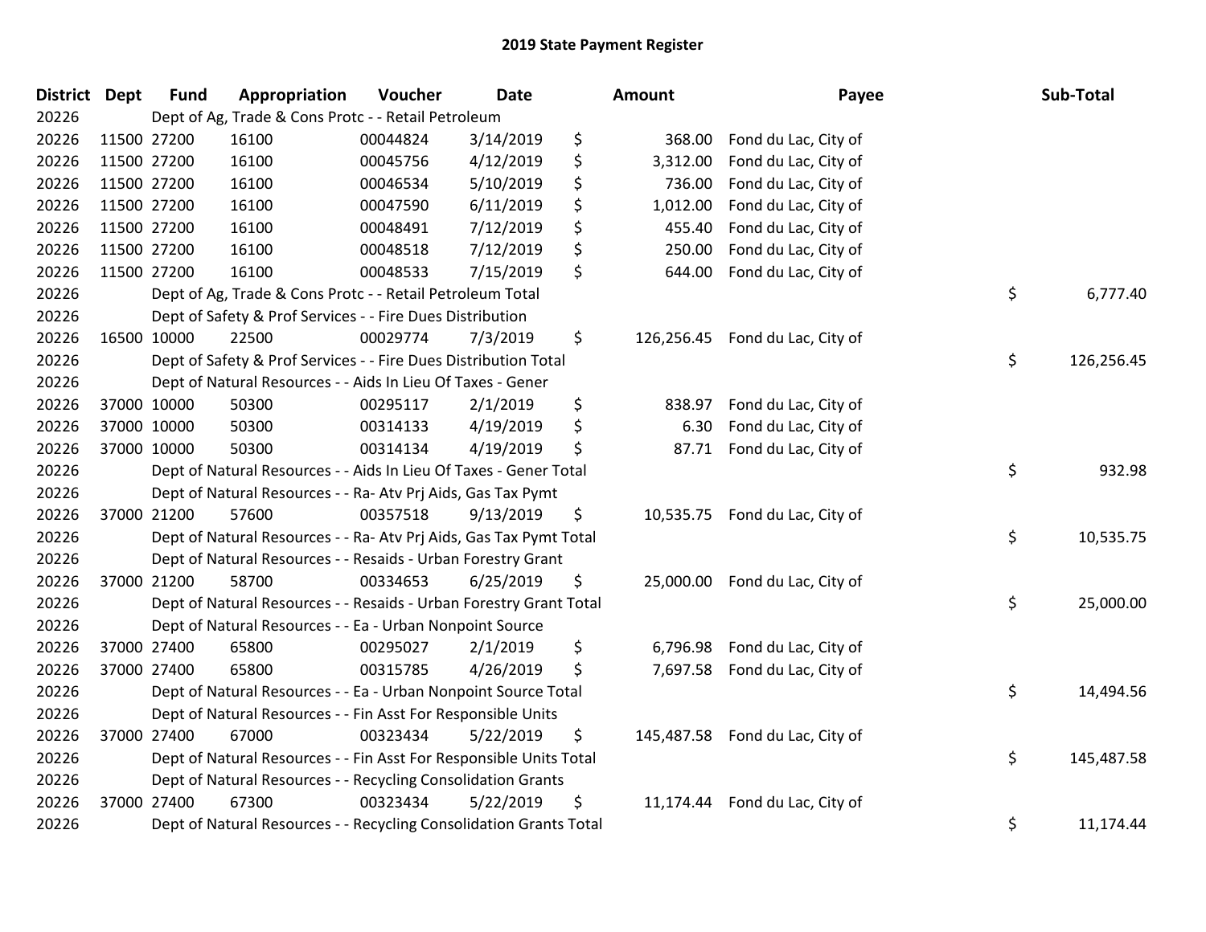# 2019 State Payment Register

| District | Dept | Fund | Appropriation | Voucher | Date | Amount | Payee | Sub-Total |
|---|---|---|---|---|---|---|---|---|
| 20226 | | Dept of Ag, Trade & Cons Protc - - Retail Petroleum | | | | | | |
| 20226 | 11500 | 27200 | 16100 | 00044824 | 3/14/2019 | $ 368.00 | Fond du Lac, City of | |
| 20226 | 11500 | 27200 | 16100 | 00045756 | 4/12/2019 | $ 3,312.00 | Fond du Lac, City of | |
| 20226 | 11500 | 27200 | 16100 | 00046534 | 5/10/2019 | $ 736.00 | Fond du Lac, City of | |
| 20226 | 11500 | 27200 | 16100 | 00047590 | 6/11/2019 | $ 1,012.00 | Fond du Lac, City of | |
| 20226 | 11500 | 27200 | 16100 | 00048491 | 7/12/2019 | $ 455.40 | Fond du Lac, City of | |
| 20226 | 11500 | 27200 | 16100 | 00048518 | 7/12/2019 | $ 250.00 | Fond du Lac, City of | |
| 20226 | 11500 | 27200 | 16100 | 00048533 | 7/15/2019 | $ 644.00 | Fond du Lac, City of | |
| 20226 | | Dept of Ag, Trade & Cons Protc - - Retail Petroleum Total | | | | | | $ 6,777.40 |
| 20226 | | Dept of Safety & Prof Services - - Fire Dues Distribution | | | | | | |
| 20226 | 16500 | 10000 | 22500 | 00029774 | 7/3/2019 | $ 126,256.45 | Fond du Lac, City of | |
| 20226 | | Dept of Safety & Prof Services - - Fire Dues Distribution Total | | | | | | $ 126,256.45 |
| 20226 | | Dept of Natural Resources - - Aids In Lieu Of Taxes - Gener | | | | | | |
| 20226 | 37000 | 10000 | 50300 | 00295117 | 2/1/2019 | $ 838.97 | Fond du Lac, City of | |
| 20226 | 37000 | 10000 | 50300 | 00314133 | 4/19/2019 | $ 6.30 | Fond du Lac, City of | |
| 20226 | 37000 | 10000 | 50300 | 00314134 | 4/19/2019 | $ 87.71 | Fond du Lac, City of | |
| 20226 | | Dept of Natural Resources - - Aids In Lieu Of Taxes - Gener Total | | | | | | $ 932.98 |
| 20226 | | Dept of Natural Resources - - Ra- Atv Prj Aids, Gas Tax Pymt | | | | | | |
| 20226 | 37000 | 21200 | 57600 | 00357518 | 9/13/2019 | $ 10,535.75 | Fond du Lac, City of | |
| 20226 | | Dept of Natural Resources - - Ra- Atv Prj Aids, Gas Tax Pymt Total | | | | | | $ 10,535.75 |
| 20226 | | Dept of Natural Resources - - Resaids - Urban Forestry Grant | | | | | | |
| 20226 | 37000 | 21200 | 58700 | 00334653 | 6/25/2019 | $ 25,000.00 | Fond du Lac, City of | |
| 20226 | | Dept of Natural Resources - - Resaids - Urban Forestry Grant Total | | | | | | $ 25,000.00 |
| 20226 | | Dept of Natural Resources - - Ea - Urban Nonpoint Source | | | | | | |
| 20226 | 37000 | 27400 | 65800 | 00295027 | 2/1/2019 | $ 6,796.98 | Fond du Lac, City of | |
| 20226 | 37000 | 27400 | 65800 | 00315785 | 4/26/2019 | $ 7,697.58 | Fond du Lac, City of | |
| 20226 | | Dept of Natural Resources - - Ea - Urban Nonpoint Source Total | | | | | | $ 14,494.56 |
| 20226 | | Dept of Natural Resources - - Fin Asst For Responsible Units | | | | | | |
| 20226 | 37000 | 27400 | 67000 | 00323434 | 5/22/2019 | $ 145,487.58 | Fond du Lac, City of | |
| 20226 | | Dept of Natural Resources - - Fin Asst For Responsible Units Total | | | | | | $ 145,487.58 |
| 20226 | | Dept of Natural Resources - - Recycling Consolidation Grants | | | | | | |
| 20226 | 37000 | 27400 | 67300 | 00323434 | 5/22/2019 | $ 11,174.44 | Fond du Lac, City of | |
| 20226 | | Dept of Natural Resources - - Recycling Consolidation Grants Total | | | | | | $ 11,174.44 |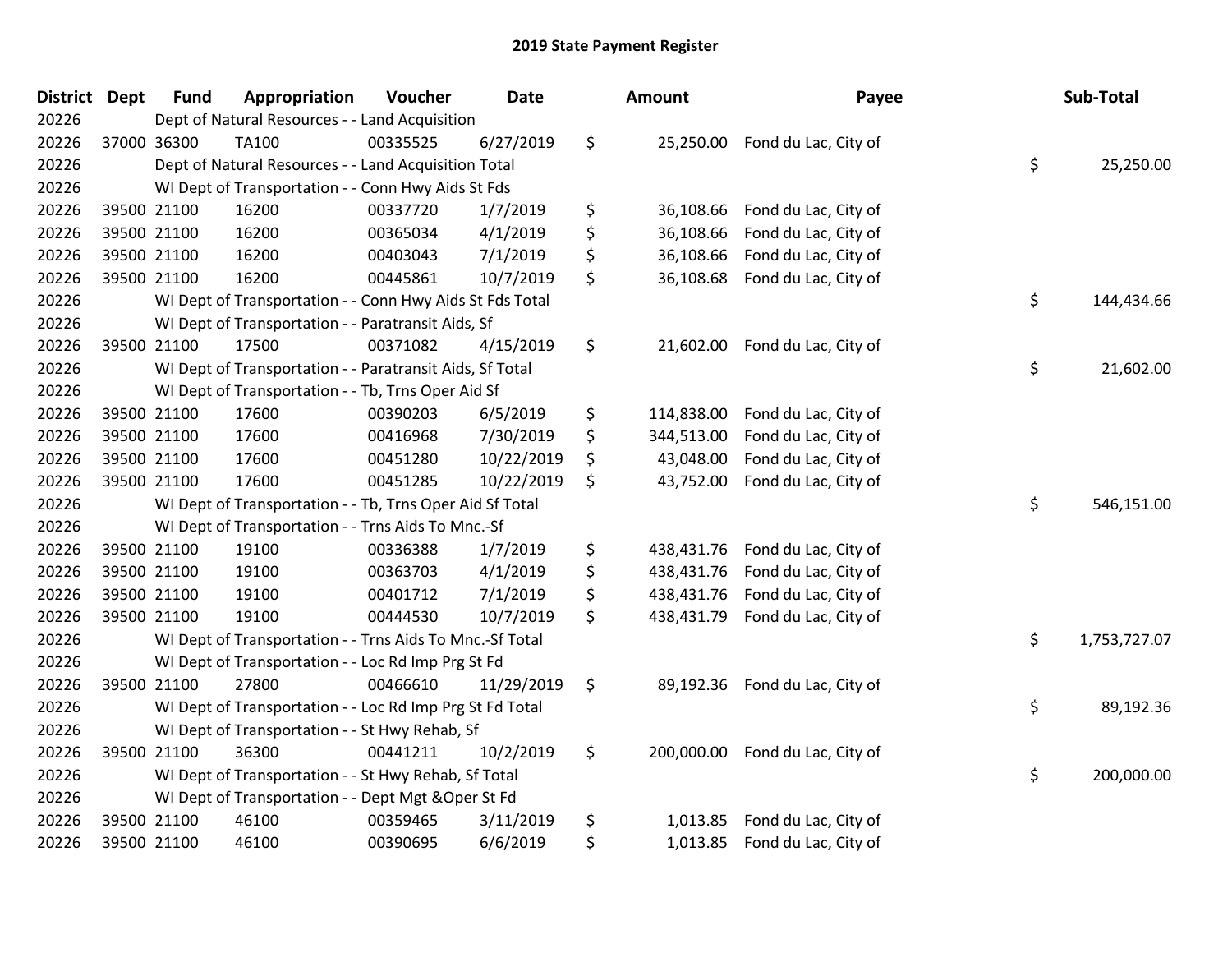# 2019 State Payment Register

| District | Dept | Fund | Appropriation | Voucher | Date | Amount | Payee | Sub-Total |
|---|---|---|---|---|---|---|---|---|
| 20226 | | Dept of Natural Resources - - Land Acquisition | | | | | | |
| 20226 | 37000 | 36300 | TA100 | 00335525 | 6/27/2019 | $ 25,250.00 | Fond du Lac, City of | |
| 20226 | | Dept of Natural Resources - - Land Acquisition Total | | | | | | $ 25,250.00 |
| 20226 | | WI Dept of Transportation - - Conn Hwy Aids St Fds | | | | | | |
| 20226 | 39500 | 21100 | 16200 | 00337720 | 1/7/2019 | $ 36,108.66 | Fond du Lac, City of | |
| 20226 | 39500 | 21100 | 16200 | 00365034 | 4/1/2019 | $ 36,108.66 | Fond du Lac, City of | |
| 20226 | 39500 | 21100 | 16200 | 00403043 | 7/1/2019 | $ 36,108.66 | Fond du Lac, City of | |
| 20226 | 39500 | 21100 | 16200 | 00445861 | 10/7/2019 | $ 36,108.68 | Fond du Lac, City of | |
| 20226 | | WI Dept of Transportation - - Conn Hwy Aids St Fds Total | | | | | | $ 144,434.66 |
| 20226 | | WI Dept of Transportation - - Paratransit Aids, Sf | | | | | | |
| 20226 | 39500 | 21100 | 17500 | 00371082 | 4/15/2019 | $ 21,602.00 | Fond du Lac, City of | |
| 20226 | | WI Dept of Transportation - - Paratransit Aids, Sf Total | | | | | | $ 21,602.00 |
| 20226 | | WI Dept of Transportation - - Tb, Trns Oper Aid Sf | | | | | | |
| 20226 | 39500 | 21100 | 17600 | 00390203 | 6/5/2019 | $ 114,838.00 | Fond du Lac, City of | |
| 20226 | 39500 | 21100 | 17600 | 00416968 | 7/30/2019 | $ 344,513.00 | Fond du Lac, City of | |
| 20226 | 39500 | 21100 | 17600 | 00451280 | 10/22/2019 | $ 43,048.00 | Fond du Lac, City of | |
| 20226 | 39500 | 21100 | 17600 | 00451285 | 10/22/2019 | $ 43,752.00 | Fond du Lac, City of | |
| 20226 | | WI Dept of Transportation - - Tb, Trns Oper Aid Sf Total | | | | | | $ 546,151.00 |
| 20226 | | WI Dept of Transportation - - Trns Aids To Mnc.-Sf | | | | | | |
| 20226 | 39500 | 21100 | 19100 | 00336388 | 1/7/2019 | $ 438,431.76 | Fond du Lac, City of | |
| 20226 | 39500 | 21100 | 19100 | 00363703 | 4/1/2019 | $ 438,431.76 | Fond du Lac, City of | |
| 20226 | 39500 | 21100 | 19100 | 00401712 | 7/1/2019 | $ 438,431.76 | Fond du Lac, City of | |
| 20226 | 39500 | 21100 | 19100 | 00444530 | 10/7/2019 | $ 438,431.79 | Fond du Lac, City of | |
| 20226 | | WI Dept of Transportation - - Trns Aids To Mnc.-Sf Total | | | | | | $ 1,753,727.07 |
| 20226 | | WI Dept of Transportation - - Loc Rd Imp Prg St Fd | | | | | | |
| 20226 | 39500 | 21100 | 27800 | 00466610 | 11/29/2019 | $ 89,192.36 | Fond du Lac, City of | |
| 20226 | | WI Dept of Transportation - - Loc Rd Imp Prg St Fd Total | | | | | | $ 89,192.36 |
| 20226 | | WI Dept of Transportation - - St Hwy Rehab, Sf | | | | | | |
| 20226 | 39500 | 21100 | 36300 | 00441211 | 10/2/2019 | $ 200,000.00 | Fond du Lac, City of | |
| 20226 | | WI Dept of Transportation - - St Hwy Rehab, Sf Total | | | | | | $ 200,000.00 |
| 20226 | | WI Dept of Transportation - - Dept Mgt &Oper St Fd | | | | | | |
| 20226 | 39500 | 21100 | 46100 | 00359465 | 3/11/2019 | $ 1,013.85 | Fond du Lac, City of | |
| 20226 | 39500 | 21100 | 46100 | 00390695 | 6/6/2019 | $ 1,013.85 | Fond du Lac, City of | |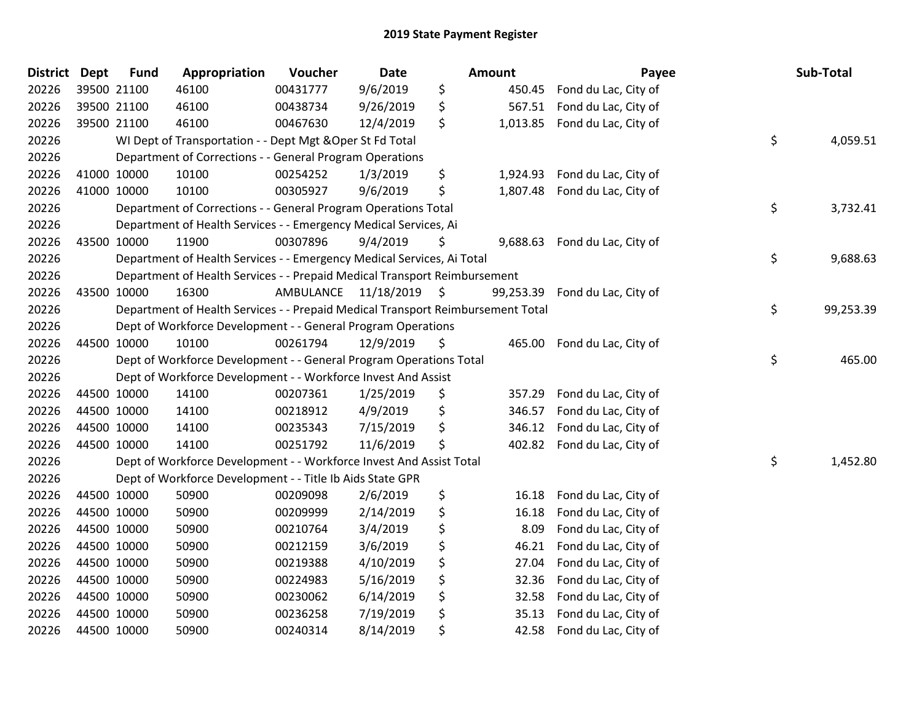## 2019 State Payment Register

| District | Dept | Fund | Appropriation | Voucher | Date | Amount | Payee | Sub-Total |
|---|---|---|---|---|---|---|---|---|
| 20226 | 39500 | 21100 | 46100 | 00431777 | 9/6/2019 | $ 450.45 | Fond du Lac, City of | |
| 20226 | 39500 | 21100 | 46100 | 00438734 | 9/26/2019 | $ 567.51 | Fond du Lac, City of | |
| 20226 | 39500 | 21100 | 46100 | 00467630 | 12/4/2019 | $ 1,013.85 | Fond du Lac, City of | |
| 20226 | | WI Dept of Transportation - - Dept Mgt &Oper St Fd Total | | | | | | $ 4,059.51 |
| 20226 | | Department of Corrections - - General Program Operations | | | | | | |
| 20226 | 41000 | 10000 | 10100 | 00254252 | 1/3/2019 | $ 1,924.93 | Fond du Lac, City of | |
| 20226 | 41000 | 10000 | 10100 | 00305927 | 9/6/2019 | $ 1,807.48 | Fond du Lac, City of | |
| 20226 | | Department of Corrections - - General Program Operations Total | | | | | | $ 3,732.41 |
| 20226 | | Department of Health Services - - Emergency Medical Services, Ai | | | | | | |
| 20226 | 43500 | 10000 | 11900 | 00307896 | 9/4/2019 | $ 9,688.63 | Fond du Lac, City of | |
| 20226 | | Department of Health Services - - Emergency Medical Services, Ai Total | | | | | | $ 9,688.63 |
| 20226 | | Department of Health Services - - Prepaid Medical Transport Reimbursement | | | | | | |
| 20226 | 43500 | 10000 | 16300 | AMBULANCE | 11/18/2019 | $ 99,253.39 | Fond du Lac, City of | |
| 20226 | | Department of Health Services - - Prepaid Medical Transport Reimbursement Total | | | | | | $ 99,253.39 |
| 20226 | | Dept of Workforce Development - - General Program Operations | | | | | | |
| 20226 | 44500 | 10000 | 10100 | 00261794 | 12/9/2019 | $ 465.00 | Fond du Lac, City of | |
| 20226 | | Dept of Workforce Development - - General Program Operations Total | | | | | | $ 465.00 |
| 20226 | | Dept of Workforce Development - - Workforce Invest And Assist | | | | | | |
| 20226 | 44500 | 10000 | 14100 | 00207361 | 1/25/2019 | $ 357.29 | Fond du Lac, City of | |
| 20226 | 44500 | 10000 | 14100 | 00218912 | 4/9/2019 | $ 346.57 | Fond du Lac, City of | |
| 20226 | 44500 | 10000 | 14100 | 00235343 | 7/15/2019 | $ 346.12 | Fond du Lac, City of | |
| 20226 | 44500 | 10000 | 14100 | 00251792 | 11/6/2019 | $ 402.82 | Fond du Lac, City of | |
| 20226 | | Dept of Workforce Development - - Workforce Invest And Assist Total | | | | | | $ 1,452.80 |
| 20226 | | Dept of Workforce Development - - Title Ib Aids State GPR | | | | | | |
| 20226 | 44500 | 10000 | 50900 | 00209098 | 2/6/2019 | $ 16.18 | Fond du Lac, City of | |
| 20226 | 44500 | 10000 | 50900 | 00209999 | 2/14/2019 | $ 16.18 | Fond du Lac, City of | |
| 20226 | 44500 | 10000 | 50900 | 00210764 | 3/4/2019 | $ 8.09 | Fond du Lac, City of | |
| 20226 | 44500 | 10000 | 50900 | 00212159 | 3/6/2019 | $ 46.21 | Fond du Lac, City of | |
| 20226 | 44500 | 10000 | 50900 | 00219388 | 4/10/2019 | $ 27.04 | Fond du Lac, City of | |
| 20226 | 44500 | 10000 | 50900 | 00224983 | 5/16/2019 | $ 32.36 | Fond du Lac, City of | |
| 20226 | 44500 | 10000 | 50900 | 00230062 | 6/14/2019 | $ 32.58 | Fond du Lac, City of | |
| 20226 | 44500 | 10000 | 50900 | 00236258 | 7/19/2019 | $ 35.13 | Fond du Lac, City of | |
| 20226 | 44500 | 10000 | 50900 | 00240314 | 8/14/2019 | $ 42.58 | Fond du Lac, City of | |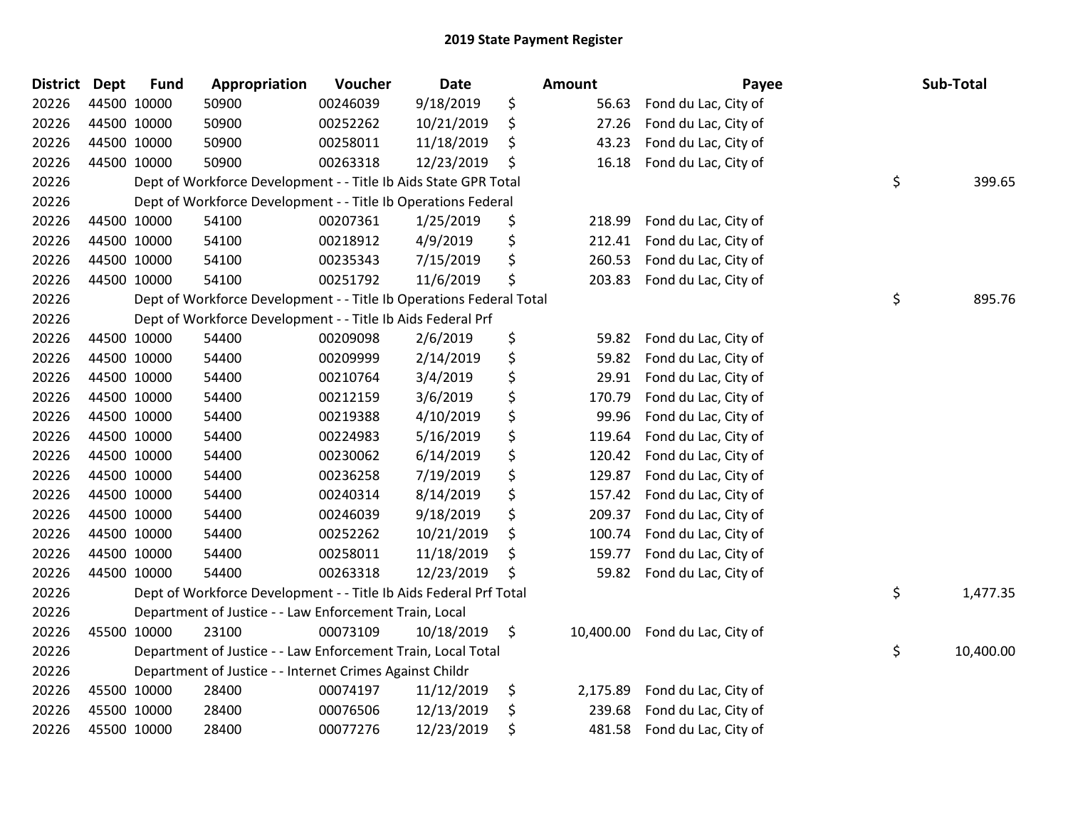## 2019 State Payment Register

| District | Dept | Fund | Appropriation | Voucher | Date | | Amount | Payee | | Sub-Total |
|---|---|---|---|---|---|---|---|---|---|---|
| 20226 | 44500 | 10000 | 50900 | 00246039 | 9/18/2019 | $ | 56.63 | Fond du Lac, City of | | |
| 20226 | 44500 | 10000 | 50900 | 00252262 | 10/21/2019 | $ | 27.26 | Fond du Lac, City of | | |
| 20226 | 44500 | 10000 | 50900 | 00258011 | 11/18/2019 | $ | 43.23 | Fond du Lac, City of | | |
| 20226 | 44500 | 10000 | 50900 | 00263318 | 12/23/2019 | $ | 16.18 | Fond du Lac, City of | | |
| 20226 | | Dept of Workforce Development - - Title Ib Aids State GPR Total | | | | | | | $ | 399.65 |
| 20226 | | Dept of Workforce Development - - Title Ib Operations Federal | | | | | | | | |
| 20226 | 44500 | 10000 | 54100 | 00207361 | 1/25/2019 | $ | 218.99 | Fond du Lac, City of | | |
| 20226 | 44500 | 10000 | 54100 | 00218912 | 4/9/2019 | $ | 212.41 | Fond du Lac, City of | | |
| 20226 | 44500 | 10000 | 54100 | 00235343 | 7/15/2019 | $ | 260.53 | Fond du Lac, City of | | |
| 20226 | 44500 | 10000 | 54100 | 00251792 | 11/6/2019 | $ | 203.83 | Fond du Lac, City of | | |
| 20226 | | Dept of Workforce Development - - Title Ib Operations Federal Total | | | | | | | $ | 895.76 |
| 20226 | | Dept of Workforce Development - - Title Ib Aids Federal Prf | | | | | | | | |
| 20226 | 44500 | 10000 | 54400 | 00209098 | 2/6/2019 | $ | 59.82 | Fond du Lac, City of | | |
| 20226 | 44500 | 10000 | 54400 | 00209999 | 2/14/2019 | $ | 59.82 | Fond du Lac, City of | | |
| 20226 | 44500 | 10000 | 54400 | 00210764 | 3/4/2019 | $ | 29.91 | Fond du Lac, City of | | |
| 20226 | 44500 | 10000 | 54400 | 00212159 | 3/6/2019 | $ | 170.79 | Fond du Lac, City of | | |
| 20226 | 44500 | 10000 | 54400 | 00219388 | 4/10/2019 | $ | 99.96 | Fond du Lac, City of | | |
| 20226 | 44500 | 10000 | 54400 | 00224983 | 5/16/2019 | $ | 119.64 | Fond du Lac, City of | | |
| 20226 | 44500 | 10000 | 54400 | 00230062 | 6/14/2019 | $ | 120.42 | Fond du Lac, City of | | |
| 20226 | 44500 | 10000 | 54400 | 00236258 | 7/19/2019 | $ | 129.87 | Fond du Lac, City of | | |
| 20226 | 44500 | 10000 | 54400 | 00240314 | 8/14/2019 | $ | 157.42 | Fond du Lac, City of | | |
| 20226 | 44500 | 10000 | 54400 | 00246039 | 9/18/2019 | $ | 209.37 | Fond du Lac, City of | | |
| 20226 | 44500 | 10000 | 54400 | 00252262 | 10/21/2019 | $ | 100.74 | Fond du Lac, City of | | |
| 20226 | 44500 | 10000 | 54400 | 00258011 | 11/18/2019 | $ | 159.77 | Fond du Lac, City of | | |
| 20226 | 44500 | 10000 | 54400 | 00263318 | 12/23/2019 | $ | 59.82 | Fond du Lac, City of | | |
| 20226 | | Dept of Workforce Development - - Title Ib Aids Federal Prf Total | | | | | | | $ | 1,477.35 |
| 20226 | | Department of Justice - - Law Enforcement Train, Local | | | | | | | | |
| 20226 | 45500 | 10000 | 23100 | 00073109 | 10/18/2019 | $ | 10,400.00 | Fond du Lac, City of | | |
| 20226 | | Department of Justice - - Law Enforcement Train, Local Total | | | | | | | $ | 10,400.00 |
| 20226 | | Department of Justice - - Internet Crimes Against Childr | | | | | | | | |
| 20226 | 45500 | 10000 | 28400 | 00074197 | 11/12/2019 | $ | 2,175.89 | Fond du Lac, City of | | |
| 20226 | 45500 | 10000 | 28400 | 00076506 | 12/13/2019 | $ | 239.68 | Fond du Lac, City of | | |
| 20226 | 45500 | 10000 | 28400 | 00077276 | 12/23/2019 | $ | 481.58 | Fond du Lac, City of | | |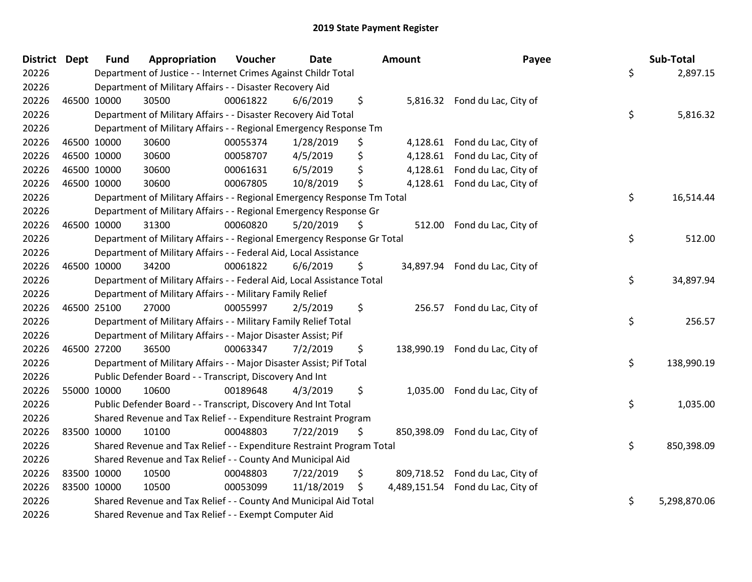# 2019 State Payment Register

| District | Dept | Fund | Appropriation | Voucher | Date | Amount | Payee | Sub-Total |
|---|---|---|---|---|---|---|---|---|
| 20226 | | Department of Justice - - Internet Crimes Against Childr Total | | | | | | $ 2,897.15 |
| 20226 | | Department of Military Affairs - - Disaster Recovery Aid | | | | | | |
| 20226 | 46500 | 10000 | 30500 | 00061822 | 6/6/2019 | $ 5,816.32 | Fond du Lac, City of | |
| 20226 | | Department of Military Affairs - - Disaster Recovery Aid Total | | | | | | $ 5,816.32 |
| 20226 | | Department of Military Affairs - - Regional Emergency Response Tm | | | | | | |
| 20226 | 46500 | 10000 | 30600 | 00055374 | 1/28/2019 | $ 4,128.61 | Fond du Lac, City of | |
| 20226 | 46500 | 10000 | 30600 | 00058707 | 4/5/2019 | $ 4,128.61 | Fond du Lac, City of | |
| 20226 | 46500 | 10000 | 30600 | 00061631 | 6/5/2019 | $ 4,128.61 | Fond du Lac, City of | |
| 20226 | 46500 | 10000 | 30600 | 00067805 | 10/8/2019 | $ 4,128.61 | Fond du Lac, City of | |
| 20226 | | Department of Military Affairs - - Regional Emergency Response Tm Total | | | | | | $ 16,514.44 |
| 20226 | | Department of Military Affairs - - Regional Emergency Response Gr | | | | | | |
| 20226 | 46500 | 10000 | 31300 | 00060820 | 5/20/2019 | $ 512.00 | Fond du Lac, City of | |
| 20226 | | Department of Military Affairs - - Regional Emergency Response Gr Total | | | | | | $ 512.00 |
| 20226 | | Department of Military Affairs - - Federal Aid, Local Assistance | | | | | | |
| 20226 | 46500 | 10000 | 34200 | 00061822 | 6/6/2019 | $ 34,897.94 | Fond du Lac, City of | |
| 20226 | | Department of Military Affairs - - Federal Aid, Local Assistance Total | | | | | | $ 34,897.94 |
| 20226 | | Department of Military Affairs - - Military Family Relief | | | | | | |
| 20226 | 46500 | 25100 | 27000 | 00055997 | 2/5/2019 | $ 256.57 | Fond du Lac, City of | |
| 20226 | | Department of Military Affairs - - Military Family Relief Total | | | | | | $ 256.57 |
| 20226 | | Department of Military Affairs - - Major Disaster Assist; Pif | | | | | | |
| 20226 | 46500 | 27200 | 36500 | 00063347 | 7/2/2019 | $ 138,990.19 | Fond du Lac, City of | |
| 20226 | | Department of Military Affairs - - Major Disaster Assist; Pif Total | | | | | | $ 138,990.19 |
| 20226 | | Public Defender Board - - Transcript, Discovery And Int | | | | | | |
| 20226 | 55000 | 10000 | 10600 | 00189648 | 4/3/2019 | $ 1,035.00 | Fond du Lac, City of | |
| 20226 | | Public Defender Board - - Transcript, Discovery And Int Total | | | | | | $ 1,035.00 |
| 20226 | | Shared Revenue and Tax Relief - - Expenditure Restraint Program | | | | | | |
| 20226 | 83500 | 10000 | 10100 | 00048803 | 7/22/2019 | $ 850,398.09 | Fond du Lac, City of | |
| 20226 | | Shared Revenue and Tax Relief - - Expenditure Restraint Program Total | | | | | | $ 850,398.09 |
| 20226 | | Shared Revenue and Tax Relief - - County And Municipal Aid | | | | | | |
| 20226 | 83500 | 10000 | 10500 | 00048803 | 7/22/2019 | $ 809,718.52 | Fond du Lac, City of | |
| 20226 | 83500 | 10000 | 10500 | 00053099 | 11/18/2019 | $ 4,489,151.54 | Fond du Lac, City of | |
| 20226 | | Shared Revenue and Tax Relief - - County And Municipal Aid Total | | | | | | $ 5,298,870.06 |
| 20226 | | Shared Revenue and Tax Relief - - Exempt Computer Aid | | | | | | |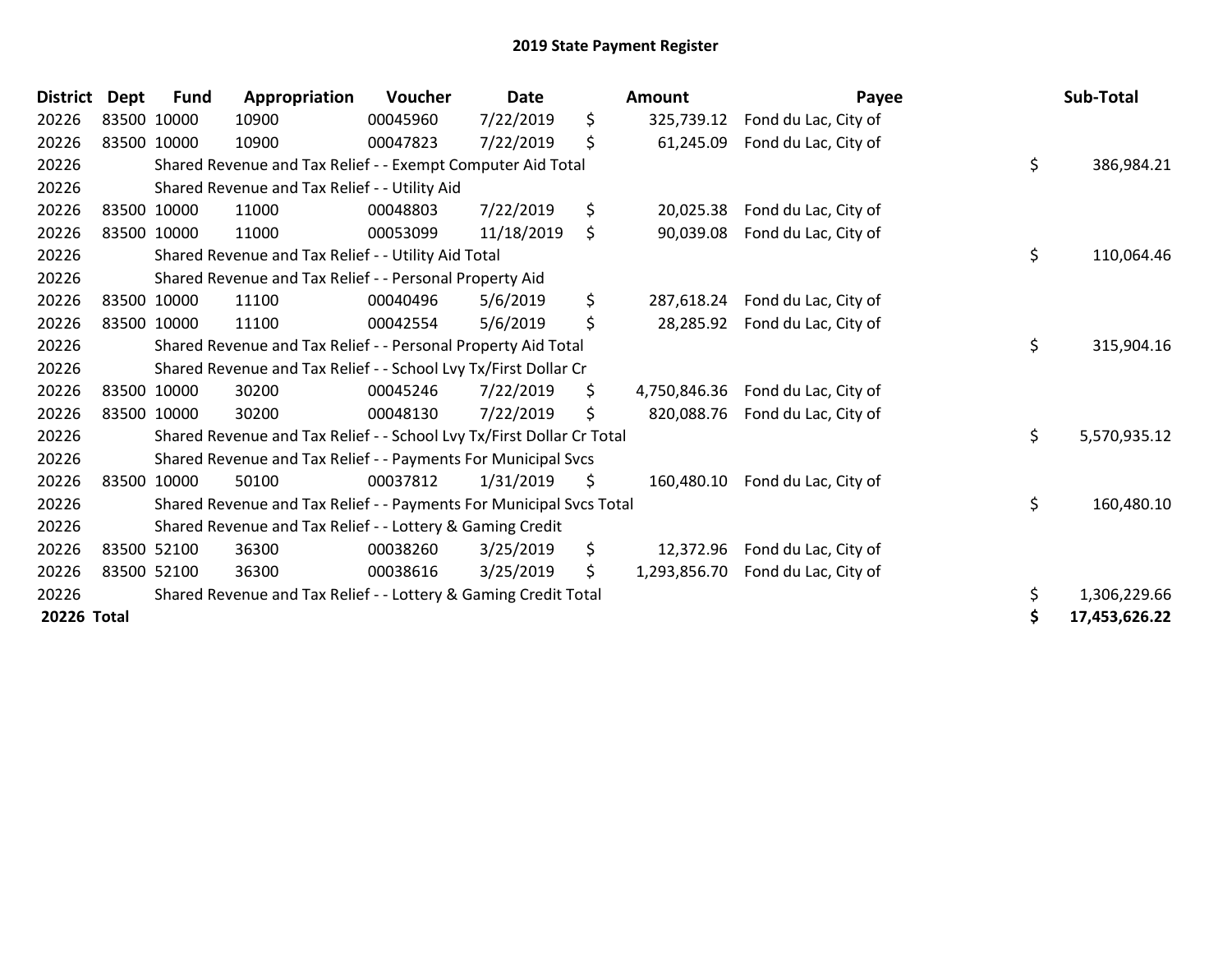# 2019 State Payment Register

| District | Dept | Fund | Appropriation | Voucher | Date | Amount | Payee | Sub-Total |
|---|---|---|---|---|---|---|---|---|
| 20226 | 83500 | 10000 | 10900 | 00045960 | 7/22/2019 | $ 325,739.12 | Fond du Lac, City of | |
| 20226 | 83500 | 10000 | 10900 | 00047823 | 7/22/2019 | $ 61,245.09 | Fond du Lac, City of | |
| 20226 | | Shared Revenue and Tax Relief - - Exempt Computer Aid Total | | | | | | $ 386,984.21 |
| 20226 | | Shared Revenue and Tax Relief - - Utility Aid | | | | | | |
| 20226 | 83500 | 10000 | 11000 | 00048803 | 7/22/2019 | $ 20,025.38 | Fond du Lac, City of | |
| 20226 | 83500 | 10000 | 11000 | 00053099 | 11/18/2019 | $ 90,039.08 | Fond du Lac, City of | |
| 20226 | | Shared Revenue and Tax Relief - - Utility Aid Total | | | | | | $ 110,064.46 |
| 20226 | | Shared Revenue and Tax Relief - - Personal Property Aid | | | | | | |
| 20226 | 83500 | 10000 | 11100 | 00040496 | 5/6/2019 | $ 287,618.24 | Fond du Lac, City of | |
| 20226 | 83500 | 10000 | 11100 | 00042554 | 5/6/2019 | $ 28,285.92 | Fond du Lac, City of | |
| 20226 | | Shared Revenue and Tax Relief - - Personal Property Aid Total | | | | | | $ 315,904.16 |
| 20226 | | Shared Revenue and Tax Relief - - School Lvy Tx/First Dollar Cr | | | | | | |
| 20226 | 83500 | 10000 | 30200 | 00045246 | 7/22/2019 | $ 4,750,846.36 | Fond du Lac, City of | |
| 20226 | 83500 | 10000 | 30200 | 00048130 | 7/22/2019 | $ 820,088.76 | Fond du Lac, City of | |
| 20226 | | Shared Revenue and Tax Relief - - School Lvy Tx/First Dollar Cr Total | | | | | | $ 5,570,935.12 |
| 20226 | | Shared Revenue and Tax Relief - - Payments For Municipal Svcs | | | | | | |
| 20226 | 83500 | 10000 | 50100 | 00037812 | 1/31/2019 | $ 160,480.10 | Fond du Lac, City of | |
| 20226 | | Shared Revenue and Tax Relief - - Payments For Municipal Svcs Total | | | | | | $ 160,480.10 |
| 20226 | | Shared Revenue and Tax Relief - - Lottery & Gaming Credit | | | | | | |
| 20226 | 83500 | 52100 | 36300 | 00038260 | 3/25/2019 | $ 12,372.96 | Fond du Lac, City of | |
| 20226 | 83500 | 52100 | 36300 | 00038616 | 3/25/2019 | $ 1,293,856.70 | Fond du Lac, City of | |
| 20226 | | Shared Revenue and Tax Relief - - Lottery & Gaming Credit Total | | | | | | $ 1,306,229.66 |
| **20226 Total** | | | | | | | | **$ 17,453,626.22** |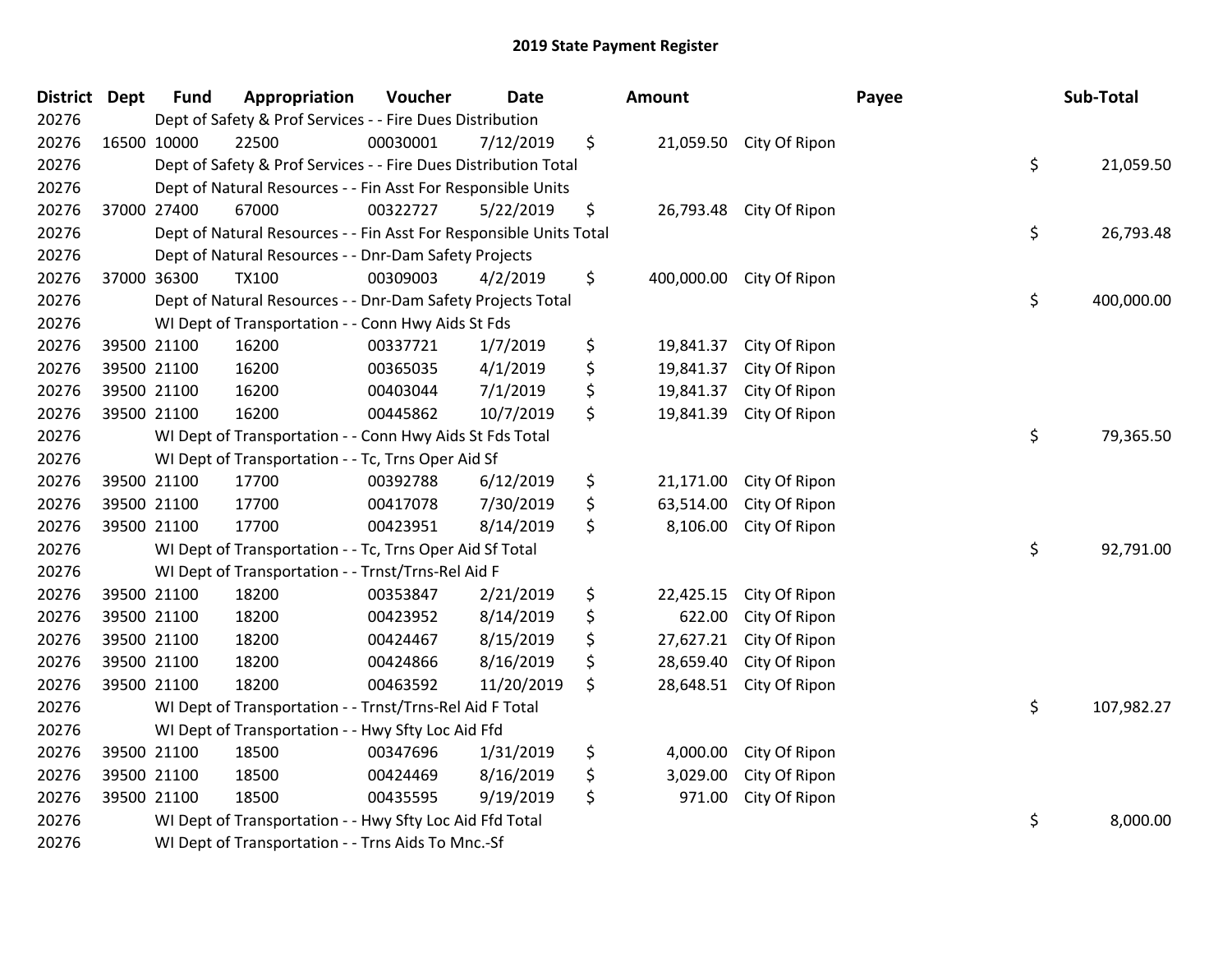# 2019 State Payment Register

| District | Dept | Fund | Appropriation | Voucher | Date | Amount | Payee | Sub-Total |
|---|---|---|---|---|---|---|---|---|
| 20276 | | Dept of Safety & Prof Services - - Fire Dues Distribution | | | | | | |
| 20276 | 16500 | 10000 | 22500 | 00030001 | 7/12/2019 | $ 21,059.50 | City Of Ripon | |
| 20276 | | Dept of Safety & Prof Services - - Fire Dues Distribution Total | | | | | | $ 21,059.50 |
| 20276 | | Dept of Natural Resources - - Fin Asst For Responsible Units | | | | | | |
| 20276 | 37000 | 27400 | 67000 | 00322727 | 5/22/2019 | $ 26,793.48 | City Of Ripon | |
| 20276 | | Dept of Natural Resources - - Fin Asst For Responsible Units Total | | | | | | $ 26,793.48 |
| 20276 | | Dept of Natural Resources - - Dnr-Dam Safety Projects | | | | | | |
| 20276 | 37000 | 36300 | TX100 | 00309003 | 4/2/2019 | $ 400,000.00 | City Of Ripon | |
| 20276 | | Dept of Natural Resources - - Dnr-Dam Safety Projects Total | | | | | | $ 400,000.00 |
| 20276 | | WI Dept of Transportation - - Conn Hwy Aids St Fds | | | | | | |
| 20276 | 39500 | 21100 | 16200 | 00337721 | 1/7/2019 | $ 19,841.37 | City Of Ripon | |
| 20276 | 39500 | 21100 | 16200 | 00365035 | 4/1/2019 | $ 19,841.37 | City Of Ripon | |
| 20276 | 39500 | 21100 | 16200 | 00403044 | 7/1/2019 | $ 19,841.37 | City Of Ripon | |
| 20276 | 39500 | 21100 | 16200 | 00445862 | 10/7/2019 | $ 19,841.39 | City Of Ripon | |
| 20276 | | WI Dept of Transportation - - Conn Hwy Aids St Fds Total | | | | | | $ 79,365.50 |
| 20276 | | WI Dept of Transportation - - Tc, Trns Oper Aid Sf | | | | | | |
| 20276 | 39500 | 21100 | 17700 | 00392788 | 6/12/2019 | $ 21,171.00 | City Of Ripon | |
| 20276 | 39500 | 21100 | 17700 | 00417078 | 7/30/2019 | $ 63,514.00 | City Of Ripon | |
| 20276 | 39500 | 21100 | 17700 | 00423951 | 8/14/2019 | $ 8,106.00 | City Of Ripon | |
| 20276 | | WI Dept of Transportation - - Tc, Trns Oper Aid Sf Total | | | | | | $ 92,791.00 |
| 20276 | | WI Dept of Transportation - - Trnst/Trns-Rel Aid F | | | | | | |
| 20276 | 39500 | 21100 | 18200 | 00353847 | 2/21/2019 | $ 22,425.15 | City Of Ripon | |
| 20276 | 39500 | 21100 | 18200 | 00423952 | 8/14/2019 | $ 622.00 | City Of Ripon | |
| 20276 | 39500 | 21100 | 18200 | 00424467 | 8/15/2019 | $ 27,627.21 | City Of Ripon | |
| 20276 | 39500 | 21100 | 18200 | 00424866 | 8/16/2019 | $ 28,659.40 | City Of Ripon | |
| 20276 | 39500 | 21100 | 18200 | 00463592 | 11/20/2019 | $ 28,648.51 | City Of Ripon | |
| 20276 | | WI Dept of Transportation - - Trnst/Trns-Rel Aid F Total | | | | | | $ 107,982.27 |
| 20276 | | WI Dept of Transportation - - Hwy Sfty Loc Aid Ffd | | | | | | |
| 20276 | 39500 | 21100 | 18500 | 00347696 | 1/31/2019 | $ 4,000.00 | City Of Ripon | |
| 20276 | 39500 | 21100 | 18500 | 00424469 | 8/16/2019 | $ 3,029.00 | City Of Ripon | |
| 20276 | 39500 | 21100 | 18500 | 00435595 | 9/19/2019 | $ 971.00 | City Of Ripon | |
| 20276 | | WI Dept of Transportation - - Hwy Sfty Loc Aid Ffd Total | | | | | | $ 8,000.00 |
| 20276 | | WI Dept of Transportation - - Trns Aids To Mnc.-Sf | | | | | | |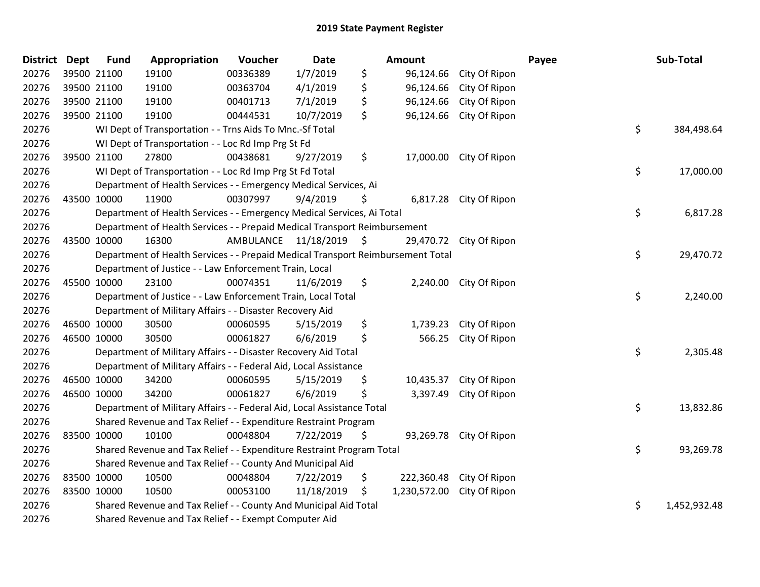# 2019 State Payment Register

| District | Dept | Fund | Appropriation | Voucher | Date | Amount | Payee | Sub-Total |
|---|---|---|---|---|---|---|---|---|
| 20276 | 39500 | 21100 | 19100 | 00336389 | 1/7/2019 | $ 96,124.66 | City Of Ripon | |
| 20276 | 39500 | 21100 | 19100 | 00363704 | 4/1/2019 | $ 96,124.66 | City Of Ripon | |
| 20276 | 39500 | 21100 | 19100 | 00401713 | 7/1/2019 | $ 96,124.66 | City Of Ripon | |
| 20276 | 39500 | 21100 | 19100 | 00444531 | 10/7/2019 | $ 96,124.66 | City Of Ripon | |
| 20276 | | WI Dept of Transportation - - Trns Aids To Mnc.-Sf Total | | | | | | $ 384,498.64 |
| 20276 | | WI Dept of Transportation - - Loc Rd Imp Prg St Fd | | | | | | |
| 20276 | 39500 | 21100 | 27800 | 00438681 | 9/27/2019 | $ 17,000.00 | City Of Ripon | |
| 20276 | | WI Dept of Transportation - - Loc Rd Imp Prg St Fd Total | | | | | | $ 17,000.00 |
| 20276 | | Department of Health Services - - Emergency Medical Services, Ai | | | | | | |
| 20276 | 43500 | 10000 | 11900 | 00307997 | 9/4/2019 | $ 6,817.28 | City Of Ripon | |
| 20276 | | Department of Health Services - - Emergency Medical Services, Ai Total | | | | | | $ 6,817.28 |
| 20276 | | Department of Health Services - - Prepaid Medical Transport Reimbursement | | | | | | |
| 20276 | 43500 | 10000 | 16300 | AMBULANCE | 11/18/2019 | $ 29,470.72 | City Of Ripon | |
| 20276 | | Department of Health Services - - Prepaid Medical Transport Reimbursement Total | | | | | | $ 29,470.72 |
| 20276 | | Department of Justice - - Law Enforcement Train, Local | | | | | | |
| 20276 | 45500 | 10000 | 23100 | 00074351 | 11/6/2019 | $ 2,240.00 | City Of Ripon | |
| 20276 | | Department of Justice - - Law Enforcement Train, Local Total | | | | | | $ 2,240.00 |
| 20276 | | Department of Military Affairs - - Disaster Recovery Aid | | | | | | |
| 20276 | 46500 | 10000 | 30500 | 00060595 | 5/15/2019 | $ 1,739.23 | City Of Ripon | |
| 20276 | 46500 | 10000 | 30500 | 00061827 | 6/6/2019 | $ 566.25 | City Of Ripon | |
| 20276 | | Department of Military Affairs - - Disaster Recovery Aid Total | | | | | | $ 2,305.48 |
| 20276 | | Department of Military Affairs - - Federal Aid, Local Assistance | | | | | | |
| 20276 | 46500 | 10000 | 34200 | 00060595 | 5/15/2019 | $ 10,435.37 | City Of Ripon | |
| 20276 | 46500 | 10000 | 34200 | 00061827 | 6/6/2019 | $ 3,397.49 | City Of Ripon | |
| 20276 | | Department of Military Affairs - - Federal Aid, Local Assistance Total | | | | | | $ 13,832.86 |
| 20276 | | Shared Revenue and Tax Relief - - Expenditure Restraint Program | | | | | | |
| 20276 | 83500 | 10000 | 10100 | 00048804 | 7/22/2019 | $ 93,269.78 | City Of Ripon | |
| 20276 | | Shared Revenue and Tax Relief - - Expenditure Restraint Program Total | | | | | | $ 93,269.78 |
| 20276 | | Shared Revenue and Tax Relief - - County And Municipal Aid | | | | | | |
| 20276 | 83500 | 10000 | 10500 | 00048804 | 7/22/2019 | $ 222,360.48 | City Of Ripon | |
| 20276 | 83500 | 10000 | 10500 | 00053100 | 11/18/2019 | $ 1,230,572.00 | City Of Ripon | |
| 20276 | | Shared Revenue and Tax Relief - - County And Municipal Aid Total | | | | | | $ 1,452,932.48 |
| 20276 | | Shared Revenue and Tax Relief - - Exempt Computer Aid | | | | | | |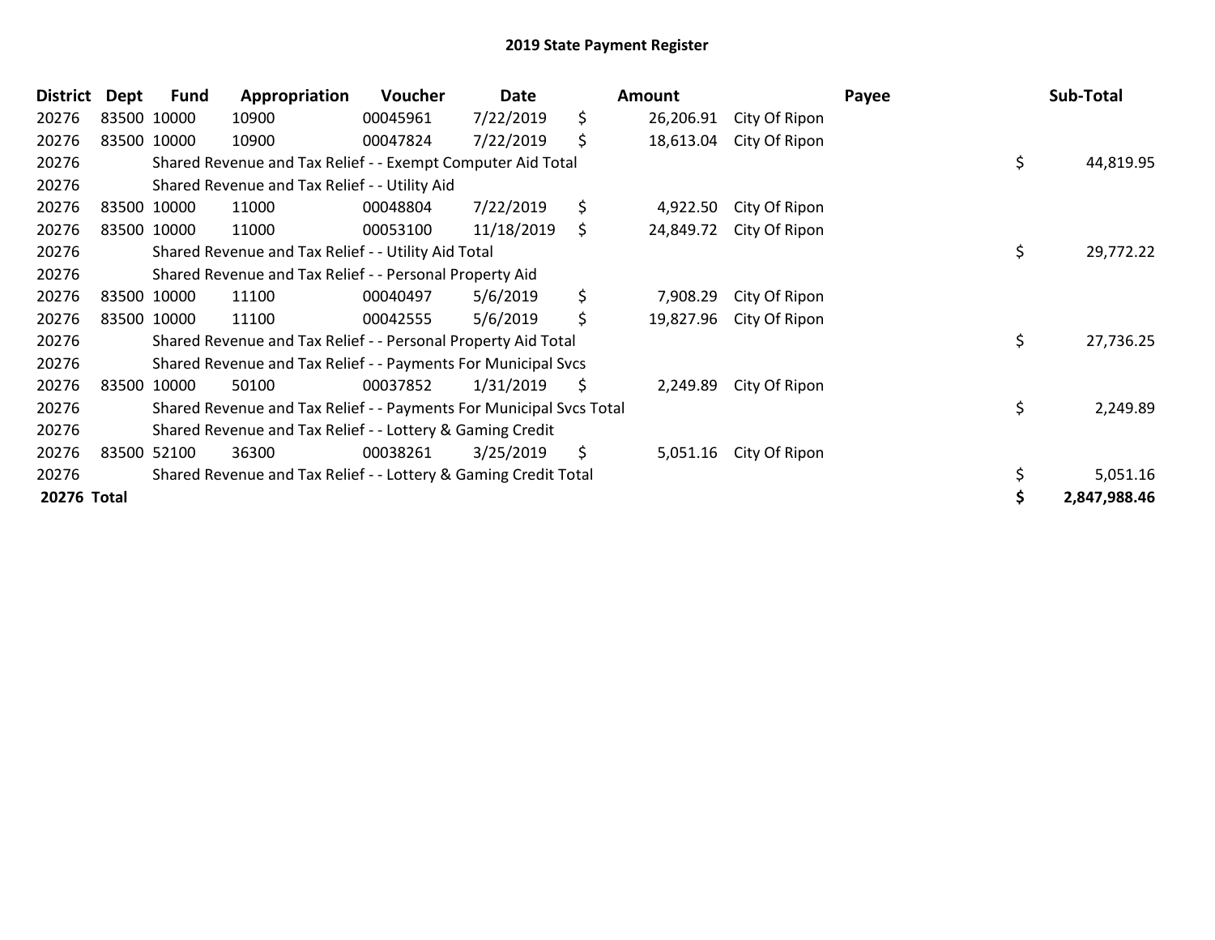## 2019 State Payment Register

| District | Dept | Fund | Appropriation | Voucher | Date | | Amount | Payee | | Sub-Total |
|---|---|---|---|---|---|---|---|---|---|---|
| 20276 | 83500 | 10000 | 10900 | 00045961 | 7/22/2019 | $ | 26,206.91 | City Of Ripon | | |
| 20276 | 83500 | 10000 | 10900 | 00047824 | 7/22/2019 | $ | 18,613.04 | City Of Ripon | | |
| 20276 | | Shared Revenue and Tax Relief - - Exempt Computer Aid Total | | | | | | | $ | 44,819.95 |
| 20276 | | Shared Revenue and Tax Relief - - Utility Aid | | | | | | | | |
| 20276 | 83500 | 10000 | 11000 | 00048804 | 7/22/2019 | $ | 4,922.50 | City Of Ripon | | |
| 20276 | 83500 | 10000 | 11000 | 00053100 | 11/18/2019 | $ | 24,849.72 | City Of Ripon | | |
| 20276 | | Shared Revenue and Tax Relief - - Utility Aid Total | | | | | | | $ | 29,772.22 |
| 20276 | | Shared Revenue and Tax Relief - - Personal Property Aid | | | | | | | | |
| 20276 | 83500 | 10000 | 11100 | 00040497 | 5/6/2019 | $ | 7,908.29 | City Of Ripon | | |
| 20276 | 83500 | 10000 | 11100 | 00042555 | 5/6/2019 | $ | 19,827.96 | City Of Ripon | | |
| 20276 | | Shared Revenue and Tax Relief - - Personal Property Aid Total | | | | | | | $ | 27,736.25 |
| 20276 | | Shared Revenue and Tax Relief - - Payments For Municipal Svcs | | | | | | | | |
| 20276 | 83500 | 10000 | 50100 | 00037852 | 1/31/2019 | $ | 2,249.89 | City Of Ripon | | |
| 20276 | | Shared Revenue and Tax Relief - - Payments For Municipal Svcs Total | | | | | | | $ | 2,249.89 |
| 20276 | | Shared Revenue and Tax Relief - - Lottery & Gaming Credit | | | | | | | | |
| 20276 | 83500 | 52100 | 36300 | 00038261 | 3/25/2019 | $ | 5,051.16 | City Of Ripon | | |
| 20276 | | Shared Revenue and Tax Relief - - Lottery & Gaming Credit Total | | | | | | | $ | 5,051.16 |
| **20276** | **Total** | | | | | | | | **$** | **2,847,988.46** |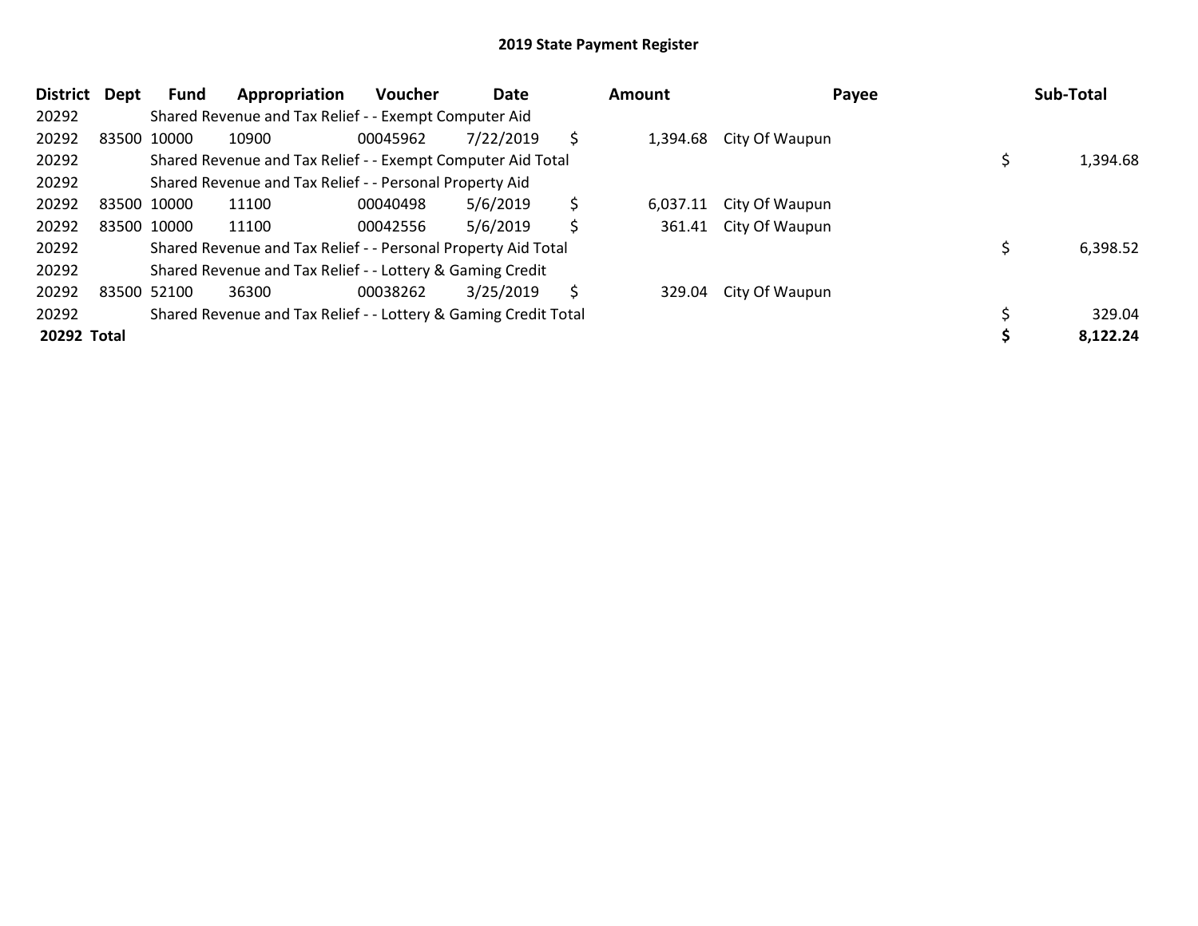# 2019 State Payment Register

| District | Dept | Fund | Appropriation | Voucher | Date | Amount | Payee | Sub-Total |
|---|---|---|---|---|---|---|---|---|
| 20292 | | Shared Revenue and Tax Relief - - Exempt Computer Aid | | | | | | |
| 20292 | 83500 | 10000 | 10900 | 00045962 | 7/22/2019 | $ 1,394.68 | City Of Waupun | |
| 20292 | | Shared Revenue and Tax Relief - - Exempt Computer Aid Total | | | | | | $ 1,394.68 |
| 20292 | | Shared Revenue and Tax Relief - - Personal Property Aid | | | | | | |
| 20292 | 83500 | 10000 | 11100 | 00040498 | 5/6/2019 | $ 6,037.11 | City Of Waupun | |
| 20292 | 83500 | 10000 | 11100 | 00042556 | 5/6/2019 | $ 361.41 | City Of Waupun | |
| 20292 | | Shared Revenue and Tax Relief - - Personal Property Aid Total | | | | | | $ 6,398.52 |
| 20292 | | Shared Revenue and Tax Relief - - Lottery & Gaming Credit | | | | | | |
| 20292 | 83500 | 52100 | 36300 | 00038262 | 3/25/2019 | $ 329.04 | City Of Waupun | |
| 20292 | | Shared Revenue and Tax Relief - - Lottery & Gaming Credit Total | | | | | | $ 329.04 |
| **20292** | **Total** | | | | | | | **$ 8,122.24** |